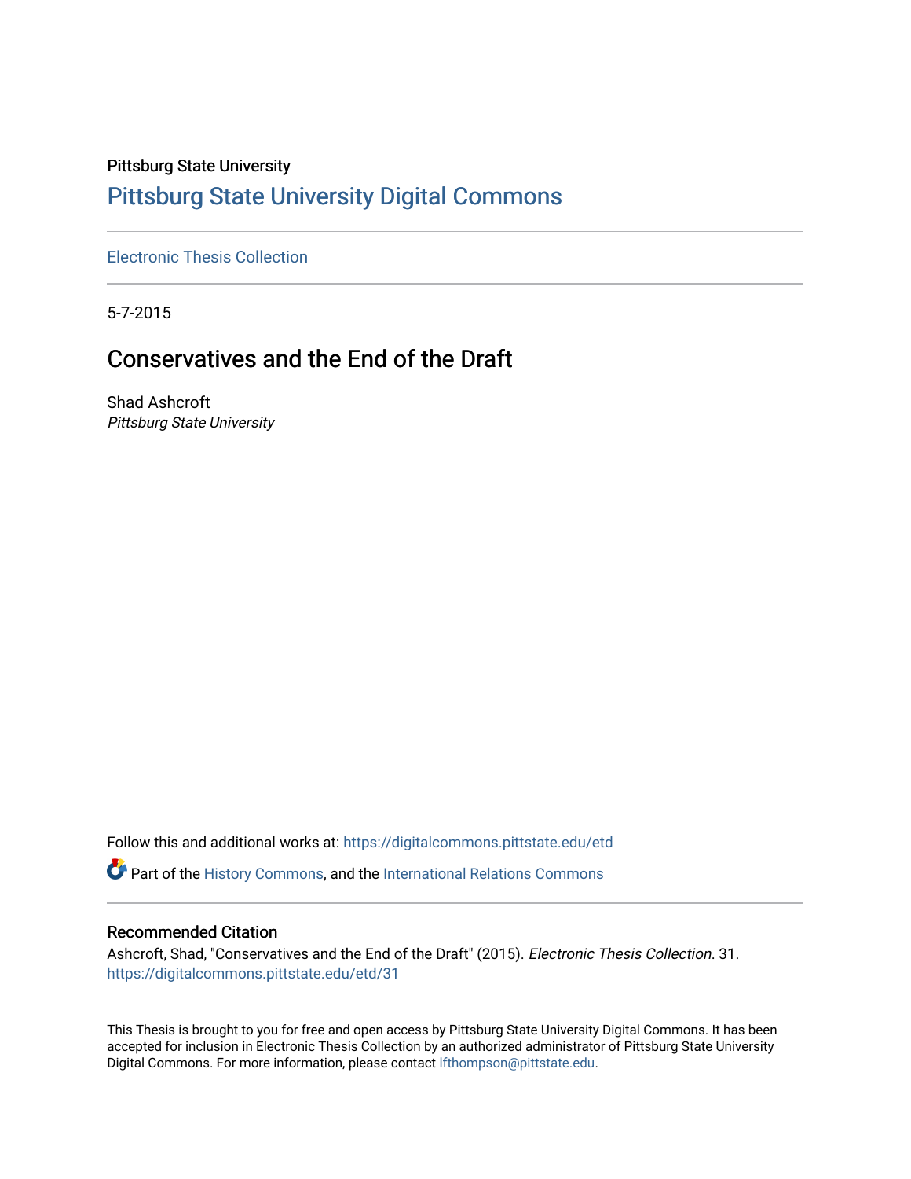Pittsburg State University

# Pittsburg State University Digital Commons

Electronic Thesis Collection

5-7-2015

## Conservatives and the End of the Draft

Shad Ashcroft
*Pittsburg State University*

Follow this and additional works at: https://digitalcommons.pittstate.edu/etd

Part of the History Commons, and the International Relations Commons

### Recommended Citation

Ashcroft, Shad, "Conservatives and the End of the Draft" (2015). *Electronic Thesis Collection*. 31.
https://digitalcommons.pittstate.edu/etd/31

This Thesis is brought to you for free and open access by Pittsburg State University Digital Commons. It has been accepted for inclusion in Electronic Thesis Collection by an authorized administrator of Pittsburg State University Digital Commons. For more information, please contact lfthompson@pittstate.edu.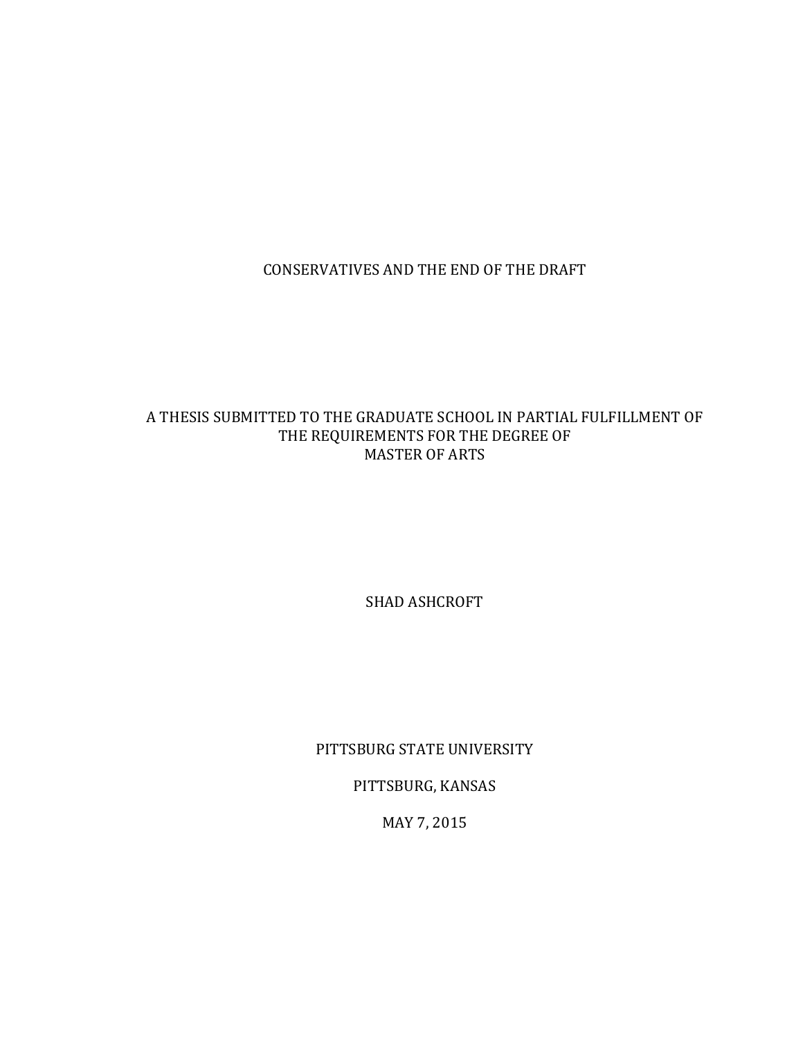CONSERVATIVES AND THE END OF THE DRAFT

A THESIS SUBMITTED TO THE GRADUATE SCHOOL IN PARTIAL FULFILLMENT OF THE REQUIREMENTS FOR THE DEGREE OF MASTER OF ARTS

SHAD ASHCROFT

PITTSBURG STATE UNIVERSITY

PITTSBURG, KANSAS

MAY 7, 2015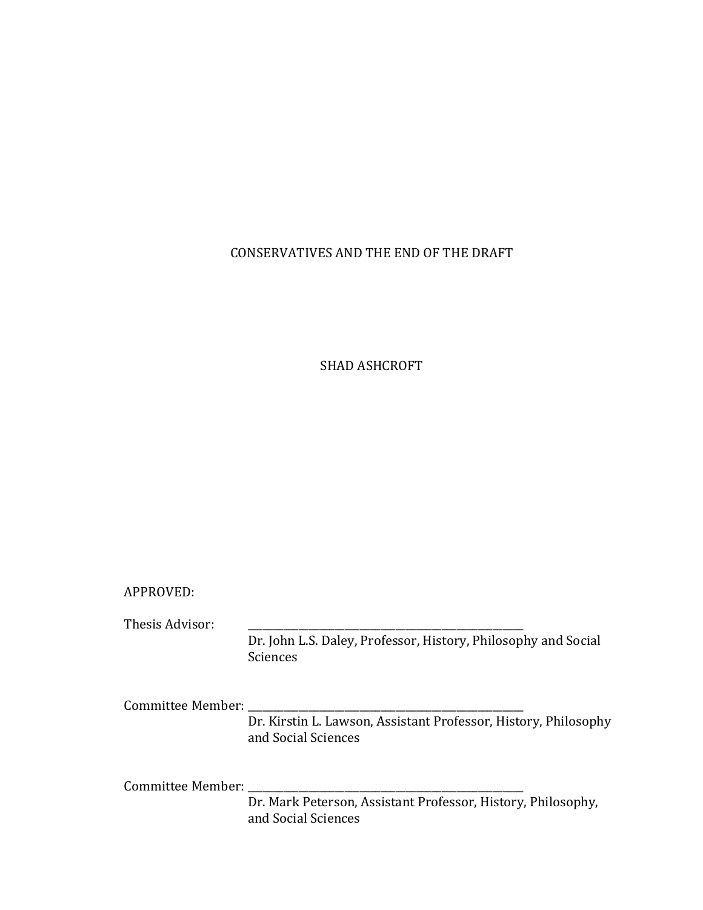CONSERVATIVES AND THE END OF THE DRAFT

SHAD ASHCROFT

APPROVED:

Thesis Advisor: \_\_\_\_\_\_\_\_\_\_\_\_\_\_\_\_\_\_\_\_\_\_\_\_\_\_\_\_\_\_\_\_\_\_\_\_\_\_\_\_\_\_\_\_\_\_\_\_\_\_
Dr. John L.S. Daley, Professor, History, Philosophy and Social Sciences

Committee Member: \_\_\_\_\_\_\_\_\_\_\_\_\_\_\_\_\_\_\_\_\_\_\_\_\_\_\_\_\_\_\_\_\_\_\_\_\_\_\_\_\_\_\_\_\_\_\_\_\_\_
Dr. Kirstin L. Lawson, Assistant Professor, History, Philosophy and Social Sciences

Committee Member: \_\_\_\_\_\_\_\_\_\_\_\_\_\_\_\_\_\_\_\_\_\_\_\_\_\_\_\_\_\_\_\_\_\_\_\_\_\_\_\_\_\_\_\_\_\_\_\_\_\_
Dr. Mark Peterson, Assistant Professor, History, Philosophy, and Social Sciences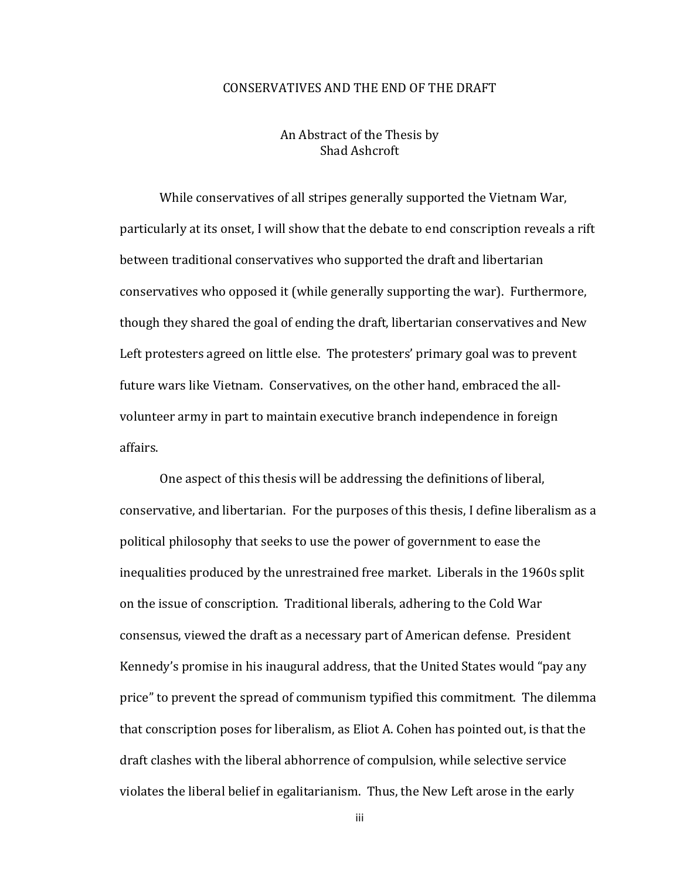# CONSERVATIVES AND THE END OF THE DRAFT

An Abstract of the Thesis by
Shad Ashcroft

While conservatives of all stripes generally supported the Vietnam War, particularly at its onset, I will show that the debate to end conscription reveals a rift between traditional conservatives who supported the draft and libertarian conservatives who opposed it (while generally supporting the war). Furthermore, though they shared the goal of ending the draft, libertarian conservatives and New Left protesters agreed on little else. The protesters' primary goal was to prevent future wars like Vietnam. Conservatives, on the other hand, embraced the all-volunteer army in part to maintain executive branch independence in foreign affairs.

One aspect of this thesis will be addressing the definitions of liberal, conservative, and libertarian. For the purposes of this thesis, I define liberalism as a political philosophy that seeks to use the power of government to ease the inequalities produced by the unrestrained free market. Liberals in the 1960s split on the issue of conscription. Traditional liberals, adhering to the Cold War consensus, viewed the draft as a necessary part of American defense. President Kennedy's promise in his inaugural address, that the United States would "pay any price" to prevent the spread of communism typified this commitment. The dilemma that conscription poses for liberalism, as Eliot A. Cohen has pointed out, is that the draft clashes with the liberal abhorrence of compulsion, while selective service violates the liberal belief in egalitarianism. Thus, the New Left arose in the early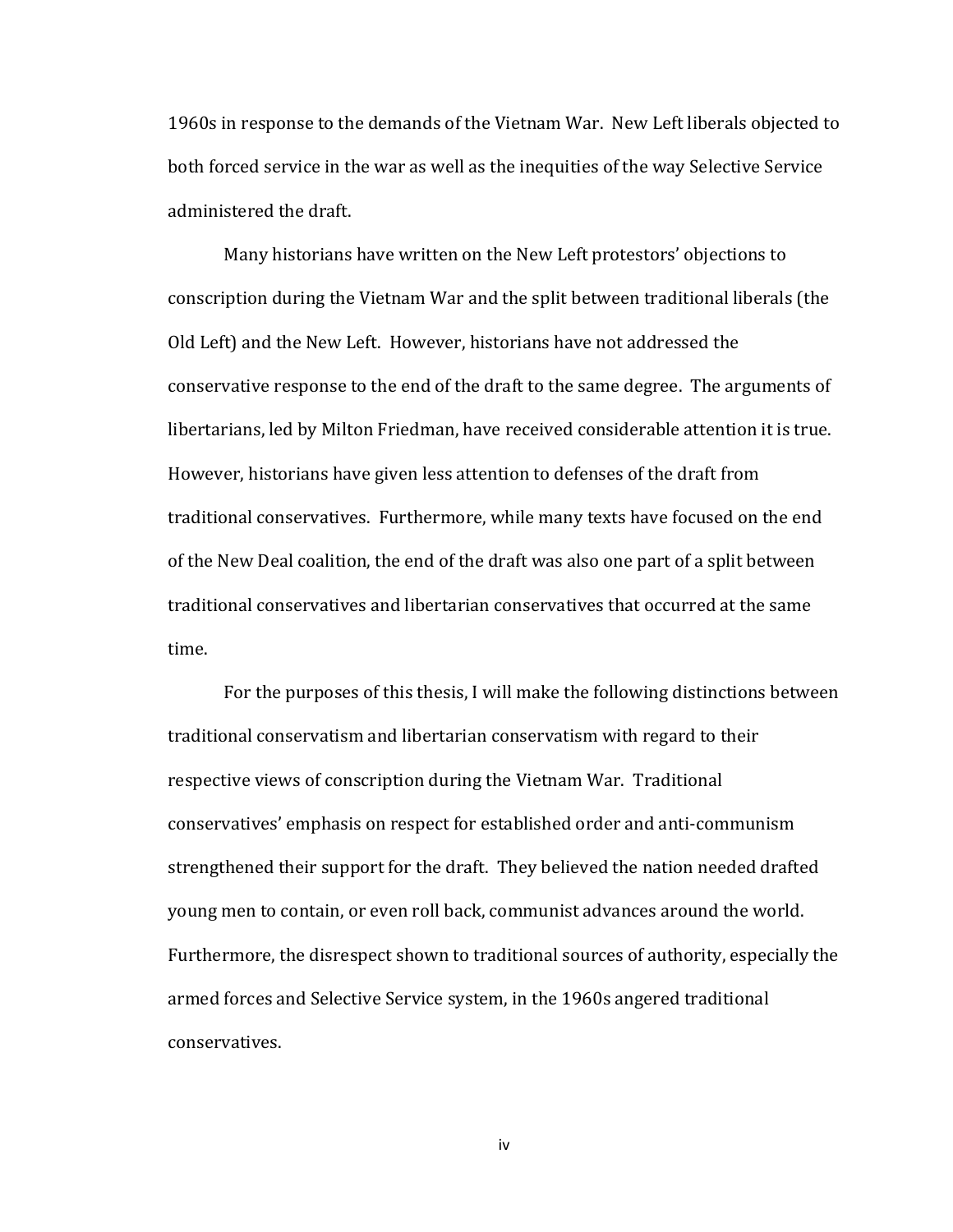1960s in response to the demands of the Vietnam War. New Left liberals objected to both forced service in the war as well as the inequities of the way Selective Service administered the draft.

Many historians have written on the New Left protestors' objections to conscription during the Vietnam War and the split between traditional liberals (the Old Left) and the New Left. However, historians have not addressed the conservative response to the end of the draft to the same degree. The arguments of libertarians, led by Milton Friedman, have received considerable attention it is true. However, historians have given less attention to defenses of the draft from traditional conservatives. Furthermore, while many texts have focused on the end of the New Deal coalition, the end of the draft was also one part of a split between traditional conservatives and libertarian conservatives that occurred at the same time.

For the purposes of this thesis, I will make the following distinctions between traditional conservatism and libertarian conservatism with regard to their respective views of conscription during the Vietnam War. Traditional conservatives' emphasis on respect for established order and anti-communism strengthened their support for the draft. They believed the nation needed drafted young men to contain, or even roll back, communist advances around the world. Furthermore, the disrespect shown to traditional sources of authority, especially the armed forces and Selective Service system, in the 1960s angered traditional conservatives.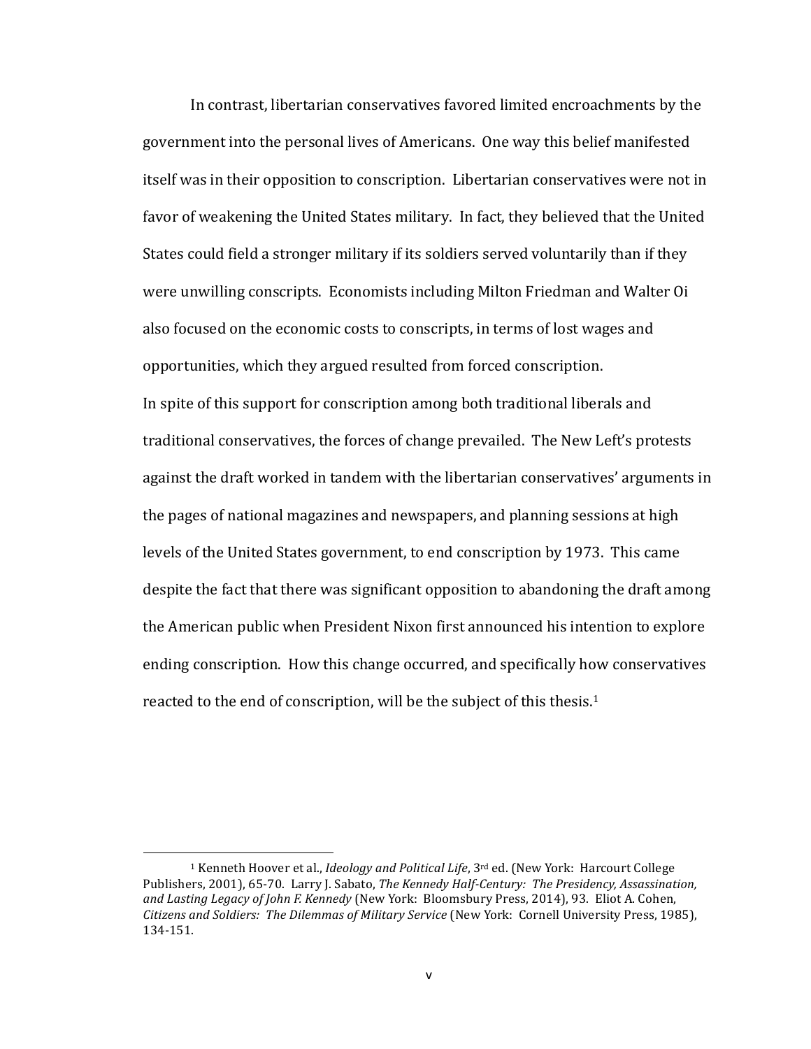In contrast, libertarian conservatives favored limited encroachments by the government into the personal lives of Americans. One way this belief manifested itself was in their opposition to conscription. Libertarian conservatives were not in favor of weakening the United States military. In fact, they believed that the United States could field a stronger military if its soldiers served voluntarily than if they were unwilling conscripts. Economists including Milton Friedman and Walter Oi also focused on the economic costs to conscripts, in terms of lost wages and opportunities, which they argued resulted from forced conscription.

In spite of this support for conscription among both traditional liberals and traditional conservatives, the forces of change prevailed. The New Left's protests against the draft worked in tandem with the libertarian conservatives' arguments in the pages of national magazines and newspapers, and planning sessions at high levels of the United States government, to end conscription by 1973. This came despite the fact that there was significant opposition to abandoning the draft among the American public when President Nixon first announced his intention to explore ending conscription. How this change occurred, and specifically how conservatives reacted to the end of conscription, will be the subject of this thesis.[1]

---

[1] Kenneth Hoover et al., *Ideology and Political Life*, 3rd ed. (New York: Harcourt College Publishers, 2001), 65-70. Larry J. Sabato, *The Kennedy Half-Century: The Presidency, Assassination, and Lasting Legacy of John F. Kennedy* (New York: Bloomsbury Press, 2014), 93. Eliot A. Cohen, *Citizens and Soldiers: The Dilemmas of Military Service* (New York: Cornell University Press, 1985), 134-151.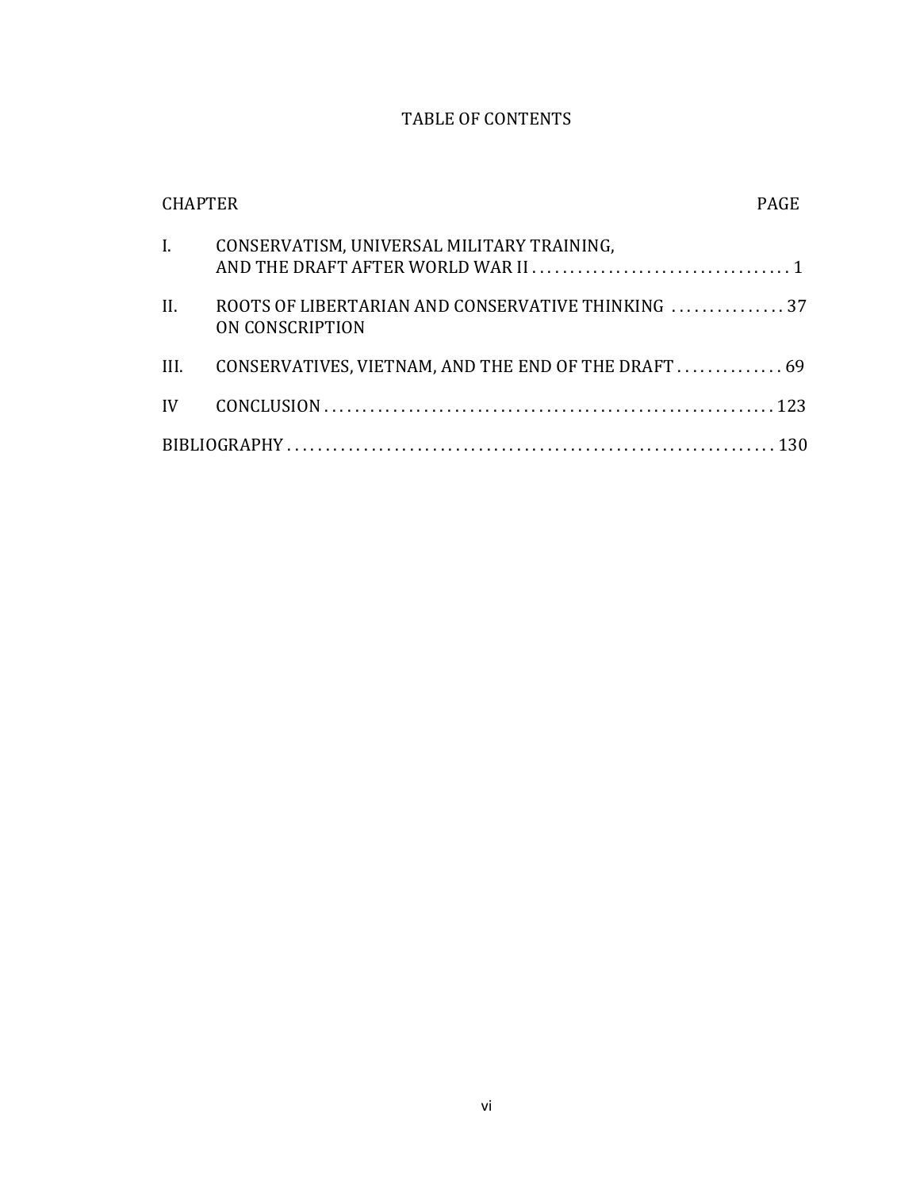# TABLE OF CONTENTS

| CHAPTER | | PAGE |
|---|---|---|
| I. | CONSERVATISM, UNIVERSAL MILITARY TRAINING, AND THE DRAFT AFTER WORLD WAR II | 1 |
| II. | ROOTS OF LIBERTARIAN AND CONSERVATIVE THINKING ON CONSCRIPTION | 37 |
| III. | CONSERVATIVES, VIETNAM, AND THE END OF THE DRAFT | 69 |
| IV | CONCLUSION | 123 |
| BIBLIOGRAPHY | | 130 |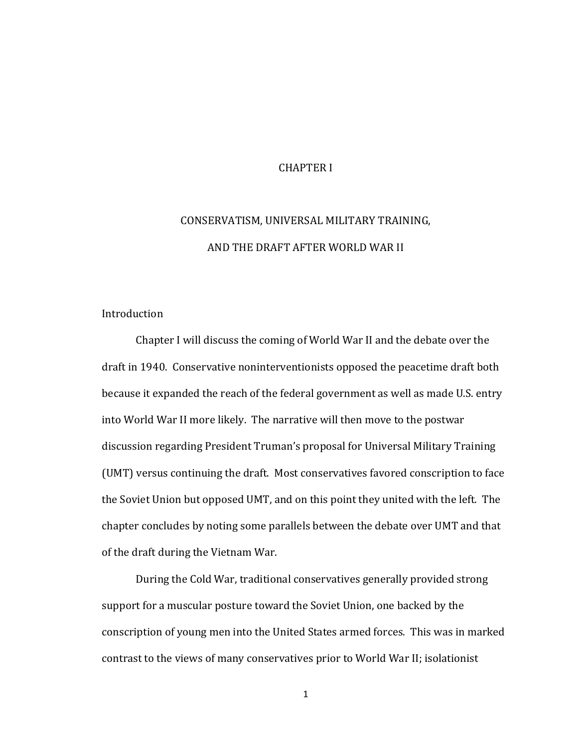# CHAPTER I

# CONSERVATISM, UNIVERSAL MILITARY TRAINING, AND THE DRAFT AFTER WORLD WAR II

## Introduction

Chapter I will discuss the coming of World War II and the debate over the draft in 1940. Conservative noninterventionists opposed the peacetime draft both because it expanded the reach of the federal government as well as made U.S. entry into World War II more likely. The narrative will then move to the postwar discussion regarding President Truman's proposal for Universal Military Training (UMT) versus continuing the draft. Most conservatives favored conscription to face the Soviet Union but opposed UMT, and on this point they united with the left. The chapter concludes by noting some parallels between the debate over UMT and that of the draft during the Vietnam War.

During the Cold War, traditional conservatives generally provided strong support for a muscular posture toward the Soviet Union, one backed by the conscription of young men into the United States armed forces. This was in marked contrast to the views of many conservatives prior to World War II; isolationist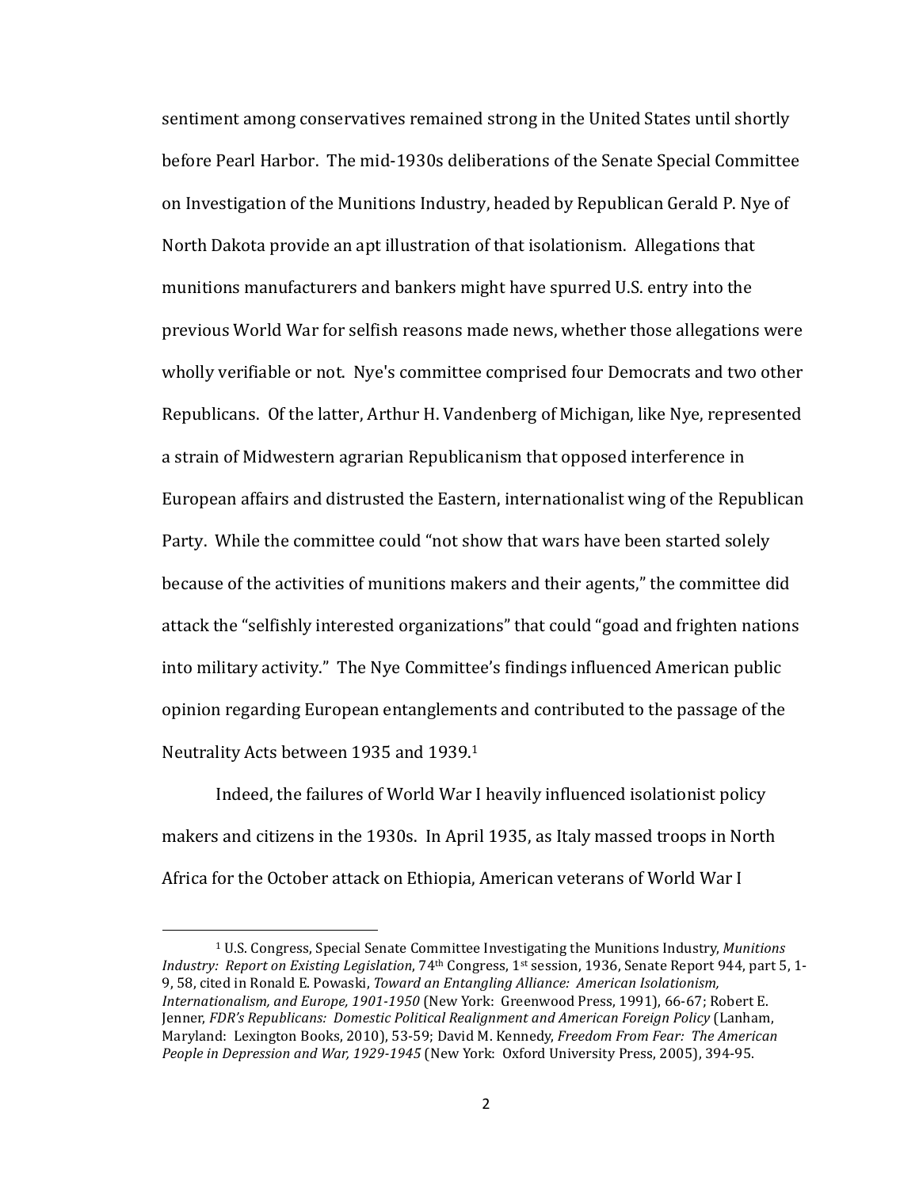sentiment among conservatives remained strong in the United States until shortly before Pearl Harbor. The mid-1930s deliberations of the Senate Special Committee on Investigation of the Munitions Industry, headed by Republican Gerald P. Nye of North Dakota provide an apt illustration of that isolationism. Allegations that munitions manufacturers and bankers might have spurred U.S. entry into the previous World War for selfish reasons made news, whether those allegations were wholly verifiable or not. Nye's committee comprised four Democrats and two other Republicans. Of the latter, Arthur H. Vandenberg of Michigan, like Nye, represented a strain of Midwestern agrarian Republicanism that opposed interference in European affairs and distrusted the Eastern, internationalist wing of the Republican Party. While the committee could "not show that wars have been started solely because of the activities of munitions makers and their agents," the committee did attack the "selfishly interested organizations" that could "goad and frighten nations into military activity." The Nye Committee's findings influenced American public opinion regarding European entanglements and contributed to the passage of the Neutrality Acts between 1935 and 1939.[1]

Indeed, the failures of World War I heavily influenced isolationist policy makers and citizens in the 1930s. In April 1935, as Italy massed troops in North Africa for the October attack on Ethiopia, American veterans of World War I

---

[1] U.S. Congress, Special Senate Committee Investigating the Munitions Industry, *Munitions Industry: Report on Existing Legislation*, 74th Congress, 1st session, 1936, Senate Report 944, part 5, 1-9, 58, cited in Ronald E. Powaski, *Toward an Entangling Alliance: American Isolationism, Internationalism, and Europe, 1901-1950* (New York: Greenwood Press, 1991), 66-67; Robert E. Jenner, *FDR's Republicans: Domestic Political Realignment and American Foreign Policy* (Lanham, Maryland: Lexington Books, 2010), 53-59; David M. Kennedy, *Freedom From Fear: The American People in Depression and War, 1929-1945* (New York: Oxford University Press, 2005), 394-95.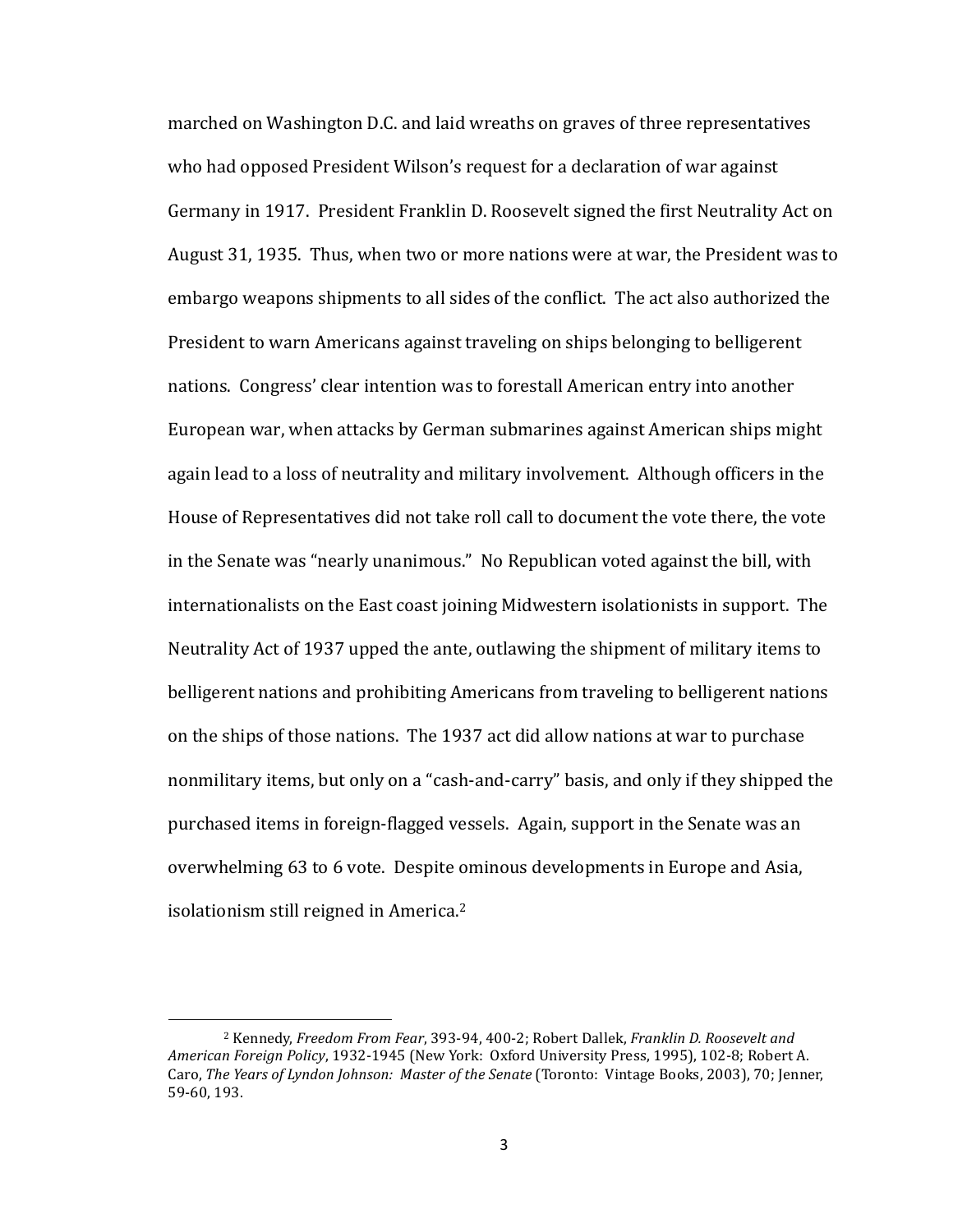marched on Washington D.C. and laid wreaths on graves of three representatives who had opposed President Wilson's request for a declaration of war against Germany in 1917. President Franklin D. Roosevelt signed the first Neutrality Act on August 31, 1935. Thus, when two or more nations were at war, the President was to embargo weapons shipments to all sides of the conflict. The act also authorized the President to warn Americans against traveling on ships belonging to belligerent nations. Congress' clear intention was to forestall American entry into another European war, when attacks by German submarines against American ships might again lead to a loss of neutrality and military involvement. Although officers in the House of Representatives did not take roll call to document the vote there, the vote in the Senate was "nearly unanimous." No Republican voted against the bill, with internationalists on the East coast joining Midwestern isolationists in support. The Neutrality Act of 1937 upped the ante, outlawing the shipment of military items to belligerent nations and prohibiting Americans from traveling to belligerent nations on the ships of those nations. The 1937 act did allow nations at war to purchase nonmilitary items, but only on a "cash-and-carry" basis, and only if they shipped the purchased items in foreign-flagged vessels. Again, support in the Senate was an overwhelming 63 to 6 vote. Despite ominous developments in Europe and Asia, isolationism still reigned in America.[2]

---

[2] Kennedy, *Freedom From Fear*, 393-94, 400-2; Robert Dallek, *Franklin D. Roosevelt and American Foreign Policy*, 1932-1945 (New York: Oxford University Press, 1995), 102-8; Robert A. Caro, *The Years of Lyndon Johnson: Master of the Senate* (Toronto: Vintage Books, 2003), 70; Jenner, 59-60, 193.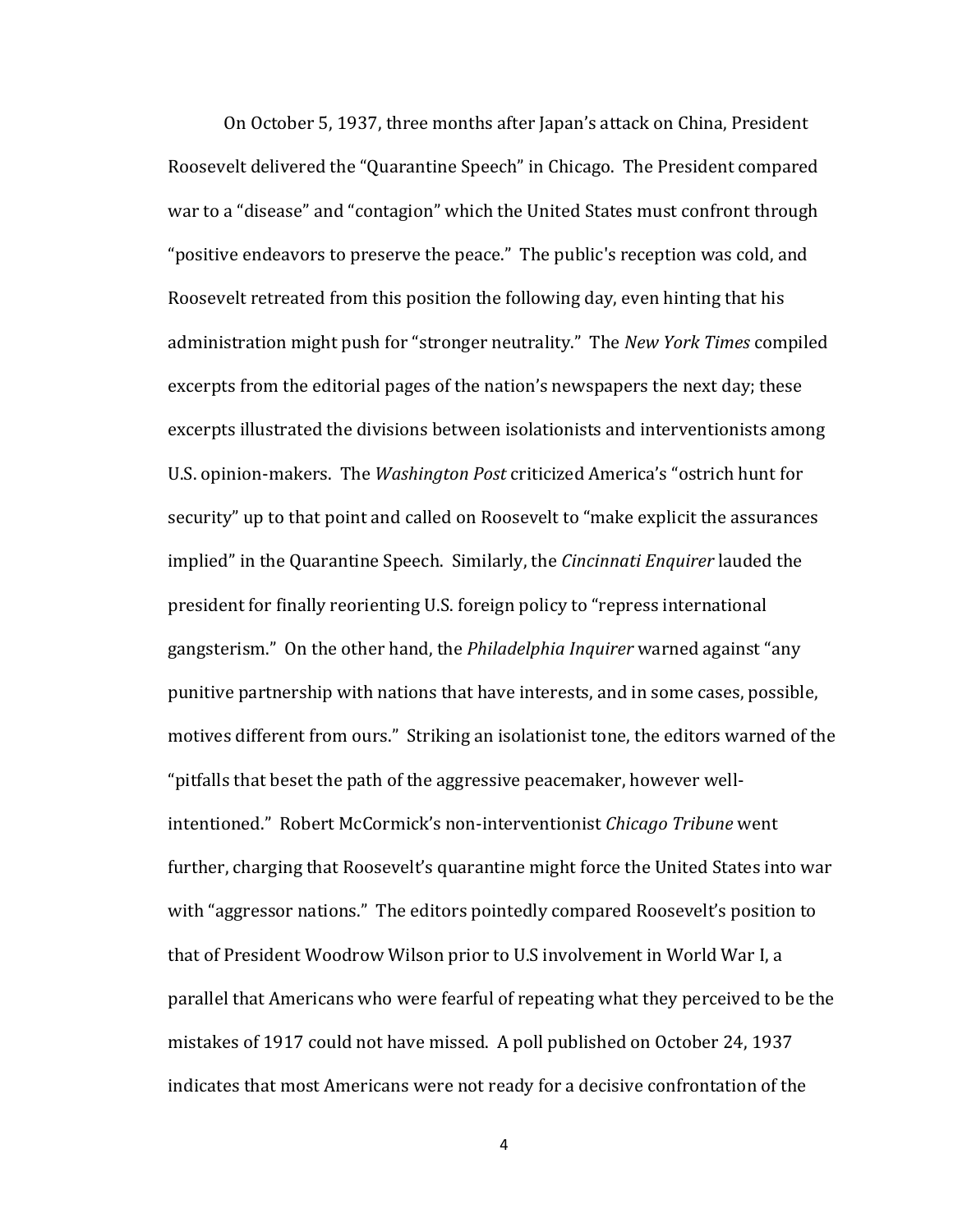On October 5, 1937, three months after Japan's attack on China, President Roosevelt delivered the "Quarantine Speech" in Chicago. The President compared war to a "disease" and "contagion" which the United States must confront through "positive endeavors to preserve the peace." The public's reception was cold, and Roosevelt retreated from this position the following day, even hinting that his administration might push for "stronger neutrality." The *New York Times* compiled excerpts from the editorial pages of the nation's newspapers the next day; these excerpts illustrated the divisions between isolationists and interventionists among U.S. opinion-makers. The *Washington Post* criticized America's "ostrich hunt for security" up to that point and called on Roosevelt to "make explicit the assurances implied" in the Quarantine Speech. Similarly, the *Cincinnati Enquirer* lauded the president for finally reorienting U.S. foreign policy to "repress international gangsterism." On the other hand, the *Philadelphia Inquirer* warned against "any punitive partnership with nations that have interests, and in some cases, possible, motives different from ours." Striking an isolationist tone, the editors warned of the "pitfalls that beset the path of the aggressive peacemaker, however well-intentioned." Robert McCormick's non-interventionist *Chicago Tribune* went further, charging that Roosevelt's quarantine might force the United States into war with "aggressor nations." The editors pointedly compared Roosevelt's position to that of President Woodrow Wilson prior to U.S involvement in World War I, a parallel that Americans who were fearful of repeating what they perceived to be the mistakes of 1917 could not have missed. A poll published on October 24, 1937 indicates that most Americans were not ready for a decisive confrontation of the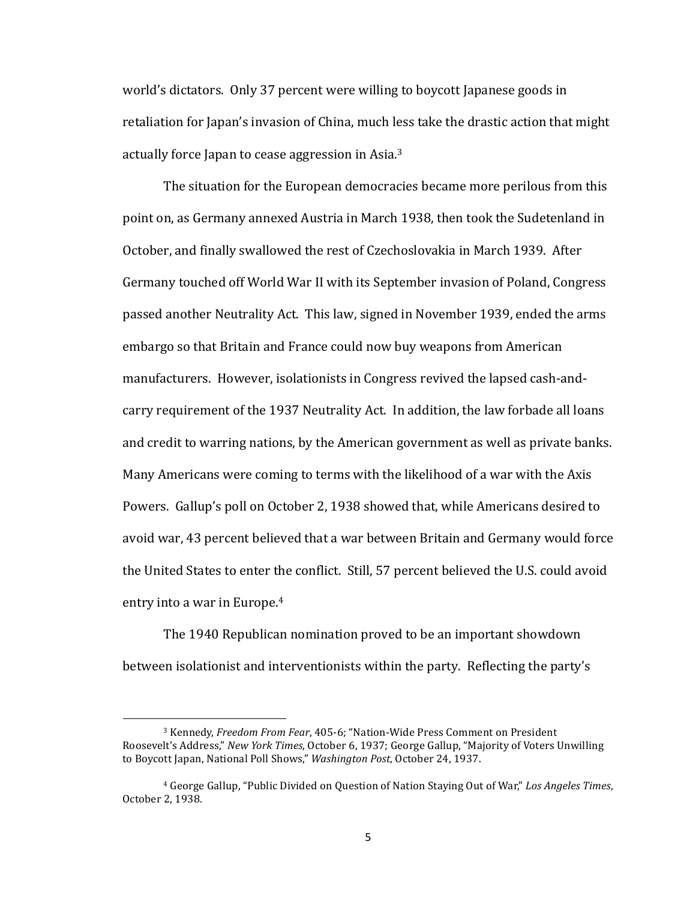world's dictators. Only 37 percent were willing to boycott Japanese goods in retaliation for Japan's invasion of China, much less take the drastic action that might actually force Japan to cease aggression in Asia.[3]

The situation for the European democracies became more perilous from this point on, as Germany annexed Austria in March 1938, then took the Sudetenland in October, and finally swallowed the rest of Czechoslovakia in March 1939. After Germany touched off World War II with its September invasion of Poland, Congress passed another Neutrality Act. This law, signed in November 1939, ended the arms embargo so that Britain and France could now buy weapons from American manufacturers. However, isolationists in Congress revived the lapsed cash-and-carry requirement of the 1937 Neutrality Act. In addition, the law forbade all loans and credit to warring nations, by the American government as well as private banks. Many Americans were coming to terms with the likelihood of a war with the Axis Powers. Gallup's poll on October 2, 1938 showed that, while Americans desired to avoid war, 43 percent believed that a war between Britain and Germany would force the United States to enter the conflict. Still, 57 percent believed the U.S. could avoid entry into a war in Europe.[4]

The 1940 Republican nomination proved to be an important showdown between isolationist and interventionists within the party. Reflecting the party's

---

[3] Kennedy, *Freedom From Fear*, 405-6; "Nation-Wide Press Comment on President Roosevelt's Address," *New York Times*, October 6, 1937; George Gallup, "Majority of Voters Unwilling to Boycott Japan, National Poll Shows," *Washington Post*, October 24, 1937.

[4] George Gallup, "Public Divided on Question of Nation Staying Out of War," *Los Angeles Times*, October 2, 1938.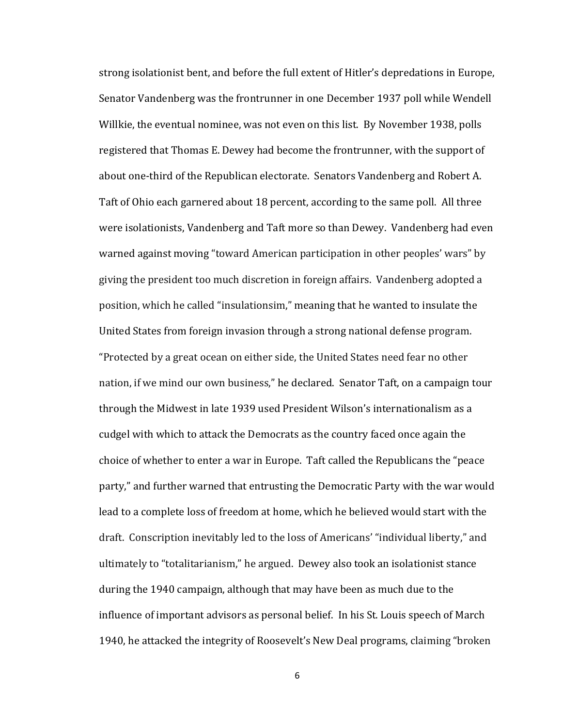strong isolationist bent, and before the full extent of Hitler's depredations in Europe, Senator Vandenberg was the frontrunner in one December 1937 poll while Wendell Willkie, the eventual nominee, was not even on this list. By November 1938, polls registered that Thomas E. Dewey had become the frontrunner, with the support of about one-third of the Republican electorate. Senators Vandenberg and Robert A. Taft of Ohio each garnered about 18 percent, according to the same poll. All three were isolationists, Vandenberg and Taft more so than Dewey. Vandenberg had even warned against moving "toward American participation in other peoples' wars" by giving the president too much discretion in foreign affairs. Vandenberg adopted a position, which he called "insulationsim," meaning that he wanted to insulate the United States from foreign invasion through a strong national defense program. "Protected by a great ocean on either side, the United States need fear no other nation, if we mind our own business," he declared. Senator Taft, on a campaign tour through the Midwest in late 1939 used President Wilson's internationalism as a cudgel with which to attack the Democrats as the country faced once again the choice of whether to enter a war in Europe. Taft called the Republicans the "peace party," and further warned that entrusting the Democratic Party with the war would lead to a complete loss of freedom at home, which he believed would start with the draft. Conscription inevitably led to the loss of Americans' "individual liberty," and ultimately to "totalitarianism," he argued. Dewey also took an isolationist stance during the 1940 campaign, although that may have been as much due to the influence of important advisors as personal belief. In his St. Louis speech of March 1940, he attacked the integrity of Roosevelt's New Deal programs, claiming "broken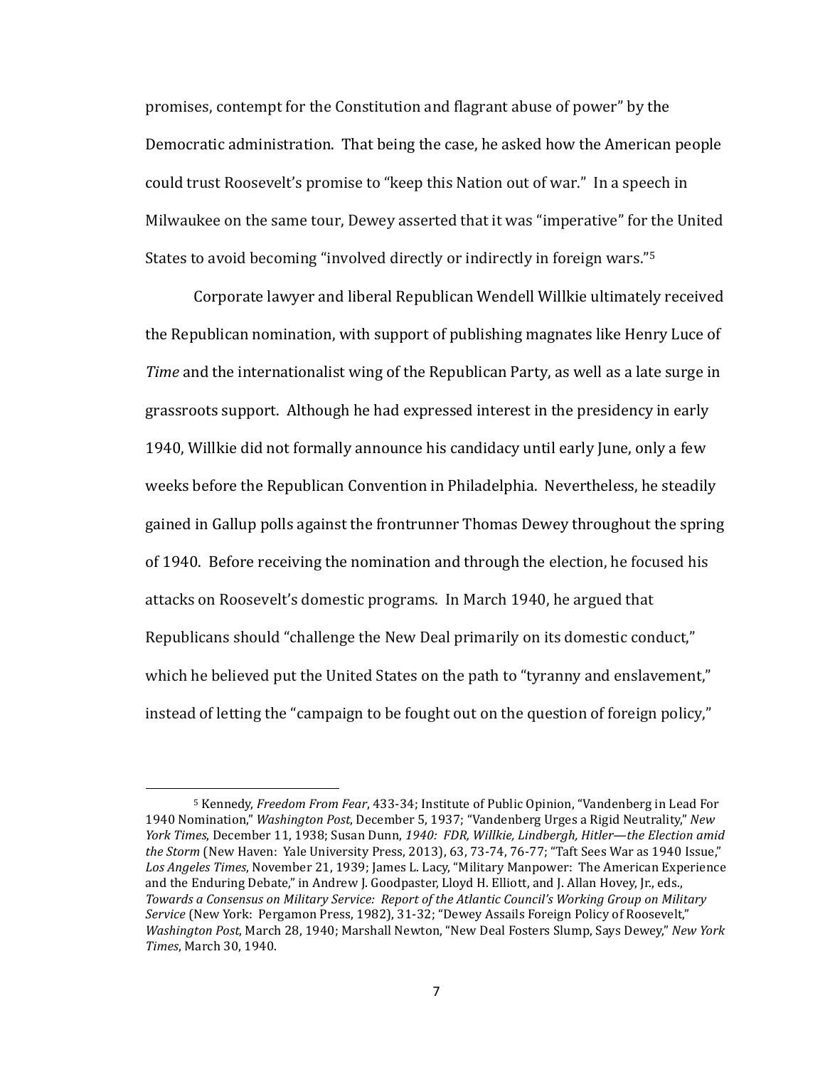promises, contempt for the Constitution and flagrant abuse of power" by the Democratic administration. That being the case, he asked how the American people could trust Roosevelt's promise to "keep this Nation out of war." In a speech in Milwaukee on the same tour, Dewey asserted that it was "imperative" for the United States to avoid becoming "involved directly or indirectly in foreign wars."[5]

Corporate lawyer and liberal Republican Wendell Willkie ultimately received the Republican nomination, with support of publishing magnates like Henry Luce of *Time* and the internationalist wing of the Republican Party, as well as a late surge in grassroots support. Although he had expressed interest in the presidency in early 1940, Willkie did not formally announce his candidacy until early June, only a few weeks before the Republican Convention in Philadelphia. Nevertheless, he steadily gained in Gallup polls against the frontrunner Thomas Dewey throughout the spring of 1940. Before receiving the nomination and through the election, he focused his attacks on Roosevelt's domestic programs. In March 1940, he argued that Republicans should "challenge the New Deal primarily on its domestic conduct," which he believed put the United States on the path to "tyranny and enslavement," instead of letting the "campaign to be fought out on the question of foreign policy,"

[5] Kennedy, *Freedom From Fear*, 433-34; Institute of Public Opinion, "Vandenberg in Lead For 1940 Nomination," *Washington Post*, December 5, 1937; "Vandenberg Urges a Rigid Neutrality," *New York Times*, December 11, 1938; Susan Dunn, *1940: FDR, Willkie, Lindbergh, Hitler—the Election amid the Storm* (New Haven: Yale University Press, 2013), 63, 73-74, 76-77; "Taft Sees War as 1940 Issue," *Los Angeles Times*, November 21, 1939; James L. Lacy, "Military Manpower: The American Experience and the Enduring Debate," in Andrew J. Goodpaster, Lloyd H. Elliott, and J. Allan Hovey, Jr., eds., *Towards a Consensus on Military Service: Report of the Atlantic Council's Working Group on Military Service* (New York: Pergamon Press, 1982), 31-32; "Dewey Assails Foreign Policy of Roosevelt," *Washington Post*, March 28, 1940; Marshall Newton, "New Deal Fosters Slump, Says Dewey," *New York Times*, March 30, 1940.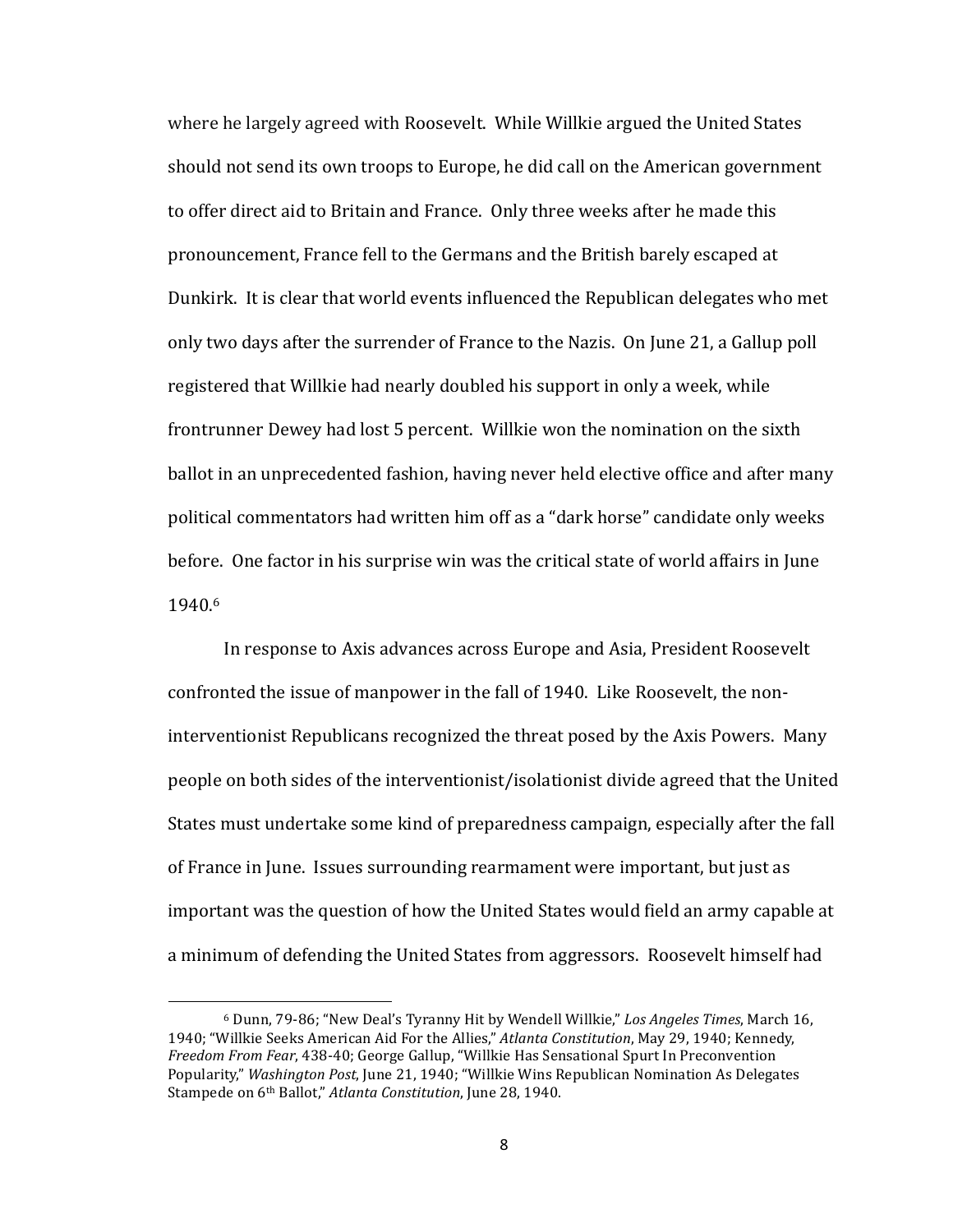where he largely agreed with Roosevelt. While Willkie argued the United States should not send its own troops to Europe, he did call on the American government to offer direct aid to Britain and France. Only three weeks after he made this pronouncement, France fell to the Germans and the British barely escaped at Dunkirk. It is clear that world events influenced the Republican delegates who met only two days after the surrender of France to the Nazis. On June 21, a Gallup poll registered that Willkie had nearly doubled his support in only a week, while frontrunner Dewey had lost 5 percent. Willkie won the nomination on the sixth ballot in an unprecedented fashion, having never held elective office and after many political commentators had written him off as a "dark horse" candidate only weeks before. One factor in his surprise win was the critical state of world affairs in June 1940.[6]

In response to Axis advances across Europe and Asia, President Roosevelt confronted the issue of manpower in the fall of 1940. Like Roosevelt, the non-interventionist Republicans recognized the threat posed by the Axis Powers. Many people on both sides of the interventionist/isolationist divide agreed that the United States must undertake some kind of preparedness campaign, especially after the fall of France in June. Issues surrounding rearmament were important, but just as important was the question of how the United States would field an army capable at a minimum of defending the United States from aggressors. Roosevelt himself had

---

[6] Dunn, 79-86; "New Deal's Tyranny Hit by Wendell Willkie," *Los Angeles Times*, March 16, 1940; "Willkie Seeks American Aid For the Allies," *Atlanta Constitution*, May 29, 1940; Kennedy, *Freedom From Fear*, 438-40; George Gallup, "Willkie Has Sensational Spurt In Preconvention Popularity," *Washington Post*, June 21, 1940; "Willkie Wins Republican Nomination As Delegates Stampede on 6th Ballot," *Atlanta Constitution*, June 28, 1940.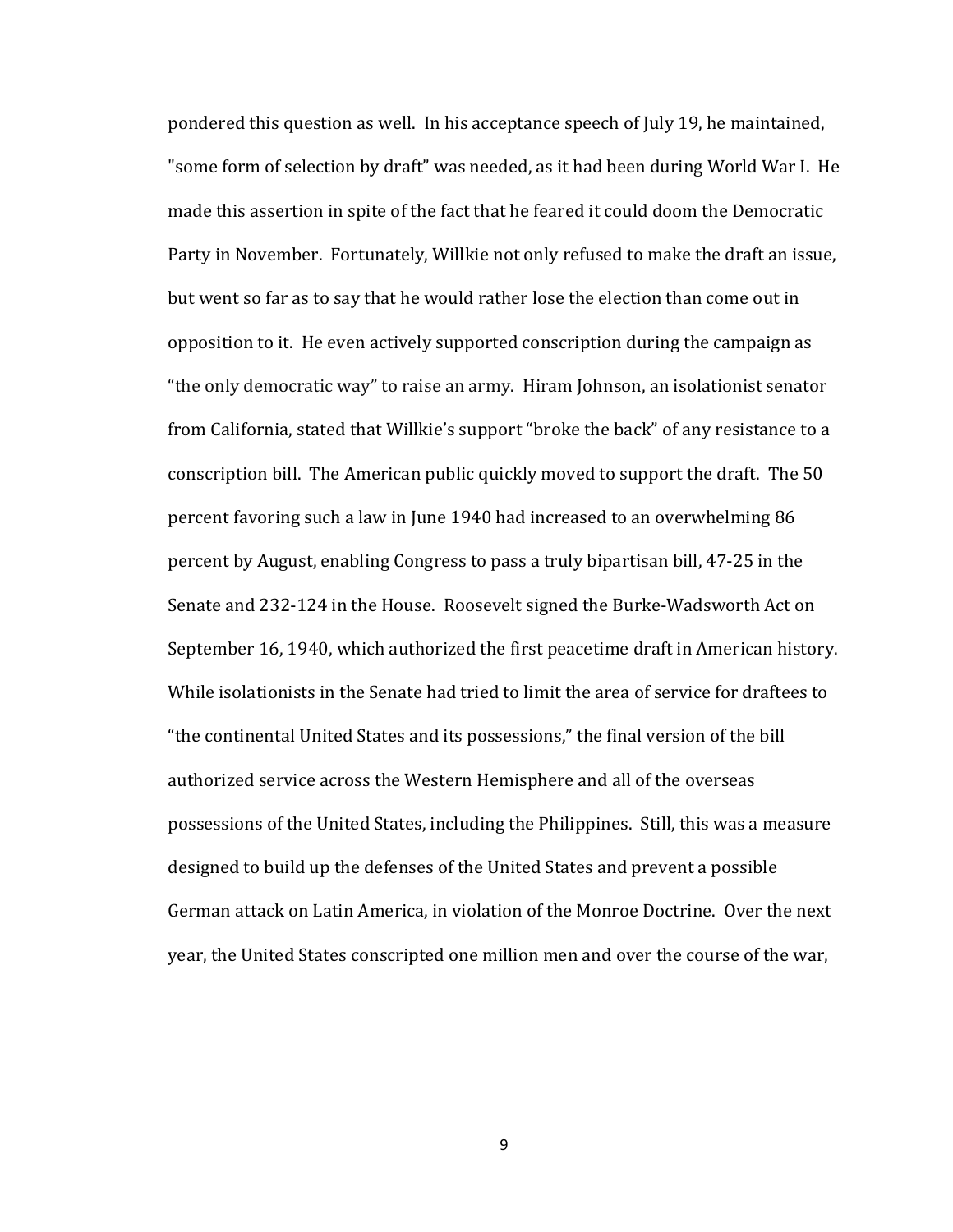pondered this question as well. In his acceptance speech of July 19, he maintained, "some form of selection by draft" was needed, as it had been during World War I. He made this assertion in spite of the fact that he feared it could doom the Democratic Party in November. Fortunately, Willkie not only refused to make the draft an issue, but went so far as to say that he would rather lose the election than come out in opposition to it. He even actively supported conscription during the campaign as "the only democratic way" to raise an army. Hiram Johnson, an isolationist senator from California, stated that Willkie's support "broke the back" of any resistance to a conscription bill. The American public quickly moved to support the draft. The 50 percent favoring such a law in June 1940 had increased to an overwhelming 86 percent by August, enabling Congress to pass a truly bipartisan bill, 47-25 in the Senate and 232-124 in the House. Roosevelt signed the Burke-Wadsworth Act on September 16, 1940, which authorized the first peacetime draft in American history. While isolationists in the Senate had tried to limit the area of service for draftees to "the continental United States and its possessions," the final version of the bill authorized service across the Western Hemisphere and all of the overseas possessions of the United States, including the Philippines. Still, this was a measure designed to build up the defenses of the United States and prevent a possible German attack on Latin America, in violation of the Monroe Doctrine. Over the next year, the United States conscripted one million men and over the course of the war,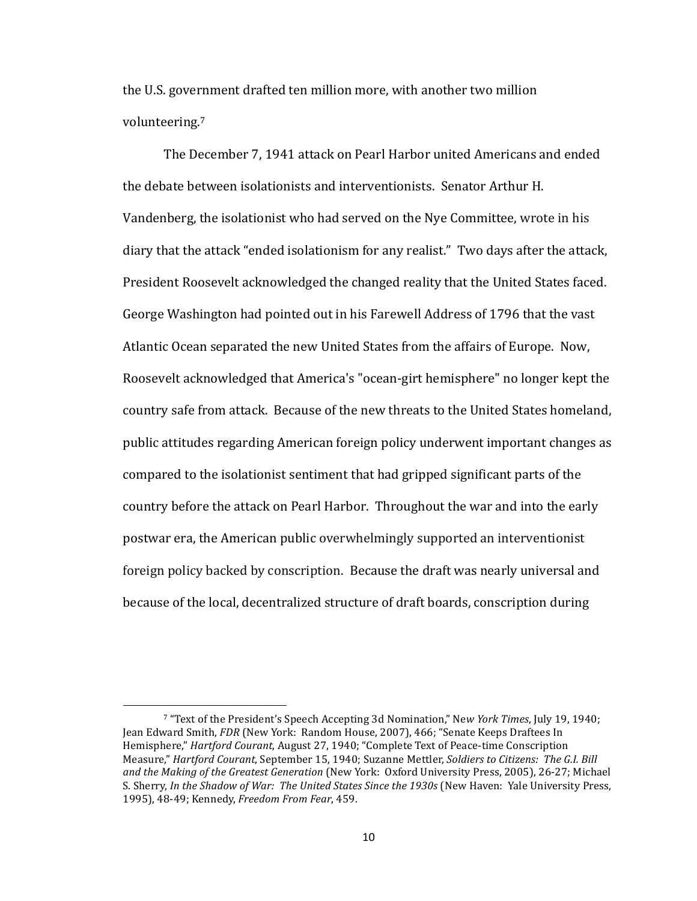the U.S. government drafted ten million more, with another two million volunteering.[7]

The December 7, 1941 attack on Pearl Harbor united Americans and ended the debate between isolationists and interventionists. Senator Arthur H. Vandenberg, the isolationist who had served on the Nye Committee, wrote in his diary that the attack "ended isolationism for any realist." Two days after the attack, President Roosevelt acknowledged the changed reality that the United States faced. George Washington had pointed out in his Farewell Address of 1796 that the vast Atlantic Ocean separated the new United States from the affairs of Europe. Now, Roosevelt acknowledged that America's "ocean-girt hemisphere" no longer kept the country safe from attack. Because of the new threats to the United States homeland, public attitudes regarding American foreign policy underwent important changes as compared to the isolationist sentiment that had gripped significant parts of the country before the attack on Pearl Harbor. Throughout the war and into the early postwar era, the American public overwhelmingly supported an interventionist foreign policy backed by conscription. Because the draft was nearly universal and because of the local, decentralized structure of draft boards, conscription during

---

[7] "Text of the President's Speech Accepting 3d Nomination," *New York Times*, July 19, 1940; Jean Edward Smith, *FDR* (New York: Random House, 2007), 466; "Senate Keeps Draftees In Hemisphere," *Hartford Courant*, August 27, 1940; "Complete Text of Peace-time Conscription Measure," *Hartford Courant*, September 15, 1940; Suzanne Mettler, *Soldiers to Citizens: The G.I. Bill and the Making of the Greatest Generation* (New York: Oxford University Press, 2005), 26-27; Michael S. Sherry, *In the Shadow of War: The United States Since the 1930s* (New Haven: Yale University Press, 1995), 48-49; Kennedy, *Freedom From Fear*, 459.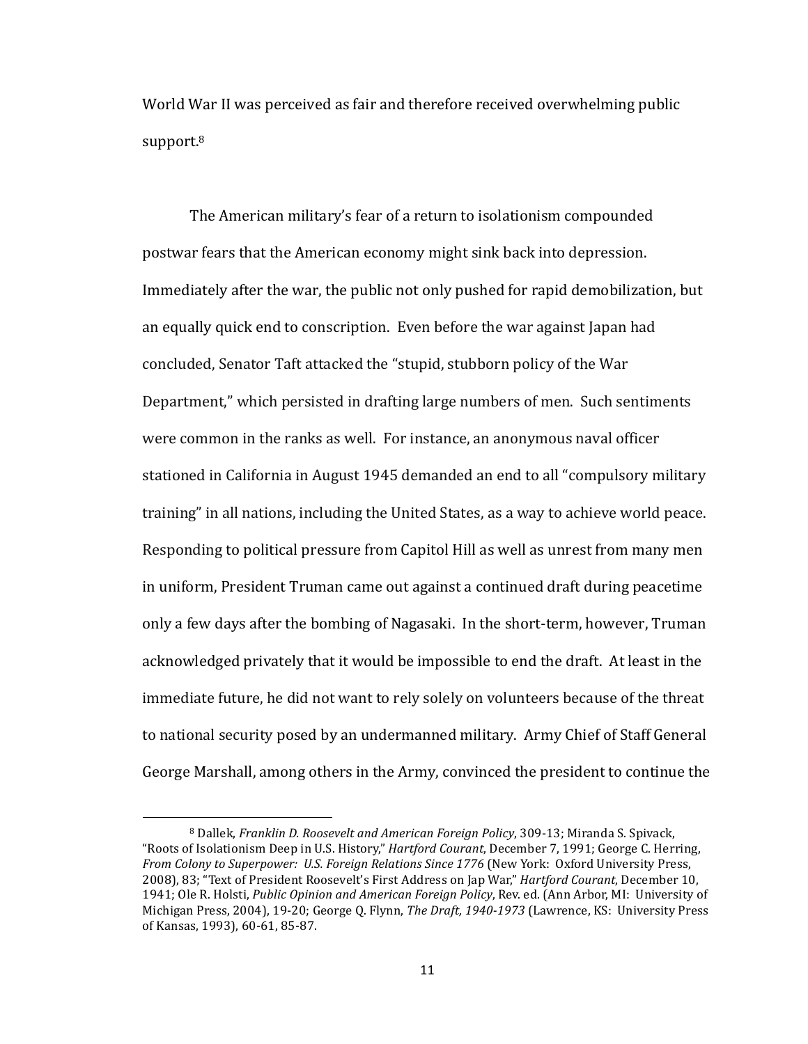World War II was perceived as fair and therefore received overwhelming public support.[8]

The American military's fear of a return to isolationism compounded postwar fears that the American economy might sink back into depression. Immediately after the war, the public not only pushed for rapid demobilization, but an equally quick end to conscription. Even before the war against Japan had concluded, Senator Taft attacked the "stupid, stubborn policy of the War Department," which persisted in drafting large numbers of men. Such sentiments were common in the ranks as well. For instance, an anonymous naval officer stationed in California in August 1945 demanded an end to all "compulsory military training" in all nations, including the United States, as a way to achieve world peace. Responding to political pressure from Capitol Hill as well as unrest from many men in uniform, President Truman came out against a continued draft during peacetime only a few days after the bombing of Nagasaki. In the short-term, however, Truman acknowledged privately that it would be impossible to end the draft. At least in the immediate future, he did not want to rely solely on volunteers because of the threat to national security posed by an undermanned military. Army Chief of Staff General George Marshall, among others in the Army, convinced the president to continue the

---

[8] Dallek, *Franklin D. Roosevelt and American Foreign Policy*, 309-13; Miranda S. Spivack, "Roots of Isolationism Deep in U.S. History," *Hartford Courant*, December 7, 1991; George C. Herring, *From Colony to Superpower: U.S. Foreign Relations Since 1776* (New York: Oxford University Press, 2008), 83; "Text of President Roosevelt's First Address on Jap War," *Hartford Courant*, December 10, 1941; Ole R. Holsti, *Public Opinion and American Foreign Policy*, Rev. ed. (Ann Arbor, MI: University of Michigan Press, 2004), 19-20; George Q. Flynn, *The Draft, 1940-1973* (Lawrence, KS: University Press of Kansas, 1993), 60-61, 85-87.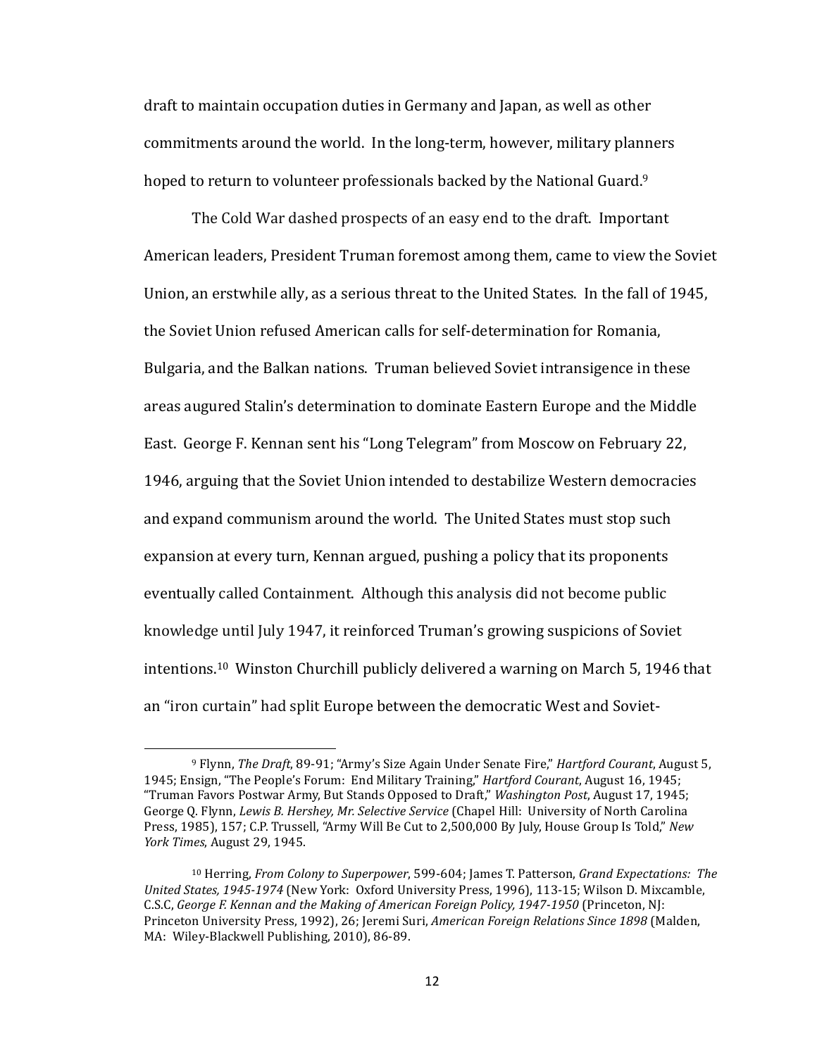draft to maintain occupation duties in Germany and Japan, as well as other commitments around the world. In the long-term, however, military planners hoped to return to volunteer professionals backed by the National Guard.[9]

The Cold War dashed prospects of an easy end to the draft. Important American leaders, President Truman foremost among them, came to view the Soviet Union, an erstwhile ally, as a serious threat to the United States. In the fall of 1945, the Soviet Union refused American calls for self-determination for Romania, Bulgaria, and the Balkan nations. Truman believed Soviet intransigence in these areas augured Stalin's determination to dominate Eastern Europe and the Middle East. George F. Kennan sent his "Long Telegram" from Moscow on February 22, 1946, arguing that the Soviet Union intended to destabilize Western democracies and expand communism around the world. The United States must stop such expansion at every turn, Kennan argued, pushing a policy that its proponents eventually called Containment. Although this analysis did not become public knowledge until July 1947, it reinforced Truman's growing suspicions of Soviet intentions.[10] Winston Churchill publicly delivered a warning on March 5, 1946 that an "iron curtain" had split Europe between the democratic West and Soviet-

---

[9] Flynn, *The Draft*, 89-91; "Army's Size Again Under Senate Fire," *Hartford Courant*, August 5, 1945; Ensign, "The People's Forum: End Military Training," *Hartford Courant*, August 16, 1945; "Truman Favors Postwar Army, But Stands Opposed to Draft," *Washington Post*, August 17, 1945; George Q. Flynn, *Lewis B. Hershey, Mr. Selective Service* (Chapel Hill: University of North Carolina Press, 1985), 157; C.P. Trussell, "Army Will Be Cut to 2,500,000 By July, House Group Is Told," *New York Times*, August 29, 1945.

[10] Herring, *From Colony to Superpower*, 599-604; James T. Patterson, *Grand Expectations: The United States, 1945-1974* (New York: Oxford University Press, 1996), 113-15; Wilson D. Mixcamble, C.S.C, *George F. Kennan and the Making of American Foreign Policy, 1947-1950* (Princeton, NJ: Princeton University Press, 1992), 26; Jeremi Suri, *American Foreign Relations Since 1898* (Malden, MA: Wiley-Blackwell Publishing, 2010), 86-89.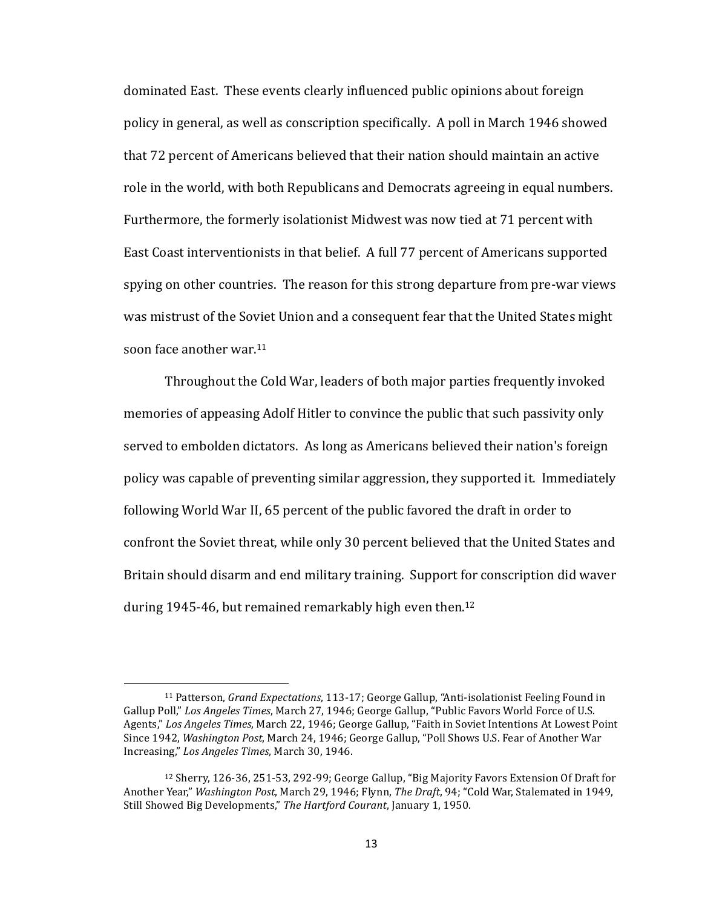dominated East. These events clearly influenced public opinions about foreign policy in general, as well as conscription specifically. A poll in March 1946 showed that 72 percent of Americans believed that their nation should maintain an active role in the world, with both Republicans and Democrats agreeing in equal numbers. Furthermore, the formerly isolationist Midwest was now tied at 71 percent with East Coast interventionists in that belief. A full 77 percent of Americans supported spying on other countries. The reason for this strong departure from pre-war views was mistrust of the Soviet Union and a consequent fear that the United States might soon face another war.[11]

Throughout the Cold War, leaders of both major parties frequently invoked memories of appeasing Adolf Hitler to convince the public that such passivity only served to embolden dictators. As long as Americans believed their nation's foreign policy was capable of preventing similar aggression, they supported it. Immediately following World War II, 65 percent of the public favored the draft in order to confront the Soviet threat, while only 30 percent believed that the United States and Britain should disarm and end military training. Support for conscription did waver during 1945-46, but remained remarkably high even then.[12]

---

[11] Patterson, *Grand Expectations*, 113-17; George Gallup, "Anti-isolationist Feeling Found in Gallup Poll," *Los Angeles Times*, March 27, 1946; George Gallup, "Public Favors World Force of U.S. Agents," *Los Angeles Times*, March 22, 1946; George Gallup, "Faith in Soviet Intentions At Lowest Point Since 1942, *Washington Post*, March 24, 1946; George Gallup, "Poll Shows U.S. Fear of Another War Increasing," *Los Angeles Times*, March 30, 1946.

[12] Sherry, 126-36, 251-53, 292-99; George Gallup, "Big Majority Favors Extension Of Draft for Another Year," *Washington Post*, March 29, 1946; Flynn, *The Draft*, 94; "Cold War, Stalemated in 1949, Still Showed Big Developments," *The Hartford Courant*, January 1, 1950.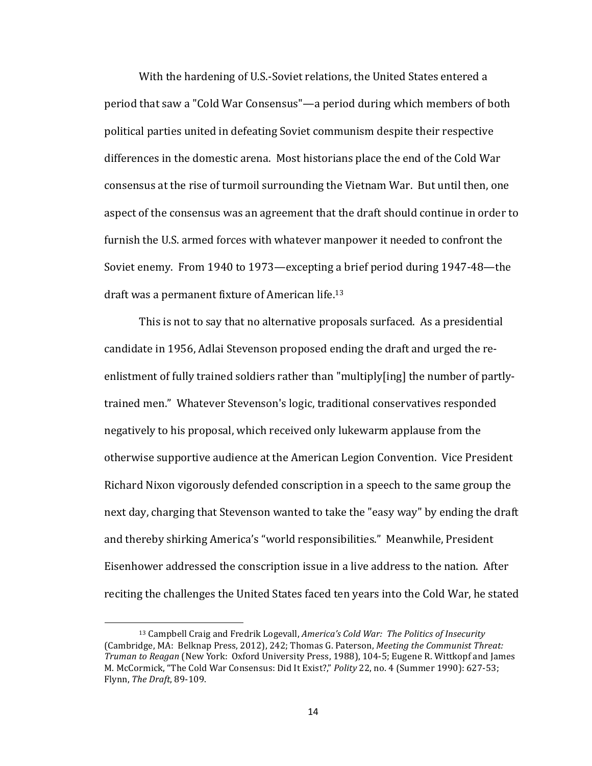With the hardening of U.S.-Soviet relations, the United States entered a period that saw a "Cold War Consensus"—a period during which members of both political parties united in defeating Soviet communism despite their respective differences in the domestic arena. Most historians place the end of the Cold War consensus at the rise of turmoil surrounding the Vietnam War. But until then, one aspect of the consensus was an agreement that the draft should continue in order to furnish the U.S. armed forces with whatever manpower it needed to confront the Soviet enemy. From 1940 to 1973—excepting a brief period during 1947-48—the draft was a permanent fixture of American life.[13]

This is not to say that no alternative proposals surfaced. As a presidential candidate in 1956, Adlai Stevenson proposed ending the draft and urged the re-enlistment of fully trained soldiers rather than "multiply[ing] the number of partly-trained men." Whatever Stevenson's logic, traditional conservatives responded negatively to his proposal, which received only lukewarm applause from the otherwise supportive audience at the American Legion Convention. Vice President Richard Nixon vigorously defended conscription in a speech to the same group the next day, charging that Stevenson wanted to take the "easy way" by ending the draft and thereby shirking America's "world responsibilities." Meanwhile, President Eisenhower addressed the conscription issue in a live address to the nation. After reciting the challenges the United States faced ten years into the Cold War, he stated

[13] Campbell Craig and Fredrik Logevall, *America's Cold War: The Politics of Insecurity* (Cambridge, MA: Belknap Press, 2012), 242; Thomas G. Paterson, *Meeting the Communist Threat: Truman to Reagan* (New York: Oxford University Press, 1988), 104-5; Eugene R. Wittkopf and James M. McCormick, "The Cold War Consensus: Did It Exist?," *Polity* 22, no. 4 (Summer 1990): 627-53; Flynn, *The Draft*, 89-109.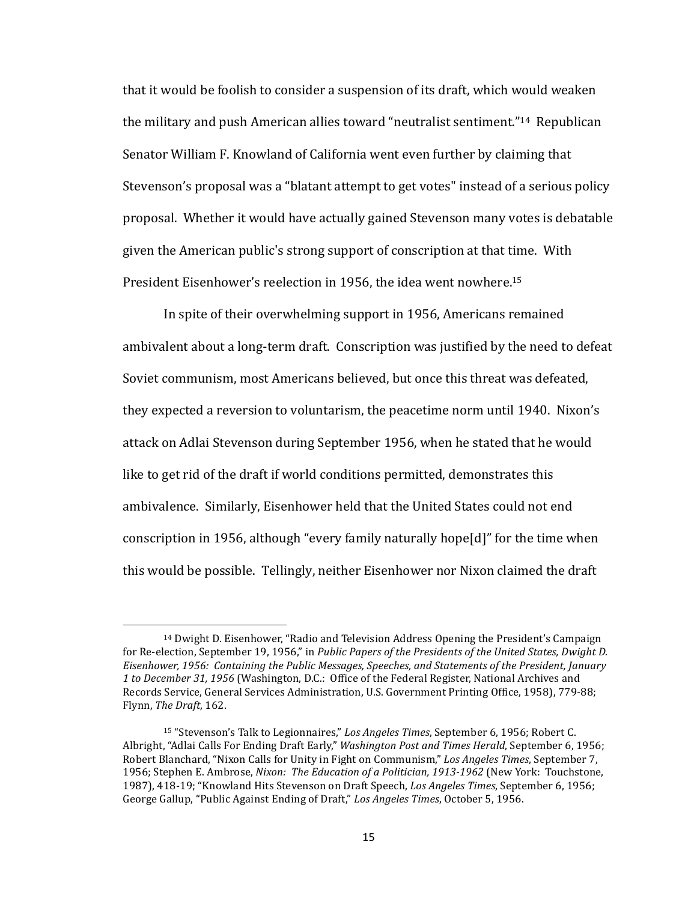that it would be foolish to consider a suspension of its draft, which would weaken the military and push American allies toward "neutralist sentiment."[14] Republican Senator William F. Knowland of California went even further by claiming that Stevenson's proposal was a "blatant attempt to get votes" instead of a serious policy proposal. Whether it would have actually gained Stevenson many votes is debatable given the American public's strong support of conscription at that time. With President Eisenhower's reelection in 1956, the idea went nowhere.[15]

In spite of their overwhelming support in 1956, Americans remained ambivalent about a long-term draft. Conscription was justified by the need to defeat Soviet communism, most Americans believed, but once this threat was defeated, they expected a reversion to voluntarism, the peacetime norm until 1940. Nixon's attack on Adlai Stevenson during September 1956, when he stated that he would like to get rid of the draft if world conditions permitted, demonstrates this ambivalence. Similarly, Eisenhower held that the United States could not end conscription in 1956, although "every family naturally hope[d]" for the time when this would be possible. Tellingly, neither Eisenhower nor Nixon claimed the draft

---

[14] Dwight D. Eisenhower, "Radio and Television Address Opening the President's Campaign for Re-election, September 19, 1956," in *Public Papers of the Presidents of the United States, Dwight D. Eisenhower, 1956: Containing the Public Messages, Speeches, and Statements of the President, January 1 to December 31, 1956* (Washington, D.C.: Office of the Federal Register, National Archives and Records Service, General Services Administration, U.S. Government Printing Office, 1958), 779-88; Flynn, *The Draft*, 162.

[15] "Stevenson's Talk to Legionnaires," *Los Angeles Times*, September 6, 1956; Robert C. Albright, "Adlai Calls For Ending Draft Early," *Washington Post and Times Herald*, September 6, 1956; Robert Blanchard, "Nixon Calls for Unity in Fight on Communism," *Los Angeles Times*, September 7, 1956; Stephen E. Ambrose, *Nixon: The Education of a Politician, 1913-1962* (New York: Touchstone, 1987), 418-19; "Knowland Hits Stevenson on Draft Speech, *Los Angeles Times*, September 6, 1956; George Gallup, "Public Against Ending of Draft," *Los Angeles Times*, October 5, 1956.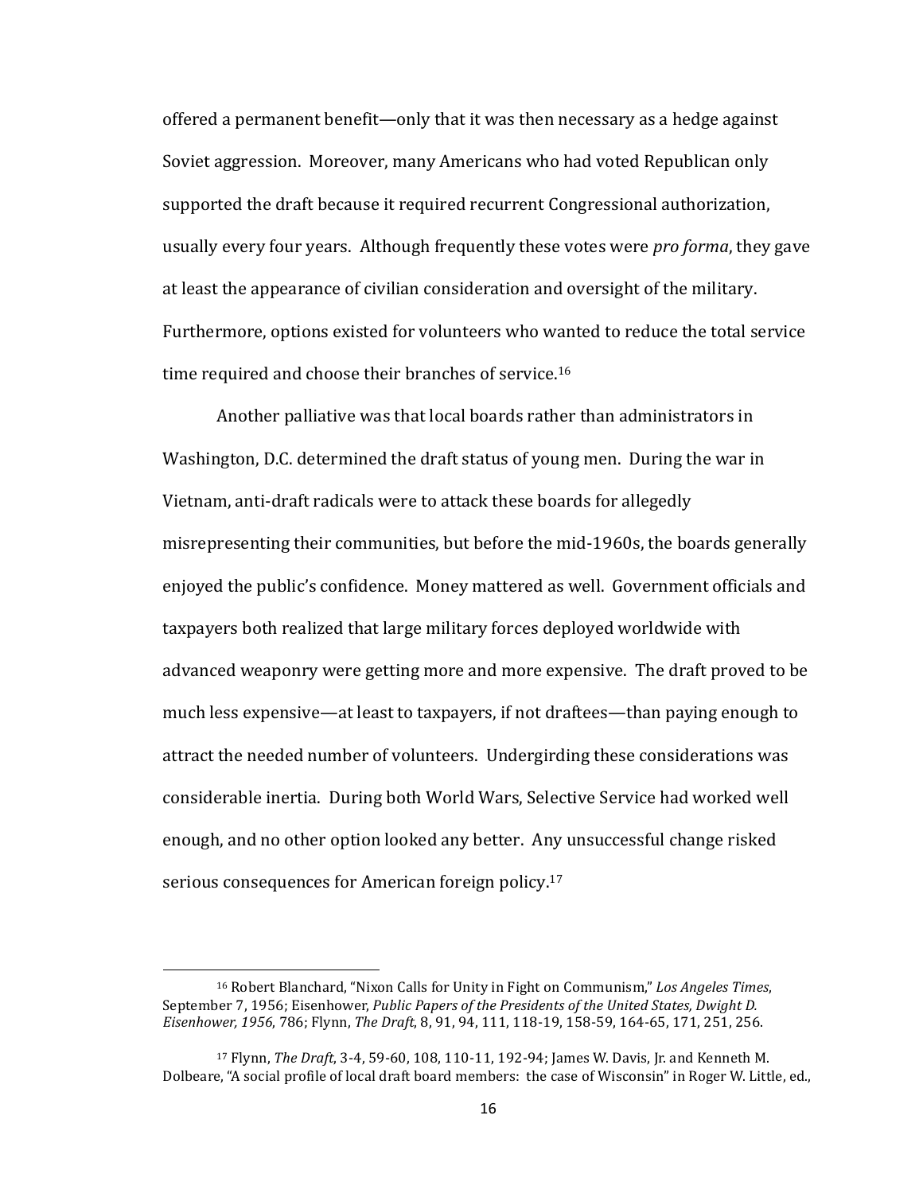offered a permanent benefit—only that it was then necessary as a hedge against Soviet aggression. Moreover, many Americans who had voted Republican only supported the draft because it required recurrent Congressional authorization, usually every four years. Although frequently these votes were *pro forma*, they gave at least the appearance of civilian consideration and oversight of the military. Furthermore, options existed for volunteers who wanted to reduce the total service time required and choose their branches of service.[16]

Another palliative was that local boards rather than administrators in Washington, D.C. determined the draft status of young men. During the war in Vietnam, anti-draft radicals were to attack these boards for allegedly misrepresenting their communities, but before the mid-1960s, the boards generally enjoyed the public's confidence. Money mattered as well. Government officials and taxpayers both realized that large military forces deployed worldwide with advanced weaponry were getting more and more expensive. The draft proved to be much less expensive—at least to taxpayers, if not draftees—than paying enough to attract the needed number of volunteers. Undergirding these considerations was considerable inertia. During both World Wars, Selective Service had worked well enough, and no other option looked any better. Any unsuccessful change risked serious consequences for American foreign policy.[17]

---

[16] Robert Blanchard, "Nixon Calls for Unity in Fight on Communism," *Los Angeles Times*, September 7, 1956; Eisenhower, *Public Papers of the Presidents of the United States, Dwight D. Eisenhower, 1956*, 786; Flynn, *The Draft*, 8, 91, 94, 111, 118-19, 158-59, 164-65, 171, 251, 256.

[17] Flynn, *The Draft*, 3-4, 59-60, 108, 110-11, 192-94; James W. Davis, Jr. and Kenneth M. Dolbeare, "A social profile of local draft board members: the case of Wisconsin" in Roger W. Little, ed.,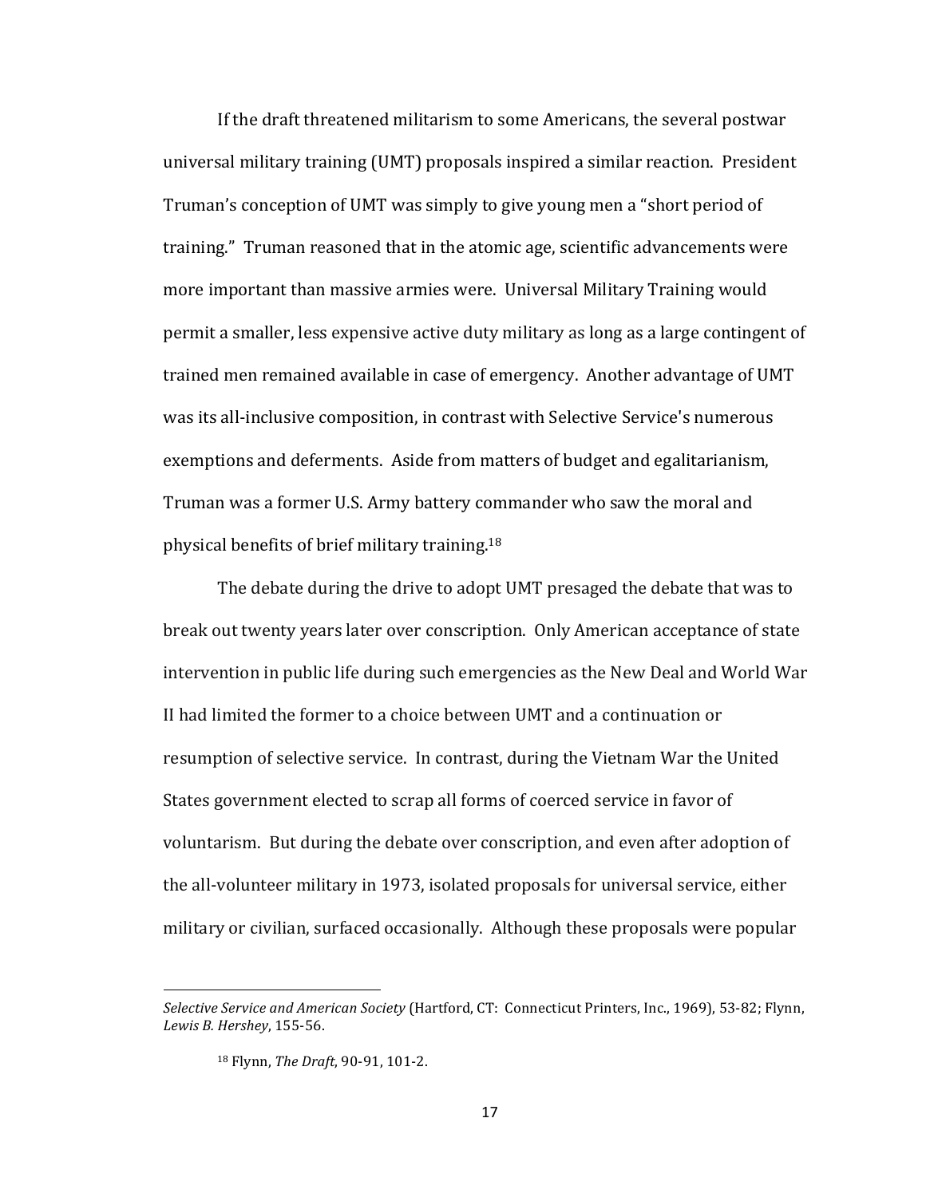If the draft threatened militarism to some Americans, the several postwar universal military training (UMT) proposals inspired a similar reaction. President Truman's conception of UMT was simply to give young men a "short period of training." Truman reasoned that in the atomic age, scientific advancements were more important than massive armies were. Universal Military Training would permit a smaller, less expensive active duty military as long as a large contingent of trained men remained available in case of emergency. Another advantage of UMT was its all-inclusive composition, in contrast with Selective Service's numerous exemptions and deferments. Aside from matters of budget and egalitarianism, Truman was a former U.S. Army battery commander who saw the moral and physical benefits of brief military training.[18]

The debate during the drive to adopt UMT presaged the debate that was to break out twenty years later over conscription. Only American acceptance of state intervention in public life during such emergencies as the New Deal and World War II had limited the former to a choice between UMT and a continuation or resumption of selective service. In contrast, during the Vietnam War the United States government elected to scrap all forms of coerced service in favor of voluntarism. But during the debate over conscription, and even after adoption of the all-volunteer military in 1973, isolated proposals for universal service, either military or civilian, surfaced occasionally. Although these proposals were popular

---

*Selective Service and American Society* (Hartford, CT: Connecticut Printers, Inc., 1969), 53-82; Flynn, *Lewis B. Hershey*, 155-56.

[18] Flynn, *The Draft*, 90-91, 101-2.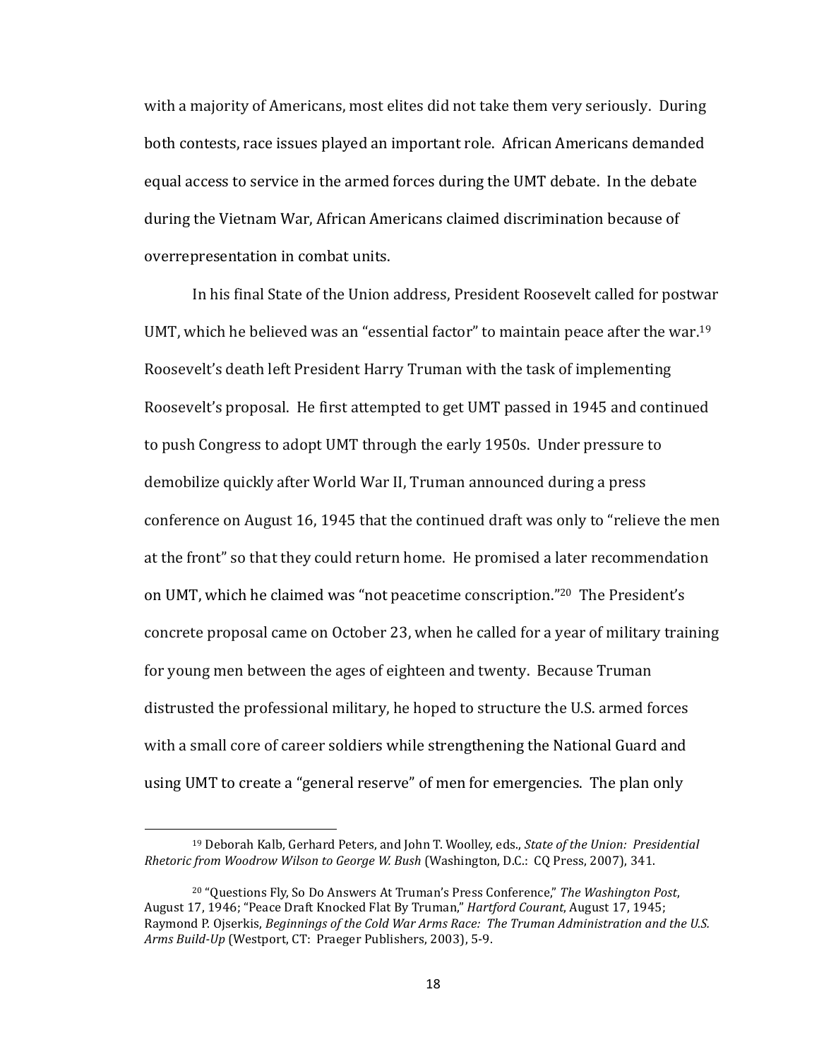with a majority of Americans, most elites did not take them very seriously. During both contests, race issues played an important role. African Americans demanded equal access to service in the armed forces during the UMT debate. In the debate during the Vietnam War, African Americans claimed discrimination because of overrepresentation in combat units.

In his final State of the Union address, President Roosevelt called for postwar UMT, which he believed was an "essential factor" to maintain peace after the war.[19] Roosevelt's death left President Harry Truman with the task of implementing Roosevelt's proposal. He first attempted to get UMT passed in 1945 and continued to push Congress to adopt UMT through the early 1950s. Under pressure to demobilize quickly after World War II, Truman announced during a press conference on August 16, 1945 that the continued draft was only to "relieve the men at the front" so that they could return home. He promised a later recommendation on UMT, which he claimed was "not peacetime conscription."[20] The President's concrete proposal came on October 23, when he called for a year of military training for young men between the ages of eighteen and twenty. Because Truman distrusted the professional military, he hoped to structure the U.S. armed forces with a small core of career soldiers while strengthening the National Guard and using UMT to create a "general reserve" of men for emergencies. The plan only

---

[19] Deborah Kalb, Gerhard Peters, and John T. Woolley, eds., *State of the Union: Presidential Rhetoric from Woodrow Wilson to George W. Bush* (Washington, D.C.: CQ Press, 2007), 341.

[20] "Questions Fly, So Do Answers At Truman's Press Conference," *The Washington Post*, August 17, 1946; "Peace Draft Knocked Flat By Truman," *Hartford Courant*, August 17, 1945; Raymond P. Ojserkis, *Beginnings of the Cold War Arms Race: The Truman Administration and the U.S. Arms Build-Up* (Westport, CT: Praeger Publishers, 2003), 5-9.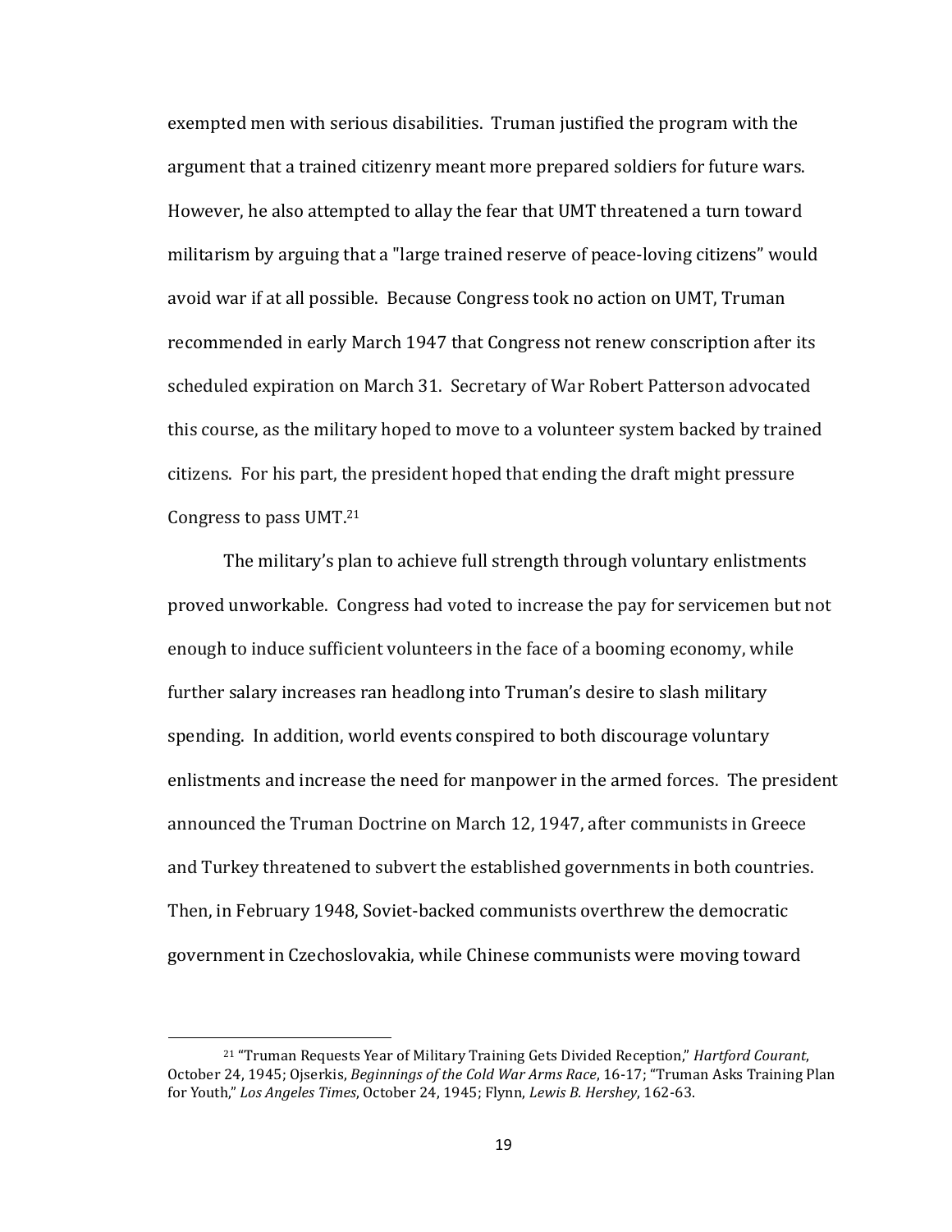exempted men with serious disabilities. Truman justified the program with the argument that a trained citizenry meant more prepared soldiers for future wars. However, he also attempted to allay the fear that UMT threatened a turn toward militarism by arguing that a "large trained reserve of peace-loving citizens" would avoid war if at all possible. Because Congress took no action on UMT, Truman recommended in early March 1947 that Congress not renew conscription after its scheduled expiration on March 31. Secretary of War Robert Patterson advocated this course, as the military hoped to move to a volunteer system backed by trained citizens. For his part, the president hoped that ending the draft might pressure Congress to pass UMT.[21]

The military's plan to achieve full strength through voluntary enlistments proved unworkable. Congress had voted to increase the pay for servicemen but not enough to induce sufficient volunteers in the face of a booming economy, while further salary increases ran headlong into Truman's desire to slash military spending. In addition, world events conspired to both discourage voluntary enlistments and increase the need for manpower in the armed forces. The president announced the Truman Doctrine on March 12, 1947, after communists in Greece and Turkey threatened to subvert the established governments in both countries. Then, in February 1948, Soviet-backed communists overthrew the democratic government in Czechoslovakia, while Chinese communists were moving toward

---

[21] "Truman Requests Year of Military Training Gets Divided Reception," *Hartford Courant*, October 24, 1945; Ojserkis, *Beginnings of the Cold War Arms Race*, 16-17; "Truman Asks Training Plan for Youth," *Los Angeles Times*, October 24, 1945; Flynn, *Lewis B. Hershey*, 162-63.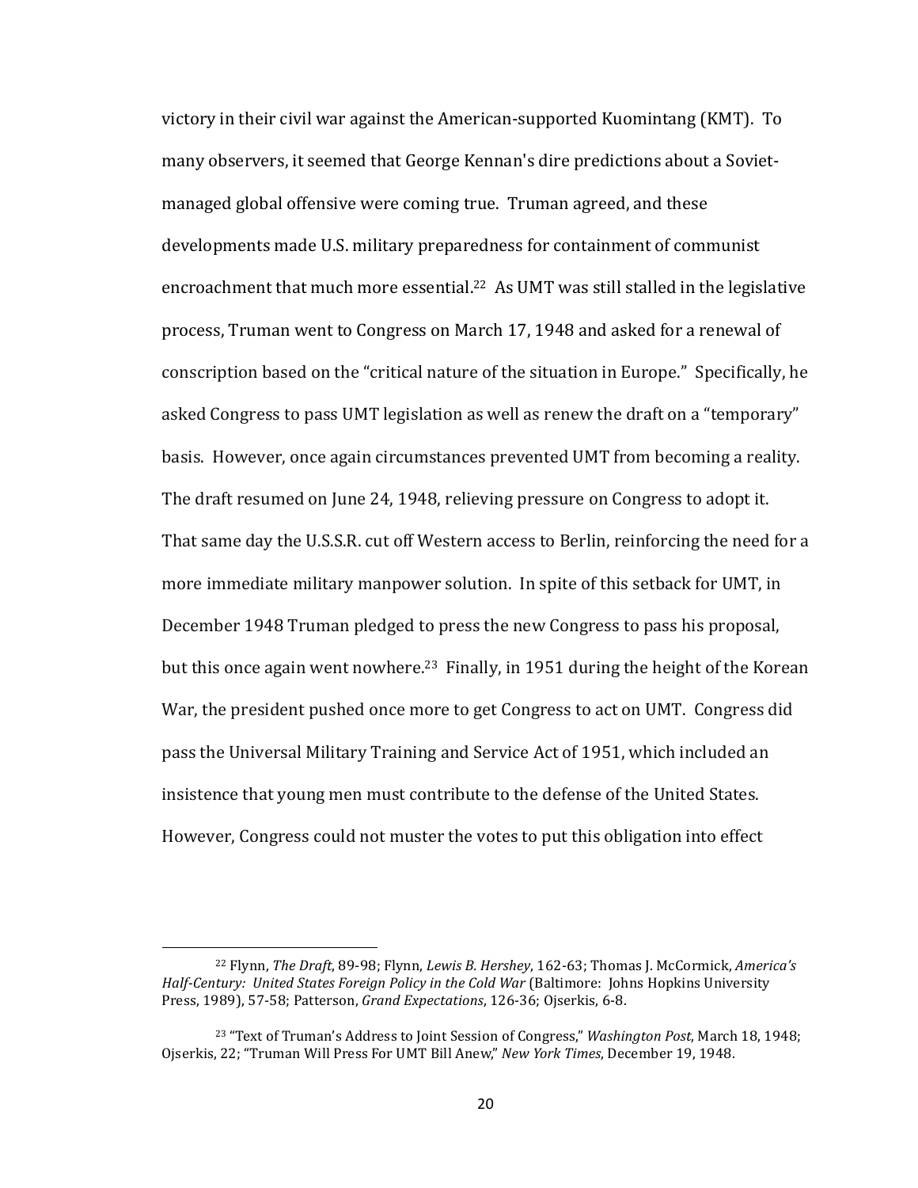victory in their civil war against the American-supported Kuomintang (KMT). To many observers, it seemed that George Kennan's dire predictions about a Soviet-managed global offensive were coming true. Truman agreed, and these developments made U.S. military preparedness for containment of communist encroachment that much more essential.[22] As UMT was still stalled in the legislative process, Truman went to Congress on March 17, 1948 and asked for a renewal of conscription based on the "critical nature of the situation in Europe." Specifically, he asked Congress to pass UMT legislation as well as renew the draft on a "temporary" basis. However, once again circumstances prevented UMT from becoming a reality. The draft resumed on June 24, 1948, relieving pressure on Congress to adopt it. That same day the U.S.S.R. cut off Western access to Berlin, reinforcing the need for a more immediate military manpower solution. In spite of this setback for UMT, in December 1948 Truman pledged to press the new Congress to pass his proposal, but this once again went nowhere.[23] Finally, in 1951 during the height of the Korean War, the president pushed once more to get Congress to act on UMT. Congress did pass the Universal Military Training and Service Act of 1951, which included an insistence that young men must contribute to the defense of the United States. However, Congress could not muster the votes to put this obligation into effect

---

[22] Flynn, *The Draft*, 89-98; Flynn, *Lewis B. Hershey*, 162-63; Thomas J. McCormick, *America's Half-Century: United States Foreign Policy in the Cold War* (Baltimore: Johns Hopkins University Press, 1989), 57-58; Patterson, *Grand Expectations*, 126-36; Ojserkis, 6-8.

[23] "Text of Truman's Address to Joint Session of Congress," *Washington Post*, March 18, 1948; Ojserkis, 22; "Truman Will Press For UMT Bill Anew," *New York Times*, December 19, 1948.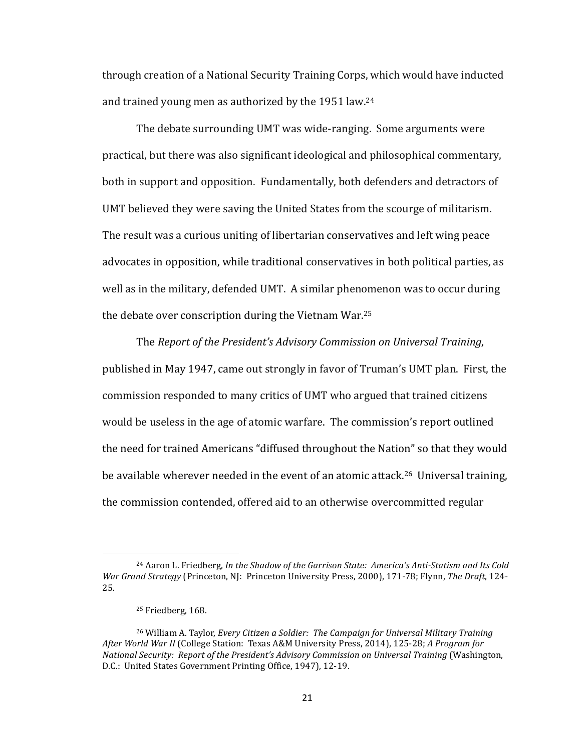through creation of a National Security Training Corps, which would have inducted and trained young men as authorized by the 1951 law.[24]

The debate surrounding UMT was wide-ranging. Some arguments were practical, but there was also significant ideological and philosophical commentary, both in support and opposition. Fundamentally, both defenders and detractors of UMT believed they were saving the United States from the scourge of militarism. The result was a curious uniting of libertarian conservatives and left wing peace advocates in opposition, while traditional conservatives in both political parties, as well as in the military, defended UMT. A similar phenomenon was to occur during the debate over conscription during the Vietnam War.[25]

The *Report of the President's Advisory Commission on Universal Training*, published in May 1947, came out strongly in favor of Truman's UMT plan. First, the commission responded to many critics of UMT who argued that trained citizens would be useless in the age of atomic warfare. The commission's report outlined the need for trained Americans "diffused throughout the Nation" so that they would be available wherever needed in the event of an atomic attack.[26] Universal training, the commission contended, offered aid to an otherwise overcommitted regular

---

[24] Aaron L. Friedberg, *In the Shadow of the Garrison State: America's Anti-Statism and Its Cold War Grand Strategy* (Princeton, NJ: Princeton University Press, 2000), 171-78; Flynn, *The Draft*, 124-25.

[25] Friedberg, 168.

[26] William A. Taylor, *Every Citizen a Soldier: The Campaign for Universal Military Training After World War II* (College Station: Texas A&M University Press, 2014), 125-28; *A Program for National Security: Report of the President's Advisory Commission on Universal Training* (Washington, D.C.: United States Government Printing Office, 1947), 12-19.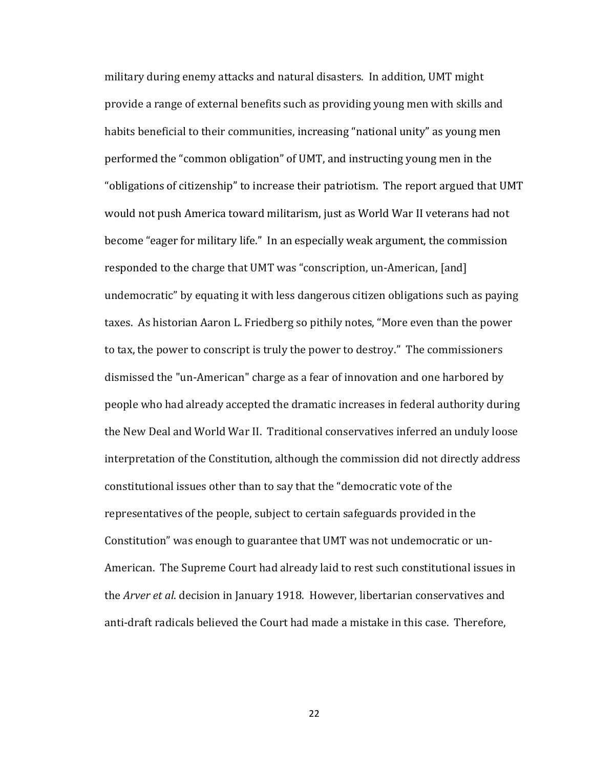military during enemy attacks and natural disasters. In addition, UMT might provide a range of external benefits such as providing young men with skills and habits beneficial to their communities, increasing "national unity" as young men performed the "common obligation" of UMT, and instructing young men in the "obligations of citizenship" to increase their patriotism. The report argued that UMT would not push America toward militarism, just as World War II veterans had not become "eager for military life." In an especially weak argument, the commission responded to the charge that UMT was "conscription, un-American, [and] undemocratic" by equating it with less dangerous citizen obligations such as paying taxes. As historian Aaron L. Friedberg so pithily notes, "More even than the power to tax, the power to conscript is truly the power to destroy." The commissioners dismissed the "un-American" charge as a fear of innovation and one harbored by people who had already accepted the dramatic increases in federal authority during the New Deal and World War II. Traditional conservatives inferred an unduly loose interpretation of the Constitution, although the commission did not directly address constitutional issues other than to say that the "democratic vote of the representatives of the people, subject to certain safeguards provided in the Constitution" was enough to guarantee that UMT was not undemocratic or un-American. The Supreme Court had already laid to rest such constitutional issues in the *Arver et al*. decision in January 1918. However, libertarian conservatives and anti-draft radicals believed the Court had made a mistake in this case. Therefore,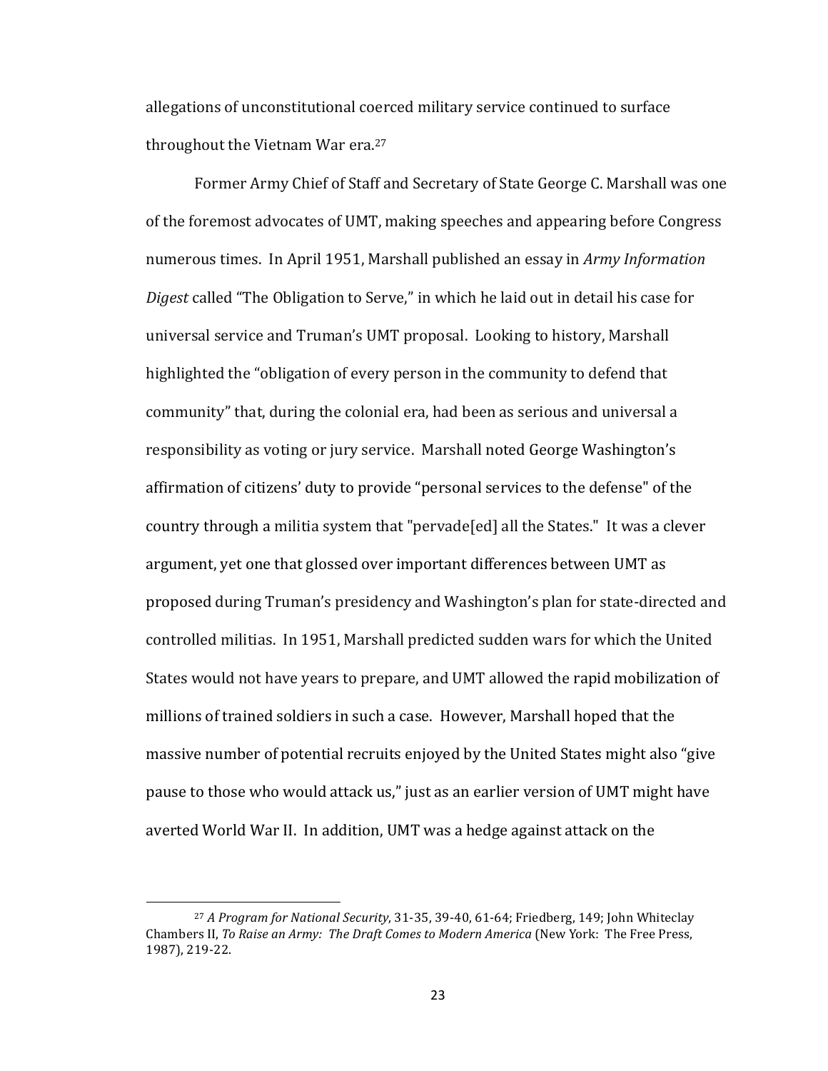allegations of unconstitutional coerced military service continued to surface throughout the Vietnam War era.[27]

Former Army Chief of Staff and Secretary of State George C. Marshall was one of the foremost advocates of UMT, making speeches and appearing before Congress numerous times. In April 1951, Marshall published an essay in *Army Information Digest* called "The Obligation to Serve," in which he laid out in detail his case for universal service and Truman's UMT proposal. Looking to history, Marshall highlighted the "obligation of every person in the community to defend that community" that, during the colonial era, had been as serious and universal a responsibility as voting or jury service. Marshall noted George Washington's affirmation of citizens' duty to provide "personal services to the defense" of the country through a militia system that "pervade[ed] all the States." It was a clever argument, yet one that glossed over important differences between UMT as proposed during Truman's presidency and Washington's plan for state-directed and controlled militias. In 1951, Marshall predicted sudden wars for which the United States would not have years to prepare, and UMT allowed the rapid mobilization of millions of trained soldiers in such a case. However, Marshall hoped that the massive number of potential recruits enjoyed by the United States might also "give pause to those who would attack us," just as an earlier version of UMT might have averted World War II. In addition, UMT was a hedge against attack on the

---

[27] *A Program for National Security*, 31-35, 39-40, 61-64; Friedberg, 149; John Whiteclay Chambers II, *To Raise an Army: The Draft Comes to Modern America* (New York: The Free Press, 1987), 219-22.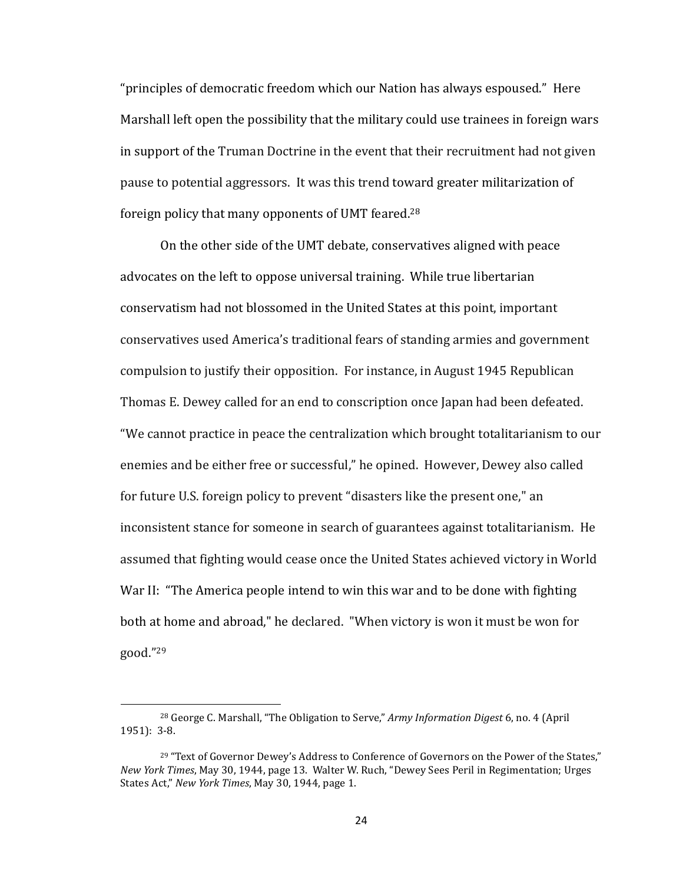"principles of democratic freedom which our Nation has always espoused." Here Marshall left open the possibility that the military could use trainees in foreign wars in support of the Truman Doctrine in the event that their recruitment had not given pause to potential aggressors. It was this trend toward greater militarization of foreign policy that many opponents of UMT feared.[28]

On the other side of the UMT debate, conservatives aligned with peace advocates on the left to oppose universal training. While true libertarian conservatism had not blossomed in the United States at this point, important conservatives used America's traditional fears of standing armies and government compulsion to justify their opposition. For instance, in August 1945 Republican Thomas E. Dewey called for an end to conscription once Japan had been defeated. "We cannot practice in peace the centralization which brought totalitarianism to our enemies and be either free or successful," he opined. However, Dewey also called for future U.S. foreign policy to prevent "disasters like the present one," an inconsistent stance for someone in search of guarantees against totalitarianism. He assumed that fighting would cease once the United States achieved victory in World War II: "The America people intend to win this war and to be done with fighting both at home and abroad," he declared. "When victory is won it must be won for good."[29]

---

[28] George C. Marshall, "The Obligation to Serve," *Army Information Digest* 6, no. 4 (April 1951): 3-8.

[29] "Text of Governor Dewey's Address to Conference of Governors on the Power of the States," *New York Times*, May 30, 1944, page 13. Walter W. Ruch, "Dewey Sees Peril in Regimentation; Urges States Act," *New York Times*, May 30, 1944, page 1.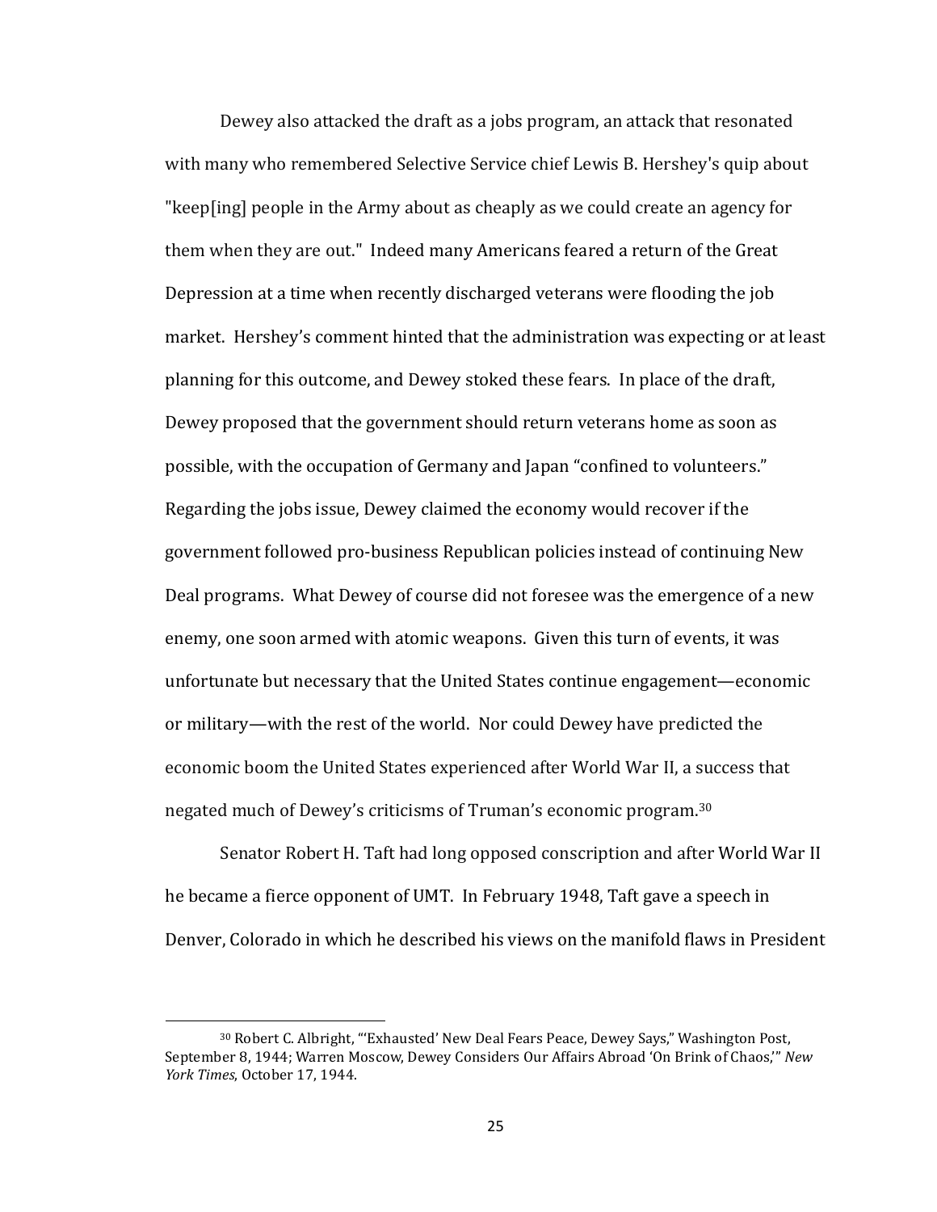Dewey also attacked the draft as a jobs program, an attack that resonated with many who remembered Selective Service chief Lewis B. Hershey's quip about "keep[ing] people in the Army about as cheaply as we could create an agency for them when they are out." Indeed many Americans feared a return of the Great Depression at a time when recently discharged veterans were flooding the job market. Hershey's comment hinted that the administration was expecting or at least planning for this outcome, and Dewey stoked these fears. In place of the draft, Dewey proposed that the government should return veterans home as soon as possible, with the occupation of Germany and Japan "confined to volunteers." Regarding the jobs issue, Dewey claimed the economy would recover if the government followed pro-business Republican policies instead of continuing New Deal programs. What Dewey of course did not foresee was the emergence of a new enemy, one soon armed with atomic weapons. Given this turn of events, it was unfortunate but necessary that the United States continue engagement—economic or military—with the rest of the world. Nor could Dewey have predicted the economic boom the United States experienced after World War II, a success that negated much of Dewey's criticisms of Truman's economic program.[30]

Senator Robert H. Taft had long opposed conscription and after World War II he became a fierce opponent of UMT. In February 1948, Taft gave a speech in Denver, Colorado in which he described his views on the manifold flaws in President

---

[30] Robert C. Albright, "'Exhausted' New Deal Fears Peace, Dewey Says," Washington Post, September 8, 1944; Warren Moscow, Dewey Considers Our Affairs Abroad 'On Brink of Chaos,'" *New York Times*, October 17, 1944.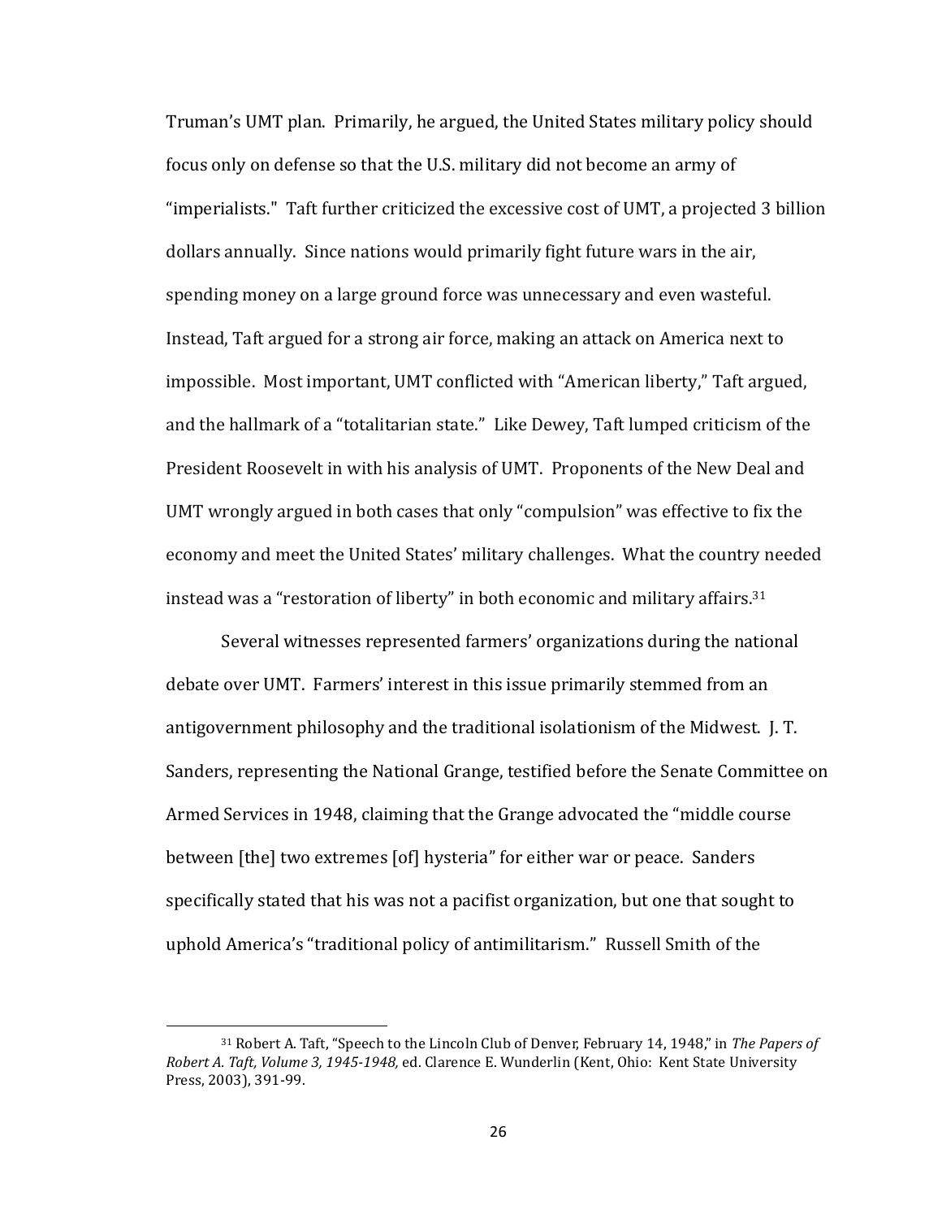Truman's UMT plan. Primarily, he argued, the United States military policy should focus only on defense so that the U.S. military did not become an army of "imperialists." Taft further criticized the excessive cost of UMT, a projected 3 billion dollars annually. Since nations would primarily fight future wars in the air, spending money on a large ground force was unnecessary and even wasteful. Instead, Taft argued for a strong air force, making an attack on America next to impossible. Most important, UMT conflicted with "American liberty," Taft argued, and the hallmark of a "totalitarian state." Like Dewey, Taft lumped criticism of the President Roosevelt in with his analysis of UMT. Proponents of the New Deal and UMT wrongly argued in both cases that only "compulsion" was effective to fix the economy and meet the United States' military challenges. What the country needed instead was a "restoration of liberty" in both economic and military affairs.[31]

Several witnesses represented farmers' organizations during the national debate over UMT. Farmers' interest in this issue primarily stemmed from an antigovernment philosophy and the traditional isolationism of the Midwest. J. T. Sanders, representing the National Grange, testified before the Senate Committee on Armed Services in 1948, claiming that the Grange advocated the "middle course between [the] two extremes [of] hysteria" for either war or peace. Sanders specifically stated that his was not a pacifist organization, but one that sought to uphold America's "traditional policy of antimilitarism." Russell Smith of the

---

[31] Robert A. Taft, "Speech to the Lincoln Club of Denver, February 14, 1948," in *The Papers of Robert A. Taft, Volume 3, 1945-1948,* ed. Clarence E. Wunderlin (Kent, Ohio: Kent State University Press, 2003), 391-99.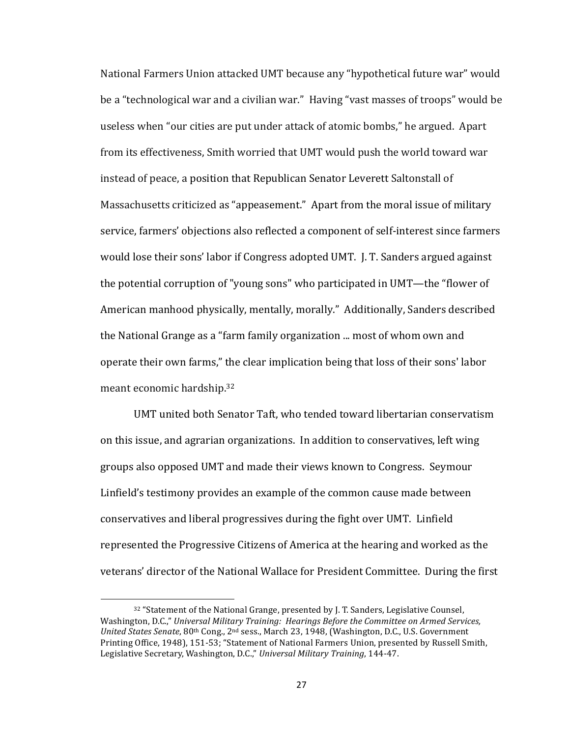National Farmers Union attacked UMT because any "hypothetical future war" would be a "technological war and a civilian war." Having "vast masses of troops" would be useless when "our cities are put under attack of atomic bombs," he argued. Apart from its effectiveness, Smith worried that UMT would push the world toward war instead of peace, a position that Republican Senator Leverett Saltonstall of Massachusetts criticized as "appeasement." Apart from the moral issue of military service, farmers' objections also reflected a component of self-interest since farmers would lose their sons' labor if Congress adopted UMT. J. T. Sanders argued against the potential corruption of "young sons" who participated in UMT—the "flower of American manhood physically, mentally, morally." Additionally, Sanders described the National Grange as a "farm family organization ... most of whom own and operate their own farms," the clear implication being that loss of their sons' labor meant economic hardship.[32]

UMT united both Senator Taft, who tended toward libertarian conservatism on this issue, and agrarian organizations. In addition to conservatives, left wing groups also opposed UMT and made their views known to Congress. Seymour Linfield's testimony provides an example of the common cause made between conservatives and liberal progressives during the fight over UMT. Linfield represented the Progressive Citizens of America at the hearing and worked as the veterans' director of the National Wallace for President Committee. During the first

---

[32] "Statement of the National Grange, presented by J. T. Sanders, Legislative Counsel, Washington, D.C.," *Universal Military Training: Hearings Before the Committee on Armed Services, United States Senate*, 80th Cong., 2nd sess., March 23, 1948, (Washington, D.C., U.S. Government Printing Office, 1948), 151-53; "Statement of National Farmers Union, presented by Russell Smith, Legislative Secretary, Washington, D.C.," *Universal Military Training*, 144-47.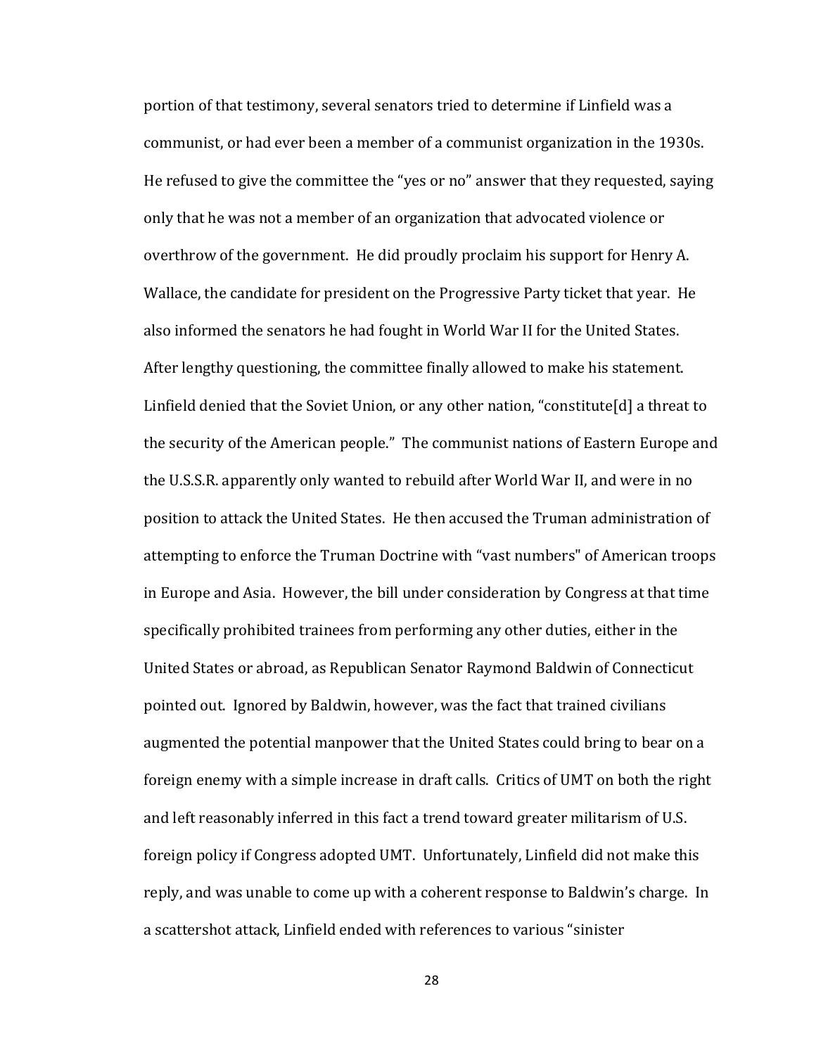portion of that testimony, several senators tried to determine if Linfield was a communist, or had ever been a member of a communist organization in the 1930s. He refused to give the committee the "yes or no" answer that they requested, saying only that he was not a member of an organization that advocated violence or overthrow of the government. He did proudly proclaim his support for Henry A. Wallace, the candidate for president on the Progressive Party ticket that year. He also informed the senators he had fought in World War II for the United States. After lengthy questioning, the committee finally allowed to make his statement. Linfield denied that the Soviet Union, or any other nation, "constitute[d] a threat to the security of the American people." The communist nations of Eastern Europe and the U.S.S.R. apparently only wanted to rebuild after World War II, and were in no position to attack the United States. He then accused the Truman administration of attempting to enforce the Truman Doctrine with "vast numbers" of American troops in Europe and Asia. However, the bill under consideration by Congress at that time specifically prohibited trainees from performing any other duties, either in the United States or abroad, as Republican Senator Raymond Baldwin of Connecticut pointed out. Ignored by Baldwin, however, was the fact that trained civilians augmented the potential manpower that the United States could bring to bear on a foreign enemy with a simple increase in draft calls. Critics of UMT on both the right and left reasonably inferred in this fact a trend toward greater militarism of U.S. foreign policy if Congress adopted UMT. Unfortunately, Linfield did not make this reply, and was unable to come up with a coherent response to Baldwin's charge. In a scattershot attack, Linfield ended with references to various "sinister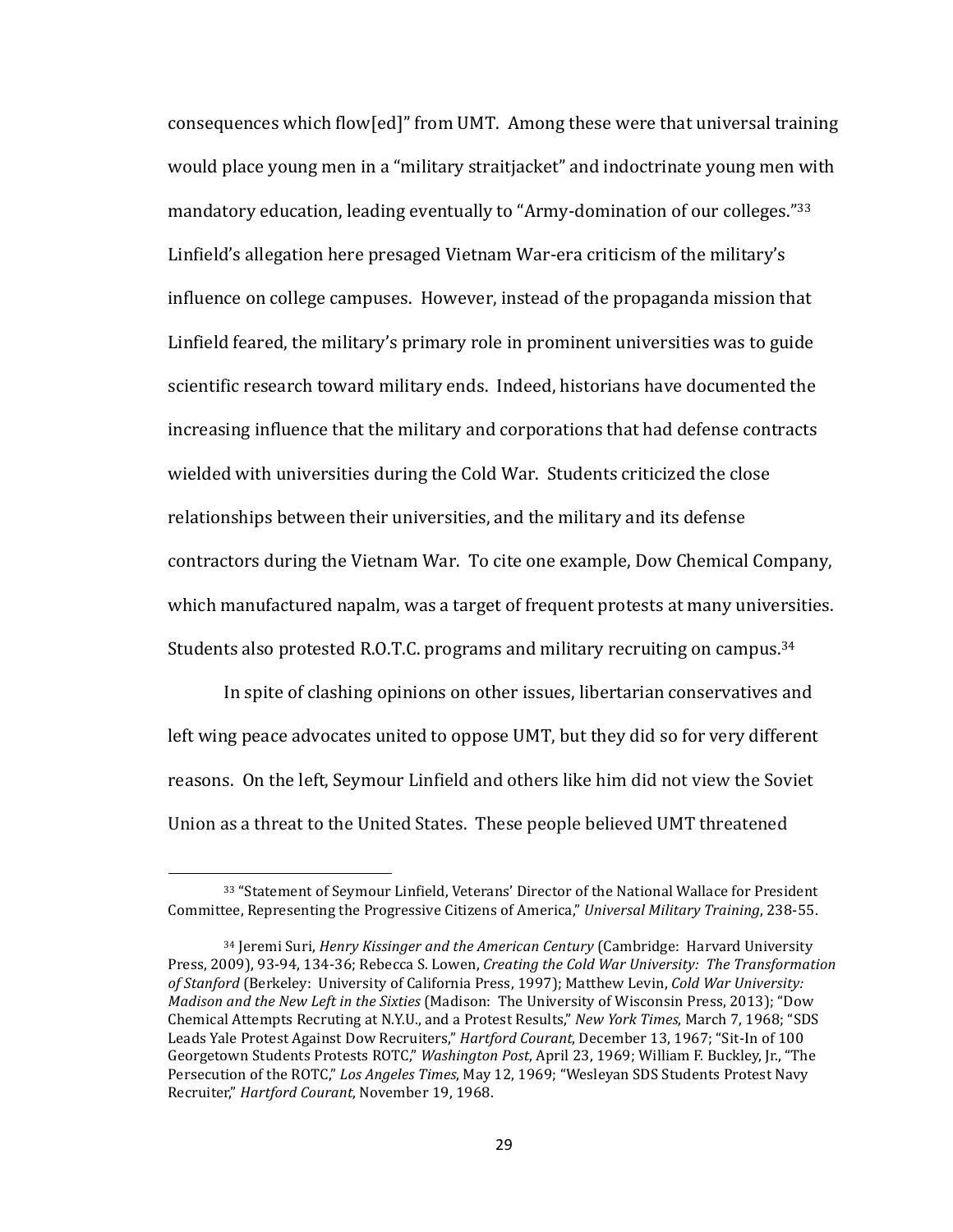consequences which flow[ed]" from UMT. Among these were that universal training would place young men in a "military straitjacket" and indoctrinate young men with mandatory education, leading eventually to "Army-domination of our colleges."[33] Linfield's allegation here presaged Vietnam War-era criticism of the military's influence on college campuses. However, instead of the propaganda mission that Linfield feared, the military's primary role in prominent universities was to guide scientific research toward military ends. Indeed, historians have documented the increasing influence that the military and corporations that had defense contracts wielded with universities during the Cold War. Students criticized the close relationships between their universities, and the military and its defense contractors during the Vietnam War. To cite one example, Dow Chemical Company, which manufactured napalm, was a target of frequent protests at many universities. Students also protested R.O.T.C. programs and military recruiting on campus.[34]

In spite of clashing opinions on other issues, libertarian conservatives and left wing peace advocates united to oppose UMT, but they did so for very different reasons. On the left, Seymour Linfield and others like him did not view the Soviet Union as a threat to the United States. These people believed UMT threatened

---

[33] "Statement of Seymour Linfield, Veterans' Director of the National Wallace for President Committee, Representing the Progressive Citizens of America," *Universal Military Training*, 238-55.

[34] Jeremi Suri, *Henry Kissinger and the American Century* (Cambridge: Harvard University Press, 2009), 93-94, 134-36; Rebecca S. Lowen, *Creating the Cold War University: The Transformation of Stanford* (Berkeley: University of California Press, 1997); Matthew Levin, *Cold War University: Madison and the New Left in the Sixties* (Madison: The University of Wisconsin Press, 2013); "Dow Chemical Attempts Recruting at N.Y.U., and a Protest Results," *New York Times*, March 7, 1968; "SDS Leads Yale Protest Against Dow Recruiters," *Hartford Courant*, December 13, 1967; "Sit-In of 100 Georgetown Students Protests ROTC," *Washington Post*, April 23, 1969; William F. Buckley, Jr., "The Persecution of the ROTC," *Los Angeles Times*, May 12, 1969; "Wesleyan SDS Students Protest Navy Recruiter," *Hartford Courant*, November 19, 1968.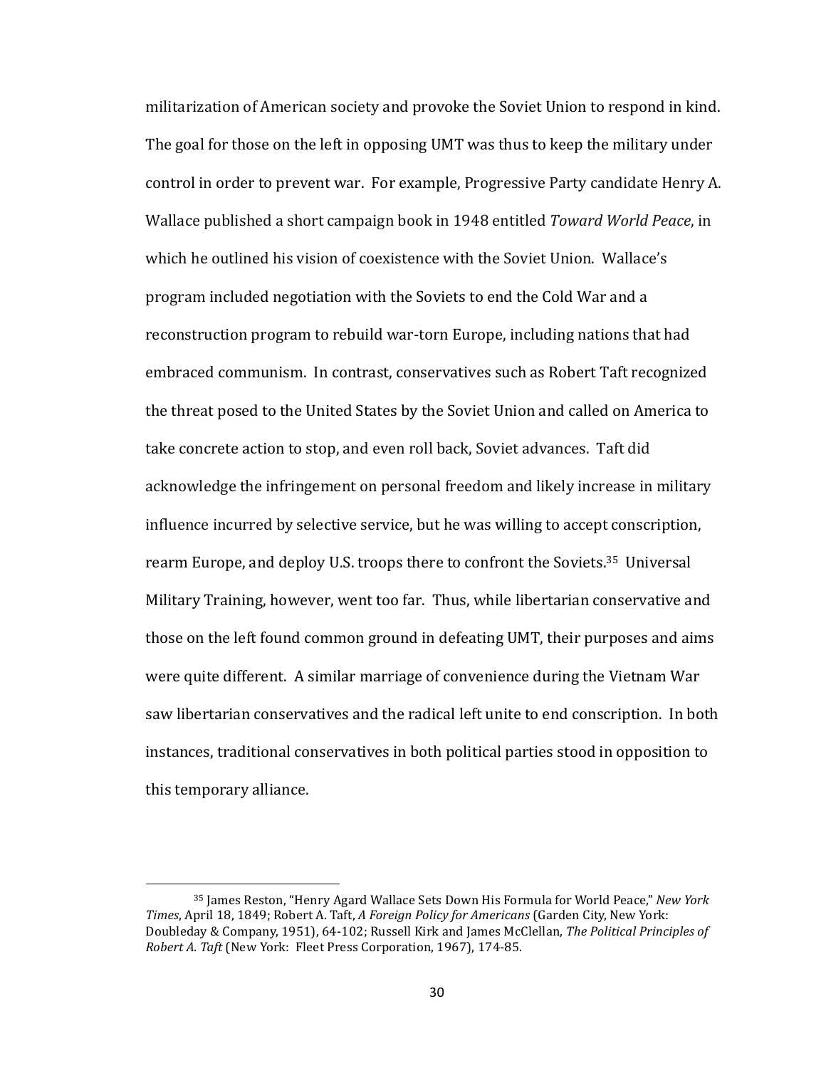militarization of American society and provoke the Soviet Union to respond in kind. The goal for those on the left in opposing UMT was thus to keep the military under control in order to prevent war. For example, Progressive Party candidate Henry A. Wallace published a short campaign book in 1948 entitled *Toward World Peace*, in which he outlined his vision of coexistence with the Soviet Union. Wallace's program included negotiation with the Soviets to end the Cold War and a reconstruction program to rebuild war-torn Europe, including nations that had embraced communism. In contrast, conservatives such as Robert Taft recognized the threat posed to the United States by the Soviet Union and called on America to take concrete action to stop, and even roll back, Soviet advances. Taft did acknowledge the infringement on personal freedom and likely increase in military influence incurred by selective service, but he was willing to accept conscription, rearm Europe, and deploy U.S. troops there to confront the Soviets.[35] Universal Military Training, however, went too far. Thus, while libertarian conservative and those on the left found common ground in defeating UMT, their purposes and aims were quite different. A similar marriage of convenience during the Vietnam War saw libertarian conservatives and the radical left unite to end conscription. In both instances, traditional conservatives in both political parties stood in opposition to this temporary alliance.

---

[35] James Reston, "Henry Agard Wallace Sets Down His Formula for World Peace," *New York Times*, April 18, 1849; Robert A. Taft, *A Foreign Policy for Americans* (Garden City, New York: Doubleday & Company, 1951), 64-102; Russell Kirk and James McClellan, *The Political Principles of Robert A. Taft* (New York: Fleet Press Corporation, 1967), 174-85.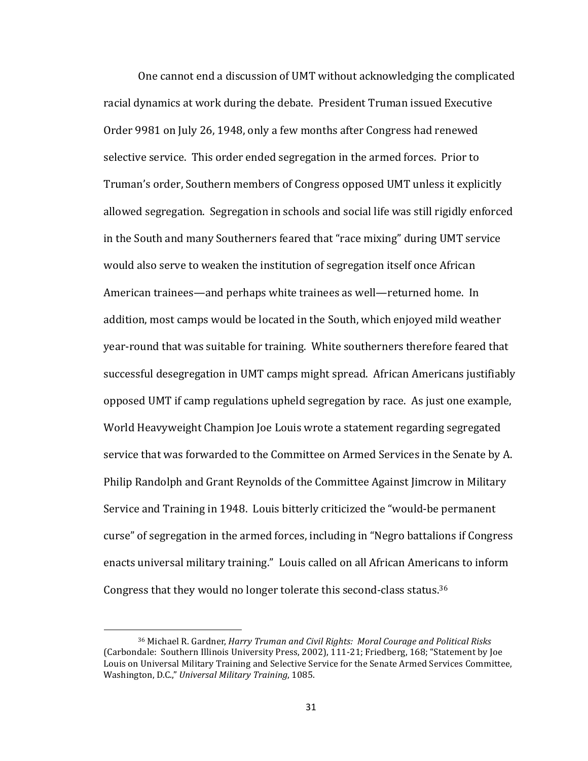One cannot end a discussion of UMT without acknowledging the complicated racial dynamics at work during the debate. President Truman issued Executive Order 9981 on July 26, 1948, only a few months after Congress had renewed selective service. This order ended segregation in the armed forces. Prior to Truman's order, Southern members of Congress opposed UMT unless it explicitly allowed segregation. Segregation in schools and social life was still rigidly enforced in the South and many Southerners feared that "race mixing" during UMT service would also serve to weaken the institution of segregation itself once African American trainees—and perhaps white trainees as well—returned home. In addition, most camps would be located in the South, which enjoyed mild weather year-round that was suitable for training. White southerners therefore feared that successful desegregation in UMT camps might spread. African Americans justifiably opposed UMT if camp regulations upheld segregation by race. As just one example, World Heavyweight Champion Joe Louis wrote a statement regarding segregated service that was forwarded to the Committee on Armed Services in the Senate by A. Philip Randolph and Grant Reynolds of the Committee Against Jimcrow in Military Service and Training in 1948. Louis bitterly criticized the "would-be permanent curse" of segregation in the armed forces, including in "Negro battalions if Congress enacts universal military training." Louis called on all African Americans to inform Congress that they would no longer tolerate this second-class status.[36]

---

[36] Michael R. Gardner, *Harry Truman and Civil Rights: Moral Courage and Political Risks* (Carbondale: Southern Illinois University Press, 2002), 111-21; Friedberg, 168; "Statement by Joe Louis on Universal Military Training and Selective Service for the Senate Armed Services Committee, Washington, D.C.," *Universal Military Training*, 1085.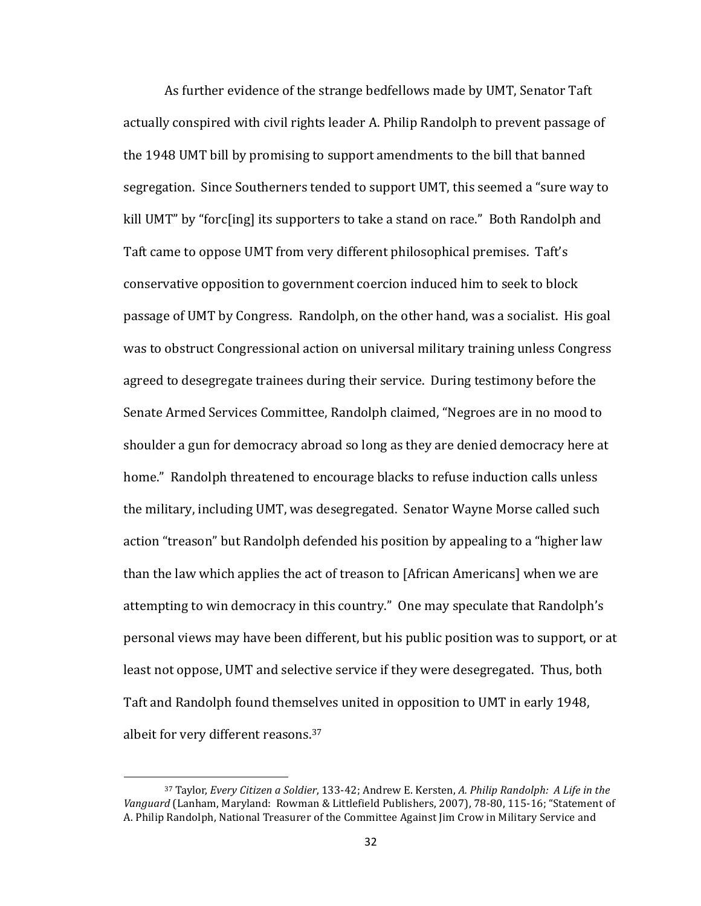As further evidence of the strange bedfellows made by UMT, Senator Taft actually conspired with civil rights leader A. Philip Randolph to prevent passage of the 1948 UMT bill by promising to support amendments to the bill that banned segregation. Since Southerners tended to support UMT, this seemed a "sure way to kill UMT" by "forc[ing] its supporters to take a stand on race." Both Randolph and Taft came to oppose UMT from very different philosophical premises. Taft's conservative opposition to government coercion induced him to seek to block passage of UMT by Congress. Randolph, on the other hand, was a socialist. His goal was to obstruct Congressional action on universal military training unless Congress agreed to desegregate trainees during their service. During testimony before the Senate Armed Services Committee, Randolph claimed, "Negroes are in no mood to shoulder a gun for democracy abroad so long as they are denied democracy here at home." Randolph threatened to encourage blacks to refuse induction calls unless the military, including UMT, was desegregated. Senator Wayne Morse called such action "treason" but Randolph defended his position by appealing to a "higher law than the law which applies the act of treason to [African Americans] when we are attempting to win democracy in this country." One may speculate that Randolph's personal views may have been different, but his public position was to support, or at least not oppose, UMT and selective service if they were desegregated. Thus, both Taft and Randolph found themselves united in opposition to UMT in early 1948, albeit for very different reasons.[37]

---

[37] Taylor, *Every Citizen a Soldier*, 133-42; Andrew E. Kersten, *A. Philip Randolph: A Life in the Vanguard* (Lanham, Maryland: Rowman & Littlefield Publishers, 2007), 78-80, 115-16; "Statement of A. Philip Randolph, National Treasurer of the Committee Against Jim Crow in Military Service and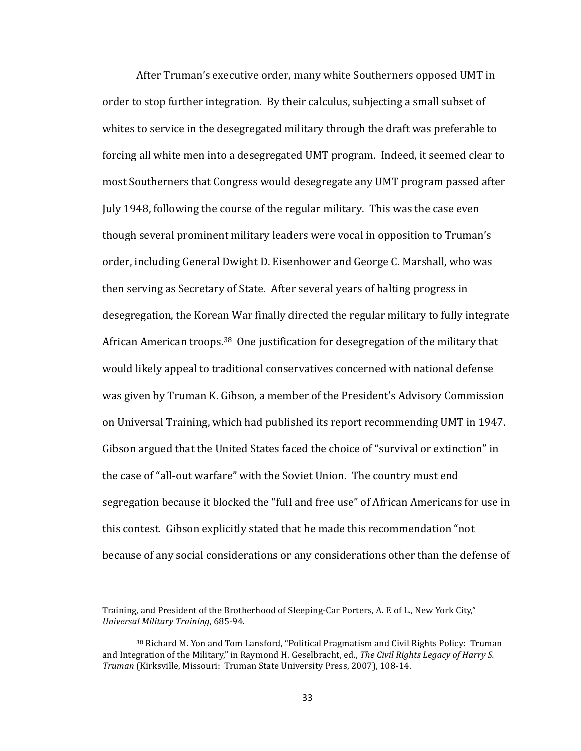After Truman's executive order, many white Southerners opposed UMT in order to stop further integration. By their calculus, subjecting a small subset of whites to service in the desegregated military through the draft was preferable to forcing all white men into a desegregated UMT program. Indeed, it seemed clear to most Southerners that Congress would desegregate any UMT program passed after July 1948, following the course of the regular military. This was the case even though several prominent military leaders were vocal in opposition to Truman's order, including General Dwight D. Eisenhower and George C. Marshall, who was then serving as Secretary of State. After several years of halting progress in desegregation, the Korean War finally directed the regular military to fully integrate African American troops.[38] One justification for desegregation of the military that would likely appeal to traditional conservatives concerned with national defense was given by Truman K. Gibson, a member of the President's Advisory Commission on Universal Training, which had published its report recommending UMT in 1947. Gibson argued that the United States faced the choice of "survival or extinction" in the case of "all-out warfare" with the Soviet Union. The country must end segregation because it blocked the "full and free use" of African Americans for use in this contest. Gibson explicitly stated that he made this recommendation "not because of any social considerations or any considerations other than the defense of

---

Training, and President of the Brotherhood of Sleeping-Car Porters, A. F. of L., New York City," *Universal Military Training*, 685-94.

[38] Richard M. Yon and Tom Lansford, "Political Pragmatism and Civil Rights Policy: Truman and Integration of the Military," in Raymond H. Geselbracht, ed., *The Civil Rights Legacy of Harry S. Truman* (Kirksville, Missouri: Truman State University Press, 2007), 108-14.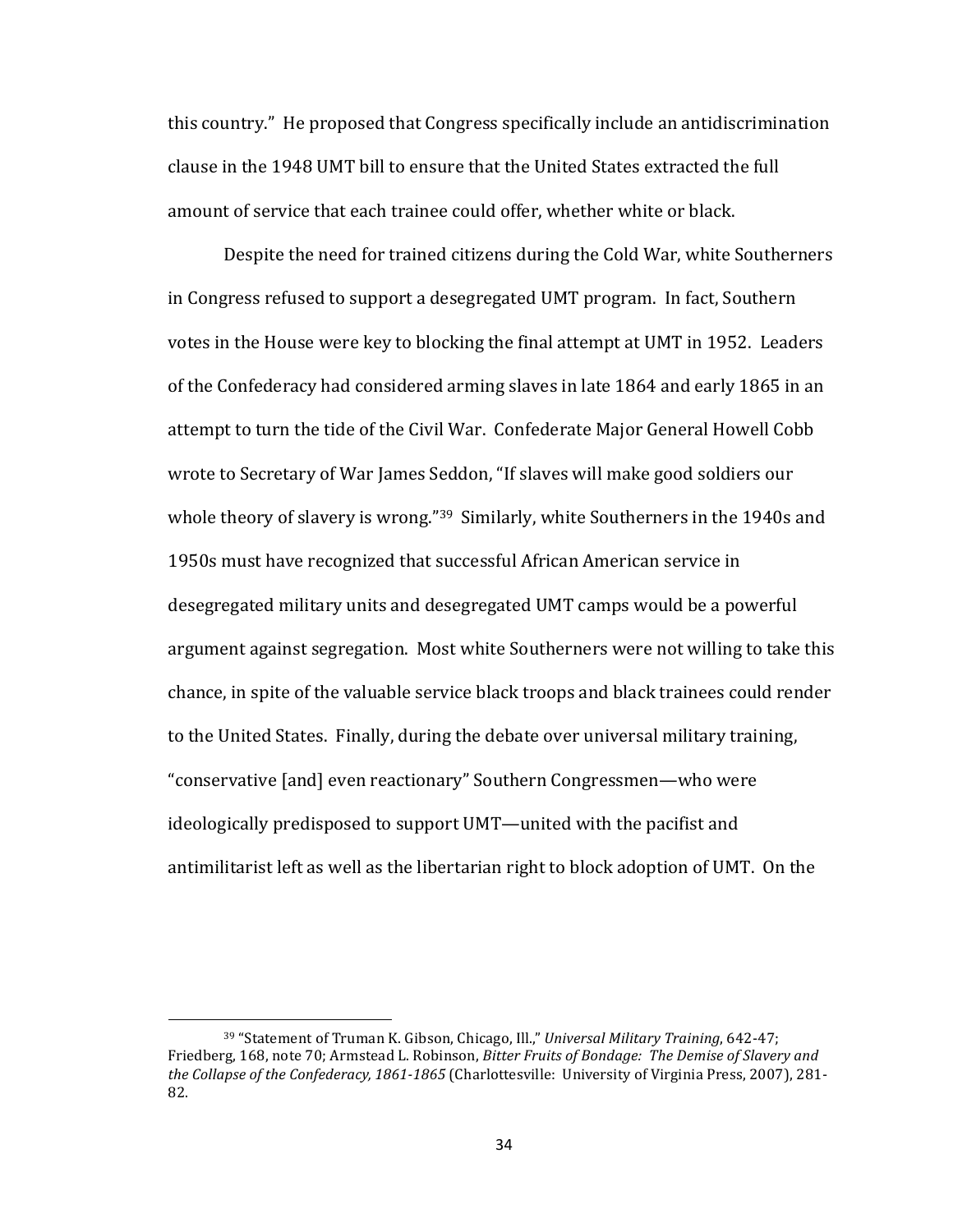this country." He proposed that Congress specifically include an antidiscrimination clause in the 1948 UMT bill to ensure that the United States extracted the full amount of service that each trainee could offer, whether white or black.

Despite the need for trained citizens during the Cold War, white Southerners in Congress refused to support a desegregated UMT program. In fact, Southern votes in the House were key to blocking the final attempt at UMT in 1952. Leaders of the Confederacy had considered arming slaves in late 1864 and early 1865 in an attempt to turn the tide of the Civil War. Confederate Major General Howell Cobb wrote to Secretary of War James Seddon, "If slaves will make good soldiers our whole theory of slavery is wrong."[39] Similarly, white Southerners in the 1940s and 1950s must have recognized that successful African American service in desegregated military units and desegregated UMT camps would be a powerful argument against segregation. Most white Southerners were not willing to take this chance, in spite of the valuable service black troops and black trainees could render to the United States. Finally, during the debate over universal military training, "conservative [and] even reactionary" Southern Congressmen—who were ideologically predisposed to support UMT—united with the pacifist and antimilitarist left as well as the libertarian right to block adoption of UMT. On the

---

[39] "Statement of Truman K. Gibson, Chicago, Ill.," *Universal Military Training*, 642-47; Friedberg, 168, note 70; Armstead L. Robinson, *Bitter Fruits of Bondage: The Demise of Slavery and the Collapse of the Confederacy, 1861-1865* (Charlottesville: University of Virginia Press, 2007), 281-82.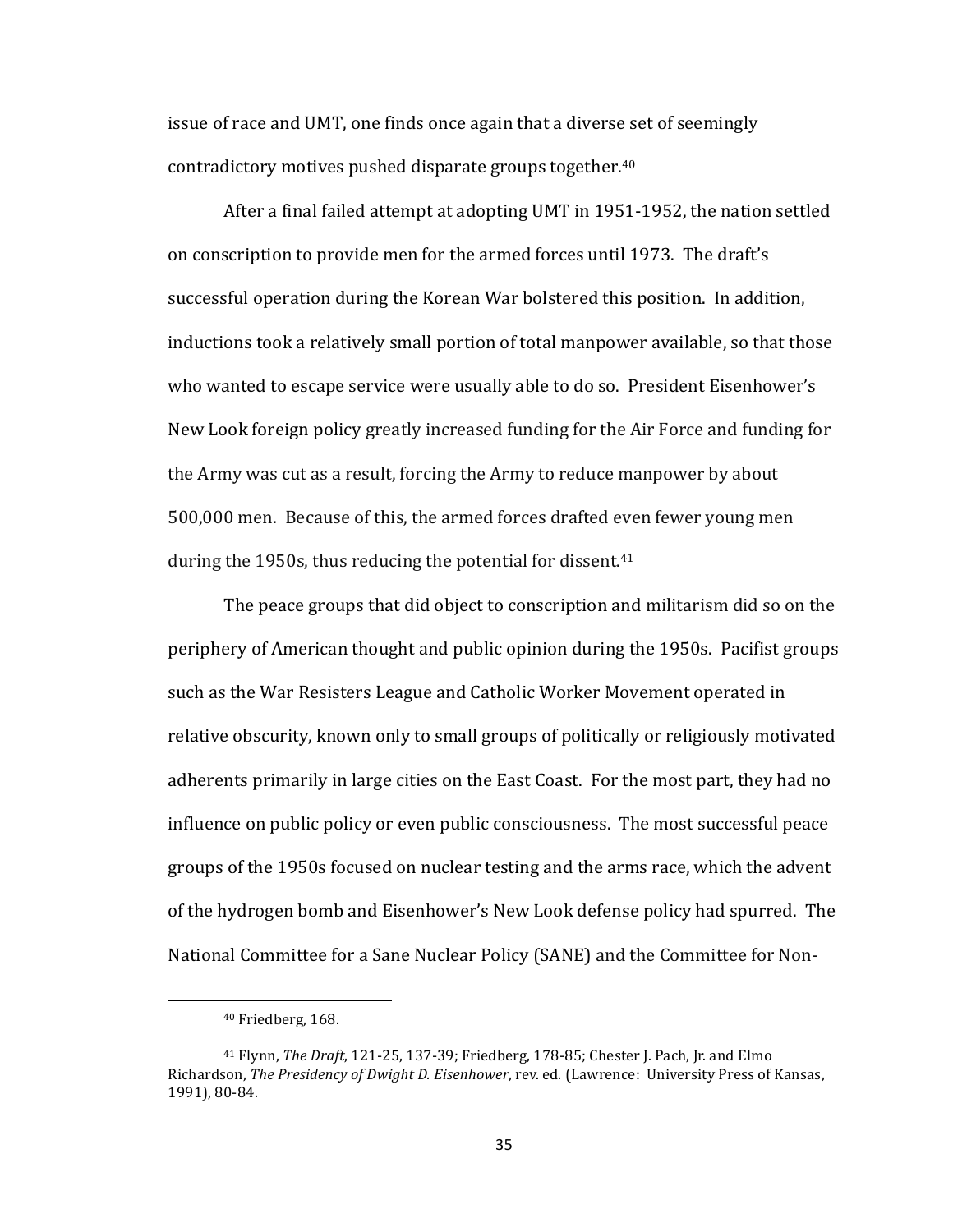issue of race and UMT, one finds once again that a diverse set of seemingly contradictory motives pushed disparate groups together.[40]

After a final failed attempt at adopting UMT in 1951-1952, the nation settled on conscription to provide men for the armed forces until 1973. The draft's successful operation during the Korean War bolstered this position. In addition, inductions took a relatively small portion of total manpower available, so that those who wanted to escape service were usually able to do so. President Eisenhower's New Look foreign policy greatly increased funding for the Air Force and funding for the Army was cut as a result, forcing the Army to reduce manpower by about 500,000 men. Because of this, the armed forces drafted even fewer young men during the 1950s, thus reducing the potential for dissent.[41]

The peace groups that did object to conscription and militarism did so on the periphery of American thought and public opinion during the 1950s. Pacifist groups such as the War Resisters League and Catholic Worker Movement operated in relative obscurity, known only to small groups of politically or religiously motivated adherents primarily in large cities on the East Coast. For the most part, they had no influence on public policy or even public consciousness. The most successful peace groups of the 1950s focused on nuclear testing and the arms race, which the advent of the hydrogen bomb and Eisenhower's New Look defense policy had spurred. The National Committee for a Sane Nuclear Policy (SANE) and the Committee for Non-

---

[40] Friedberg, 168.

[41] Flynn, *The Draft*, 121-25, 137-39; Friedberg, 178-85; Chester J. Pach, Jr. and Elmo Richardson, *The Presidency of Dwight D. Eisenhower*, rev. ed. (Lawrence: University Press of Kansas, 1991), 80-84.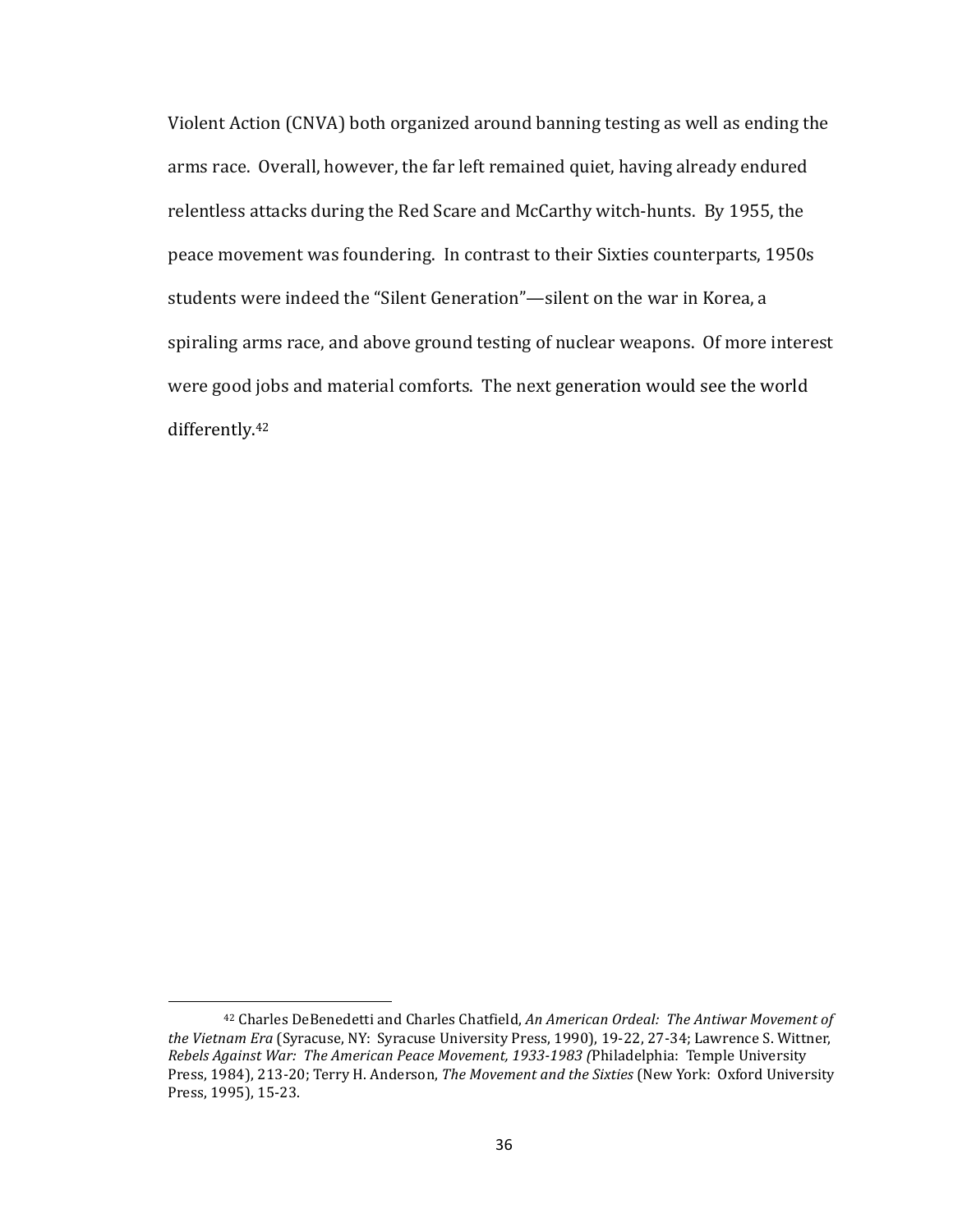Violent Action (CNVA) both organized around banning testing as well as ending the arms race. Overall, however, the far left remained quiet, having already endured relentless attacks during the Red Scare and McCarthy witch-hunts. By 1955, the peace movement was foundering. In contrast to their Sixties counterparts, 1950s students were indeed the "Silent Generation"—silent on the war in Korea, a spiraling arms race, and above ground testing of nuclear weapons. Of more interest were good jobs and material comforts. The next generation would see the world differently.[42]

---

[42] Charles DeBenedetti and Charles Chatfield, *An American Ordeal: The Antiwar Movement of the Vietnam Era* (Syracuse, NY: Syracuse University Press, 1990), 19-22, 27-34; Lawrence S. Wittner, *Rebels Against War: The American Peace Movement, 1933-1983* (Philadelphia: Temple University Press, 1984), 213-20; Terry H. Anderson, *The Movement and the Sixties* (New York: Oxford University Press, 1995), 15-23.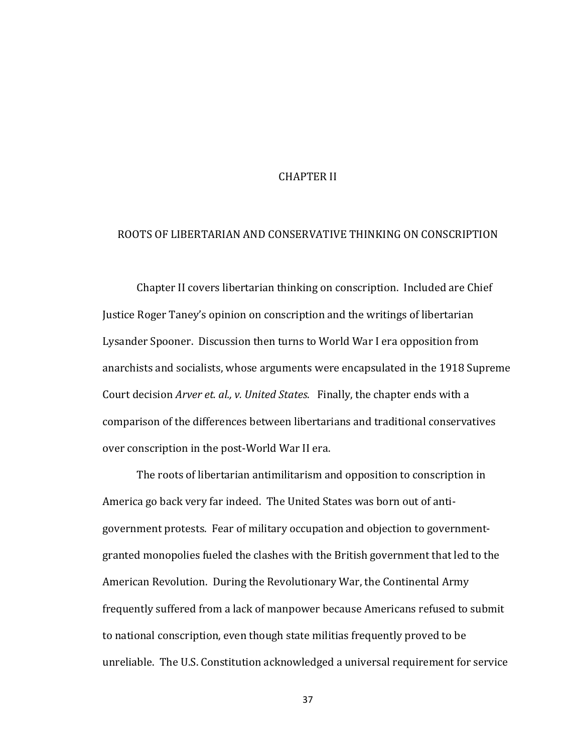# CHAPTER II

## ROOTS OF LIBERTARIAN AND CONSERVATIVE THINKING ON CONSCRIPTION

Chapter II covers libertarian thinking on conscription. Included are Chief Justice Roger Taney's opinion on conscription and the writings of libertarian Lysander Spooner. Discussion then turns to World War I era opposition from anarchists and socialists, whose arguments were encapsulated in the 1918 Supreme Court decision *Arver et. al., v. United States*. Finally, the chapter ends with a comparison of the differences between libertarians and traditional conservatives over conscription in the post-World War II era.

The roots of libertarian antimilitarism and opposition to conscription in America go back very far indeed. The United States was born out of anti-government protests. Fear of military occupation and objection to government-granted monopolies fueled the clashes with the British government that led to the American Revolution. During the Revolutionary War, the Continental Army frequently suffered from a lack of manpower because Americans refused to submit to national conscription, even though state militias frequently proved to be unreliable. The U.S. Constitution acknowledged a universal requirement for service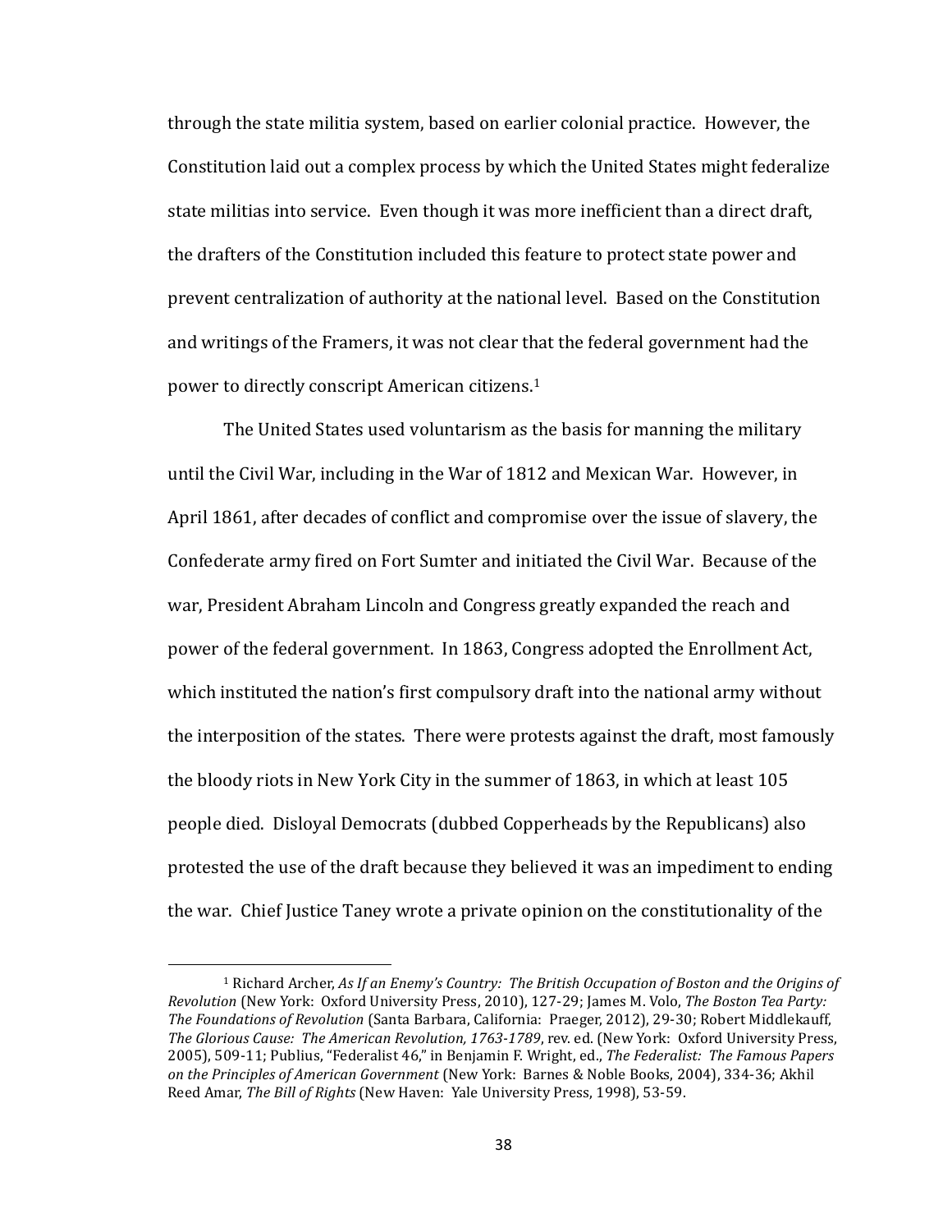through the state militia system, based on earlier colonial practice. However, the Constitution laid out a complex process by which the United States might federalize state militias into service. Even though it was more inefficient than a direct draft, the drafters of the Constitution included this feature to protect state power and prevent centralization of authority at the national level. Based on the Constitution and writings of the Framers, it was not clear that the federal government had the power to directly conscript American citizens.[1]

The United States used voluntarism as the basis for manning the military until the Civil War, including in the War of 1812 and Mexican War. However, in April 1861, after decades of conflict and compromise over the issue of slavery, the Confederate army fired on Fort Sumter and initiated the Civil War. Because of the war, President Abraham Lincoln and Congress greatly expanded the reach and power of the federal government. In 1863, Congress adopted the Enrollment Act, which instituted the nation's first compulsory draft into the national army without the interposition of the states. There were protests against the draft, most famously the bloody riots in New York City in the summer of 1863, in which at least 105 people died. Disloyal Democrats (dubbed Copperheads by the Republicans) also protested the use of the draft because they believed it was an impediment to ending the war. Chief Justice Taney wrote a private opinion on the constitutionality of the

---

[1] Richard Archer, *As If an Enemy's Country: The British Occupation of Boston and the Origins of Revolution* (New York: Oxford University Press, 2010), 127-29; James M. Volo, *The Boston Tea Party: The Foundations of Revolution* (Santa Barbara, California: Praeger, 2012), 29-30; Robert Middlekauff, *The Glorious Cause: The American Revolution, 1763-1789*, rev. ed. (New York: Oxford University Press, 2005), 509-11; Publius, "Federalist 46," in Benjamin F. Wright, ed., *The Federalist: The Famous Papers on the Principles of American Government* (New York: Barnes & Noble Books, 2004), 334-36; Akhil Reed Amar, *The Bill of Rights* (New Haven: Yale University Press, 1998), 53-59.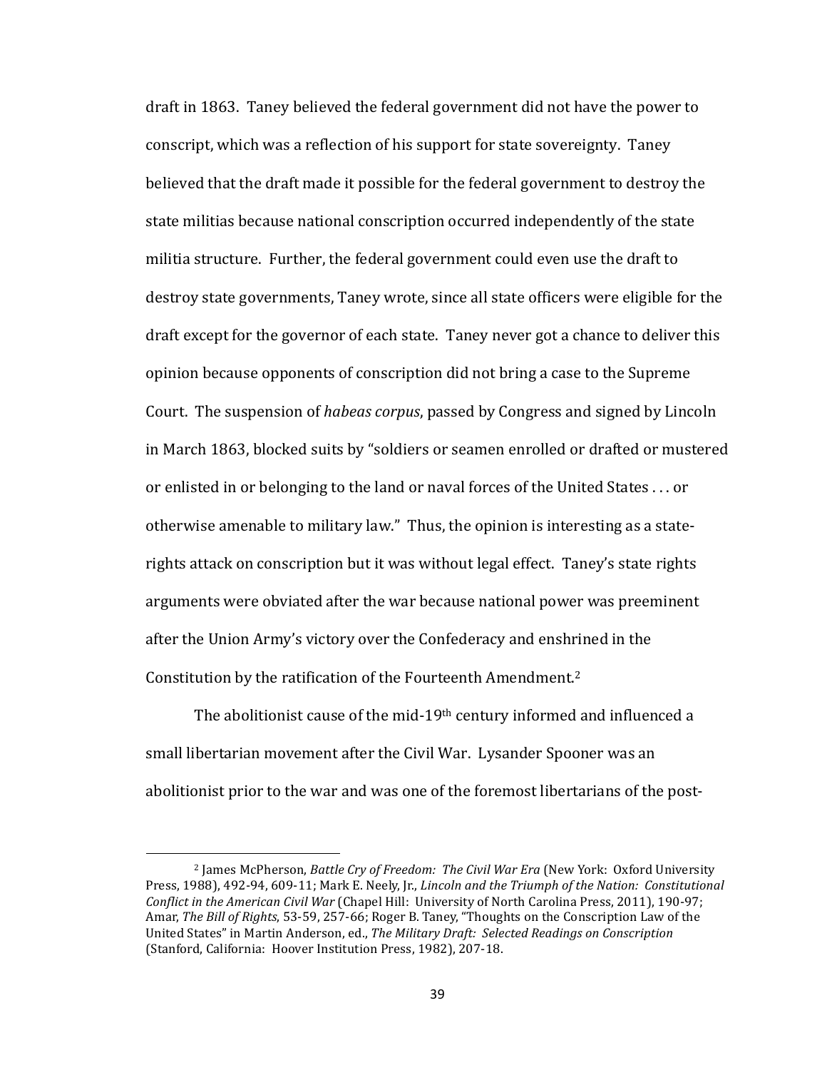draft in 1863. Taney believed the federal government did not have the power to conscript, which was a reflection of his support for state sovereignty. Taney believed that the draft made it possible for the federal government to destroy the state militias because national conscription occurred independently of the state militia structure. Further, the federal government could even use the draft to destroy state governments, Taney wrote, since all state officers were eligible for the draft except for the governor of each state. Taney never got a chance to deliver this opinion because opponents of conscription did not bring a case to the Supreme Court. The suspension of *habeas corpus*, passed by Congress and signed by Lincoln in March 1863, blocked suits by "soldiers or seamen enrolled or drafted or mustered or enlisted in or belonging to the land or naval forces of the United States . . . or otherwise amenable to military law." Thus, the opinion is interesting as a state-rights attack on conscription but it was without legal effect. Taney's state rights arguments were obviated after the war because national power was preeminent after the Union Army's victory over the Confederacy and enshrined in the Constitution by the ratification of the Fourteenth Amendment.[2]

The abolitionist cause of the mid-19th century informed and influenced a small libertarian movement after the Civil War. Lysander Spooner was an abolitionist prior to the war and was one of the foremost libertarians of the post-

[2] James McPherson, *Battle Cry of Freedom: The Civil War Era* (New York: Oxford University Press, 1988), 492-94, 609-11; Mark E. Neely, Jr., *Lincoln and the Triumph of the Nation: Constitutional Conflict in the American Civil War* (Chapel Hill: University of North Carolina Press, 2011), 190-97; Amar, *The Bill of Rights*, 53-59, 257-66; Roger B. Taney, "Thoughts on the Conscription Law of the United States" in Martin Anderson, ed., *The Military Draft: Selected Readings on Conscription* (Stanford, California: Hoover Institution Press, 1982), 207-18.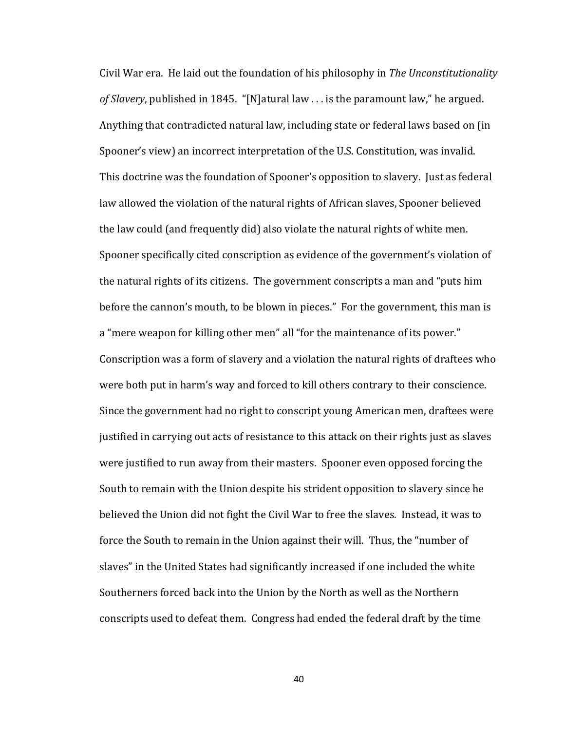Civil War era. He laid out the foundation of his philosophy in *The Unconstitutionality of Slavery*, published in 1845. "[N]atural law . . . is the paramount law," he argued. Anything that contradicted natural law, including state or federal laws based on (in Spooner's view) an incorrect interpretation of the U.S. Constitution, was invalid. This doctrine was the foundation of Spooner's opposition to slavery. Just as federal law allowed the violation of the natural rights of African slaves, Spooner believed the law could (and frequently did) also violate the natural rights of white men. Spooner specifically cited conscription as evidence of the government's violation of the natural rights of its citizens. The government conscripts a man and "puts him before the cannon's mouth, to be blown in pieces." For the government, this man is a "mere weapon for killing other men" all "for the maintenance of its power." Conscription was a form of slavery and a violation the natural rights of draftees who were both put in harm's way and forced to kill others contrary to their conscience. Since the government had no right to conscript young American men, draftees were justified in carrying out acts of resistance to this attack on their rights just as slaves were justified to run away from their masters. Spooner even opposed forcing the South to remain with the Union despite his strident opposition to slavery since he believed the Union did not fight the Civil War to free the slaves. Instead, it was to force the South to remain in the Union against their will. Thus, the "number of slaves" in the United States had significantly increased if one included the white Southerners forced back into the Union by the North as well as the Northern conscripts used to defeat them. Congress had ended the federal draft by the time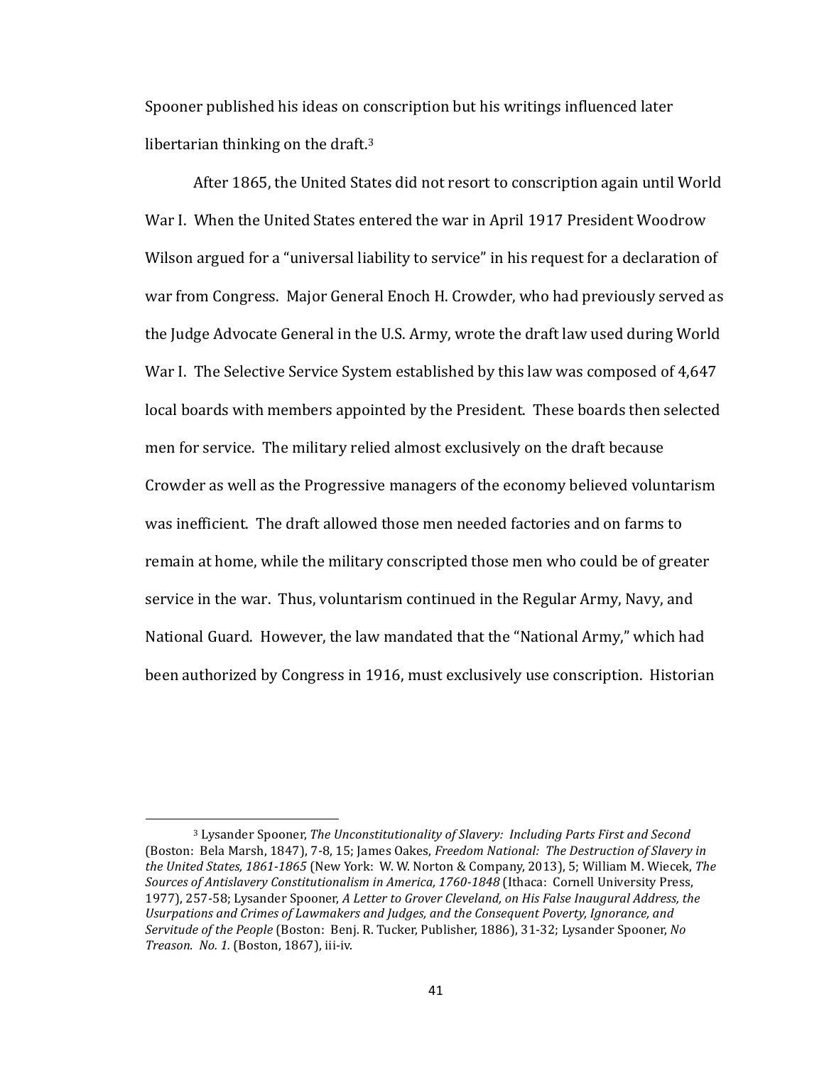Spooner published his ideas on conscription but his writings influenced later libertarian thinking on the draft.[3]

After 1865, the United States did not resort to conscription again until World War I. When the United States entered the war in April 1917 President Woodrow Wilson argued for a "universal liability to service" in his request for a declaration of war from Congress. Major General Enoch H. Crowder, who had previously served as the Judge Advocate General in the U.S. Army, wrote the draft law used during World War I. The Selective Service System established by this law was composed of 4,647 local boards with members appointed by the President. These boards then selected men for service. The military relied almost exclusively on the draft because Crowder as well as the Progressive managers of the economy believed voluntarism was inefficient. The draft allowed those men needed factories and on farms to remain at home, while the military conscripted those men who could be of greater service in the war. Thus, voluntarism continued in the Regular Army, Navy, and National Guard. However, the law mandated that the "National Army," which had been authorized by Congress in 1916, must exclusively use conscription. Historian

---

[3] Lysander Spooner, *The Unconstitutionality of Slavery: Including Parts First and Second* (Boston: Bela Marsh, 1847), 7-8, 15; James Oakes, *Freedom National: The Destruction of Slavery in the United States, 1861-1865* (New York: W. W. Norton & Company, 2013), 5; William M. Wiecek, *The Sources of Antislavery Constitutionalism in America, 1760-1848* (Ithaca: Cornell University Press, 1977), 257-58; Lysander Spooner, *A Letter to Grover Cleveland, on His False Inaugural Address, the Usurpations and Crimes of Lawmakers and Judges, and the Consequent Poverty, Ignorance, and Servitude of the People* (Boston: Benj. R. Tucker, Publisher, 1886), 31-32; Lysander Spooner, *No Treason. No. 1.* (Boston, 1867), iii-iv.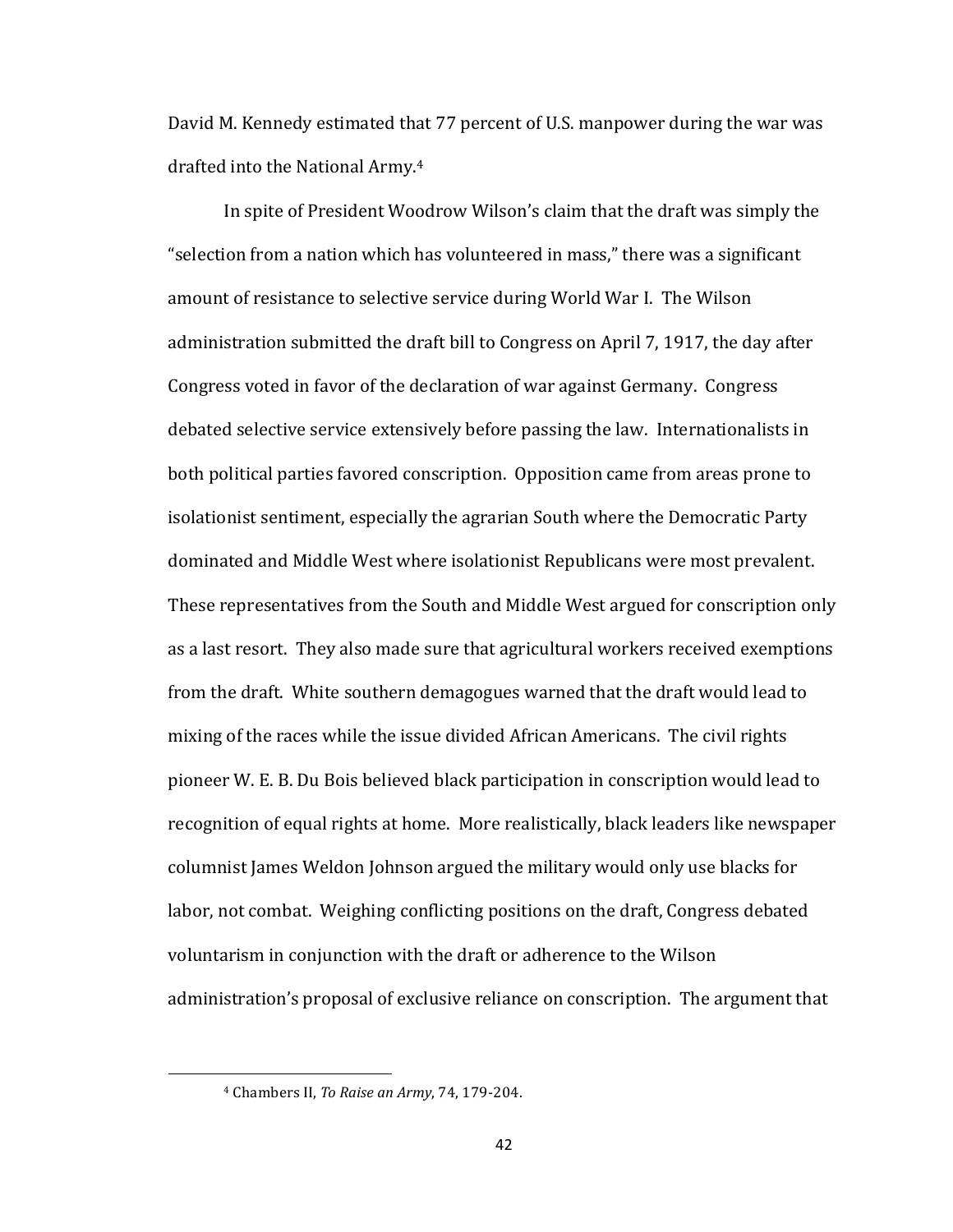David M. Kennedy estimated that 77 percent of U.S. manpower during the war was drafted into the National Army.[4]

In spite of President Woodrow Wilson's claim that the draft was simply the "selection from a nation which has volunteered in mass," there was a significant amount of resistance to selective service during World War I. The Wilson administration submitted the draft bill to Congress on April 7, 1917, the day after Congress voted in favor of the declaration of war against Germany. Congress debated selective service extensively before passing the law. Internationalists in both political parties favored conscription. Opposition came from areas prone to isolationist sentiment, especially the agrarian South where the Democratic Party dominated and Middle West where isolationist Republicans were most prevalent. These representatives from the South and Middle West argued for conscription only as a last resort. They also made sure that agricultural workers received exemptions from the draft. White southern demagogues warned that the draft would lead to mixing of the races while the issue divided African Americans. The civil rights pioneer W. E. B. Du Bois believed black participation in conscription would lead to recognition of equal rights at home. More realistically, black leaders like newspaper columnist James Weldon Johnson argued the military would only use blacks for labor, not combat. Weighing conflicting positions on the draft, Congress debated voluntarism in conjunction with the draft or adherence to the Wilson administration's proposal of exclusive reliance on conscription. The argument that

[4] Chambers II, *To Raise an Army*, 74, 179-204.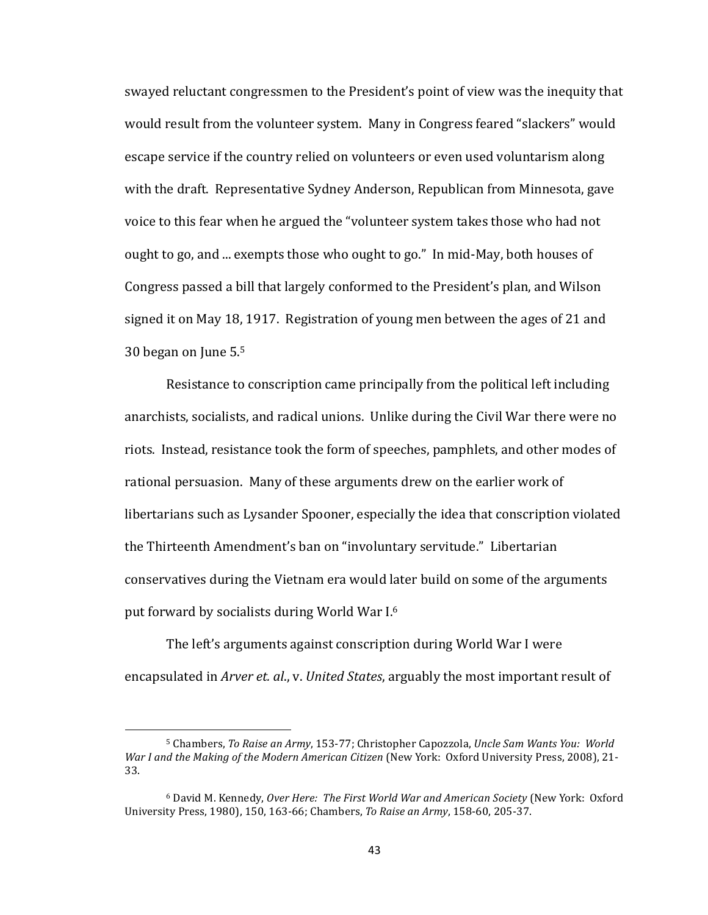swayed reluctant congressmen to the President's point of view was the inequity that would result from the volunteer system. Many in Congress feared "slackers" would escape service if the country relied on volunteers or even used voluntarism along with the draft. Representative Sydney Anderson, Republican from Minnesota, gave voice to this fear when he argued the "volunteer system takes those who had not ought to go, and ... exempts those who ought to go." In mid-May, both houses of Congress passed a bill that largely conformed to the President's plan, and Wilson signed it on May 18, 1917. Registration of young men between the ages of 21 and 30 began on June 5.[5]

Resistance to conscription came principally from the political left including anarchists, socialists, and radical unions. Unlike during the Civil War there were no riots. Instead, resistance took the form of speeches, pamphlets, and other modes of rational persuasion. Many of these arguments drew on the earlier work of libertarians such as Lysander Spooner, especially the idea that conscription violated the Thirteenth Amendment's ban on "involuntary servitude." Libertarian conservatives during the Vietnam era would later build on some of the arguments put forward by socialists during World War I.[6]

The left's arguments against conscription during World War I were encapsulated in *Arver et. al.*, v. *United States*, arguably the most important result of

---

[5] Chambers, *To Raise an Army*, 153-77; Christopher Capozzola, *Uncle Sam Wants You: World War I and the Making of the Modern American Citizen* (New York: Oxford University Press, 2008), 21-33.

[6] David M. Kennedy, *Over Here: The First World War and American Society* (New York: Oxford University Press, 1980), 150, 163-66; Chambers, *To Raise an Army*, 158-60, 205-37.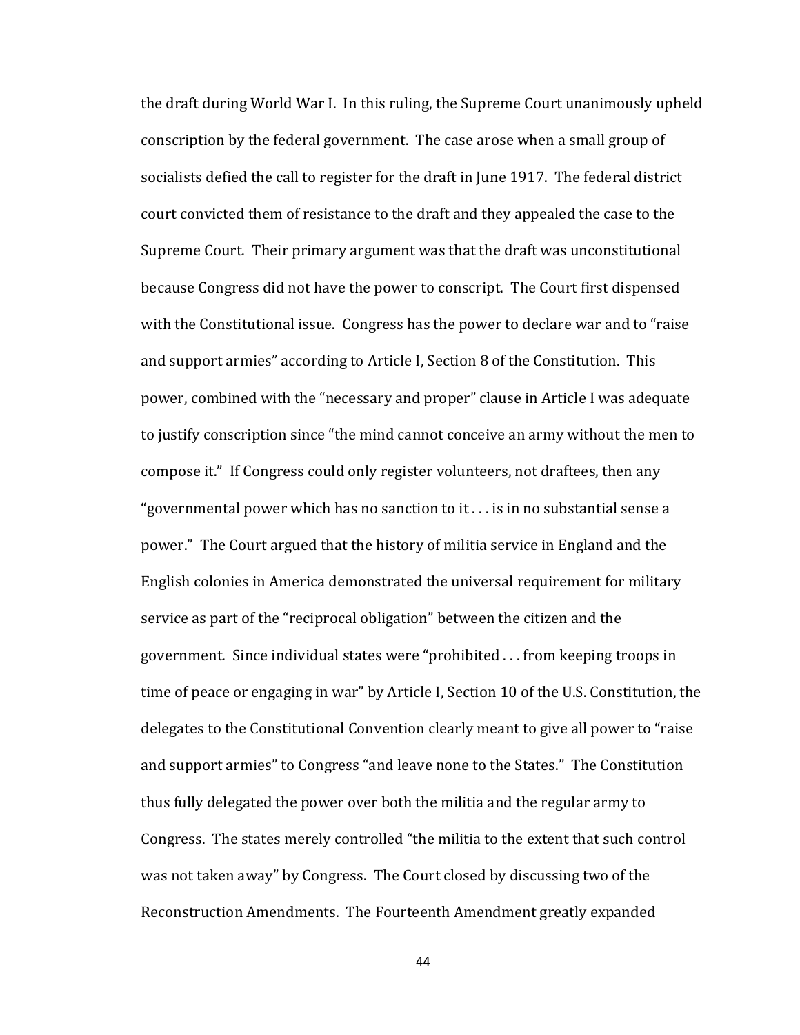the draft during World War I. In this ruling, the Supreme Court unanimously upheld conscription by the federal government. The case arose when a small group of socialists defied the call to register for the draft in June 1917. The federal district court convicted them of resistance to the draft and they appealed the case to the Supreme Court. Their primary argument was that the draft was unconstitutional because Congress did not have the power to conscript. The Court first dispensed with the Constitutional issue. Congress has the power to declare war and to "raise and support armies" according to Article I, Section 8 of the Constitution. This power, combined with the "necessary and proper" clause in Article I was adequate to justify conscription since "the mind cannot conceive an army without the men to compose it." If Congress could only register volunteers, not draftees, then any "governmental power which has no sanction to it . . . is in no substantial sense a power." The Court argued that the history of militia service in England and the English colonies in America demonstrated the universal requirement for military service as part of the "reciprocal obligation" between the citizen and the government. Since individual states were "prohibited . . . from keeping troops in time of peace or engaging in war" by Article I, Section 10 of the U.S. Constitution, the delegates to the Constitutional Convention clearly meant to give all power to "raise and support armies" to Congress "and leave none to the States." The Constitution thus fully delegated the power over both the militia and the regular army to Congress. The states merely controlled "the militia to the extent that such control was not taken away" by Congress. The Court closed by discussing two of the Reconstruction Amendments. The Fourteenth Amendment greatly expanded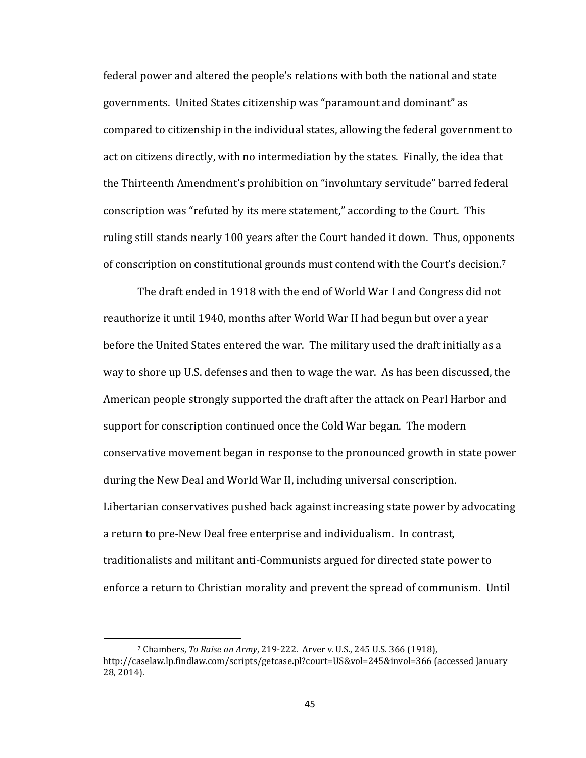federal power and altered the people's relations with both the national and state governments. United States citizenship was "paramount and dominant" as compared to citizenship in the individual states, allowing the federal government to act on citizens directly, with no intermediation by the states. Finally, the idea that the Thirteenth Amendment's prohibition on "involuntary servitude" barred federal conscription was "refuted by its mere statement," according to the Court. This ruling still stands nearly 100 years after the Court handed it down. Thus, opponents of conscription on constitutional grounds must contend with the Court's decision.[7]

The draft ended in 1918 with the end of World War I and Congress did not reauthorize it until 1940, months after World War II had begun but over a year before the United States entered the war. The military used the draft initially as a way to shore up U.S. defenses and then to wage the war. As has been discussed, the American people strongly supported the draft after the attack on Pearl Harbor and support for conscription continued once the Cold War began. The modern conservative movement began in response to the pronounced growth in state power during the New Deal and World War II, including universal conscription. Libertarian conservatives pushed back against increasing state power by advocating a return to pre-New Deal free enterprise and individualism. In contrast, traditionalists and militant anti-Communists argued for directed state power to enforce a return to Christian morality and prevent the spread of communism. Until

---

[7] Chambers, *To Raise an Army*, 219-222. Arver v. U.S., 245 U.S. 366 (1918), http://caselaw.lp.findlaw.com/scripts/getcase.pl?court=US&vol=245&invol=366 (accessed January 28, 2014).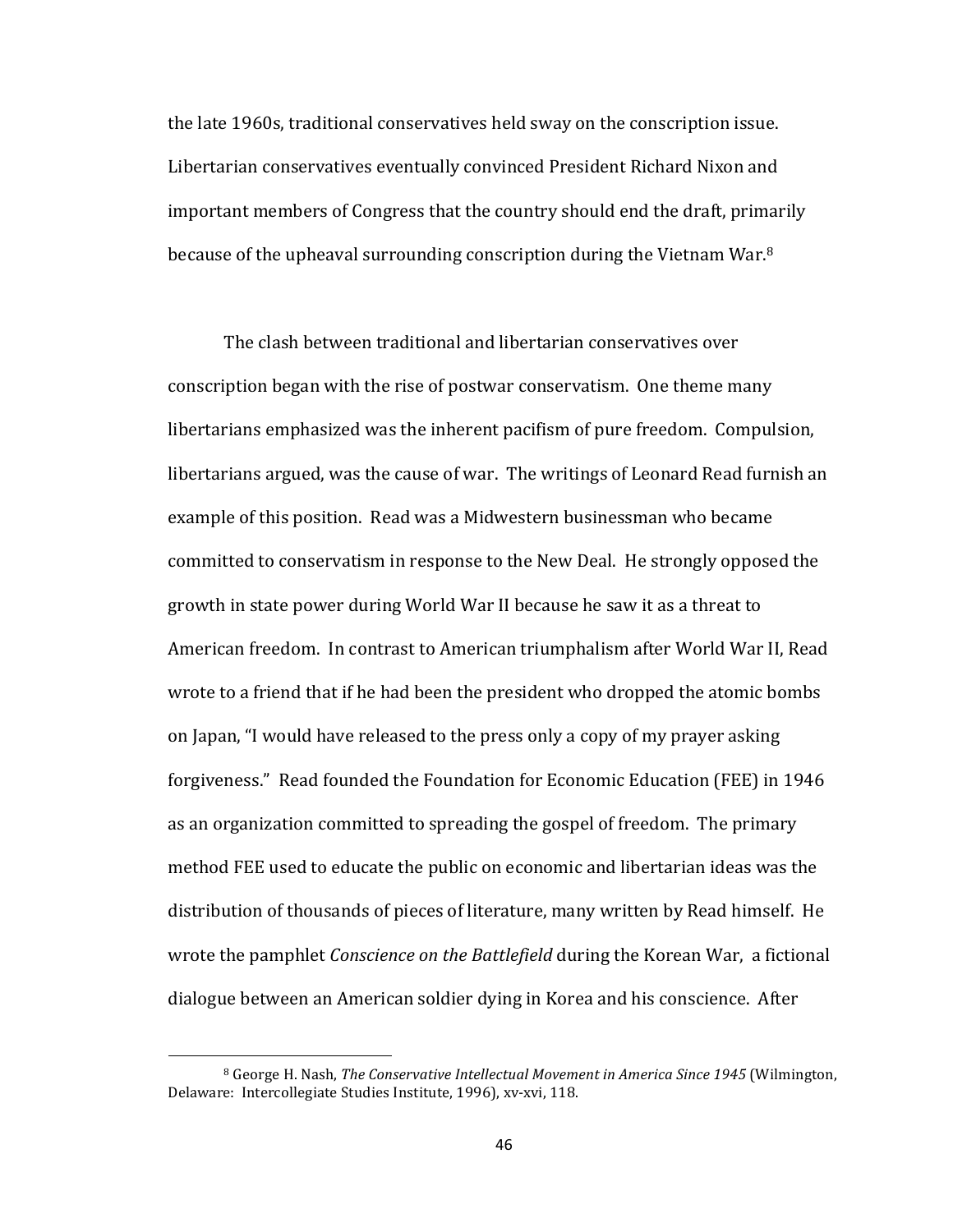the late 1960s, traditional conservatives held sway on the conscription issue. Libertarian conservatives eventually convinced President Richard Nixon and important members of Congress that the country should end the draft, primarily because of the upheaval surrounding conscription during the Vietnam War.[8]

The clash between traditional and libertarian conservatives over conscription began with the rise of postwar conservatism. One theme many libertarians emphasized was the inherent pacifism of pure freedom. Compulsion, libertarians argued, was the cause of war. The writings of Leonard Read furnish an example of this position. Read was a Midwestern businessman who became committed to conservatism in response to the New Deal. He strongly opposed the growth in state power during World War II because he saw it as a threat to American freedom. In contrast to American triumphalism after World War II, Read wrote to a friend that if he had been the president who dropped the atomic bombs on Japan, "I would have released to the press only a copy of my prayer asking forgiveness." Read founded the Foundation for Economic Education (FEE) in 1946 as an organization committed to spreading the gospel of freedom. The primary method FEE used to educate the public on economic and libertarian ideas was the distribution of thousands of pieces of literature, many written by Read himself. He wrote the pamphlet *Conscience on the Battlefield* during the Korean War, a fictional dialogue between an American soldier dying in Korea and his conscience. After

---

[8] George H. Nash, *The Conservative Intellectual Movement in America Since 1945* (Wilmington, Delaware: Intercollegiate Studies Institute, 1996), xv-xvi, 118.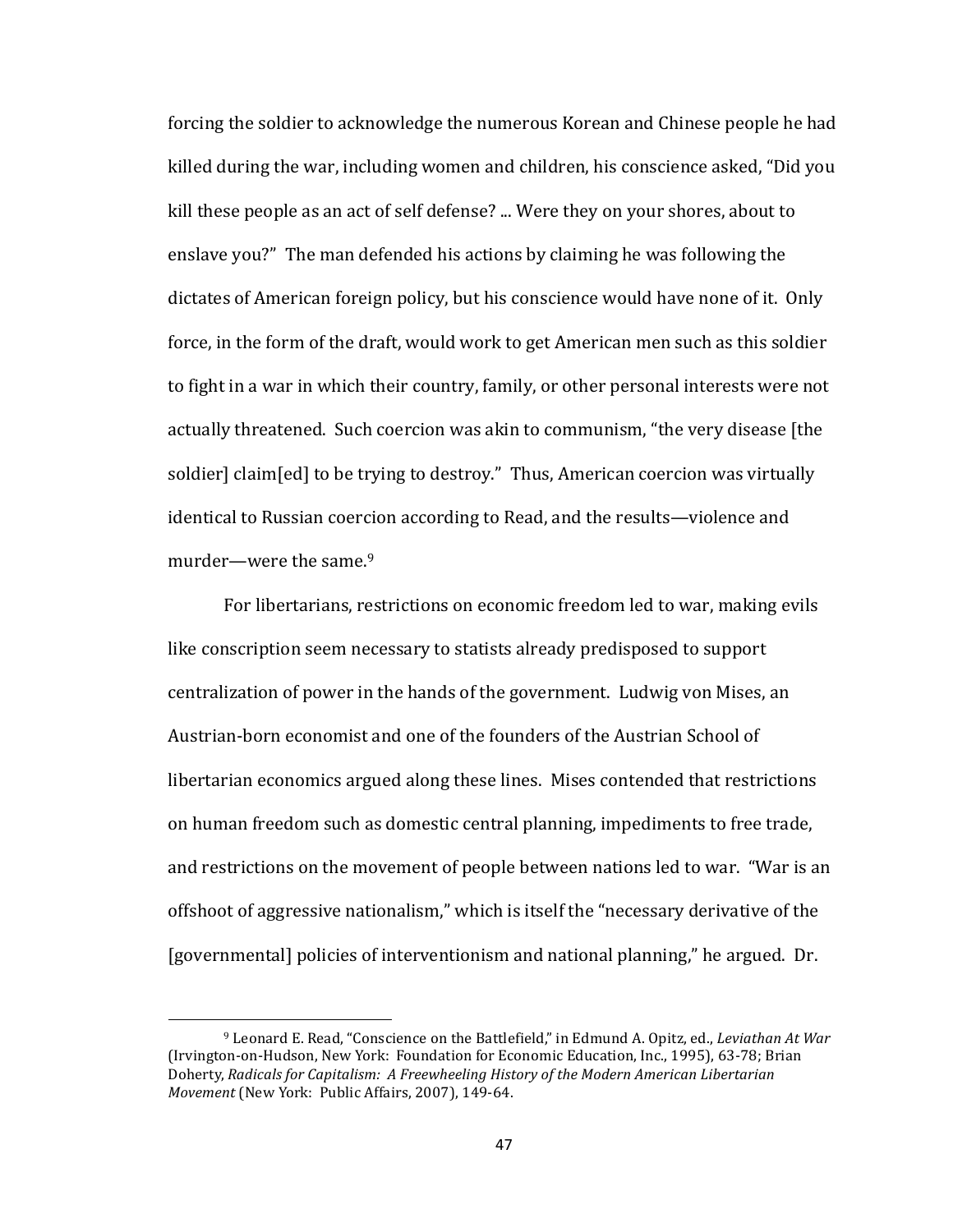forcing the soldier to acknowledge the numerous Korean and Chinese people he had killed during the war, including women and children, his conscience asked, "Did you kill these people as an act of self defense? ... Were they on your shores, about to enslave you?" The man defended his actions by claiming he was following the dictates of American foreign policy, but his conscience would have none of it. Only force, in the form of the draft, would work to get American men such as this soldier to fight in a war in which their country, family, or other personal interests were not actually threatened. Such coercion was akin to communism, "the very disease [the soldier] claim[ed] to be trying to destroy." Thus, American coercion was virtually identical to Russian coercion according to Read, and the results—violence and murder—were the same.[9]

For libertarians, restrictions on economic freedom led to war, making evils like conscription seem necessary to statists already predisposed to support centralization of power in the hands of the government. Ludwig von Mises, an Austrian-born economist and one of the founders of the Austrian School of libertarian economics argued along these lines. Mises contended that restrictions on human freedom such as domestic central planning, impediments to free trade, and restrictions on the movement of people between nations led to war. "War is an offshoot of aggressive nationalism," which is itself the "necessary derivative of the [governmental] policies of interventionism and national planning," he argued. Dr.

---

[9] Leonard E. Read, "Conscience on the Battlefield," in Edmund A. Opitz, ed., *Leviathan At War* (Irvington-on-Hudson, New York: Foundation for Economic Education, Inc., 1995), 63-78; Brian Doherty, *Radicals for Capitalism: A Freewheeling History of the Modern American Libertarian Movement* (New York: Public Affairs, 2007), 149-64.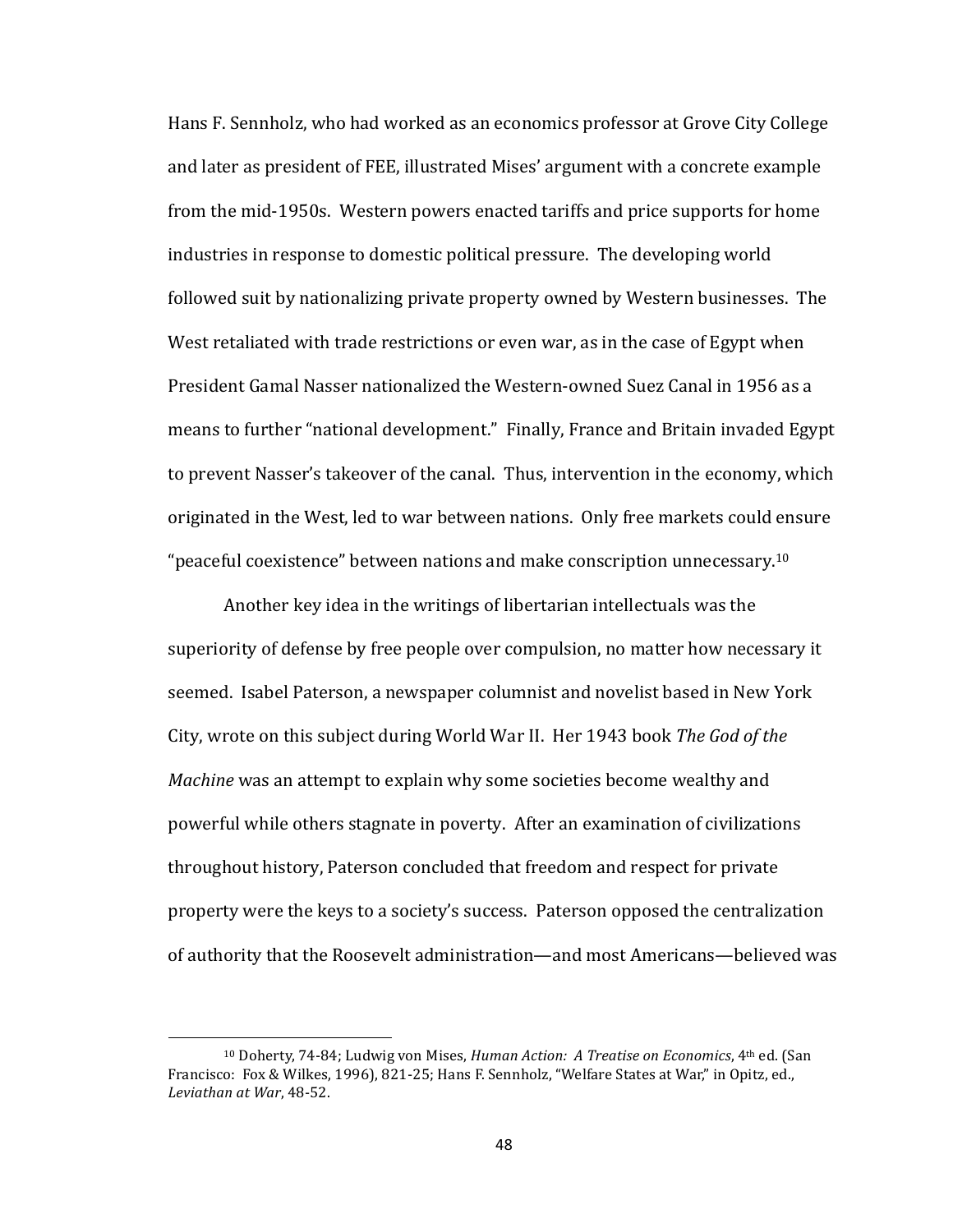Hans F. Sennholz, who had worked as an economics professor at Grove City College and later as president of FEE, illustrated Mises' argument with a concrete example from the mid-1950s. Western powers enacted tariffs and price supports for home industries in response to domestic political pressure. The developing world followed suit by nationalizing private property owned by Western businesses. The West retaliated with trade restrictions or even war, as in the case of Egypt when President Gamal Nasser nationalized the Western-owned Suez Canal in 1956 as a means to further "national development." Finally, France and Britain invaded Egypt to prevent Nasser's takeover of the canal. Thus, intervention in the economy, which originated in the West, led to war between nations. Only free markets could ensure "peaceful coexistence" between nations and make conscription unnecessary.[10]

Another key idea in the writings of libertarian intellectuals was the superiority of defense by free people over compulsion, no matter how necessary it seemed. Isabel Paterson, a newspaper columnist and novelist based in New York City, wrote on this subject during World War II. Her 1943 book *The God of the Machine* was an attempt to explain why some societies become wealthy and powerful while others stagnate in poverty. After an examination of civilizations throughout history, Paterson concluded that freedom and respect for private property were the keys to a society's success. Paterson opposed the centralization of authority that the Roosevelt administration—and most Americans—believed was

---

[10] Doherty, 74-84; Ludwig von Mises, *Human Action: A Treatise on Economics*, 4th ed. (San Francisco: Fox & Wilkes, 1996), 821-25; Hans F. Sennholz, "Welfare States at War," in Opitz, ed., *Leviathan at War*, 48-52.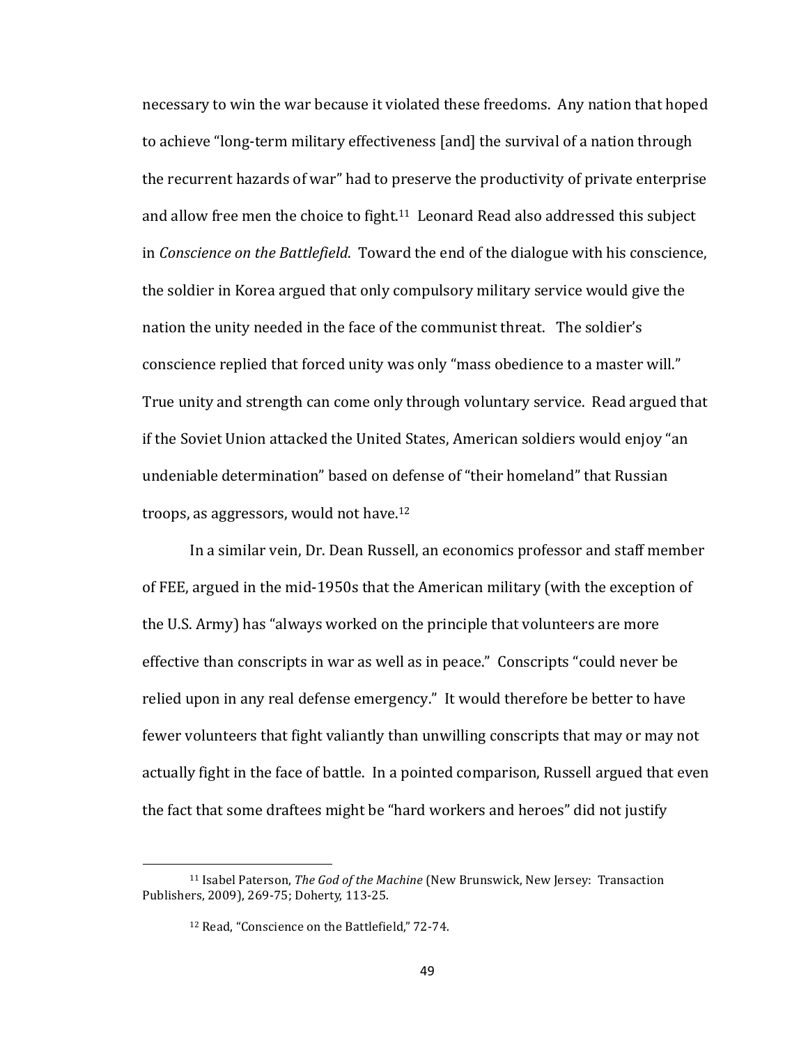necessary to win the war because it violated these freedoms. Any nation that hoped to achieve "long-term military effectiveness [and] the survival of a nation through the recurrent hazards of war" had to preserve the productivity of private enterprise and allow free men the choice to fight.[11] Leonard Read also addressed this subject in *Conscience on the Battlefield*. Toward the end of the dialogue with his conscience, the soldier in Korea argued that only compulsory military service would give the nation the unity needed in the face of the communist threat. The soldier's conscience replied that forced unity was only "mass obedience to a master will." True unity and strength can come only through voluntary service. Read argued that if the Soviet Union attacked the United States, American soldiers would enjoy "an undeniable determination" based on defense of "their homeland" that Russian troops, as aggressors, would not have.[12]

In a similar vein, Dr. Dean Russell, an economics professor and staff member of FEE, argued in the mid-1950s that the American military (with the exception of the U.S. Army) has "always worked on the principle that volunteers are more effective than conscripts in war as well as in peace." Conscripts "could never be relied upon in any real defense emergency." It would therefore be better to have fewer volunteers that fight valiantly than unwilling conscripts that may or may not actually fight in the face of battle. In a pointed comparison, Russell argued that even the fact that some draftees might be "hard workers and heroes" did not justify

---

[11] Isabel Paterson, *The God of the Machine* (New Brunswick, New Jersey: Transaction Publishers, 2009), 269-75; Doherty, 113-25.

[12] Read, "Conscience on the Battlefield," 72-74.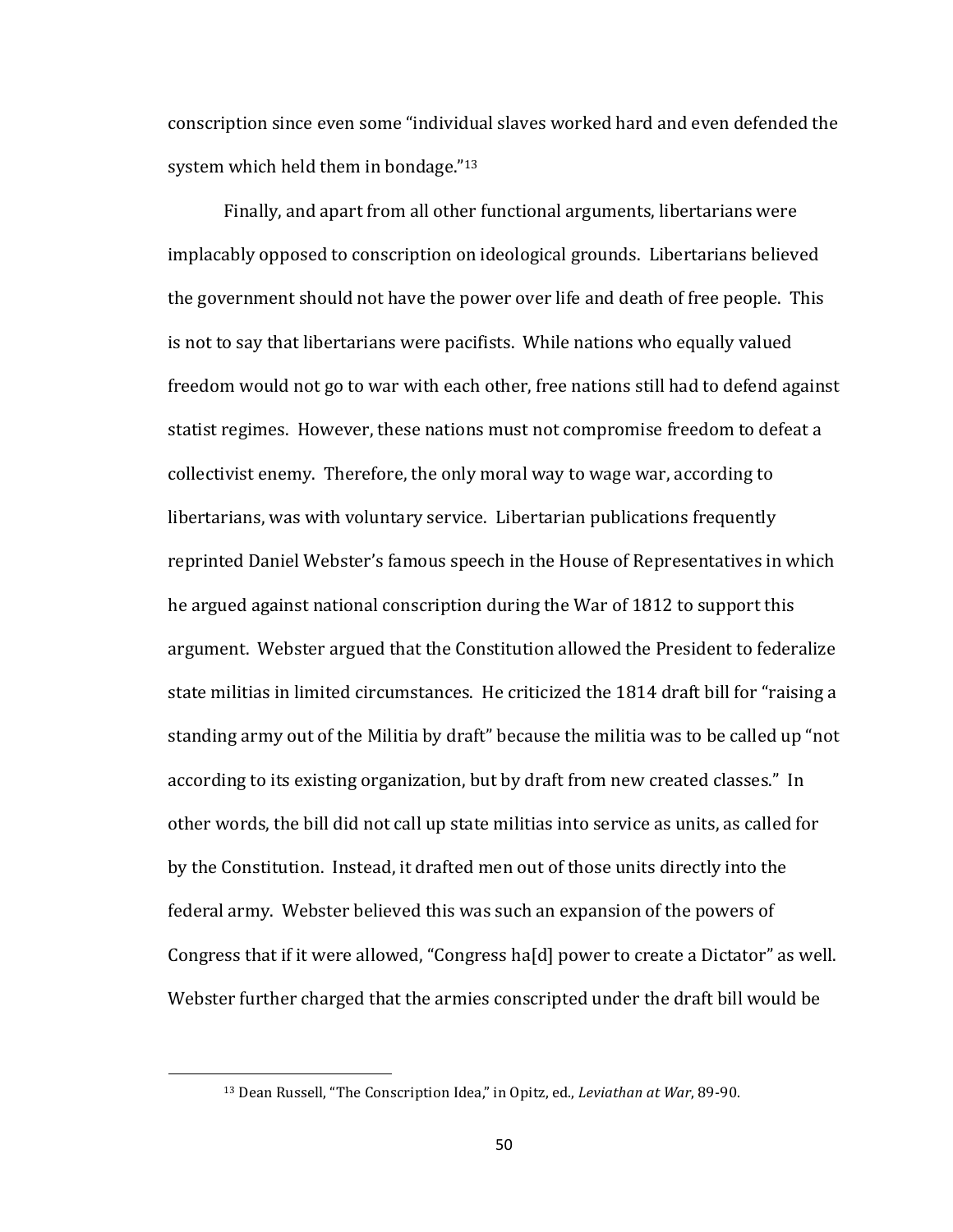conscription since even some "individual slaves worked hard and even defended the system which held them in bondage."[13]

Finally, and apart from all other functional arguments, libertarians were implacably opposed to conscription on ideological grounds. Libertarians believed the government should not have the power over life and death of free people. This is not to say that libertarians were pacifists. While nations who equally valued freedom would not go to war with each other, free nations still had to defend against statist regimes. However, these nations must not compromise freedom to defeat a collectivist enemy. Therefore, the only moral way to wage war, according to libertarians, was with voluntary service. Libertarian publications frequently reprinted Daniel Webster's famous speech in the House of Representatives in which he argued against national conscription during the War of 1812 to support this argument. Webster argued that the Constitution allowed the President to federalize state militias in limited circumstances. He criticized the 1814 draft bill for "raising a standing army out of the Militia by draft" because the militia was to be called up "not according to its existing organization, but by draft from new created classes." In other words, the bill did not call up state militias into service as units, as called for by the Constitution. Instead, it drafted men out of those units directly into the federal army. Webster believed this was such an expansion of the powers of Congress that if it were allowed, "Congress ha[d] power to create a Dictator" as well. Webster further charged that the armies conscripted under the draft bill would be

[13] Dean Russell, "The Conscription Idea," in Opitz, ed., *Leviathan at War*, 89-90.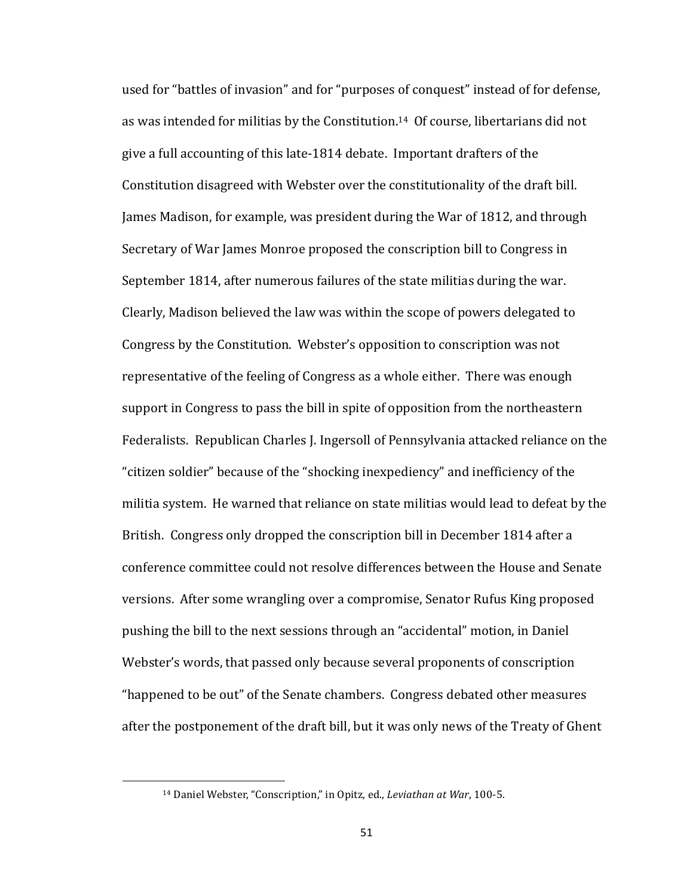used for “battles of invasion” and for “purposes of conquest” instead of for defense, as was intended for militias by the Constitution.[14] Of course, libertarians did not give a full accounting of this late-1814 debate. Important drafters of the Constitution disagreed with Webster over the constitutionality of the draft bill. James Madison, for example, was president during the War of 1812, and through Secretary of War James Monroe proposed the conscription bill to Congress in September 1814, after numerous failures of the state militias during the war. Clearly, Madison believed the law was within the scope of powers delegated to Congress by the Constitution. Webster’s opposition to conscription was not representative of the feeling of Congress as a whole either. There was enough support in Congress to pass the bill in spite of opposition from the northeastern Federalists. Republican Charles J. Ingersoll of Pennsylvania attacked reliance on the “citizen soldier” because of the “shocking inexpediency” and inefficiency of the militia system. He warned that reliance on state militias would lead to defeat by the British. Congress only dropped the conscription bill in December 1814 after a conference committee could not resolve differences between the House and Senate versions. After some wrangling over a compromise, Senator Rufus King proposed pushing the bill to the next sessions through an “accidental” motion, in Daniel Webster’s words, that passed only because several proponents of conscription “happened to be out” of the Senate chambers. Congress debated other measures after the postponement of the draft bill, but it was only news of the Treaty of Ghent

[14] Daniel Webster, “Conscription,” in Opitz, ed., *Leviathan at War*, 100-5.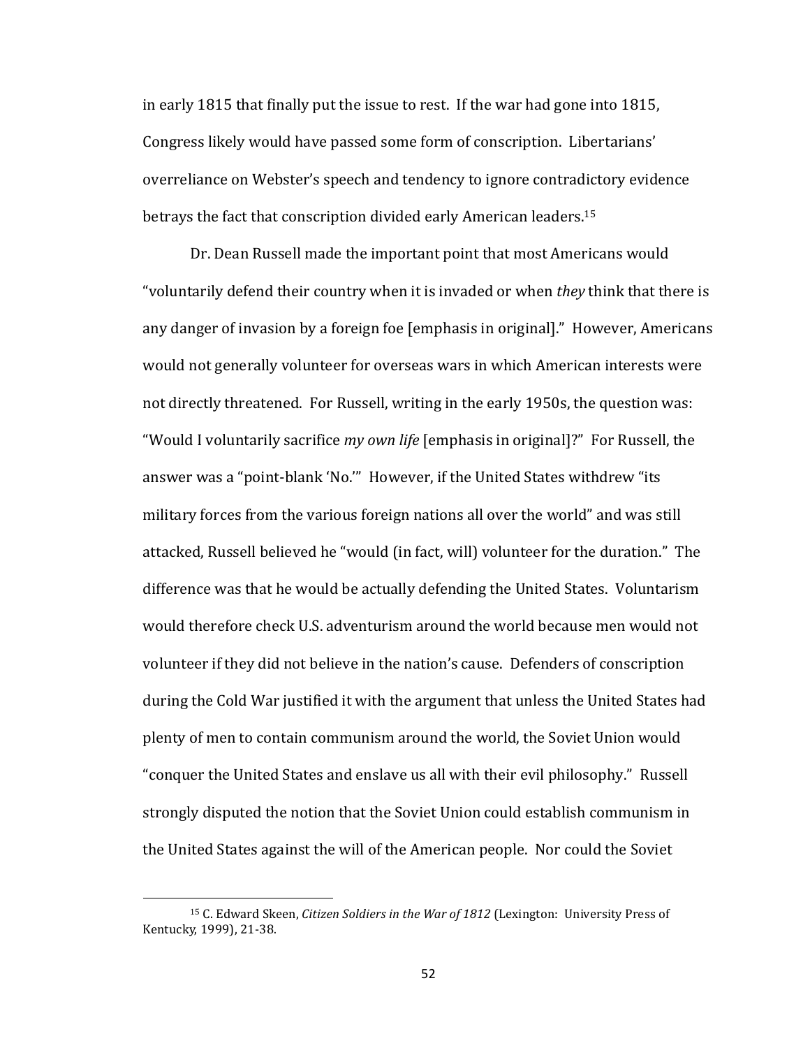in early 1815 that finally put the issue to rest. If the war had gone into 1815, Congress likely would have passed some form of conscription. Libertarians' overreliance on Webster's speech and tendency to ignore contradictory evidence betrays the fact that conscription divided early American leaders.[15]

Dr. Dean Russell made the important point that most Americans would "voluntarily defend their country when it is invaded or when *they* think that there is any danger of invasion by a foreign foe [emphasis in original]." However, Americans would not generally volunteer for overseas wars in which American interests were not directly threatened. For Russell, writing in the early 1950s, the question was: "Would I voluntarily sacrifice *my own life* [emphasis in original]?" For Russell, the answer was a "point-blank 'No.'" However, if the United States withdrew "its military forces from the various foreign nations all over the world" and was still attacked, Russell believed he "would (in fact, will) volunteer for the duration." The difference was that he would be actually defending the United States. Voluntarism would therefore check U.S. adventurism around the world because men would not volunteer if they did not believe in the nation's cause. Defenders of conscription during the Cold War justified it with the argument that unless the United States had plenty of men to contain communism around the world, the Soviet Union would "conquer the United States and enslave us all with their evil philosophy." Russell strongly disputed the notion that the Soviet Union could establish communism in the United States against the will of the American people. Nor could the Soviet

[15] C. Edward Skeen, *Citizen Soldiers in the War of 1812* (Lexington: University Press of Kentucky, 1999), 21-38.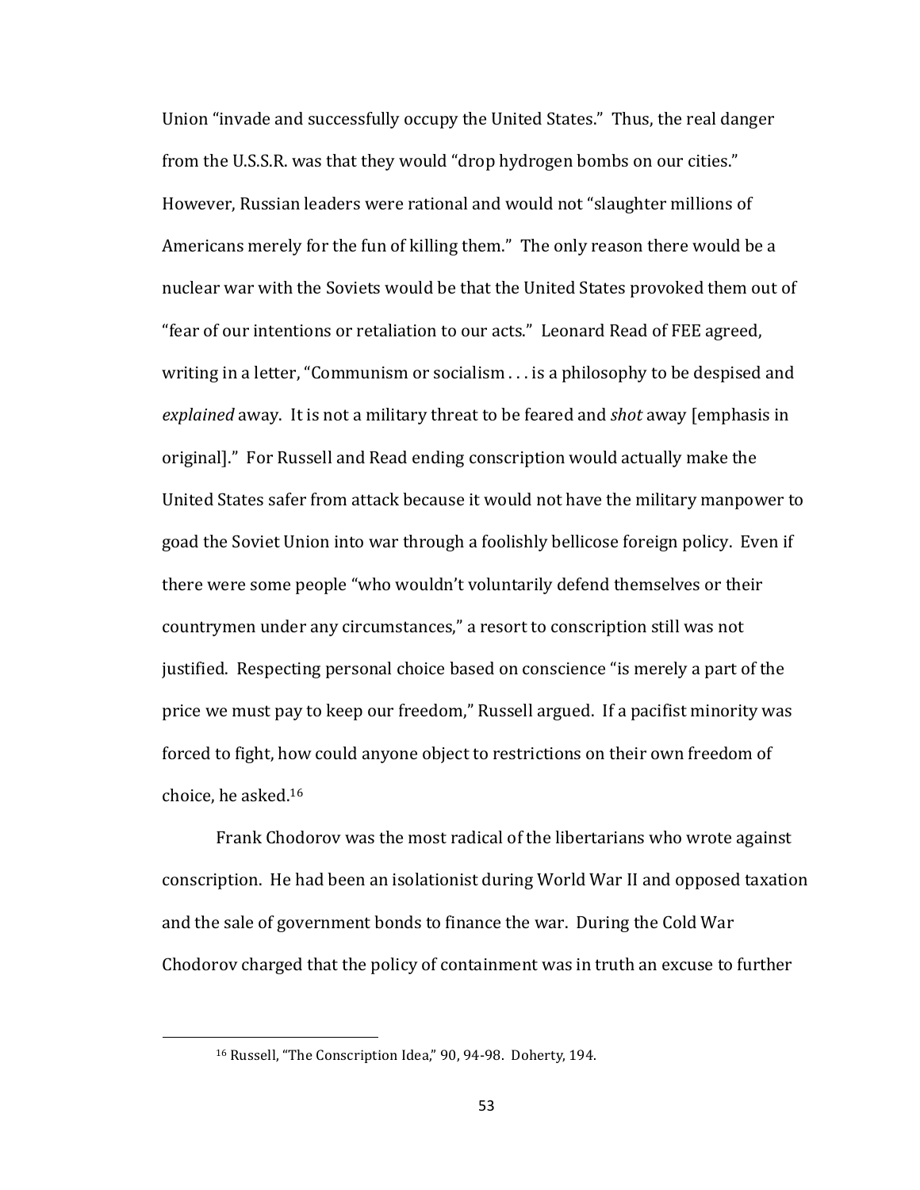Union "invade and successfully occupy the United States." Thus, the real danger from the U.S.S.R. was that they would "drop hydrogen bombs on our cities." However, Russian leaders were rational and would not "slaughter millions of Americans merely for the fun of killing them." The only reason there would be a nuclear war with the Soviets would be that the United States provoked them out of "fear of our intentions or retaliation to our acts." Leonard Read of FEE agreed, writing in a letter, "Communism or socialism . . . is a philosophy to be despised and *explained* away. It is not a military threat to be feared and *shot* away [emphasis in original]." For Russell and Read ending conscription would actually make the United States safer from attack because it would not have the military manpower to goad the Soviet Union into war through a foolishly bellicose foreign policy. Even if there were some people "who wouldn't voluntarily defend themselves or their countrymen under any circumstances," a resort to conscription still was not justified. Respecting personal choice based on conscience "is merely a part of the price we must pay to keep our freedom," Russell argued. If a pacifist minority was forced to fight, how could anyone object to restrictions on their own freedom of choice, he asked.[16]

Frank Chodorov was the most radical of the libertarians who wrote against conscription. He had been an isolationist during World War II and opposed taxation and the sale of government bonds to finance the war. During the Cold War Chodorov charged that the policy of containment was in truth an excuse to further

---

[16] Russell, "The Conscription Idea," 90, 94-98. Doherty, 194.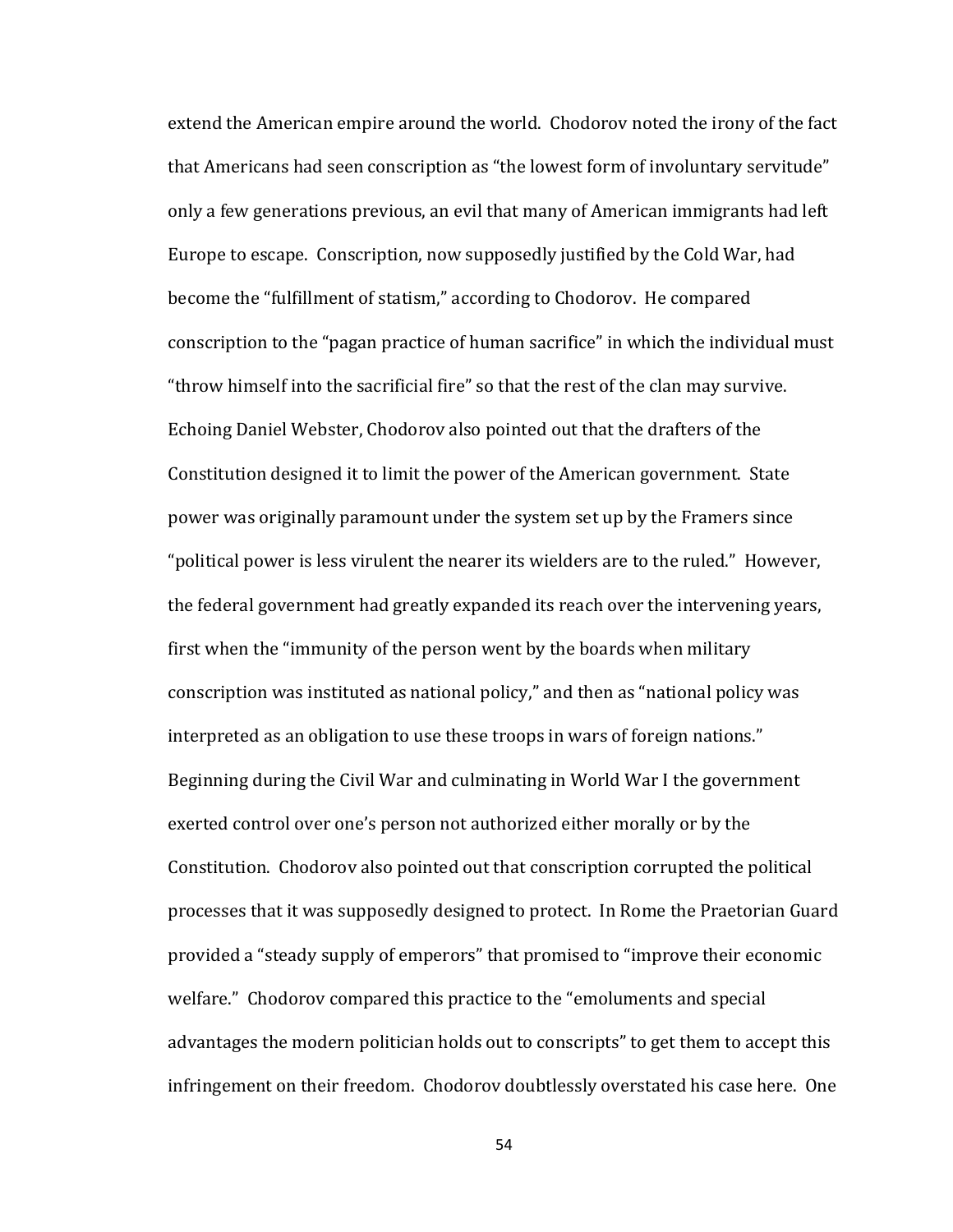extend the American empire around the world. Chodorov noted the irony of the fact that Americans had seen conscription as "the lowest form of involuntary servitude" only a few generations previous, an evil that many of American immigrants had left Europe to escape. Conscription, now supposedly justified by the Cold War, had become the "fulfillment of statism," according to Chodorov. He compared conscription to the "pagan practice of human sacrifice" in which the individual must "throw himself into the sacrificial fire" so that the rest of the clan may survive. Echoing Daniel Webster, Chodorov also pointed out that the drafters of the Constitution designed it to limit the power of the American government. State power was originally paramount under the system set up by the Framers since "political power is less virulent the nearer its wielders are to the ruled." However, the federal government had greatly expanded its reach over the intervening years, first when the "immunity of the person went by the boards when military conscription was instituted as national policy," and then as "national policy was interpreted as an obligation to use these troops in wars of foreign nations." Beginning during the Civil War and culminating in World War I the government exerted control over one's person not authorized either morally or by the Constitution. Chodorov also pointed out that conscription corrupted the political processes that it was supposedly designed to protect. In Rome the Praetorian Guard provided a "steady supply of emperors" that promised to "improve their economic welfare." Chodorov compared this practice to the "emoluments and special advantages the modern politician holds out to conscripts" to get them to accept this infringement on their freedom. Chodorov doubtlessly overstated his case here. One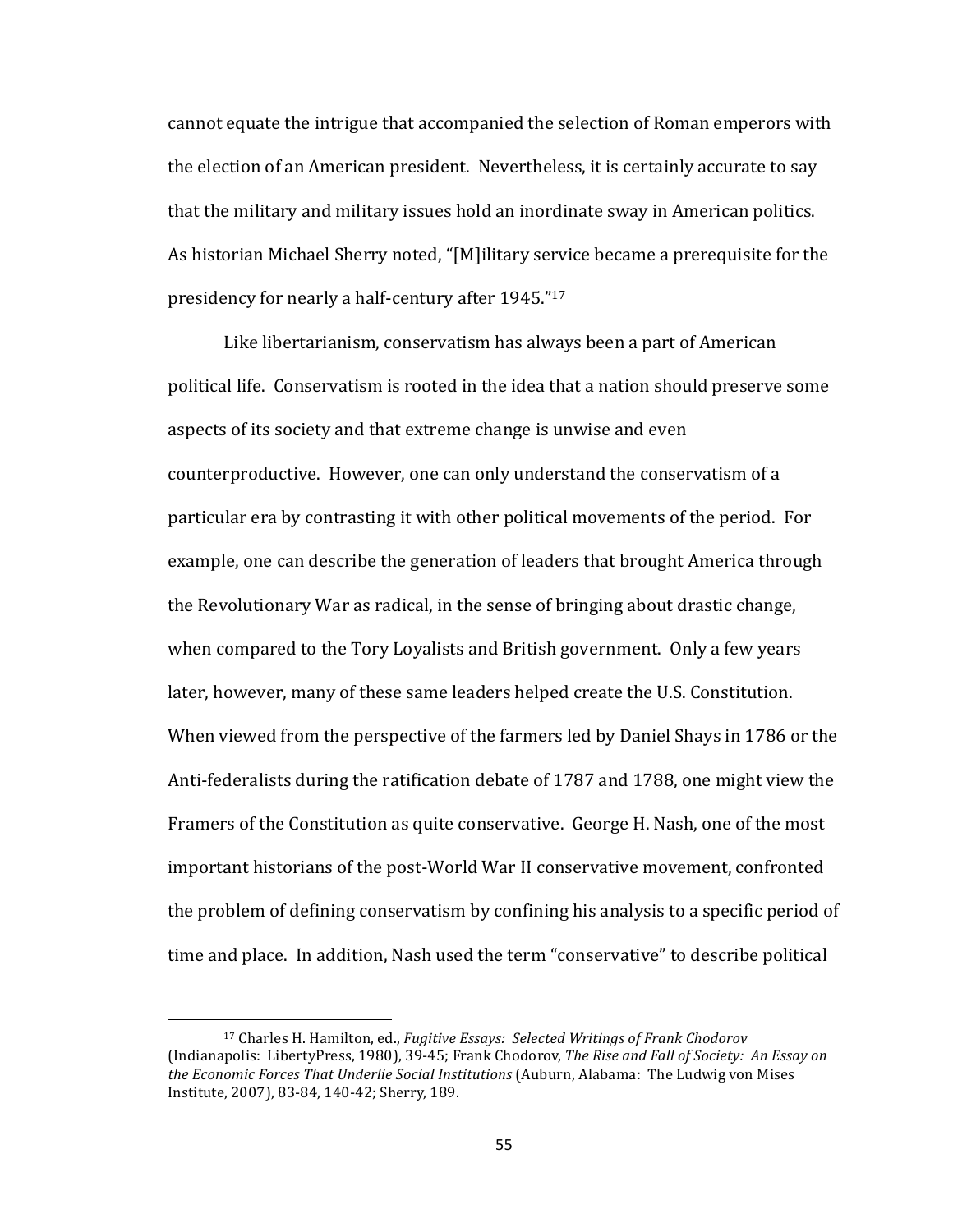cannot equate the intrigue that accompanied the selection of Roman emperors with the election of an American president. Nevertheless, it is certainly accurate to say that the military and military issues hold an inordinate sway in American politics. As historian Michael Sherry noted, "[M]ilitary service became a prerequisite for the presidency for nearly a half-century after 1945."[17]

Like libertarianism, conservatism has always been a part of American political life. Conservatism is rooted in the idea that a nation should preserve some aspects of its society and that extreme change is unwise and even counterproductive. However, one can only understand the conservatism of a particular era by contrasting it with other political movements of the period. For example, one can describe the generation of leaders that brought America through the Revolutionary War as radical, in the sense of bringing about drastic change, when compared to the Tory Loyalists and British government. Only a few years later, however, many of these same leaders helped create the U.S. Constitution. When viewed from the perspective of the farmers led by Daniel Shays in 1786 or the Anti-federalists during the ratification debate of 1787 and 1788, one might view the Framers of the Constitution as quite conservative. George H. Nash, one of the most important historians of the post-World War II conservative movement, confronted the problem of defining conservatism by confining his analysis to a specific period of time and place. In addition, Nash used the term "conservative" to describe political

---

[17] Charles H. Hamilton, ed., *Fugitive Essays: Selected Writings of Frank Chodorov* (Indianapolis: LibertyPress, 1980), 39-45; Frank Chodorov, *The Rise and Fall of Society: An Essay on the Economic Forces That Underlie Social Institutions* (Auburn, Alabama: The Ludwig von Mises Institute, 2007), 83-84, 140-42; Sherry, 189.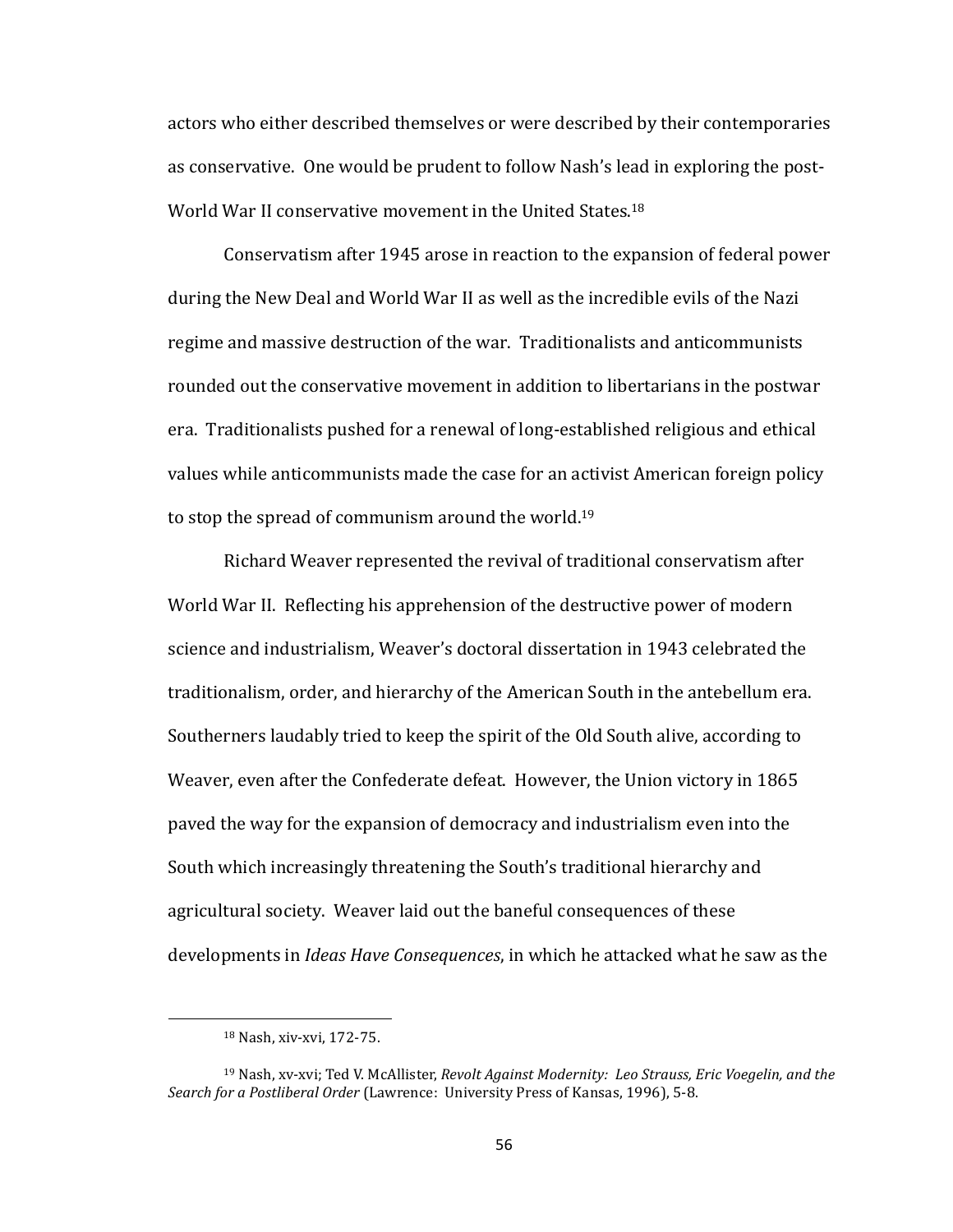actors who either described themselves or were described by their contemporaries as conservative. One would be prudent to follow Nash's lead in exploring the post-World War II conservative movement in the United States.[18]

Conservatism after 1945 arose in reaction to the expansion of federal power during the New Deal and World War II as well as the incredible evils of the Nazi regime and massive destruction of the war. Traditionalists and anticommunists rounded out the conservative movement in addition to libertarians in the postwar era. Traditionalists pushed for a renewal of long-established religious and ethical values while anticommunists made the case for an activist American foreign policy to stop the spread of communism around the world.[19]

Richard Weaver represented the revival of traditional conservatism after World War II. Reflecting his apprehension of the destructive power of modern science and industrialism, Weaver's doctoral dissertation in 1943 celebrated the traditionalism, order, and hierarchy of the American South in the antebellum era. Southerners laudably tried to keep the spirit of the Old South alive, according to Weaver, even after the Confederate defeat. However, the Union victory in 1865 paved the way for the expansion of democracy and industrialism even into the South which increasingly threatening the South's traditional hierarchy and agricultural society. Weaver laid out the baneful consequences of these developments in *Ideas Have Consequences*, in which he attacked what he saw as the

---

[18] Nash, xiv-xvi, 172-75.

[19] Nash, xv-xvi; Ted V. McAllister, *Revolt Against Modernity: Leo Strauss, Eric Voegelin, and the Search for a Postliberal Order* (Lawrence: University Press of Kansas, 1996), 5-8.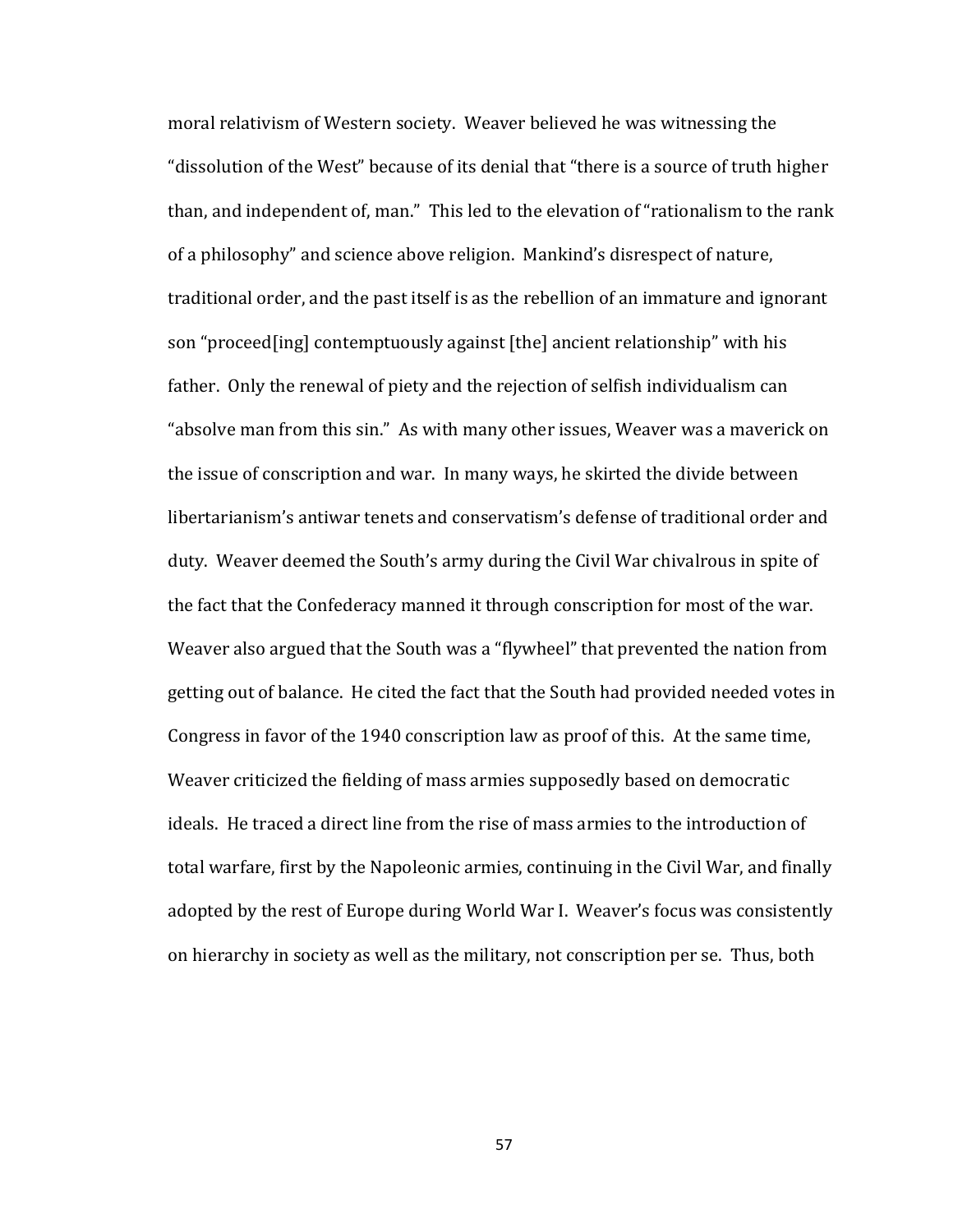moral relativism of Western society. Weaver believed he was witnessing the "dissolution of the West" because of its denial that "there is a source of truth higher than, and independent of, man." This led to the elevation of "rationalism to the rank of a philosophy" and science above religion. Mankind's disrespect of nature, traditional order, and the past itself is as the rebellion of an immature and ignorant son "proceed[ing] contemptuously against [the] ancient relationship" with his father. Only the renewal of piety and the rejection of selfish individualism can "absolve man from this sin." As with many other issues, Weaver was a maverick on the issue of conscription and war. In many ways, he skirted the divide between libertarianism's antiwar tenets and conservatism's defense of traditional order and duty. Weaver deemed the South's army during the Civil War chivalrous in spite of the fact that the Confederacy manned it through conscription for most of the war. Weaver also argued that the South was a "flywheel" that prevented the nation from getting out of balance. He cited the fact that the South had provided needed votes in Congress in favor of the 1940 conscription law as proof of this. At the same time, Weaver criticized the fielding of mass armies supposedly based on democratic ideals. He traced a direct line from the rise of mass armies to the introduction of total warfare, first by the Napoleonic armies, continuing in the Civil War, and finally adopted by the rest of Europe during World War I. Weaver's focus was consistently on hierarchy in society as well as the military, not conscription per se. Thus, both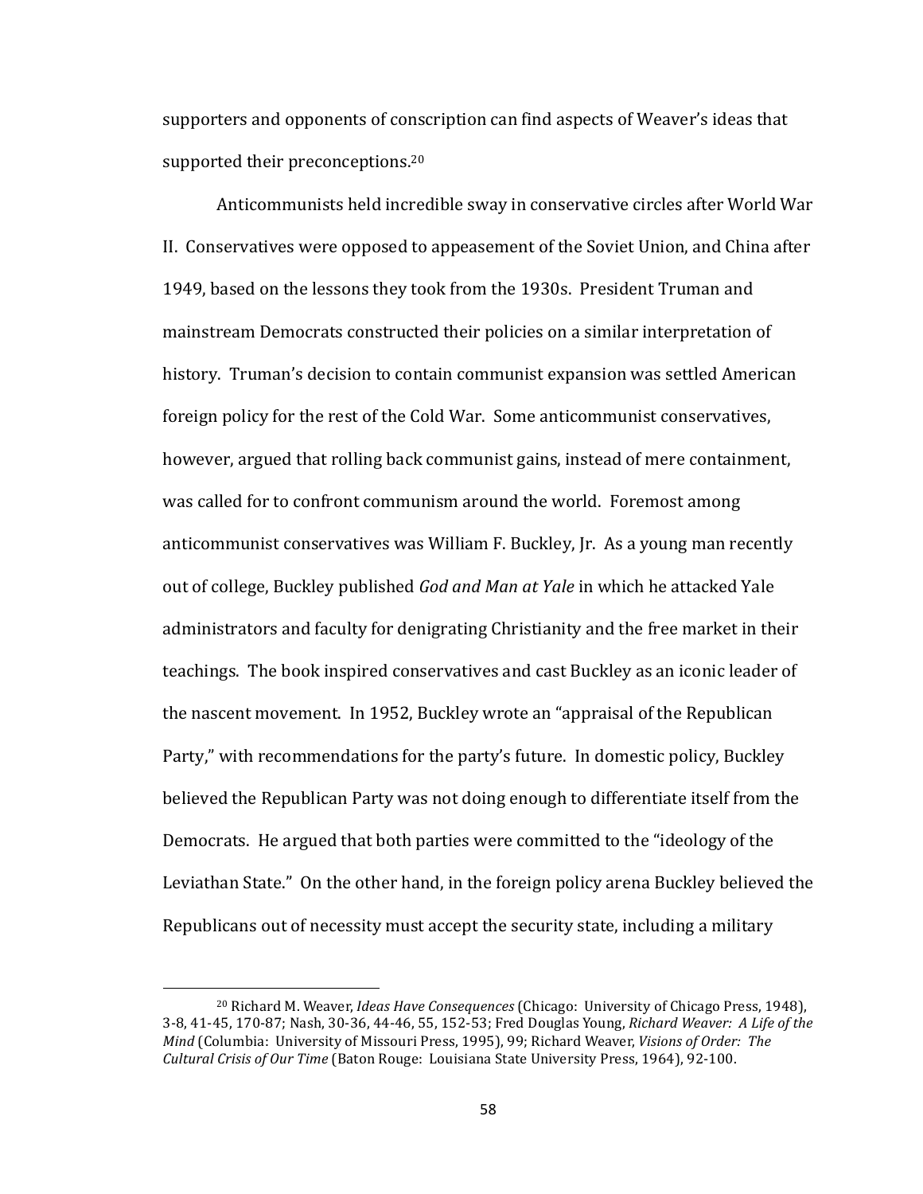supporters and opponents of conscription can find aspects of Weaver's ideas that supported their preconceptions.[20]

Anticommunists held incredible sway in conservative circles after World War II. Conservatives were opposed to appeasement of the Soviet Union, and China after 1949, based on the lessons they took from the 1930s. President Truman and mainstream Democrats constructed their policies on a similar interpretation of history. Truman's decision to contain communist expansion was settled American foreign policy for the rest of the Cold War. Some anticommunist conservatives, however, argued that rolling back communist gains, instead of mere containment, was called for to confront communism around the world. Foremost among anticommunist conservatives was William F. Buckley, Jr. As a young man recently out of college, Buckley published *God and Man at Yale* in which he attacked Yale administrators and faculty for denigrating Christianity and the free market in their teachings. The book inspired conservatives and cast Buckley as an iconic leader of the nascent movement. In 1952, Buckley wrote an "appraisal of the Republican Party," with recommendations for the party's future. In domestic policy, Buckley believed the Republican Party was not doing enough to differentiate itself from the Democrats. He argued that both parties were committed to the "ideology of the Leviathan State." On the other hand, in the foreign policy arena Buckley believed the Republicans out of necessity must accept the security state, including a military

---

[20] Richard M. Weaver, *Ideas Have Consequences* (Chicago: University of Chicago Press, 1948), 3-8, 41-45, 170-87; Nash, 30-36, 44-46, 55, 152-53; Fred Douglas Young, *Richard Weaver: A Life of the Mind* (Columbia: University of Missouri Press, 1995), 99; Richard Weaver, *Visions of Order: The Cultural Crisis of Our Time* (Baton Rouge: Louisiana State University Press, 1964), 92-100.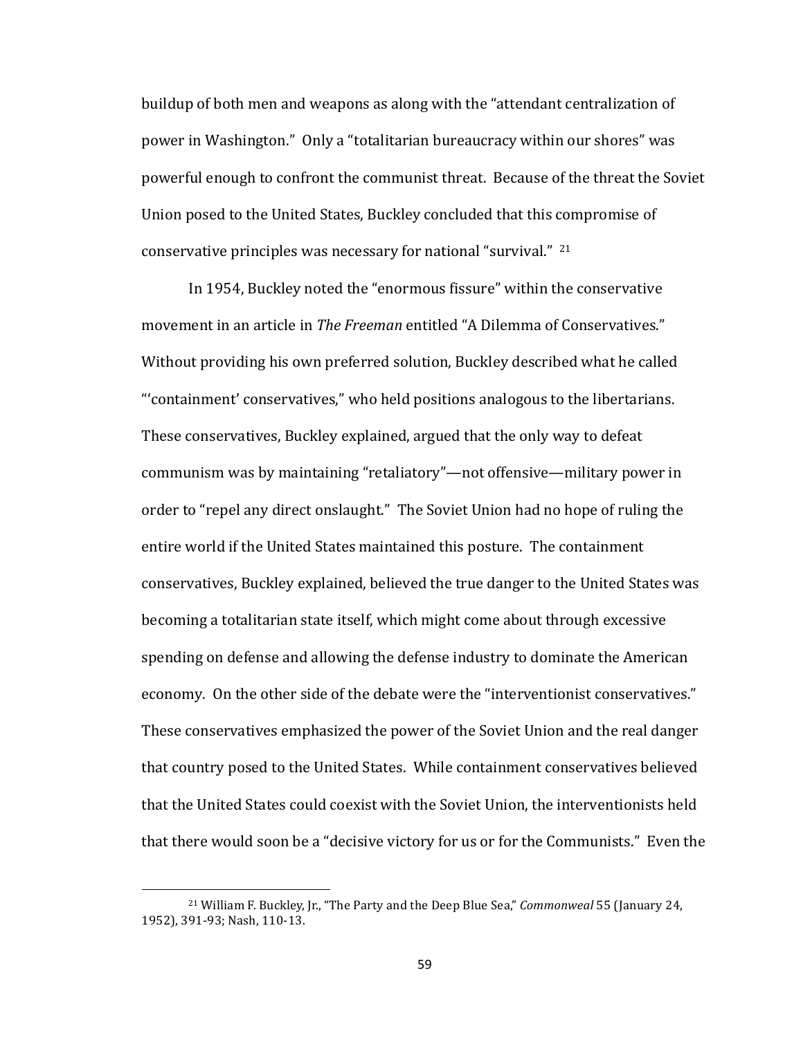buildup of both men and weapons as along with the "attendant centralization of power in Washington." Only a "totalitarian bureaucracy within our shores" was powerful enough to confront the communist threat. Because of the threat the Soviet Union posed to the United States, Buckley concluded that this compromise of conservative principles was necessary for national "survival." [21]

In 1954, Buckley noted the "enormous fissure" within the conservative movement in an article in *The Freeman* entitled "A Dilemma of Conservatives." Without providing his own preferred solution, Buckley described what he called "'containment' conservatives," who held positions analogous to the libertarians. These conservatives, Buckley explained, argued that the only way to defeat communism was by maintaining "retaliatory"—not offensive—military power in order to "repel any direct onslaught." The Soviet Union had no hope of ruling the entire world if the United States maintained this posture. The containment conservatives, Buckley explained, believed the true danger to the United States was becoming a totalitarian state itself, which might come about through excessive spending on defense and allowing the defense industry to dominate the American economy. On the other side of the debate were the "interventionist conservatives." These conservatives emphasized the power of the Soviet Union and the real danger that country posed to the United States. While containment conservatives believed that the United States could coexist with the Soviet Union, the interventionists held that there would soon be a "decisive victory for us or for the Communists." Even the

---

[21] William F. Buckley, Jr., "The Party and the Deep Blue Sea," *Commonweal* 55 (January 24, 1952), 391-93; Nash, 110-13.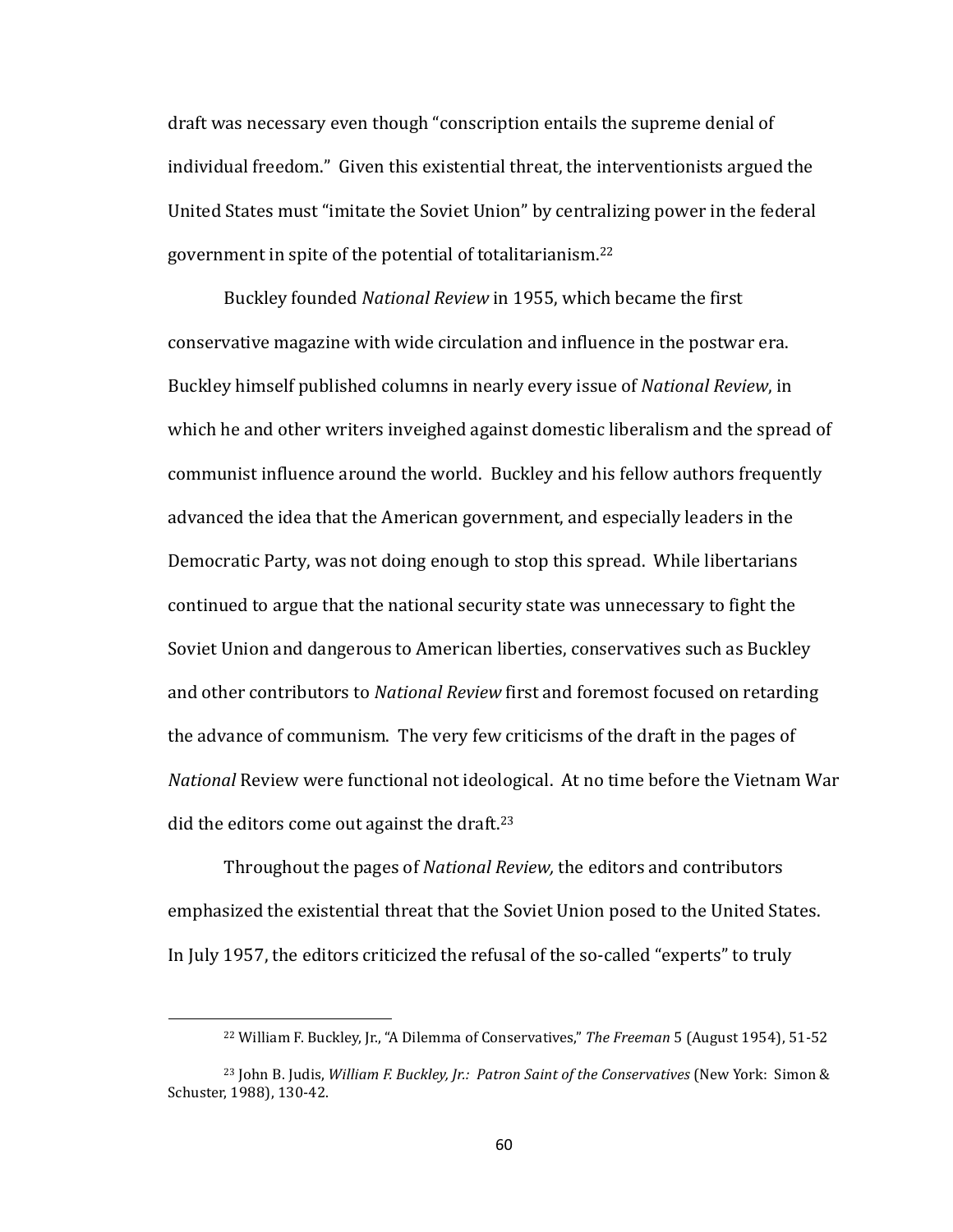draft was necessary even though "conscription entails the supreme denial of individual freedom." Given this existential threat, the interventionists argued the United States must "imitate the Soviet Union" by centralizing power in the federal government in spite of the potential of totalitarianism.[22]

Buckley founded *National Review* in 1955, which became the first conservative magazine with wide circulation and influence in the postwar era. Buckley himself published columns in nearly every issue of *National Review*, in which he and other writers inveighed against domestic liberalism and the spread of communist influence around the world. Buckley and his fellow authors frequently advanced the idea that the American government, and especially leaders in the Democratic Party, was not doing enough to stop this spread. While libertarians continued to argue that the national security state was unnecessary to fight the Soviet Union and dangerous to American liberties, conservatives such as Buckley and other contributors to *National Review* first and foremost focused on retarding the advance of communism. The very few criticisms of the draft in the pages of *National* Review were functional not ideological. At no time before the Vietnam War did the editors come out against the draft.[23]

Throughout the pages of *National Review,* the editors and contributors emphasized the existential threat that the Soviet Union posed to the United States. In July 1957, the editors criticized the refusal of the so-called "experts" to truly

---

[22] William F. Buckley, Jr., "A Dilemma of Conservatives," *The Freeman* 5 (August 1954), 51-52

[23] John B. Judis, *William F. Buckley, Jr.: Patron Saint of the Conservatives* (New York: Simon & Schuster, 1988), 130-42.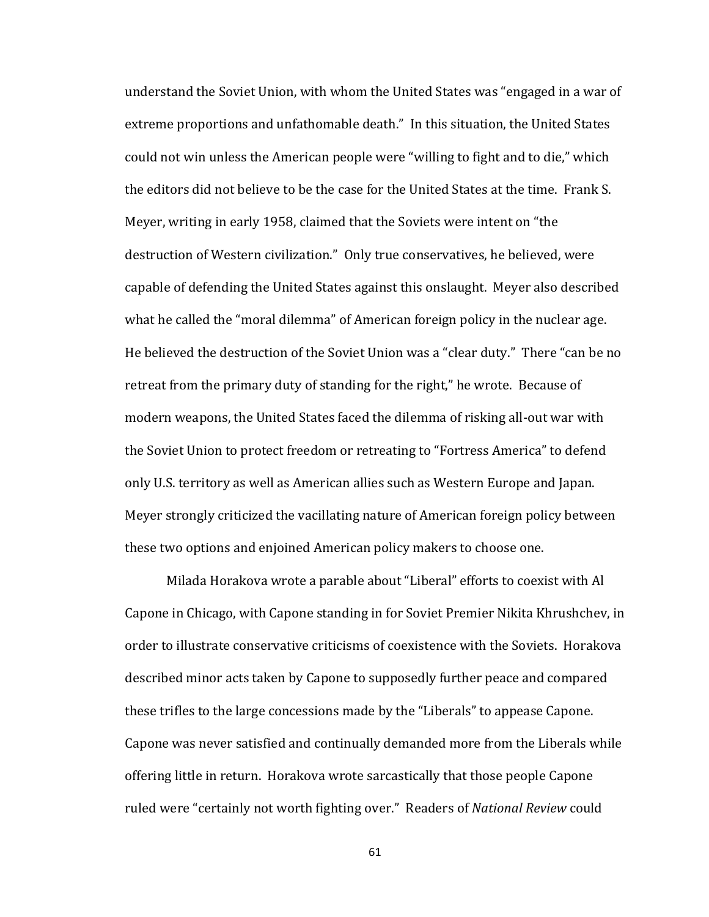understand the Soviet Union, with whom the United States was "engaged in a war of extreme proportions and unfathomable death." In this situation, the United States could not win unless the American people were "willing to fight and to die," which the editors did not believe to be the case for the United States at the time. Frank S. Meyer, writing in early 1958, claimed that the Soviets were intent on "the destruction of Western civilization." Only true conservatives, he believed, were capable of defending the United States against this onslaught. Meyer also described what he called the "moral dilemma" of American foreign policy in the nuclear age. He believed the destruction of the Soviet Union was a "clear duty." There "can be no retreat from the primary duty of standing for the right," he wrote. Because of modern weapons, the United States faced the dilemma of risking all-out war with the Soviet Union to protect freedom or retreating to "Fortress America" to defend only U.S. territory as well as American allies such as Western Europe and Japan. Meyer strongly criticized the vacillating nature of American foreign policy between these two options and enjoined American policy makers to choose one.

Milada Horakova wrote a parable about "Liberal" efforts to coexist with Al Capone in Chicago, with Capone standing in for Soviet Premier Nikita Khrushchev, in order to illustrate conservative criticisms of coexistence with the Soviets. Horakova described minor acts taken by Capone to supposedly further peace and compared these trifles to the large concessions made by the "Liberals" to appease Capone. Capone was never satisfied and continually demanded more from the Liberals while offering little in return. Horakova wrote sarcastically that those people Capone ruled were "certainly not worth fighting over." Readers of *National Review* could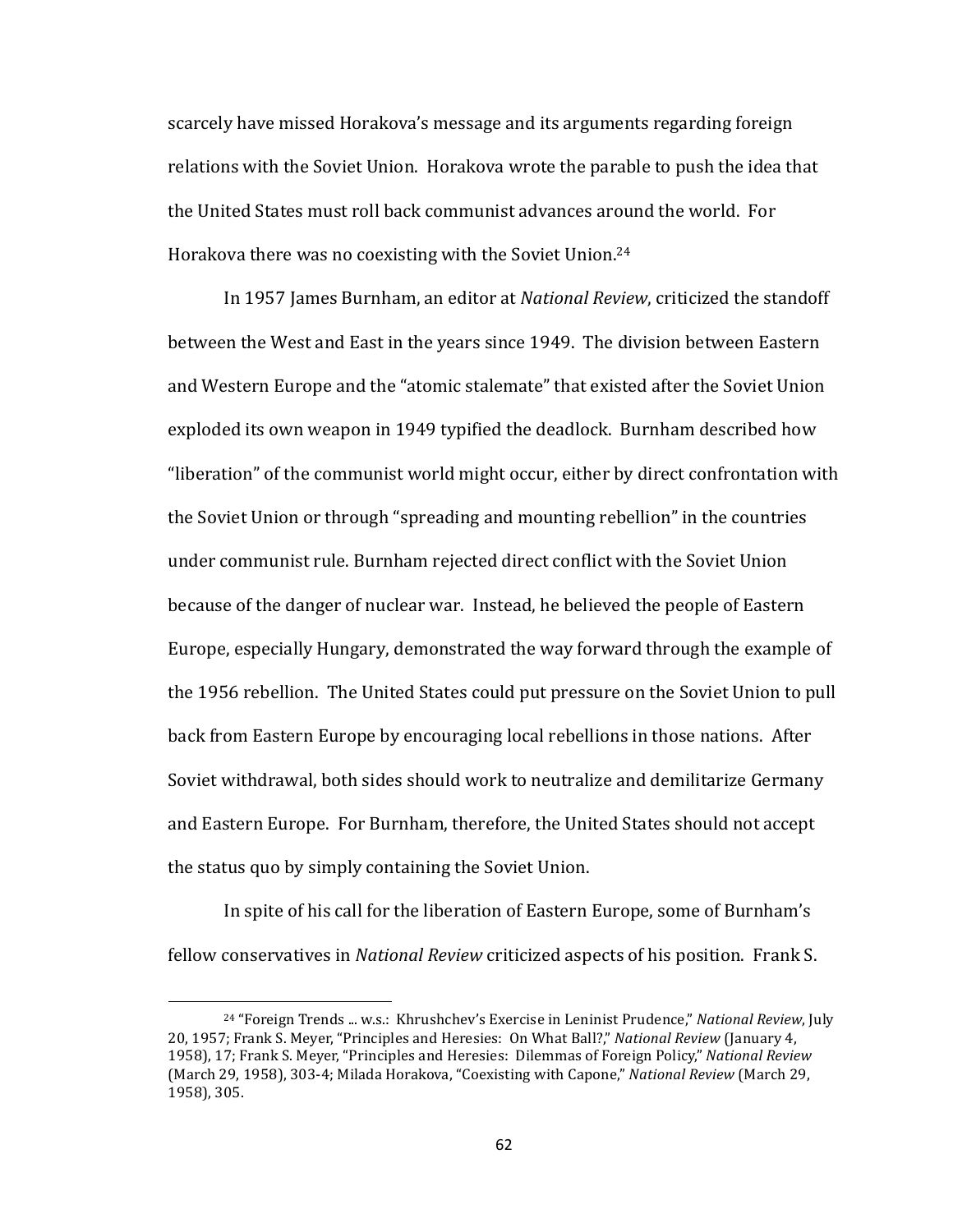scarcely have missed Horakova's message and its arguments regarding foreign relations with the Soviet Union. Horakova wrote the parable to push the idea that the United States must roll back communist advances around the world. For Horakova there was no coexisting with the Soviet Union.[24]

In 1957 James Burnham, an editor at *National Review*, criticized the standoff between the West and East in the years since 1949. The division between Eastern and Western Europe and the "atomic stalemate" that existed after the Soviet Union exploded its own weapon in 1949 typified the deadlock. Burnham described how "liberation" of the communist world might occur, either by direct confrontation with the Soviet Union or through "spreading and mounting rebellion" in the countries under communist rule. Burnham rejected direct conflict with the Soviet Union because of the danger of nuclear war. Instead, he believed the people of Eastern Europe, especially Hungary, demonstrated the way forward through the example of the 1956 rebellion. The United States could put pressure on the Soviet Union to pull back from Eastern Europe by encouraging local rebellions in those nations. After Soviet withdrawal, both sides should work to neutralize and demilitarize Germany and Eastern Europe. For Burnham, therefore, the United States should not accept the status quo by simply containing the Soviet Union.

In spite of his call for the liberation of Eastern Europe, some of Burnham's fellow conservatives in *National Review* criticized aspects of his position. Frank S.

---

[24] "Foreign Trends ... w.s.: Khrushchev's Exercise in Leninist Prudence," *National Review*, July 20, 1957; Frank S. Meyer, "Principles and Heresies: On What Ball?," *National Review* (January 4, 1958), 17; Frank S. Meyer, "Principles and Heresies: Dilemmas of Foreign Policy," *National Review* (March 29, 1958), 303-4; Milada Horakova, "Coexisting with Capone," *National Review* (March 29, 1958), 305.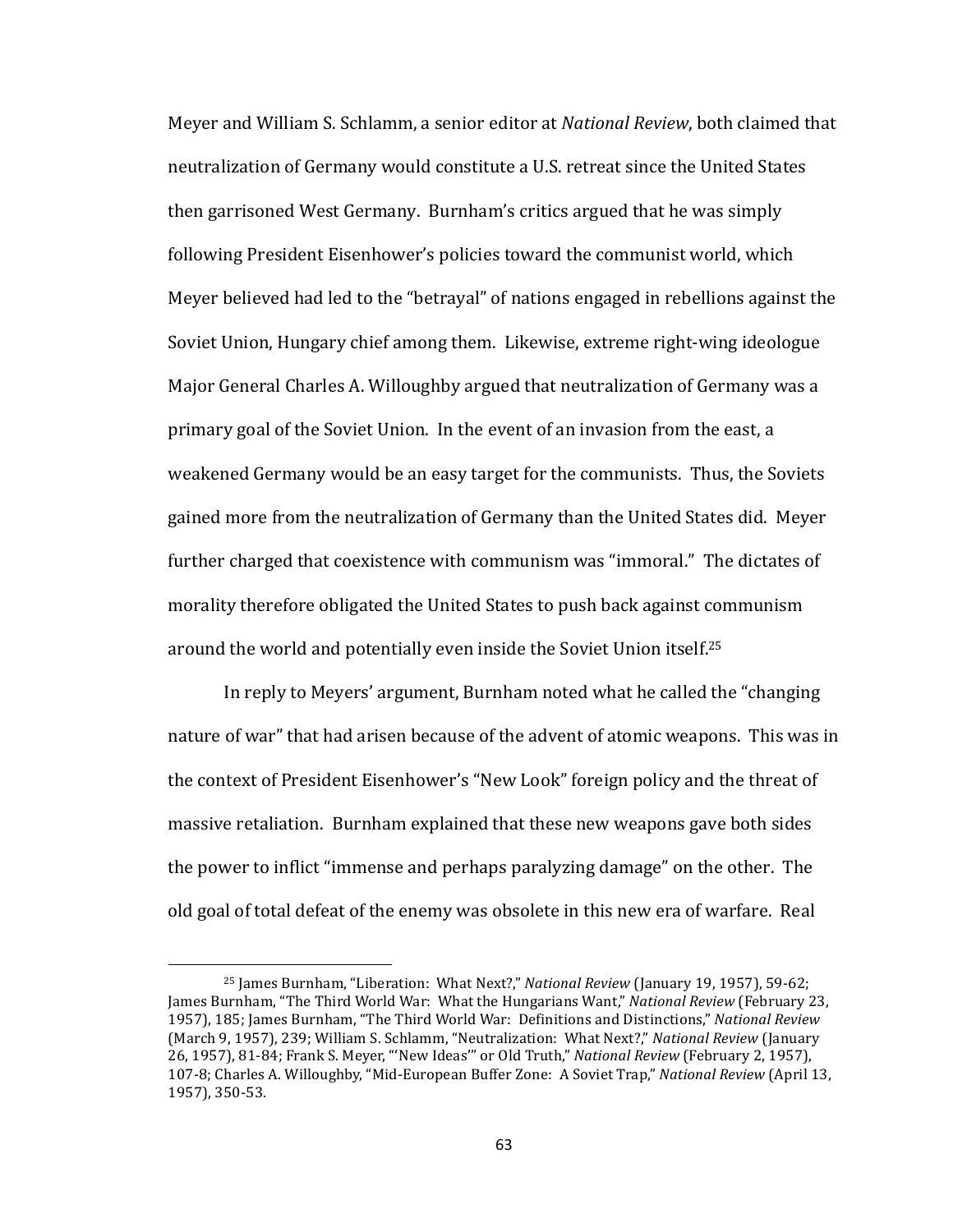Meyer and William S. Schlamm, a senior editor at *National Review*, both claimed that neutralization of Germany would constitute a U.S. retreat since the United States then garrisoned West Germany. Burnham's critics argued that he was simply following President Eisenhower's policies toward the communist world, which Meyer believed had led to the "betrayal" of nations engaged in rebellions against the Soviet Union, Hungary chief among them. Likewise, extreme right-wing ideologue Major General Charles A. Willoughby argued that neutralization of Germany was a primary goal of the Soviet Union. In the event of an invasion from the east, a weakened Germany would be an easy target for the communists. Thus, the Soviets gained more from the neutralization of Germany than the United States did. Meyer further charged that coexistence with communism was "immoral." The dictates of morality therefore obligated the United States to push back against communism around the world and potentially even inside the Soviet Union itself.[25]

In reply to Meyers' argument, Burnham noted what he called the "changing nature of war" that had arisen because of the advent of atomic weapons. This was in the context of President Eisenhower's "New Look" foreign policy and the threat of massive retaliation. Burnham explained that these new weapons gave both sides the power to inflict "immense and perhaps paralyzing damage" on the other. The old goal of total defeat of the enemy was obsolete in this new era of warfare. Real

---

[25] James Burnham, "Liberation: What Next?," *National Review* (January 19, 1957), 59-62; James Burnham, "The Third World War: What the Hungarians Want," *National Review* (February 23, 1957), 185; James Burnham, "The Third World War: Definitions and Distinctions," *National Review* (March 9, 1957), 239; William S. Schlamm, "Neutralization: What Next?," *National Review* (January 26, 1957), 81-84; Frank S. Meyer, "'New Ideas'" or Old Truth," *National Review* (February 2, 1957), 107-8; Charles A. Willoughby, "Mid-European Buffer Zone: A Soviet Trap," *National Review* (April 13, 1957), 350-53.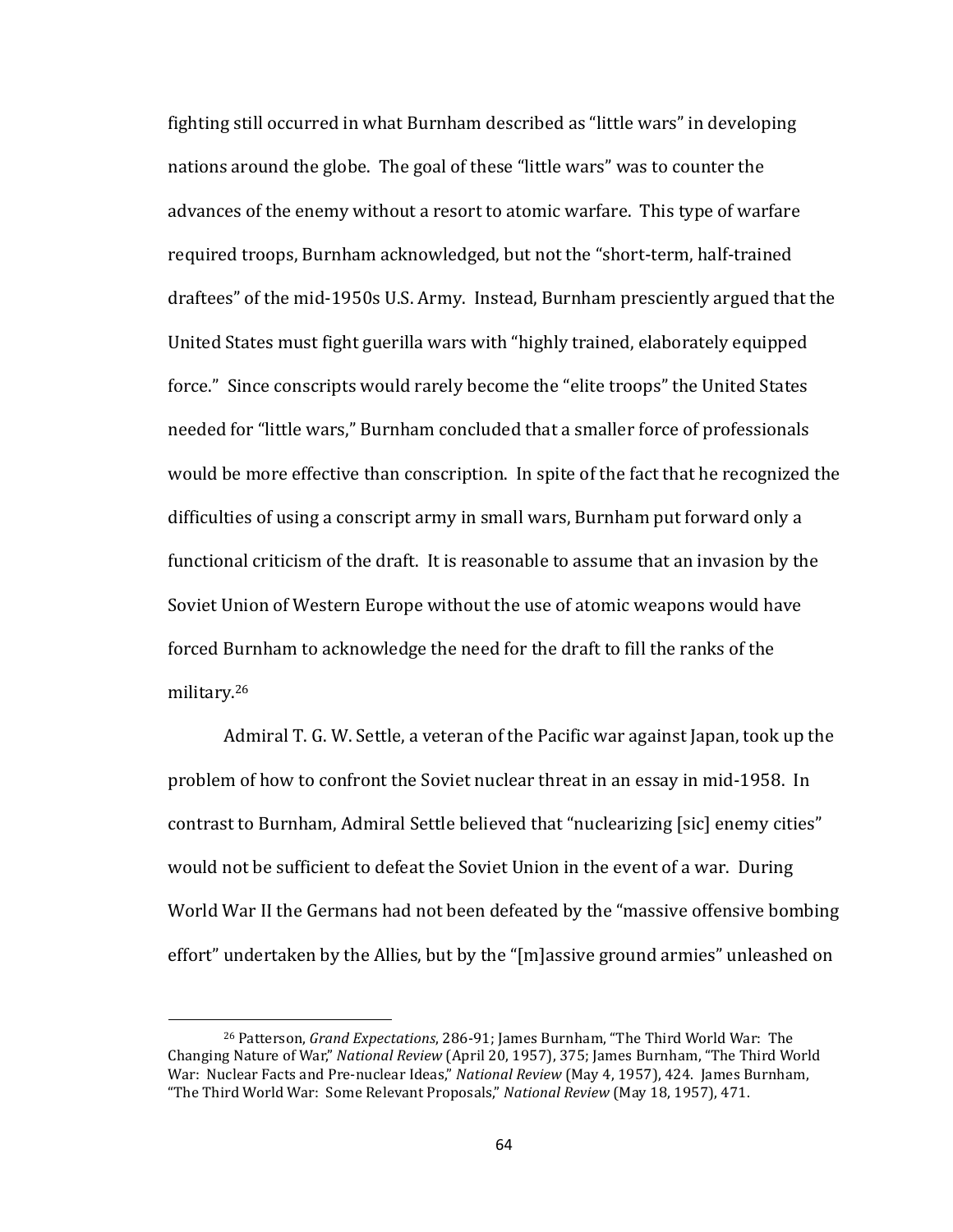fighting still occurred in what Burnham described as "little wars" in developing nations around the globe. The goal of these "little wars" was to counter the advances of the enemy without a resort to atomic warfare. This type of warfare required troops, Burnham acknowledged, but not the "short-term, half-trained draftees" of the mid-1950s U.S. Army. Instead, Burnham presciently argued that the United States must fight guerilla wars with "highly trained, elaborately equipped force." Since conscripts would rarely become the "elite troops" the United States needed for "little wars," Burnham concluded that a smaller force of professionals would be more effective than conscription. In spite of the fact that he recognized the difficulties of using a conscript army in small wars, Burnham put forward only a functional criticism of the draft. It is reasonable to assume that an invasion by the Soviet Union of Western Europe without the use of atomic weapons would have forced Burnham to acknowledge the need for the draft to fill the ranks of the military.[26]

Admiral T. G. W. Settle, a veteran of the Pacific war against Japan, took up the problem of how to confront the Soviet nuclear threat in an essay in mid-1958. In contrast to Burnham, Admiral Settle believed that "nuclearizing [sic] enemy cities" would not be sufficient to defeat the Soviet Union in the event of a war. During World War II the Germans had not been defeated by the "massive offensive bombing effort" undertaken by the Allies, but by the "[m]assive ground armies" unleashed on

---

[26] Patterson, *Grand Expectations*, 286-91; James Burnham, "The Third World War: The Changing Nature of War," *National Review* (April 20, 1957), 375; James Burnham, "The Third World War: Nuclear Facts and Pre-nuclear Ideas," *National Review* (May 4, 1957), 424. James Burnham, "The Third World War: Some Relevant Proposals," *National Review* (May 18, 1957), 471.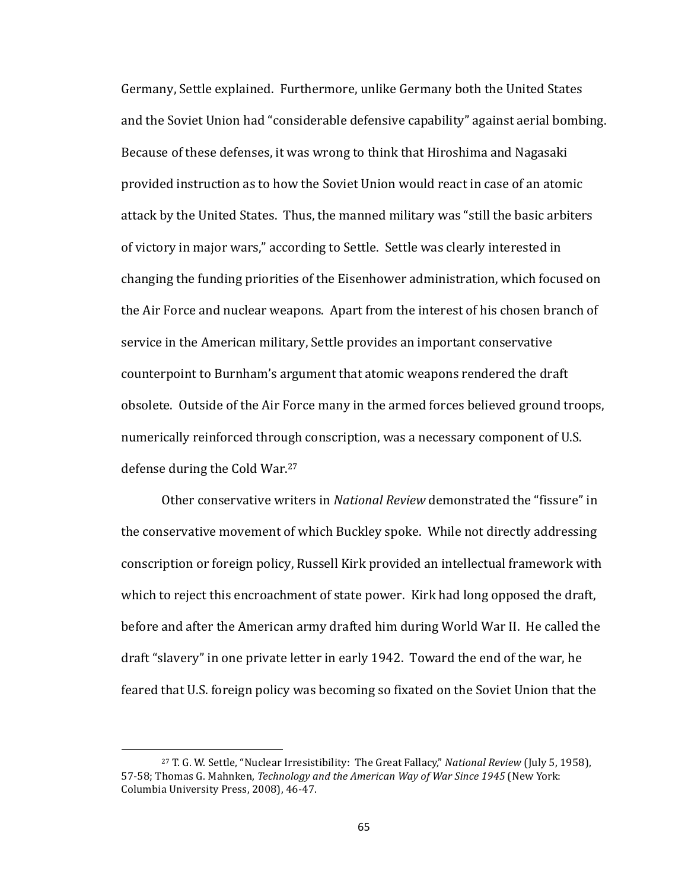Germany, Settle explained. Furthermore, unlike Germany both the United States and the Soviet Union had "considerable defensive capability" against aerial bombing. Because of these defenses, it was wrong to think that Hiroshima and Nagasaki provided instruction as to how the Soviet Union would react in case of an atomic attack by the United States. Thus, the manned military was "still the basic arbiters of victory in major wars," according to Settle. Settle was clearly interested in changing the funding priorities of the Eisenhower administration, which focused on the Air Force and nuclear weapons. Apart from the interest of his chosen branch of service in the American military, Settle provides an important conservative counterpoint to Burnham's argument that atomic weapons rendered the draft obsolete. Outside of the Air Force many in the armed forces believed ground troops, numerically reinforced through conscription, was a necessary component of U.S. defense during the Cold War.[27]

Other conservative writers in *National Review* demonstrated the "fissure" in the conservative movement of which Buckley spoke. While not directly addressing conscription or foreign policy, Russell Kirk provided an intellectual framework with which to reject this encroachment of state power. Kirk had long opposed the draft, before and after the American army drafted him during World War II. He called the draft "slavery" in one private letter in early 1942. Toward the end of the war, he feared that U.S. foreign policy was becoming so fixated on the Soviet Union that the

[27] T. G. W. Settle, "Nuclear Irresistibility: The Great Fallacy," *National Review* (July 5, 1958), 57-58; Thomas G. Mahnken, *Technology and the American Way of War Since 1945* (New York: Columbia University Press, 2008), 46-47.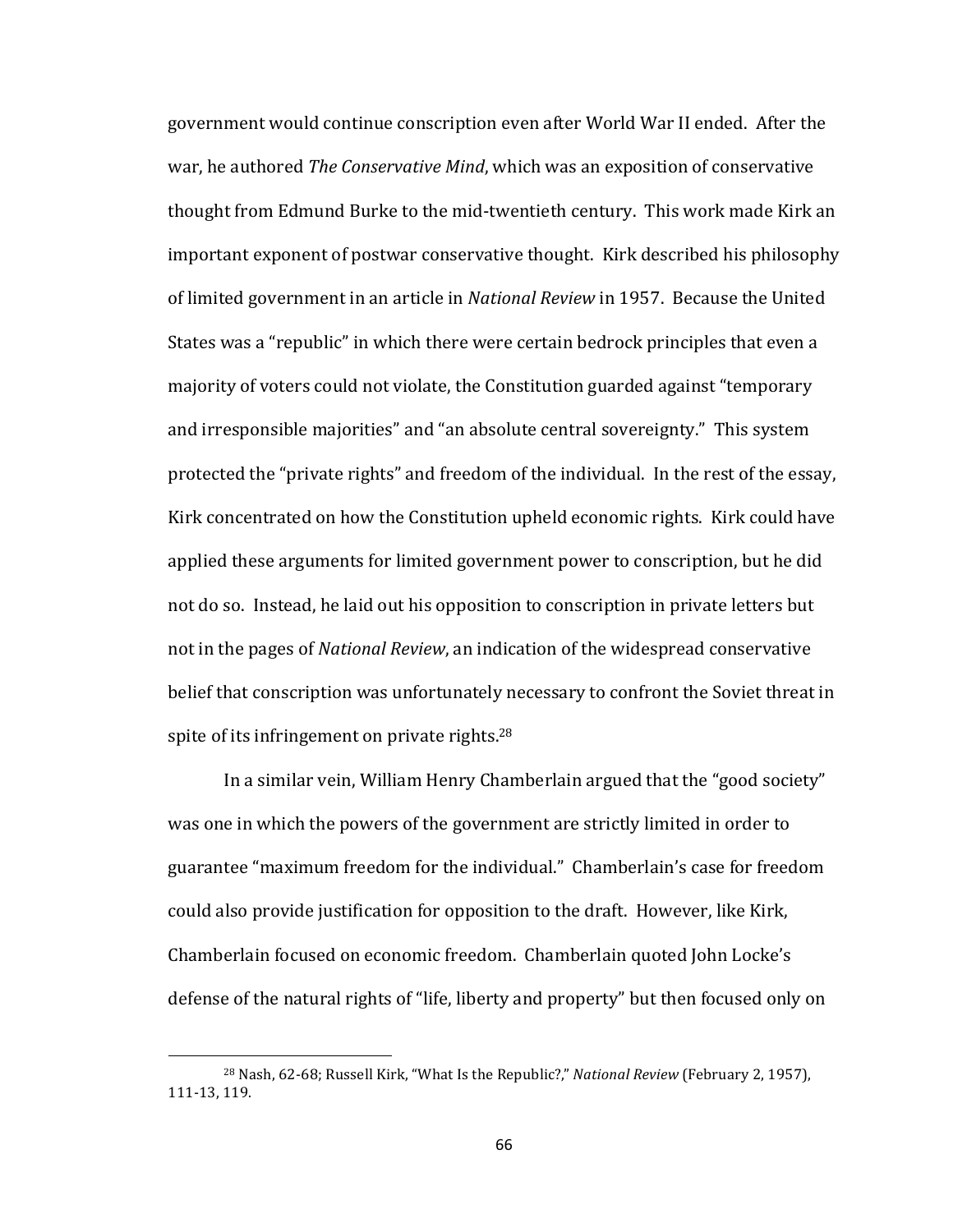government would continue conscription even after World War II ended. After the war, he authored *The Conservative Mind*, which was an exposition of conservative thought from Edmund Burke to the mid-twentieth century. This work made Kirk an important exponent of postwar conservative thought. Kirk described his philosophy of limited government in an article in *National Review* in 1957. Because the United States was a "republic" in which there were certain bedrock principles that even a majority of voters could not violate, the Constitution guarded against "temporary and irresponsible majorities" and "an absolute central sovereignty." This system protected the "private rights" and freedom of the individual. In the rest of the essay, Kirk concentrated on how the Constitution upheld economic rights. Kirk could have applied these arguments for limited government power to conscription, but he did not do so. Instead, he laid out his opposition to conscription in private letters but not in the pages of *National Review*, an indication of the widespread conservative belief that conscription was unfortunately necessary to confront the Soviet threat in spite of its infringement on private rights.[28]

In a similar vein, William Henry Chamberlain argued that the "good society" was one in which the powers of the government are strictly limited in order to guarantee "maximum freedom for the individual." Chamberlain's case for freedom could also provide justification for opposition to the draft. However, like Kirk, Chamberlain focused on economic freedom. Chamberlain quoted John Locke's defense of the natural rights of "life, liberty and property" but then focused only on

---

[28] Nash, 62-68; Russell Kirk, "What Is the Republic?," *National Review* (February 2, 1957), 111-13, 119.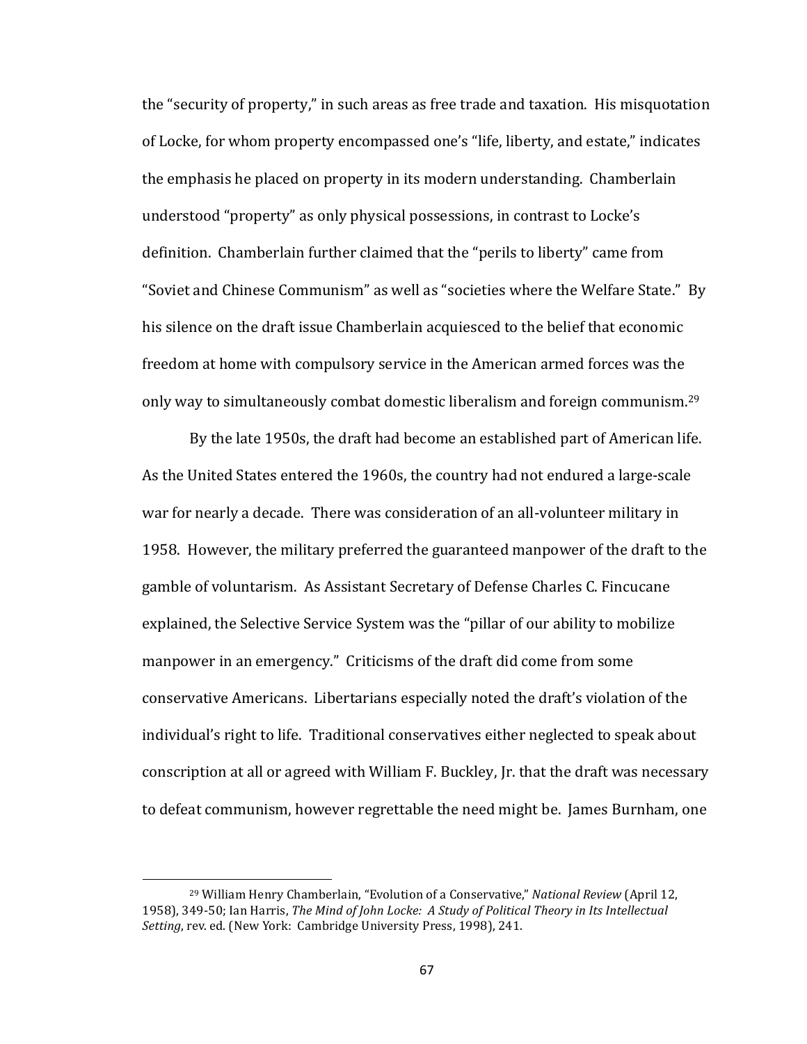the "security of property," in such areas as free trade and taxation. His misquotation of Locke, for whom property encompassed one's "life, liberty, and estate," indicates the emphasis he placed on property in its modern understanding. Chamberlain understood "property" as only physical possessions, in contrast to Locke's definition. Chamberlain further claimed that the "perils to liberty" came from "Soviet and Chinese Communism" as well as "societies where the Welfare State." By his silence on the draft issue Chamberlain acquiesced to the belief that economic freedom at home with compulsory service in the American armed forces was the only way to simultaneously combat domestic liberalism and foreign communism.[29]

By the late 1950s, the draft had become an established part of American life. As the United States entered the 1960s, the country had not endured a large-scale war for nearly a decade. There was consideration of an all-volunteer military in 1958. However, the military preferred the guaranteed manpower of the draft to the gamble of voluntarism. As Assistant Secretary of Defense Charles C. Fincucane explained, the Selective Service System was the "pillar of our ability to mobilize manpower in an emergency." Criticisms of the draft did come from some conservative Americans. Libertarians especially noted the draft's violation of the individual's right to life. Traditional conservatives either neglected to speak about conscription at all or agreed with William F. Buckley, Jr. that the draft was necessary to defeat communism, however regrettable the need might be. James Burnham, one

---

[29] William Henry Chamberlain, "Evolution of a Conservative," *National Review* (April 12, 1958), 349-50; Ian Harris, *The Mind of John Locke: A Study of Political Theory in Its Intellectual Setting*, rev. ed. (New York: Cambridge University Press, 1998), 241.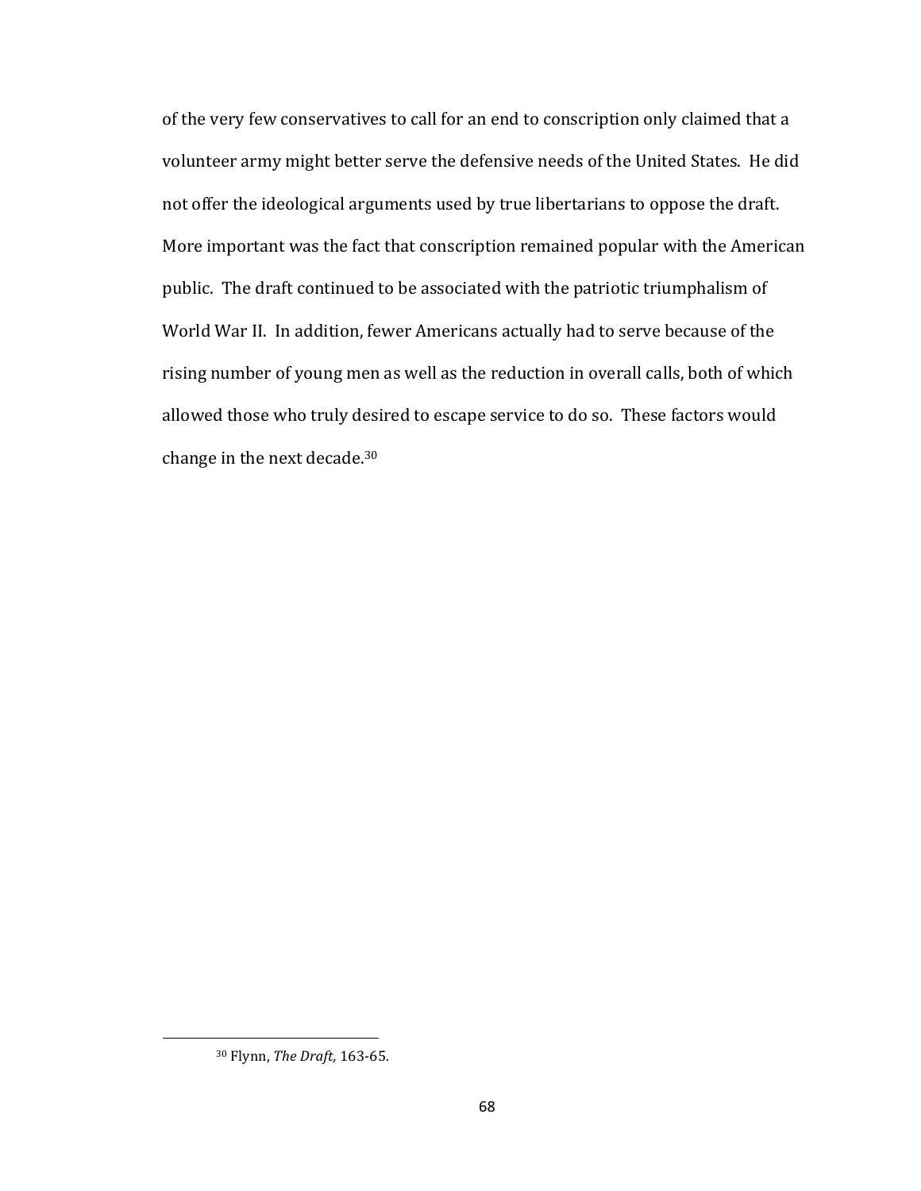of the very few conservatives to call for an end to conscription only claimed that a volunteer army might better serve the defensive needs of the United States. He did not offer the ideological arguments used by true libertarians to oppose the draft. More important was the fact that conscription remained popular with the American public. The draft continued to be associated with the patriotic triumphalism of World War II. In addition, fewer Americans actually had to serve because of the rising number of young men as well as the reduction in overall calls, both of which allowed those who truly desired to escape service to do so. These factors would change in the next decade.[30]

---

[30] Flynn, *The Draft,* 163-65.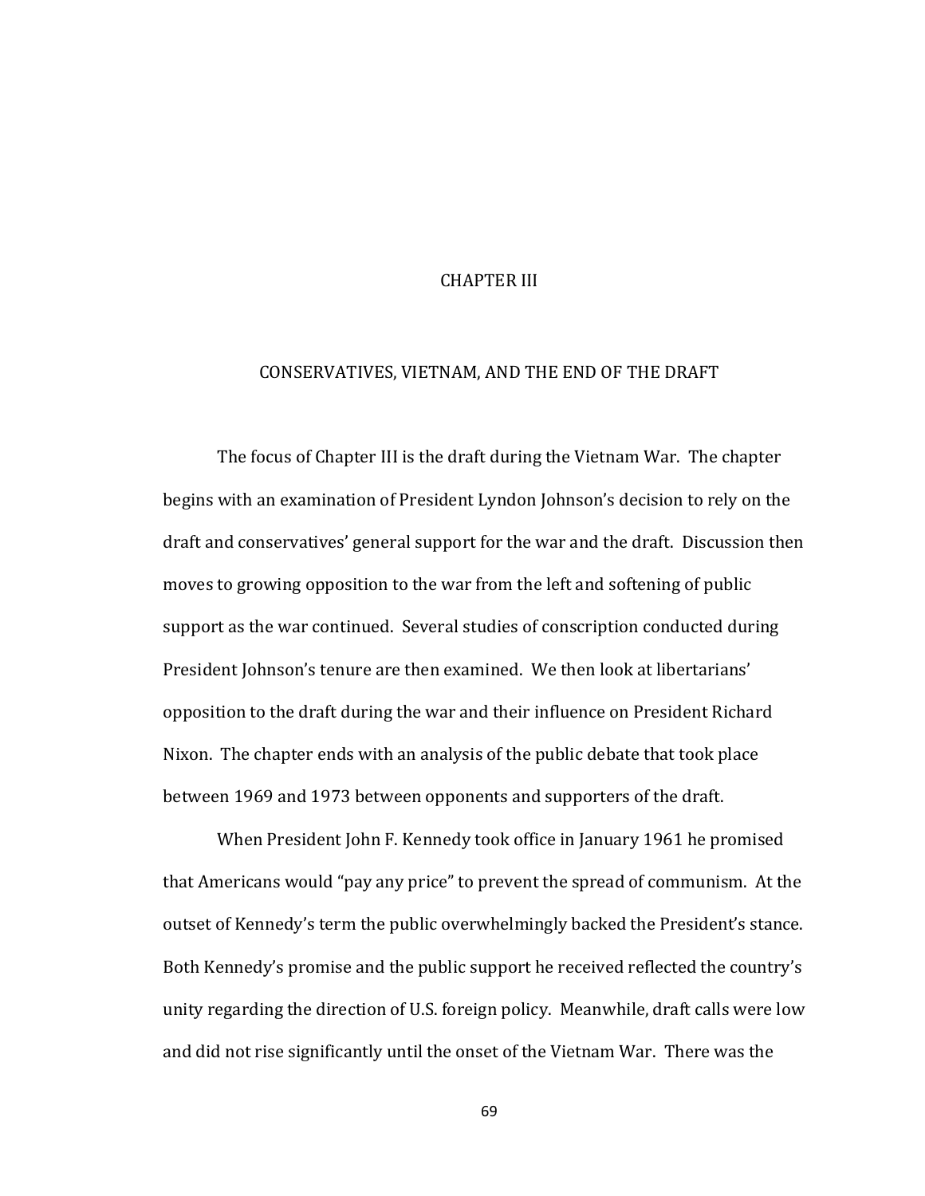# CHAPTER III

## CONSERVATIVES, VIETNAM, AND THE END OF THE DRAFT

The focus of Chapter III is the draft during the Vietnam War. The chapter begins with an examination of President Lyndon Johnson's decision to rely on the draft and conservatives' general support for the war and the draft. Discussion then moves to growing opposition to the war from the left and softening of public support as the war continued. Several studies of conscription conducted during President Johnson's tenure are then examined. We then look at libertarians' opposition to the draft during the war and their influence on President Richard Nixon. The chapter ends with an analysis of the public debate that took place between 1969 and 1973 between opponents and supporters of the draft.

When President John F. Kennedy took office in January 1961 he promised that Americans would "pay any price" to prevent the spread of communism. At the outset of Kennedy's term the public overwhelmingly backed the President's stance. Both Kennedy's promise and the public support he received reflected the country's unity regarding the direction of U.S. foreign policy. Meanwhile, draft calls were low and did not rise significantly until the onset of the Vietnam War. There was the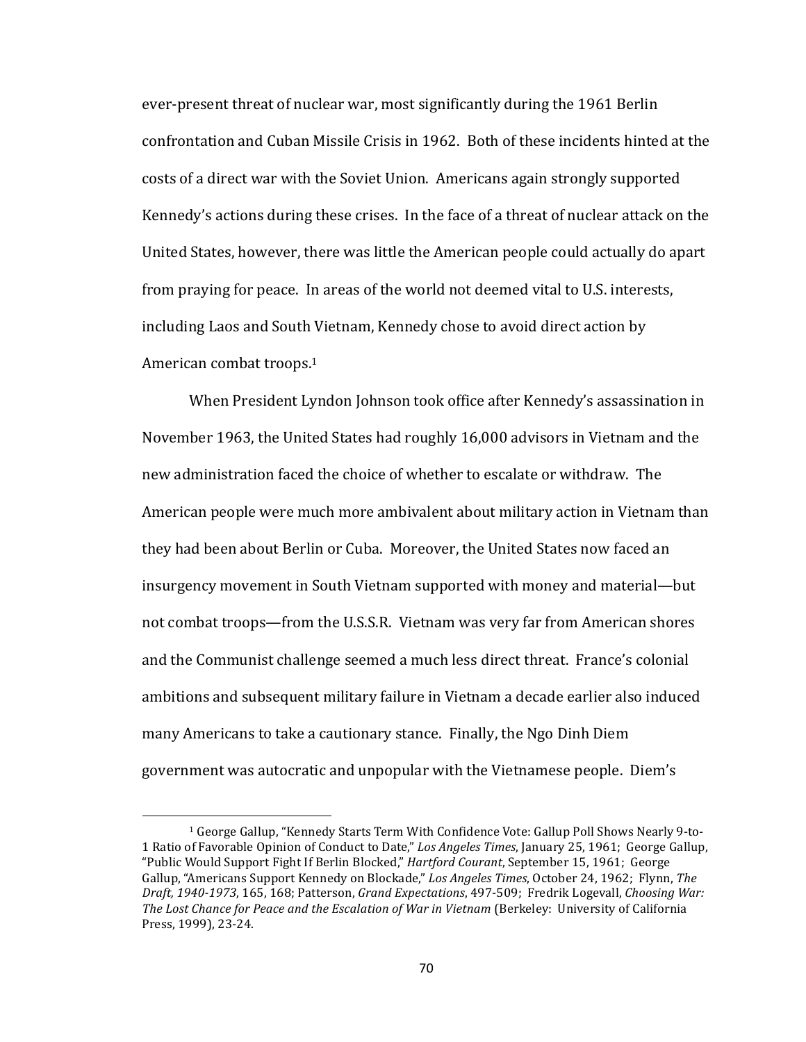ever-present threat of nuclear war, most significantly during the 1961 Berlin confrontation and Cuban Missile Crisis in 1962. Both of these incidents hinted at the costs of a direct war with the Soviet Union. Americans again strongly supported Kennedy's actions during these crises. In the face of a threat of nuclear attack on the United States, however, there was little the American people could actually do apart from praying for peace. In areas of the world not deemed vital to U.S. interests, including Laos and South Vietnam, Kennedy chose to avoid direct action by American combat troops.[1]

When President Lyndon Johnson took office after Kennedy's assassination in November 1963, the United States had roughly 16,000 advisors in Vietnam and the new administration faced the choice of whether to escalate or withdraw. The American people were much more ambivalent about military action in Vietnam than they had been about Berlin or Cuba. Moreover, the United States now faced an insurgency movement in South Vietnam supported with money and material—but not combat troops—from the U.S.S.R. Vietnam was very far from American shores and the Communist challenge seemed a much less direct threat. France's colonial ambitions and subsequent military failure in Vietnam a decade earlier also induced many Americans to take a cautionary stance. Finally, the Ngo Dinh Diem government was autocratic and unpopular with the Vietnamese people. Diem's

---

[1] George Gallup, "Kennedy Starts Term With Confidence Vote: Gallup Poll Shows Nearly 9-to-1 Ratio of Favorable Opinion of Conduct to Date," *Los Angeles Times*, January 25, 1961; George Gallup, "Public Would Support Fight If Berlin Blocked," *Hartford Courant*, September 15, 1961; George Gallup, "Americans Support Kennedy on Blockade," *Los Angeles Times*, October 24, 1962; Flynn, *The Draft, 1940-1973*, 165, 168; Patterson, *Grand Expectations*, 497-509; Fredrik Logevall, *Choosing War: The Lost Chance for Peace and the Escalation of War in Vietnam* (Berkeley: University of California Press, 1999), 23-24.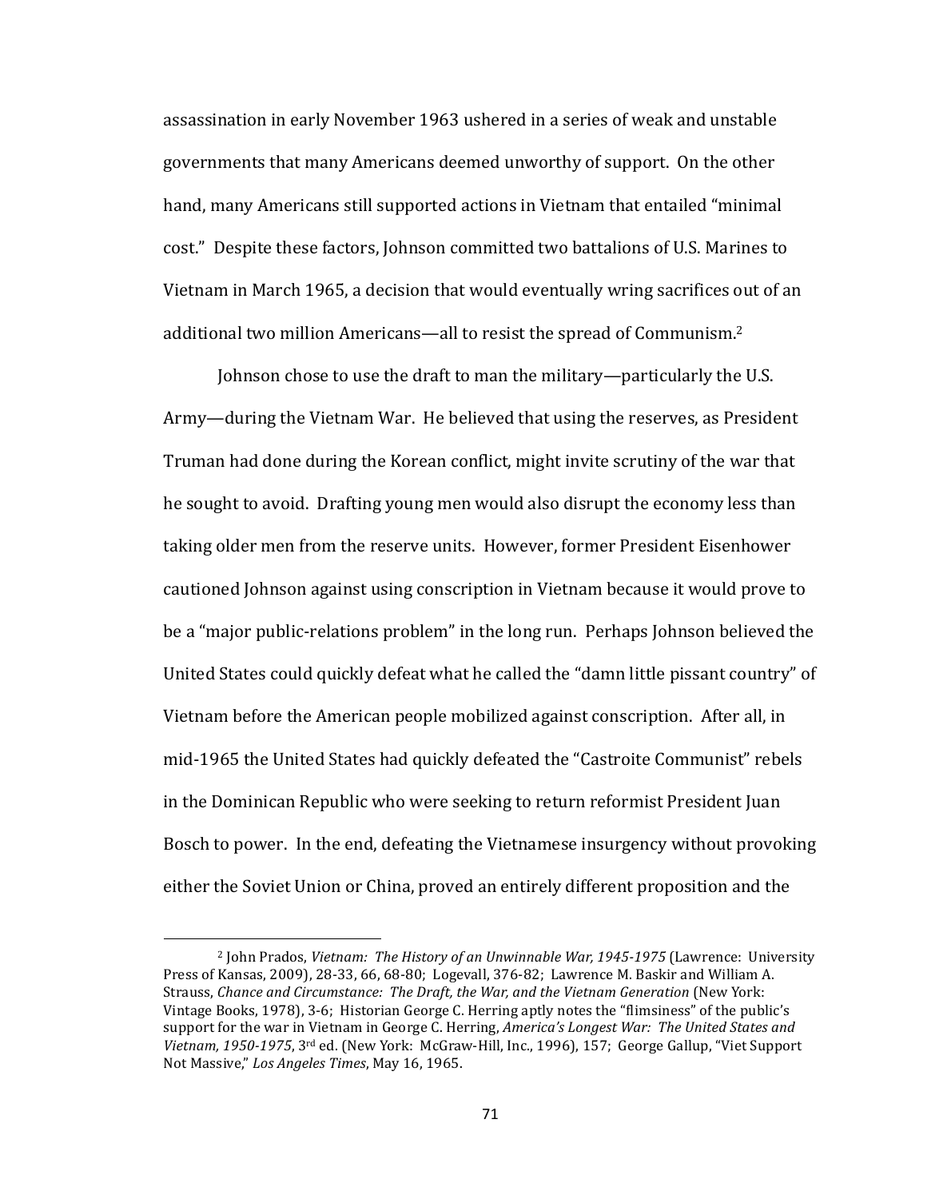assassination in early November 1963 ushered in a series of weak and unstable governments that many Americans deemed unworthy of support. On the other hand, many Americans still supported actions in Vietnam that entailed "minimal cost." Despite these factors, Johnson committed two battalions of U.S. Marines to Vietnam in March 1965, a decision that would eventually wring sacrifices out of an additional two million Americans—all to resist the spread of Communism.[2]

Johnson chose to use the draft to man the military—particularly the U.S. Army—during the Vietnam War. He believed that using the reserves, as President Truman had done during the Korean conflict, might invite scrutiny of the war that he sought to avoid. Drafting young men would also disrupt the economy less than taking older men from the reserve units. However, former President Eisenhower cautioned Johnson against using conscription in Vietnam because it would prove to be a "major public-relations problem" in the long run. Perhaps Johnson believed the United States could quickly defeat what he called the "damn little pissant country" of Vietnam before the American people mobilized against conscription. After all, in mid-1965 the United States had quickly defeated the "Castroite Communist" rebels in the Dominican Republic who were seeking to return reformist President Juan Bosch to power. In the end, defeating the Vietnamese insurgency without provoking either the Soviet Union or China, proved an entirely different proposition and the

---

[2] John Prados, *Vietnam: The History of an Unwinnable War, 1945-1975* (Lawrence: University Press of Kansas, 2009), 28-33, 66, 68-80; Logevall, 376-82; Lawrence M. Baskir and William A. Strauss, *Chance and Circumstance: The Draft, the War, and the Vietnam Generation* (New York: Vintage Books, 1978), 3-6; Historian George C. Herring aptly notes the "flimsiness" of the public's support for the war in Vietnam in George C. Herring, *America's Longest War: The United States and Vietnam, 1950-1975*, 3rd ed. (New York: McGraw-Hill, Inc., 1996), 157; George Gallup, "Viet Support Not Massive," *Los Angeles Times*, May 16, 1965.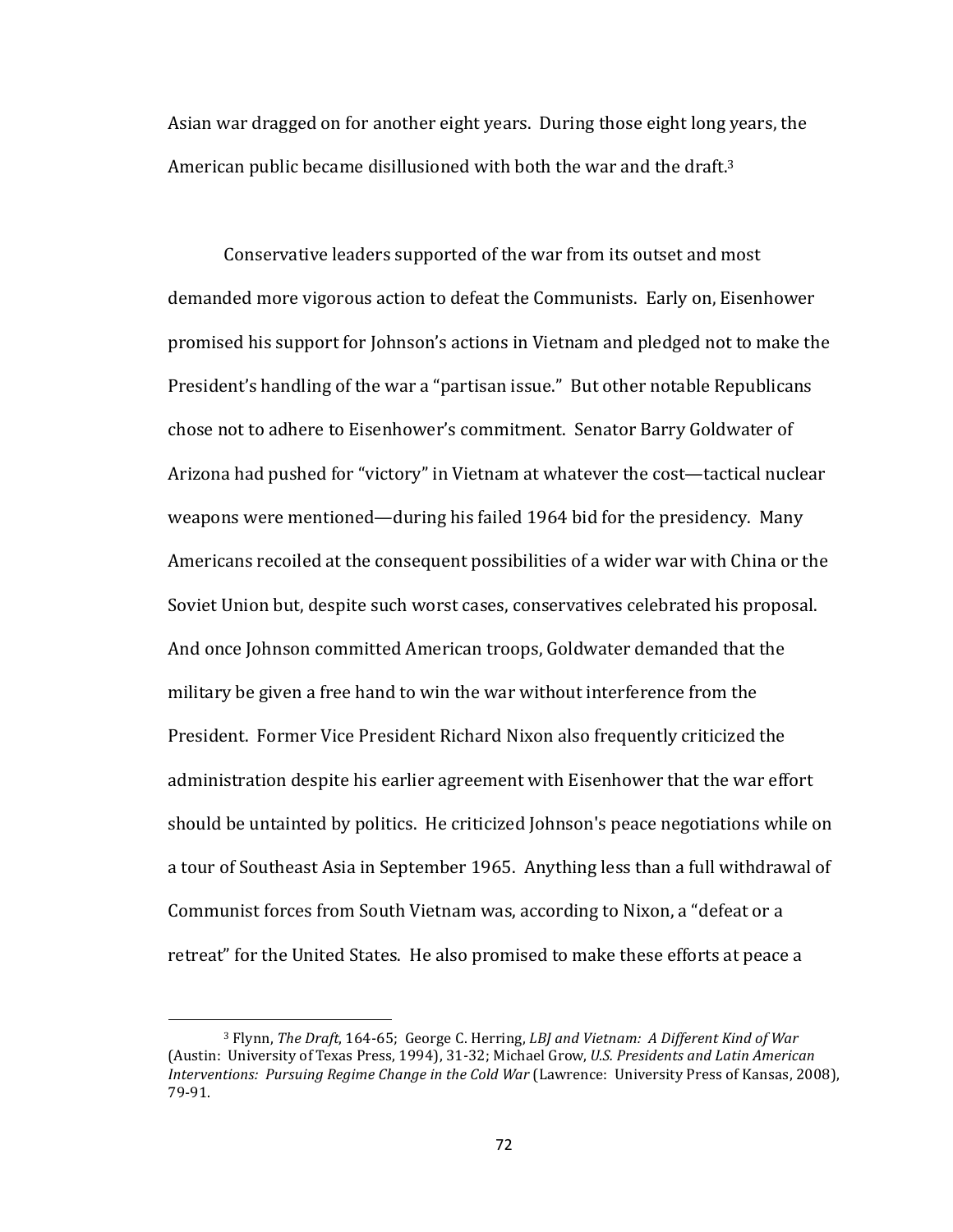Asian war dragged on for another eight years. During those eight long years, the American public became disillusioned with both the war and the draft.[3]

Conservative leaders supported of the war from its outset and most demanded more vigorous action to defeat the Communists. Early on, Eisenhower promised his support for Johnson's actions in Vietnam and pledged not to make the President's handling of the war a "partisan issue." But other notable Republicans chose not to adhere to Eisenhower's commitment. Senator Barry Goldwater of Arizona had pushed for "victory" in Vietnam at whatever the cost—tactical nuclear weapons were mentioned—during his failed 1964 bid for the presidency. Many Americans recoiled at the consequent possibilities of a wider war with China or the Soviet Union but, despite such worst cases, conservatives celebrated his proposal. And once Johnson committed American troops, Goldwater demanded that the military be given a free hand to win the war without interference from the President. Former Vice President Richard Nixon also frequently criticized the administration despite his earlier agreement with Eisenhower that the war effort should be untainted by politics. He criticized Johnson's peace negotiations while on a tour of Southeast Asia in September 1965. Anything less than a full withdrawal of Communist forces from South Vietnam was, according to Nixon, a "defeat or a retreat" for the United States. He also promised to make these efforts at peace a

---

[3] Flynn, *The Draft*, 164-65; George C. Herring, *LBJ and Vietnam: A Different Kind of War* (Austin: University of Texas Press, 1994), 31-32; Michael Grow, *U.S. Presidents and Latin American Interventions: Pursuing Regime Change in the Cold War* (Lawrence: University Press of Kansas, 2008), 79-91.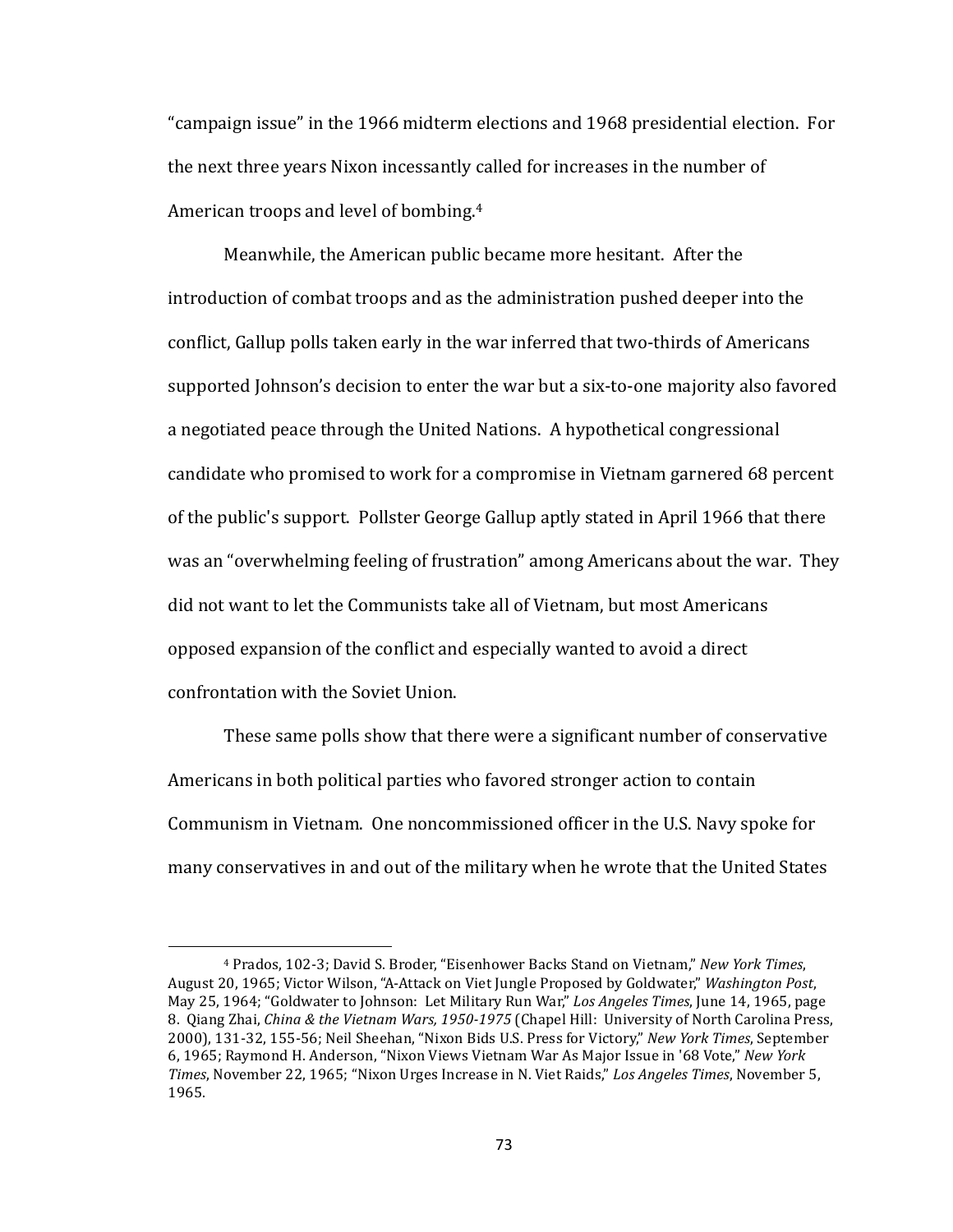"campaign issue" in the 1966 midterm elections and 1968 presidential election. For the next three years Nixon incessantly called for increases in the number of American troops and level of bombing.[4]

Meanwhile, the American public became more hesitant. After the introduction of combat troops and as the administration pushed deeper into the conflict, Gallup polls taken early in the war inferred that two-thirds of Americans supported Johnson's decision to enter the war but a six-to-one majority also favored a negotiated peace through the United Nations. A hypothetical congressional candidate who promised to work for a compromise in Vietnam garnered 68 percent of the public's support. Pollster George Gallup aptly stated in April 1966 that there was an "overwhelming feeling of frustration" among Americans about the war. They did not want to let the Communists take all of Vietnam, but most Americans opposed expansion of the conflict and especially wanted to avoid a direct confrontation with the Soviet Union.

These same polls show that there were a significant number of conservative Americans in both political parties who favored stronger action to contain Communism in Vietnam. One noncommissioned officer in the U.S. Navy spoke for many conservatives in and out of the military when he wrote that the United States

---

[4] Prados, 102-3; David S. Broder, "Eisenhower Backs Stand on Vietnam," *New York Times*, August 20, 1965; Victor Wilson, "A-Attack on Viet Jungle Proposed by Goldwater," *Washington Post*, May 25, 1964; "Goldwater to Johnson: Let Military Run War," *Los Angeles Times*, June 14, 1965, page 8. Qiang Zhai, *China & the Vietnam Wars, 1950-1975* (Chapel Hill: University of North Carolina Press, 2000), 131-32, 155-56; Neil Sheehan, "Nixon Bids U.S. Press for Victory," *New York Times*, September 6, 1965; Raymond H. Anderson, "Nixon Views Vietnam War As Major Issue in '68 Vote," *New York Times*, November 22, 1965; "Nixon Urges Increase in N. Viet Raids," *Los Angeles Times*, November 5, 1965.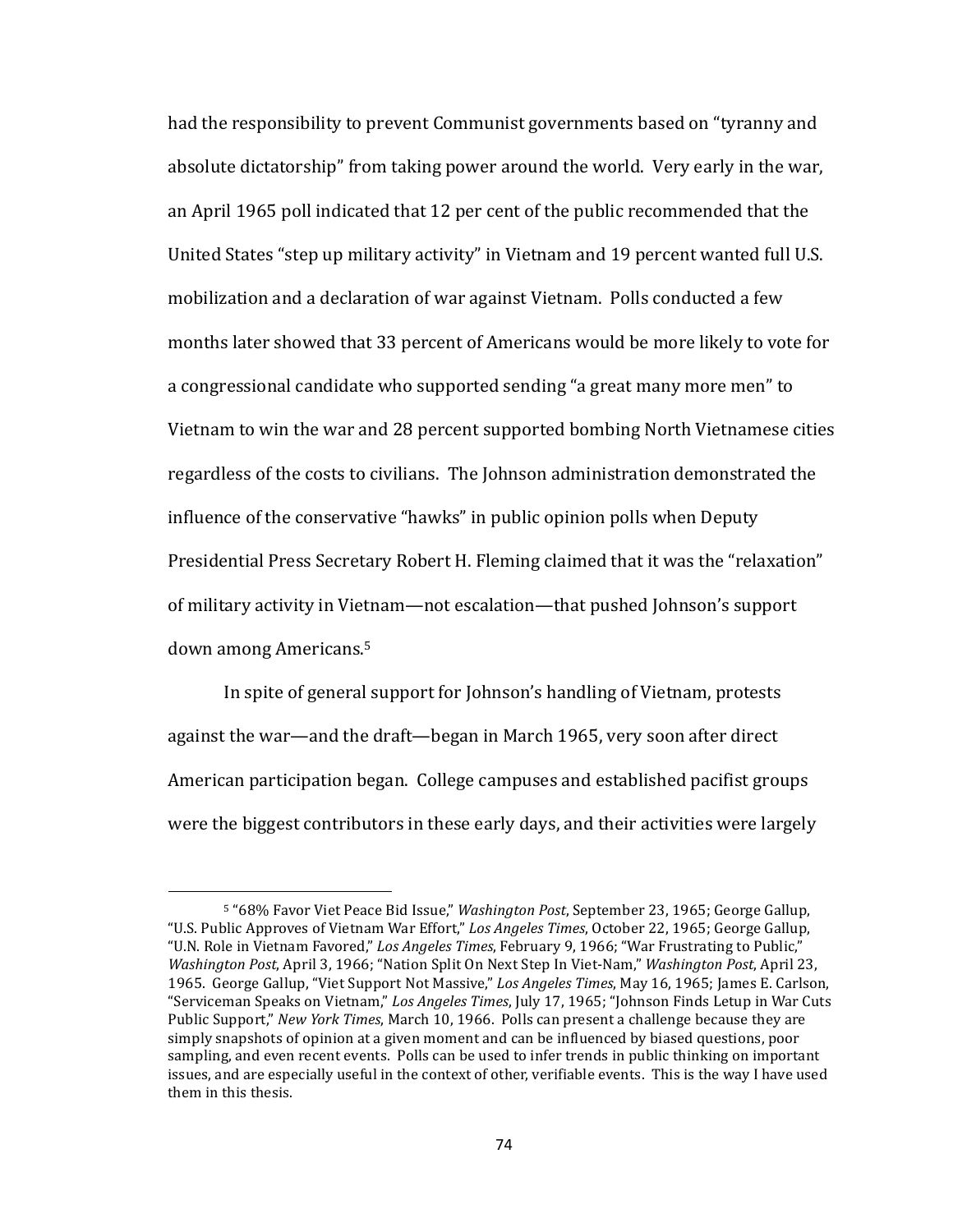had the responsibility to prevent Communist governments based on "tyranny and absolute dictatorship" from taking power around the world. Very early in the war, an April 1965 poll indicated that 12 per cent of the public recommended that the United States "step up military activity" in Vietnam and 19 percent wanted full U.S. mobilization and a declaration of war against Vietnam. Polls conducted a few months later showed that 33 percent of Americans would be more likely to vote for a congressional candidate who supported sending "a great many more men" to Vietnam to win the war and 28 percent supported bombing North Vietnamese cities regardless of the costs to civilians. The Johnson administration demonstrated the influence of the conservative "hawks" in public opinion polls when Deputy Presidential Press Secretary Robert H. Fleming claimed that it was the "relaxation" of military activity in Vietnam—not escalation—that pushed Johnson's support down among Americans.[5]

In spite of general support for Johnson's handling of Vietnam, protests against the war—and the draft—began in March 1965, very soon after direct American participation began. College campuses and established pacifist groups were the biggest contributors in these early days, and their activities were largely

---

[5] "68% Favor Viet Peace Bid Issue," *Washington Post*, September 23, 1965; George Gallup, "U.S. Public Approves of Vietnam War Effort," *Los Angeles Times*, October 22, 1965; George Gallup, "U.N. Role in Vietnam Favored," *Los Angeles Times*, February 9, 1966; "War Frustrating to Public," *Washington Post*, April 3, 1966; "Nation Split On Next Step In Viet-Nam," *Washington Post*, April 23, 1965. George Gallup, "Viet Support Not Massive," *Los Angeles Times*, May 16, 1965; James E. Carlson, "Serviceman Speaks on Vietnam," *Los Angeles Times*, July 17, 1965; "Johnson Finds Letup in War Cuts Public Support," *New York Times*, March 10, 1966. Polls can present a challenge because they are simply snapshots of opinion at a given moment and can be influenced by biased questions, poor sampling, and even recent events. Polls can be used to infer trends in public thinking on important issues, and are especially useful in the context of other, verifiable events. This is the way I have used them in this thesis.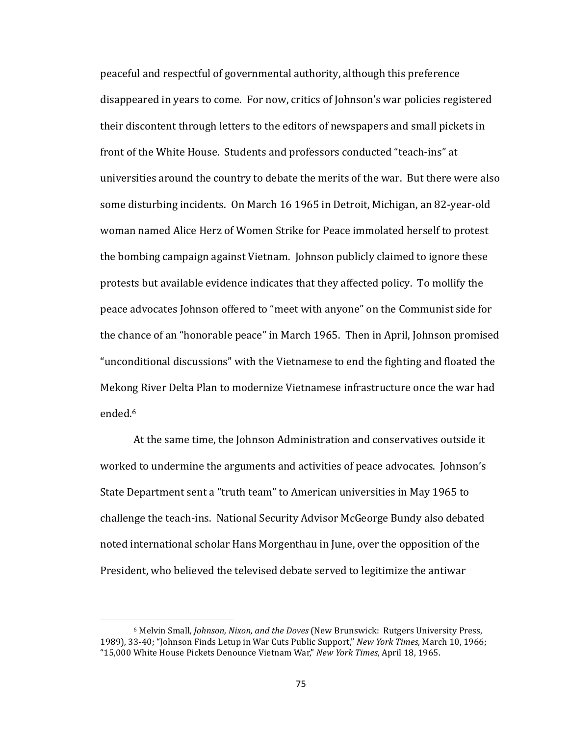peaceful and respectful of governmental authority, although this preference disappeared in years to come. For now, critics of Johnson's war policies registered their discontent through letters to the editors of newspapers and small pickets in front of the White House. Students and professors conducted "teach-ins" at universities around the country to debate the merits of the war. But there were also some disturbing incidents. On March 16 1965 in Detroit, Michigan, an 82-year-old woman named Alice Herz of Women Strike for Peace immolated herself to protest the bombing campaign against Vietnam. Johnson publicly claimed to ignore these protests but available evidence indicates that they affected policy. To mollify the peace advocates Johnson offered to "meet with anyone" on the Communist side for the chance of an "honorable peace" in March 1965. Then in April, Johnson promised "unconditional discussions" with the Vietnamese to end the fighting and floated the Mekong River Delta Plan to modernize Vietnamese infrastructure once the war had ended.[6]

At the same time, the Johnson Administration and conservatives outside it worked to undermine the arguments and activities of peace advocates. Johnson's State Department sent a "truth team" to American universities in May 1965 to challenge the teach-ins. National Security Advisor McGeorge Bundy also debated noted international scholar Hans Morgenthau in June, over the opposition of the President, who believed the televised debate served to legitimize the antiwar

---

[6] Melvin Small, *Johnson, Nixon, and the Doves* (New Brunswick: Rutgers University Press, 1989), 33-40; "Johnson Finds Letup in War Cuts Public Support," *New York Times*, March 10, 1966; "15,000 White House Pickets Denounce Vietnam War," *New York Times*, April 18, 1965.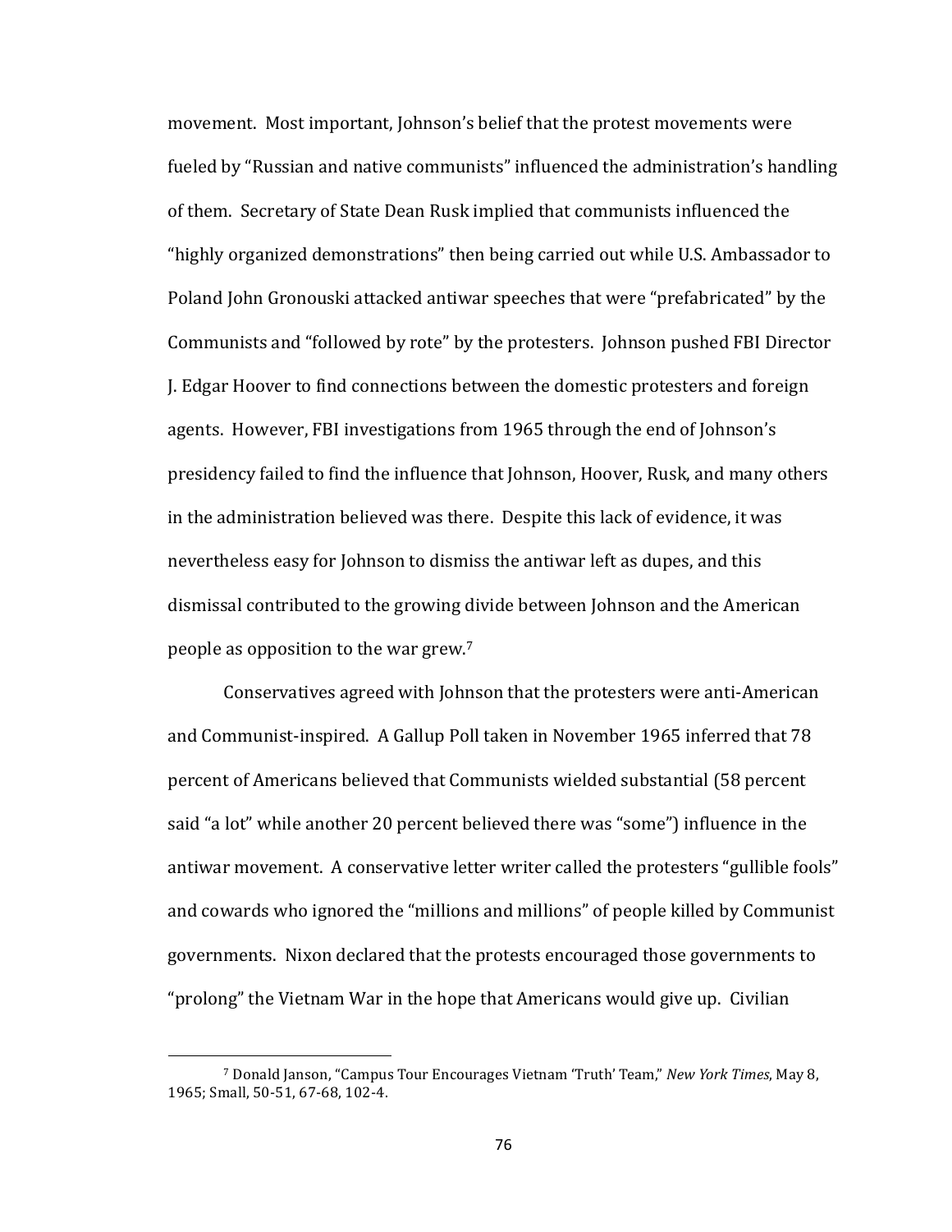movement. Most important, Johnson's belief that the protest movements were fueled by "Russian and native communists" influenced the administration's handling of them. Secretary of State Dean Rusk implied that communists influenced the "highly organized demonstrations" then being carried out while U.S. Ambassador to Poland John Gronouski attacked antiwar speeches that were "prefabricated" by the Communists and "followed by rote" by the protesters. Johnson pushed FBI Director J. Edgar Hoover to find connections between the domestic protesters and foreign agents. However, FBI investigations from 1965 through the end of Johnson's presidency failed to find the influence that Johnson, Hoover, Rusk, and many others in the administration believed was there. Despite this lack of evidence, it was nevertheless easy for Johnson to dismiss the antiwar left as dupes, and this dismissal contributed to the growing divide between Johnson and the American people as opposition to the war grew.[7]

Conservatives agreed with Johnson that the protesters were anti-American and Communist-inspired. A Gallup Poll taken in November 1965 inferred that 78 percent of Americans believed that Communists wielded substantial (58 percent said "a lot" while another 20 percent believed there was "some") influence in the antiwar movement. A conservative letter writer called the protesters "gullible fools" and cowards who ignored the "millions and millions" of people killed by Communist governments. Nixon declared that the protests encouraged those governments to "prolong" the Vietnam War in the hope that Americans would give up. Civilian

---

[7] Donald Janson, "Campus Tour Encourages Vietnam 'Truth' Team," *New York Times*, May 8, 1965; Small, 50-51, 67-68, 102-4.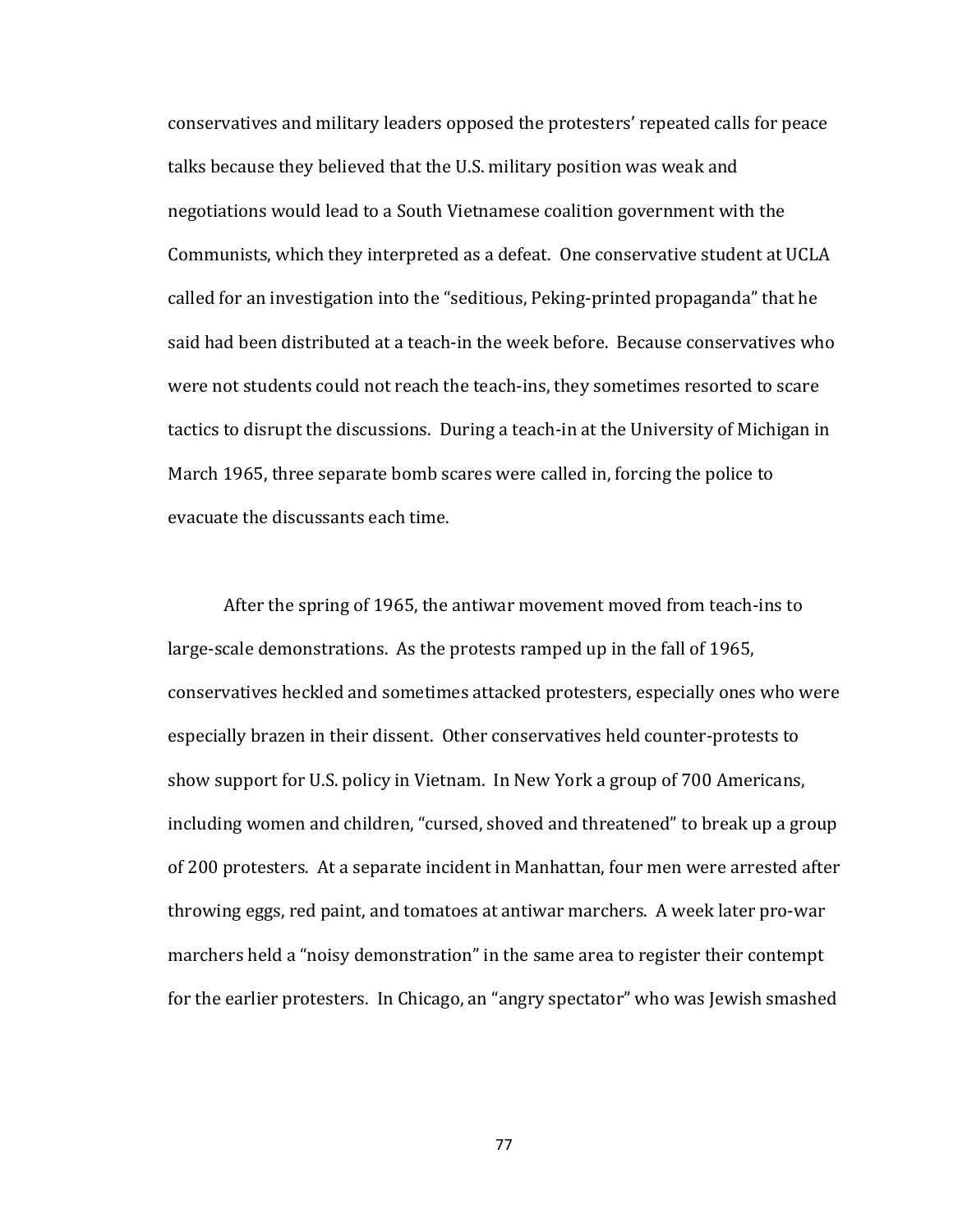conservatives and military leaders opposed the protesters' repeated calls for peace talks because they believed that the U.S. military position was weak and negotiations would lead to a South Vietnamese coalition government with the Communists, which they interpreted as a defeat. One conservative student at UCLA called for an investigation into the "seditious, Peking-printed propaganda" that he said had been distributed at a teach-in the week before. Because conservatives who were not students could not reach the teach-ins, they sometimes resorted to scare tactics to disrupt the discussions. During a teach-in at the University of Michigan in March 1965, three separate bomb scares were called in, forcing the police to evacuate the discussants each time.

After the spring of 1965, the antiwar movement moved from teach-ins to large-scale demonstrations. As the protests ramped up in the fall of 1965, conservatives heckled and sometimes attacked protesters, especially ones who were especially brazen in their dissent. Other conservatives held counter-protests to show support for U.S. policy in Vietnam. In New York a group of 700 Americans, including women and children, "cursed, shoved and threatened" to break up a group of 200 protesters. At a separate incident in Manhattan, four men were arrested after throwing eggs, red paint, and tomatoes at antiwar marchers. A week later pro-war marchers held a "noisy demonstration" in the same area to register their contempt for the earlier protesters. In Chicago, an "angry spectator" who was Jewish smashed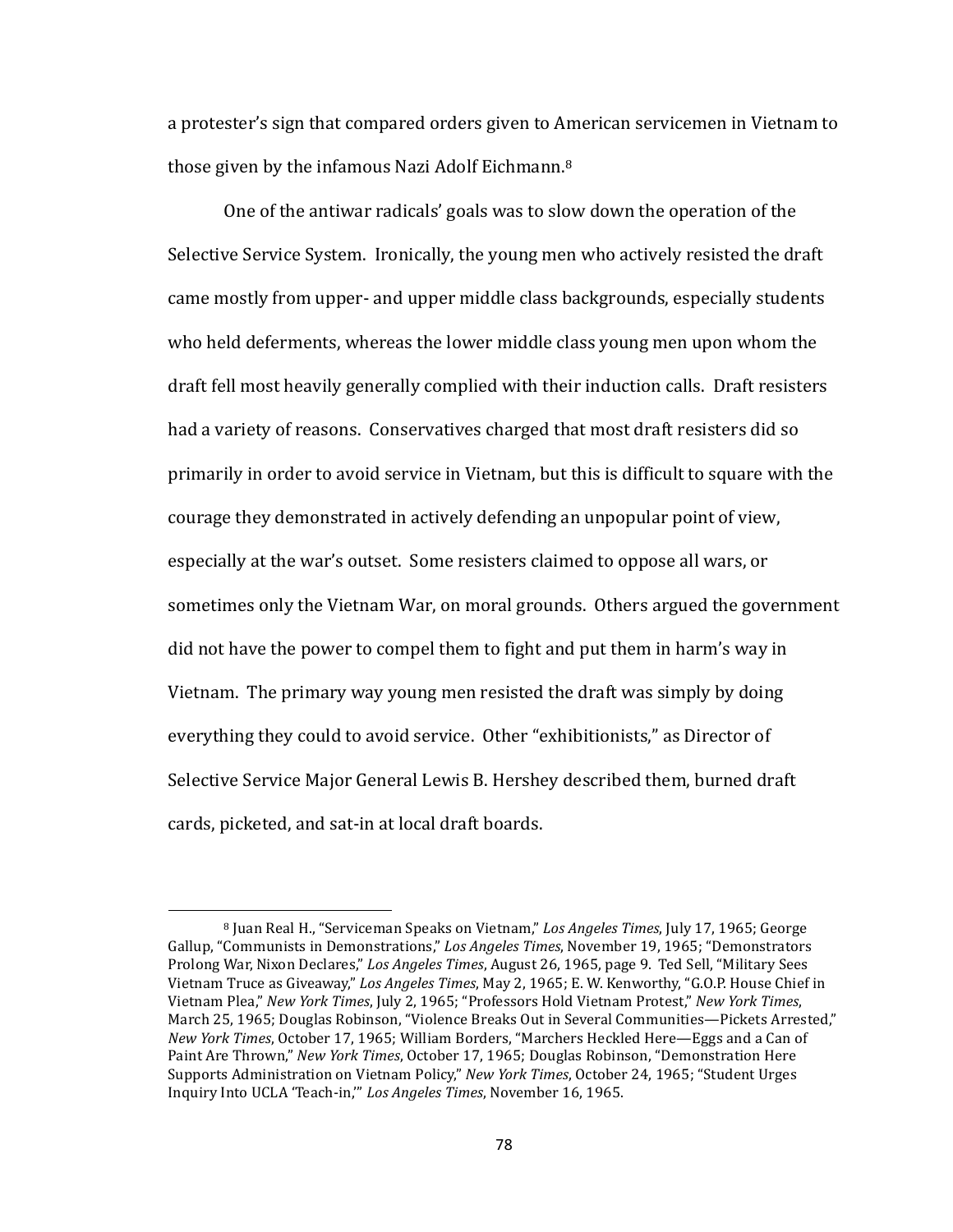a protester's sign that compared orders given to American servicemen in Vietnam to those given by the infamous Nazi Adolf Eichmann.[8]

One of the antiwar radicals' goals was to slow down the operation of the Selective Service System. Ironically, the young men who actively resisted the draft came mostly from upper- and upper middle class backgrounds, especially students who held deferments, whereas the lower middle class young men upon whom the draft fell most heavily generally complied with their induction calls. Draft resisters had a variety of reasons. Conservatives charged that most draft resisters did so primarily in order to avoid service in Vietnam, but this is difficult to square with the courage they demonstrated in actively defending an unpopular point of view, especially at the war's outset. Some resisters claimed to oppose all wars, or sometimes only the Vietnam War, on moral grounds. Others argued the government did not have the power to compel them to fight and put them in harm's way in Vietnam. The primary way young men resisted the draft was simply by doing everything they could to avoid service. Other "exhibitionists," as Director of Selective Service Major General Lewis B. Hershey described them, burned draft cards, picketed, and sat-in at local draft boards.

[8] Juan Real H., "Serviceman Speaks on Vietnam," *Los Angeles Times*, July 17, 1965; George Gallup, "Communists in Demonstrations," *Los Angeles Times*, November 19, 1965; "Demonstrators Prolong War, Nixon Declares," *Los Angeles Times*, August 26, 1965, page 9. Ted Sell, "Military Sees Vietnam Truce as Giveaway," *Los Angeles Times*, May 2, 1965; E. W. Kenworthy, "G.O.P. House Chief in Vietnam Plea," *New York Times*, July 2, 1965; "Professors Hold Vietnam Protest," *New York Times*, March 25, 1965; Douglas Robinson, "Violence Breaks Out in Several Communities—Pickets Arrested," *New York Times*, October 17, 1965; William Borders, "Marchers Heckled Here—Eggs and a Can of Paint Are Thrown," *New York Times*, October 17, 1965; Douglas Robinson, "Demonstration Here Supports Administration on Vietnam Policy," *New York Times*, October 24, 1965; "Student Urges Inquiry Into UCLA 'Teach-in,'" *Los Angeles Times*, November 16, 1965.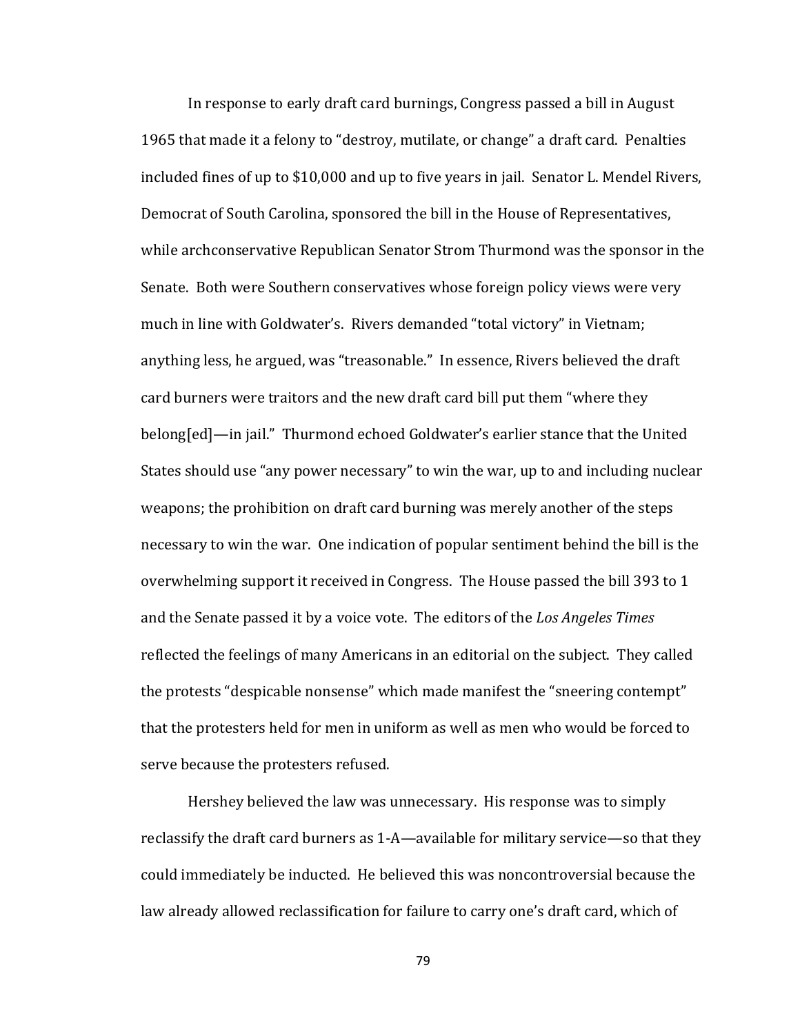In response to early draft card burnings, Congress passed a bill in August 1965 that made it a felony to "destroy, mutilate, or change" a draft card. Penalties included fines of up to $10,000 and up to five years in jail. Senator L. Mendel Rivers, Democrat of South Carolina, sponsored the bill in the House of Representatives, while archconservative Republican Senator Strom Thurmond was the sponsor in the Senate. Both were Southern conservatives whose foreign policy views were very much in line with Goldwater's. Rivers demanded "total victory" in Vietnam; anything less, he argued, was "treasonable." In essence, Rivers believed the draft card burners were traitors and the new draft card bill put them "where they belong[ed]—in jail." Thurmond echoed Goldwater's earlier stance that the United States should use "any power necessary" to win the war, up to and including nuclear weapons; the prohibition on draft card burning was merely another of the steps necessary to win the war. One indication of popular sentiment behind the bill is the overwhelming support it received in Congress. The House passed the bill 393 to 1 and the Senate passed it by a voice vote. The editors of the *Los Angeles Times* reflected the feelings of many Americans in an editorial on the subject. They called the protests "despicable nonsense" which made manifest the "sneering contempt" that the protesters held for men in uniform as well as men who would be forced to serve because the protesters refused.

Hershey believed the law was unnecessary. His response was to simply reclassify the draft card burners as 1-A—available for military service—so that they could immediately be inducted. He believed this was noncontroversial because the law already allowed reclassification for failure to carry one's draft card, which of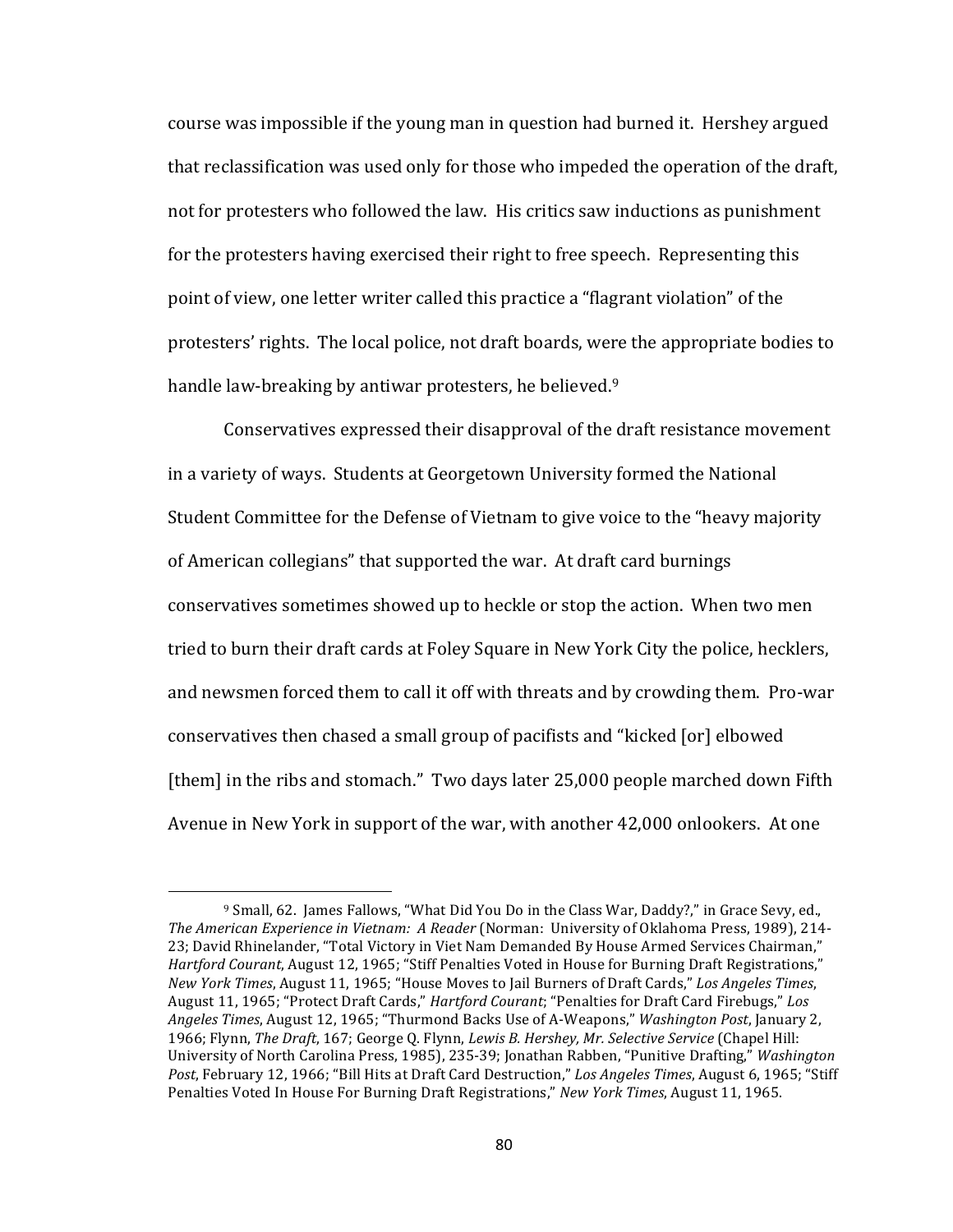course was impossible if the young man in question had burned it. Hershey argued that reclassification was used only for those who impeded the operation of the draft, not for protesters who followed the law. His critics saw inductions as punishment for the protesters having exercised their right to free speech. Representing this point of view, one letter writer called this practice a "flagrant violation" of the protesters' rights. The local police, not draft boards, were the appropriate bodies to handle law-breaking by antiwar protesters, he believed.[9]

Conservatives expressed their disapproval of the draft resistance movement in a variety of ways. Students at Georgetown University formed the National Student Committee for the Defense of Vietnam to give voice to the "heavy majority of American collegians" that supported the war. At draft card burnings conservatives sometimes showed up to heckle or stop the action. When two men tried to burn their draft cards at Foley Square in New York City the police, hecklers, and newsmen forced them to call it off with threats and by crowding them. Pro-war conservatives then chased a small group of pacifists and "kicked [or] elbowed [them] in the ribs and stomach." Two days later 25,000 people marched down Fifth Avenue in New York in support of the war, with another 42,000 onlookers. At one

---

[9] Small, 62. James Fallows, "What Did You Do in the Class War, Daddy?," in Grace Sevy, ed., *The American Experience in Vietnam: A Reader* (Norman: University of Oklahoma Press, 1989), 214-23; David Rhinelander, "Total Victory in Viet Nam Demanded By House Armed Services Chairman," *Hartford Courant*, August 12, 1965; "Stiff Penalties Voted in House for Burning Draft Registrations," *New York Times*, August 11, 1965; "House Moves to Jail Burners of Draft Cards," *Los Angeles Times*, August 11, 1965; "Protect Draft Cards," *Hartford Courant*; "Penalties for Draft Card Firebugs," *Los Angeles Times*, August 12, 1965; "Thurmond Backs Use of A-Weapons," *Washington Post*, January 2, 1966; Flynn, *The Draft*, 167; George Q. Flynn, *Lewis B. Hershey, Mr. Selective Service* (Chapel Hill: University of North Carolina Press, 1985), 235-39; Jonathan Rabben, "Punitive Drafting," *Washington Post*, February 12, 1966; "Bill Hits at Draft Card Destruction," *Los Angeles Times*, August 6, 1965; "Stiff Penalties Voted In House For Burning Draft Registrations," *New York Times*, August 11, 1965.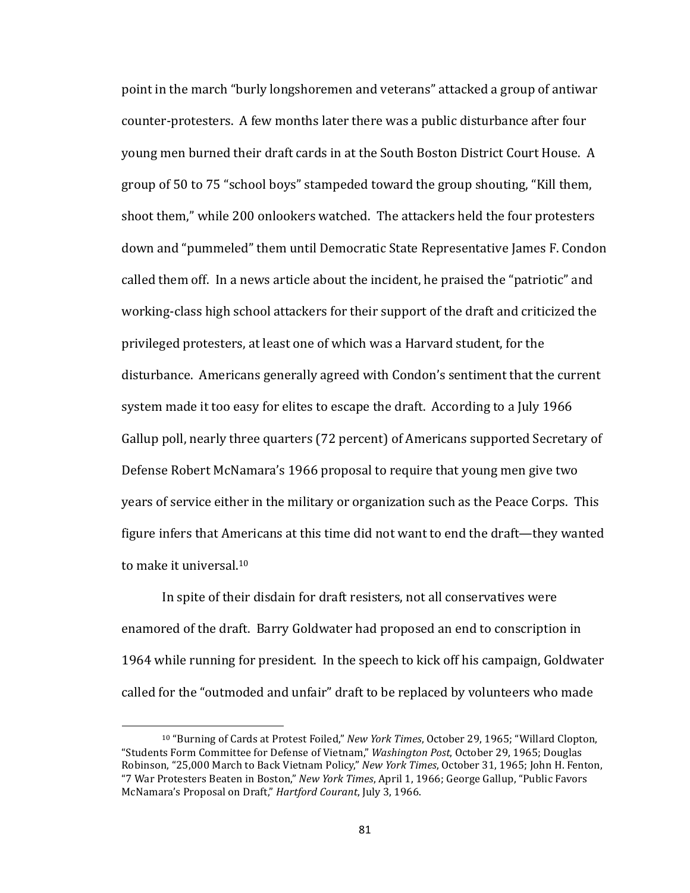point in the march "burly longshoremen and veterans" attacked a group of antiwar counter-protesters. A few months later there was a public disturbance after four young men burned their draft cards in at the South Boston District Court House. A group of 50 to 75 "school boys" stampeded toward the group shouting, "Kill them, shoot them," while 200 onlookers watched. The attackers held the four protesters down and "pummeled" them until Democratic State Representative James F. Condon called them off. In a news article about the incident, he praised the "patriotic" and working-class high school attackers for their support of the draft and criticized the privileged protesters, at least one of which was a Harvard student, for the disturbance. Americans generally agreed with Condon's sentiment that the current system made it too easy for elites to escape the draft. According to a July 1966 Gallup poll, nearly three quarters (72 percent) of Americans supported Secretary of Defense Robert McNamara's 1966 proposal to require that young men give two years of service either in the military or organization such as the Peace Corps. This figure infers that Americans at this time did not want to end the draft—they wanted to make it universal.[10]

In spite of their disdain for draft resisters, not all conservatives were enamored of the draft. Barry Goldwater had proposed an end to conscription in 1964 while running for president. In the speech to kick off his campaign, Goldwater called for the "outmoded and unfair" draft to be replaced by volunteers who made

---

[10] "Burning of Cards at Protest Foiled," *New York Times*, October 29, 1965; "Willard Clopton, "Students Form Committee for Defense of Vietnam," *Washington Post*, October 29, 1965; Douglas Robinson, "25,000 March to Back Vietnam Policy," *New York Times*, October 31, 1965; John H. Fenton, "7 War Protesters Beaten in Boston," *New York Times*, April 1, 1966; George Gallup, "Public Favors McNamara's Proposal on Draft," *Hartford Courant*, July 3, 1966.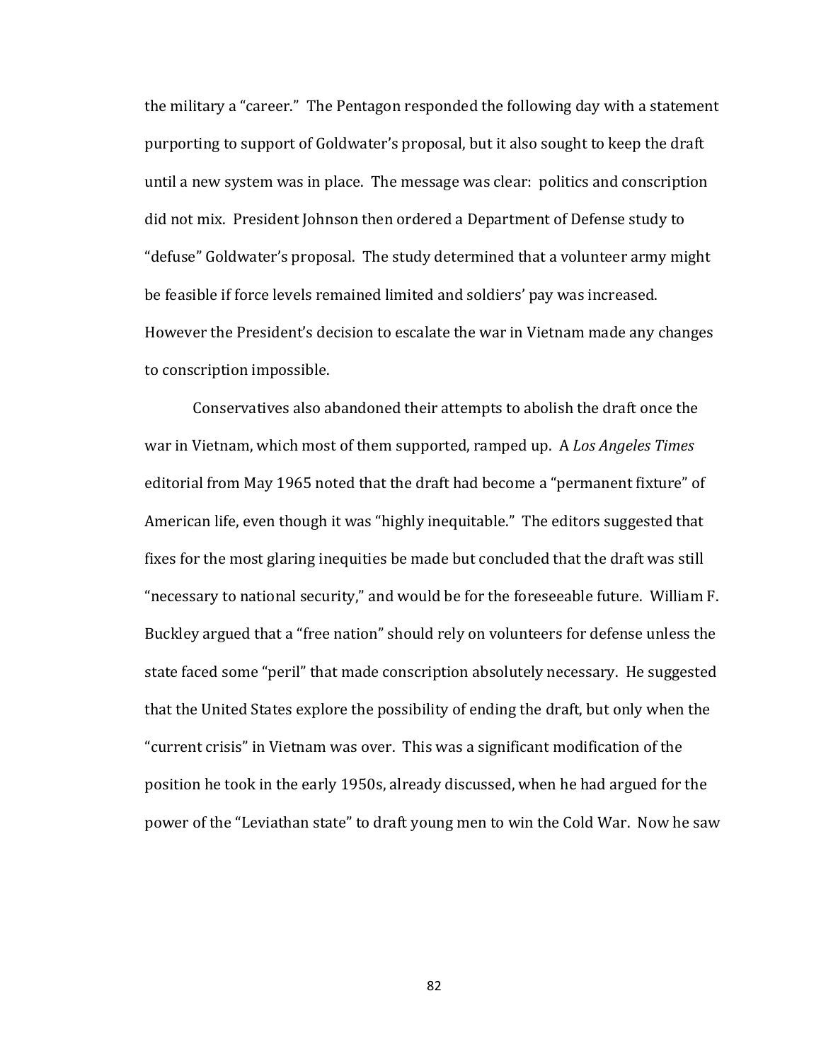the military a "career." The Pentagon responded the following day with a statement purporting to support of Goldwater's proposal, but it also sought to keep the draft until a new system was in place. The message was clear: politics and conscription did not mix. President Johnson then ordered a Department of Defense study to "defuse" Goldwater's proposal. The study determined that a volunteer army might be feasible if force levels remained limited and soldiers' pay was increased. However the President's decision to escalate the war in Vietnam made any changes to conscription impossible.

Conservatives also abandoned their attempts to abolish the draft once the war in Vietnam, which most of them supported, ramped up. A *Los Angeles Times* editorial from May 1965 noted that the draft had become a "permanent fixture" of American life, even though it was "highly inequitable." The editors suggested that fixes for the most glaring inequities be made but concluded that the draft was still "necessary to national security," and would be for the foreseeable future. William F. Buckley argued that a "free nation" should rely on volunteers for defense unless the state faced some "peril" that made conscription absolutely necessary. He suggested that the United States explore the possibility of ending the draft, but only when the "current crisis" in Vietnam was over. This was a significant modification of the position he took in the early 1950s, already discussed, when he had argued for the power of the "Leviathan state" to draft young men to win the Cold War. Now he saw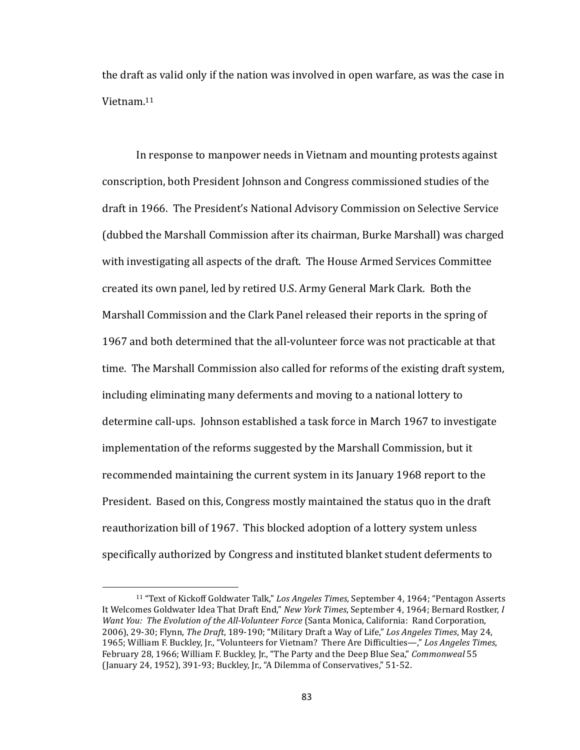the draft as valid only if the nation was involved in open warfare, as was the case in Vietnam.[11]

In response to manpower needs in Vietnam and mounting protests against conscription, both President Johnson and Congress commissioned studies of the draft in 1966. The President's National Advisory Commission on Selective Service (dubbed the Marshall Commission after its chairman, Burke Marshall) was charged with investigating all aspects of the draft. The House Armed Services Committee created its own panel, led by retired U.S. Army General Mark Clark. Both the Marshall Commission and the Clark Panel released their reports in the spring of 1967 and both determined that the all-volunteer force was not practicable at that time. The Marshall Commission also called for reforms of the existing draft system, including eliminating many deferments and moving to a national lottery to determine call-ups. Johnson established a task force in March 1967 to investigate implementation of the reforms suggested by the Marshall Commission, but it recommended maintaining the current system in its January 1968 report to the President. Based on this, Congress mostly maintained the status quo in the draft reauthorization bill of 1967. This blocked adoption of a lottery system unless specifically authorized by Congress and instituted blanket student deferments to

---

[11] "Text of Kickoff Goldwater Talk," *Los Angeles Times*, September 4, 1964; "Pentagon Asserts It Welcomes Goldwater Idea That Draft End," *New York Times*, September 4, 1964; Bernard Rostker, *I Want You: The Evolution of the All-Volunteer Force* (Santa Monica, California: Rand Corporation, 2006), 29-30; Flynn, *The Draft*, 189-190; "Military Draft a Way of Life," *Los Angeles Times*, May 24, 1965; William F. Buckley, Jr., "Volunteers for Vietnam? There Are Difficulties—," *Los Angeles Times*, February 28, 1966; William F. Buckley, Jr., "The Party and the Deep Blue Sea," *Commonweal* 55 (January 24, 1952), 391-93; Buckley, Jr., "A Dilemma of Conservatives," 51-52.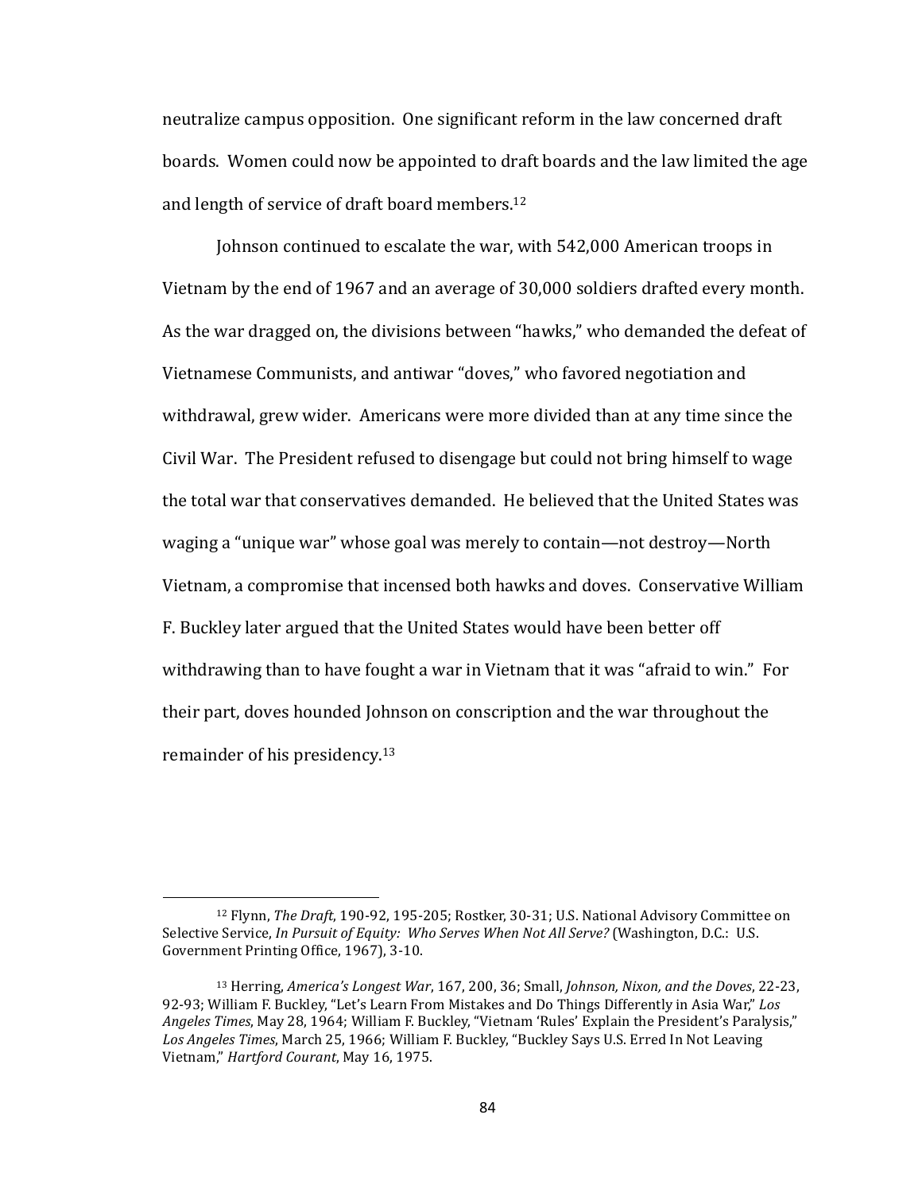neutralize campus opposition. One significant reform in the law concerned draft boards. Women could now be appointed to draft boards and the law limited the age and length of service of draft board members.[12]

Johnson continued to escalate the war, with 542,000 American troops in Vietnam by the end of 1967 and an average of 30,000 soldiers drafted every month. As the war dragged on, the divisions between "hawks," who demanded the defeat of Vietnamese Communists, and antiwar "doves," who favored negotiation and withdrawal, grew wider. Americans were more divided than at any time since the Civil War. The President refused to disengage but could not bring himself to wage the total war that conservatives demanded. He believed that the United States was waging a "unique war" whose goal was merely to contain—not destroy—North Vietnam, a compromise that incensed both hawks and doves. Conservative William F. Buckley later argued that the United States would have been better off withdrawing than to have fought a war in Vietnam that it was "afraid to win." For their part, doves hounded Johnson on conscription and the war throughout the remainder of his presidency.[13]

---

[12] Flynn, *The Draft*, 190-92, 195-205; Rostker, 30-31; U.S. National Advisory Committee on Selective Service, *In Pursuit of Equity: Who Serves When Not All Serve?* (Washington, D.C.: U.S. Government Printing Office, 1967), 3-10.

[13] Herring, *America's Longest War*, 167, 200, 36; Small, *Johnson, Nixon, and the Doves*, 22-23, 92-93; William F. Buckley, "Let's Learn From Mistakes and Do Things Differently in Asia War," *Los Angeles Times*, May 28, 1964; William F. Buckley, "Vietnam 'Rules' Explain the President's Paralysis," *Los Angeles Times*, March 25, 1966; William F. Buckley, "Buckley Says U.S. Erred In Not Leaving Vietnam," *Hartford Courant*, May 16, 1975.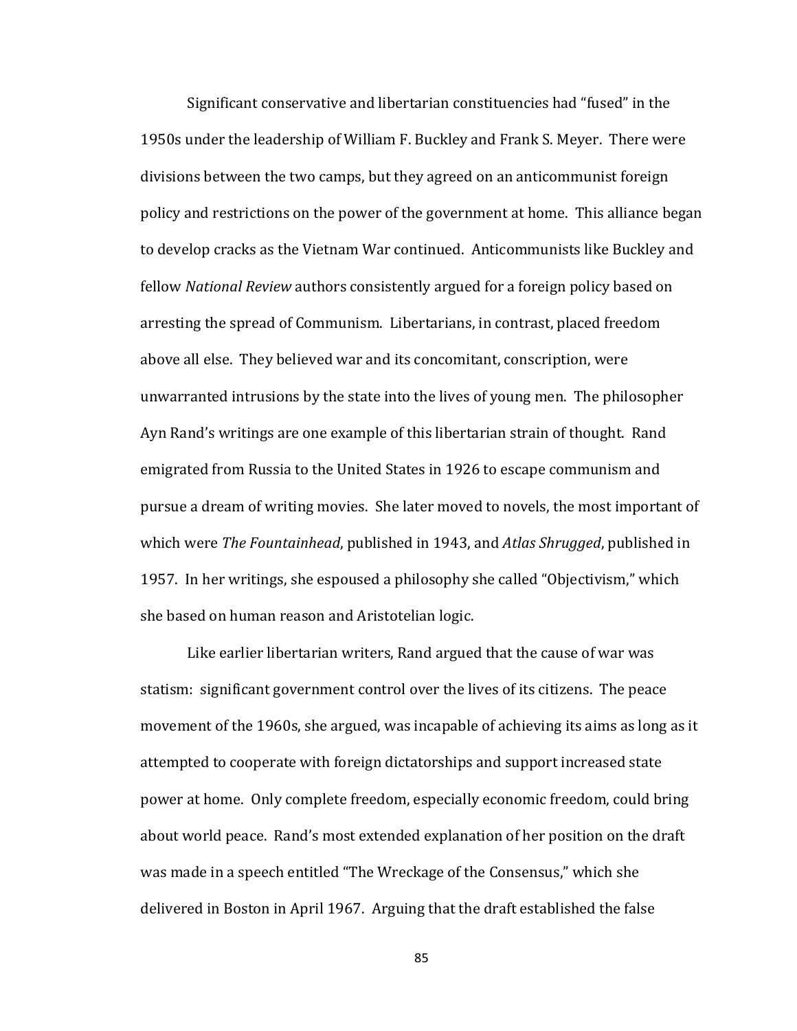Significant conservative and libertarian constituencies had "fused" in the 1950s under the leadership of William F. Buckley and Frank S. Meyer. There were divisions between the two camps, but they agreed on an anticommunist foreign policy and restrictions on the power of the government at home. This alliance began to develop cracks as the Vietnam War continued. Anticommunists like Buckley and fellow *National Review* authors consistently argued for a foreign policy based on arresting the spread of Communism. Libertarians, in contrast, placed freedom above all else. They believed war and its concomitant, conscription, were unwarranted intrusions by the state into the lives of young men. The philosopher Ayn Rand's writings are one example of this libertarian strain of thought. Rand emigrated from Russia to the United States in 1926 to escape communism and pursue a dream of writing movies. She later moved to novels, the most important of which were *The Fountainhead*, published in 1943, and *Atlas Shrugged*, published in 1957. In her writings, she espoused a philosophy she called "Objectivism," which she based on human reason and Aristotelian logic.

Like earlier libertarian writers, Rand argued that the cause of war was statism: significant government control over the lives of its citizens. The peace movement of the 1960s, she argued, was incapable of achieving its aims as long as it attempted to cooperate with foreign dictatorships and support increased state power at home. Only complete freedom, especially economic freedom, could bring about world peace. Rand's most extended explanation of her position on the draft was made in a speech entitled "The Wreckage of the Consensus," which she delivered in Boston in April 1967. Arguing that the draft established the false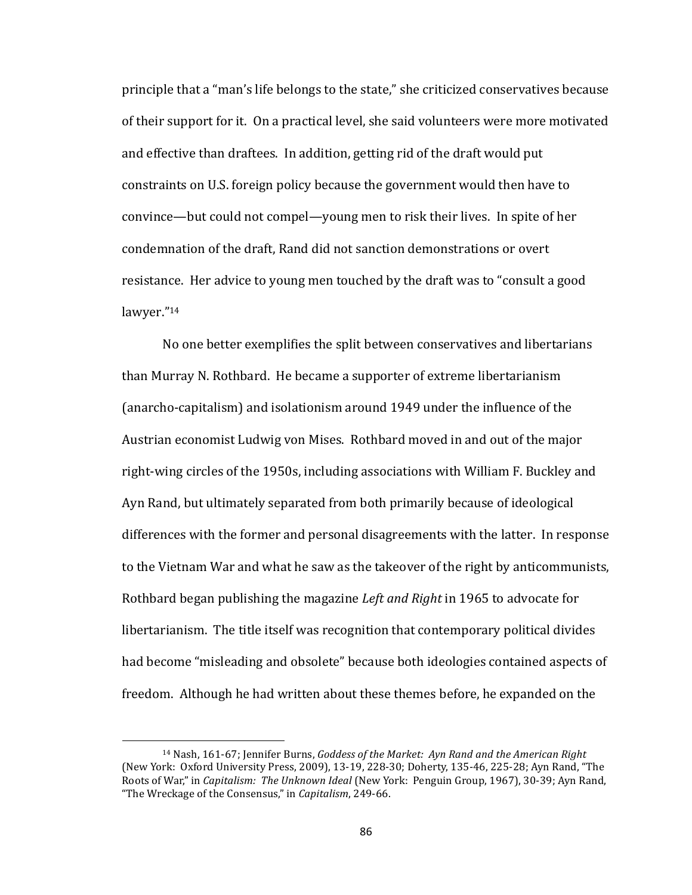principle that a "man's life belongs to the state," she criticized conservatives because of their support for it. On a practical level, she said volunteers were more motivated and effective than draftees. In addition, getting rid of the draft would put constraints on U.S. foreign policy because the government would then have to convince—but could not compel—young men to risk their lives. In spite of her condemnation of the draft, Rand did not sanction demonstrations or overt resistance. Her advice to young men touched by the draft was to "consult a good lawyer."[14]

No one better exemplifies the split between conservatives and libertarians than Murray N. Rothbard. He became a supporter of extreme libertarianism (anarcho-capitalism) and isolationism around 1949 under the influence of the Austrian economist Ludwig von Mises. Rothbard moved in and out of the major right-wing circles of the 1950s, including associations with William F. Buckley and Ayn Rand, but ultimately separated from both primarily because of ideological differences with the former and personal disagreements with the latter. In response to the Vietnam War and what he saw as the takeover of the right by anticommunists, Rothbard began publishing the magazine *Left and Right* in 1965 to advocate for libertarianism. The title itself was recognition that contemporary political divides had become "misleading and obsolete" because both ideologies contained aspects of freedom. Although he had written about these themes before, he expanded on the

[14] Nash, 161-67; Jennifer Burns, *Goddess of the Market: Ayn Rand and the American Right* (New York: Oxford University Press, 2009), 13-19, 228-30; Doherty, 135-46, 225-28; Ayn Rand, "The Roots of War," in *Capitalism: The Unknown Ideal* (New York: Penguin Group, 1967), 30-39; Ayn Rand, "The Wreckage of the Consensus," in *Capitalism*, 249-66.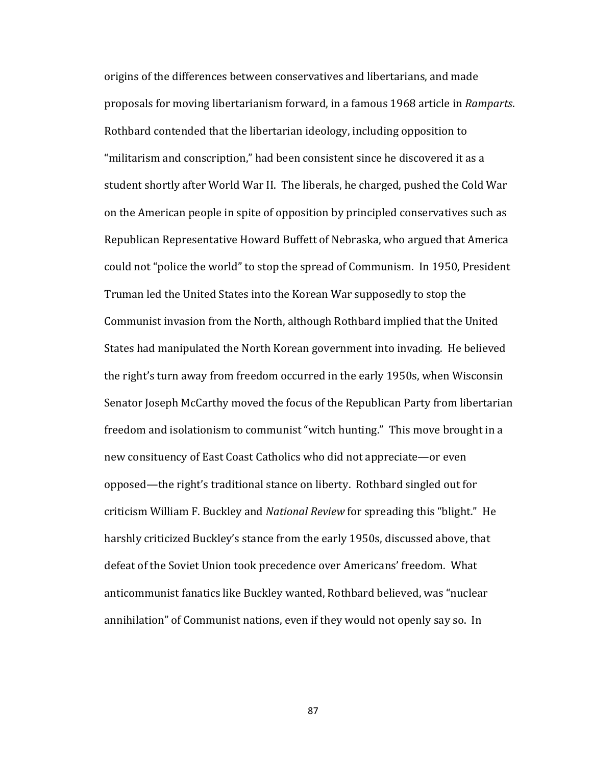origins of the differences between conservatives and libertarians, and made proposals for moving libertarianism forward, in a famous 1968 article in *Ramparts*. Rothbard contended that the libertarian ideology, including opposition to "militarism and conscription," had been consistent since he discovered it as a student shortly after World War II. The liberals, he charged, pushed the Cold War on the American people in spite of opposition by principled conservatives such as Republican Representative Howard Buffett of Nebraska, who argued that America could not "police the world" to stop the spread of Communism. In 1950, President Truman led the United States into the Korean War supposedly to stop the Communist invasion from the North, although Rothbard implied that the United States had manipulated the North Korean government into invading. He believed the right's turn away from freedom occurred in the early 1950s, when Wisconsin Senator Joseph McCarthy moved the focus of the Republican Party from libertarian freedom and isolationism to communist "witch hunting." This move brought in a new consituency of East Coast Catholics who did not appreciate—or even opposed—the right's traditional stance on liberty. Rothbard singled out for criticism William F. Buckley and *National Review* for spreading this "blight." He harshly criticized Buckley's stance from the early 1950s, discussed above, that defeat of the Soviet Union took precedence over Americans' freedom. What anticommunist fanatics like Buckley wanted, Rothbard believed, was "nuclear annihilation" of Communist nations, even if they would not openly say so. In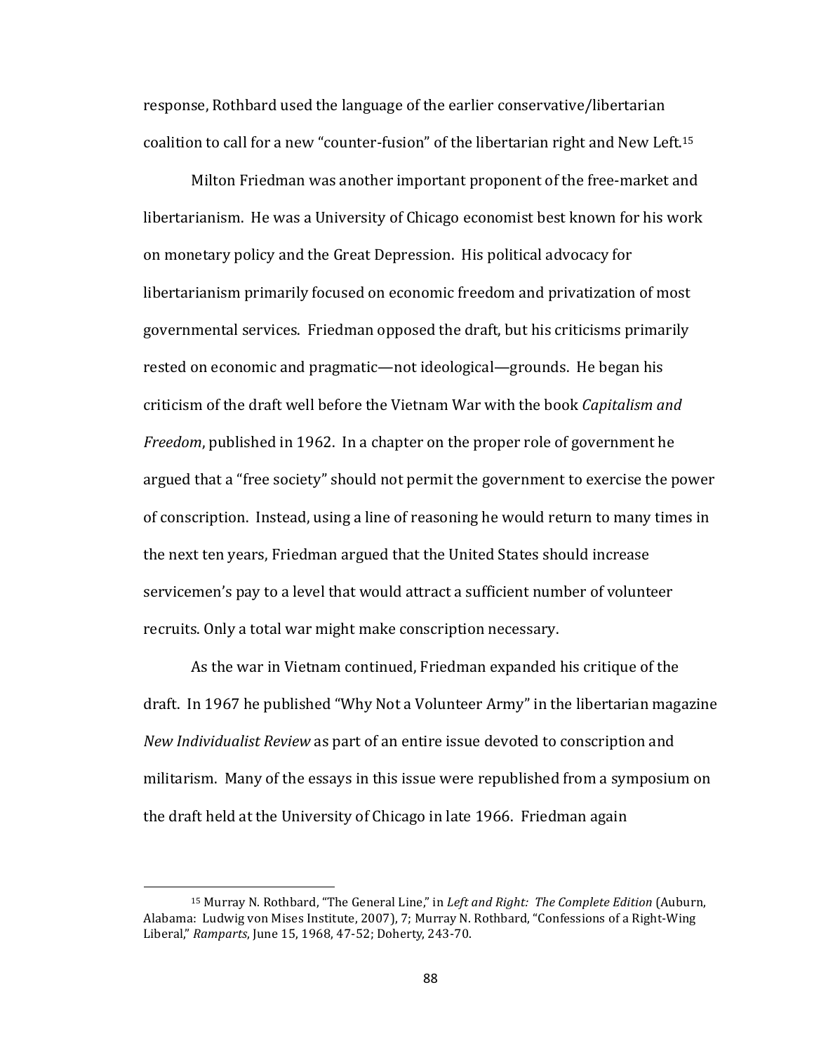response, Rothbard used the language of the earlier conservative/libertarian coalition to call for a new "counter-fusion" of the libertarian right and New Left.[15]

Milton Friedman was another important proponent of the free-market and libertarianism. He was a University of Chicago economist best known for his work on monetary policy and the Great Depression. His political advocacy for libertarianism primarily focused on economic freedom and privatization of most governmental services. Friedman opposed the draft, but his criticisms primarily rested on economic and pragmatic—not ideological—grounds. He began his criticism of the draft well before the Vietnam War with the book *Capitalism and Freedom*, published in 1962. In a chapter on the proper role of government he argued that a "free society" should not permit the government to exercise the power of conscription. Instead, using a line of reasoning he would return to many times in the next ten years, Friedman argued that the United States should increase servicemen's pay to a level that would attract a sufficient number of volunteer recruits. Only a total war might make conscription necessary.

As the war in Vietnam continued, Friedman expanded his critique of the draft. In 1967 he published "Why Not a Volunteer Army" in the libertarian magazine *New Individualist Review* as part of an entire issue devoted to conscription and militarism. Many of the essays in this issue were republished from a symposium on the draft held at the University of Chicago in late 1966. Friedman again

---

[15] Murray N. Rothbard, "The General Line," in *Left and Right: The Complete Edition* (Auburn, Alabama: Ludwig von Mises Institute, 2007), 7; Murray N. Rothbard, "Confessions of a Right-Wing Liberal," *Ramparts*, June 15, 1968, 47-52; Doherty, 243-70.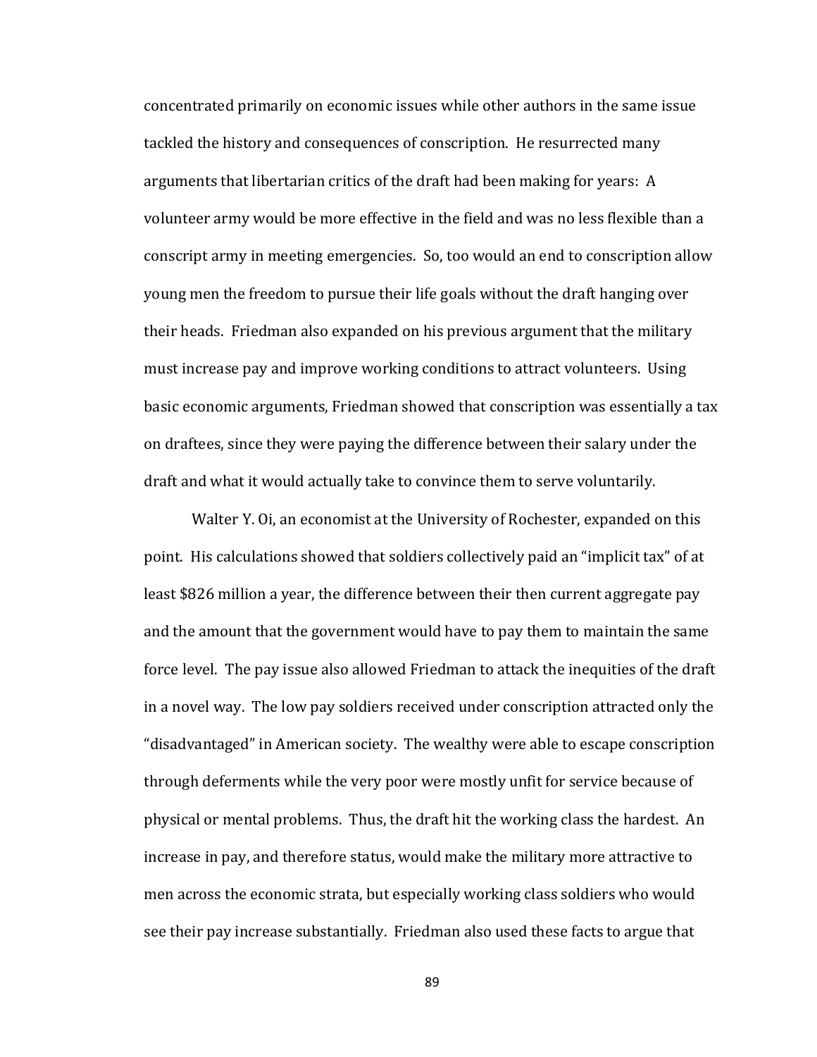concentrated primarily on economic issues while other authors in the same issue tackled the history and consequences of conscription. He resurrected many arguments that libertarian critics of the draft had been making for years: A volunteer army would be more effective in the field and was no less flexible than a conscript army in meeting emergencies. So, too would an end to conscription allow young men the freedom to pursue their life goals without the draft hanging over their heads. Friedman also expanded on his previous argument that the military must increase pay and improve working conditions to attract volunteers. Using basic economic arguments, Friedman showed that conscription was essentially a tax on draftees, since they were paying the difference between their salary under the draft and what it would actually take to convince them to serve voluntarily.

Walter Y. Oi, an economist at the University of Rochester, expanded on this point. His calculations showed that soldiers collectively paid an "implicit tax" of at least $826 million a year, the difference between their then current aggregate pay and the amount that the government would have to pay them to maintain the same force level. The pay issue also allowed Friedman to attack the inequities of the draft in a novel way. The low pay soldiers received under conscription attracted only the "disadvantaged" in American society. The wealthy were able to escape conscription through deferments while the very poor were mostly unfit for service because of physical or mental problems. Thus, the draft hit the working class the hardest. An increase in pay, and therefore status, would make the military more attractive to men across the economic strata, but especially working class soldiers who would see their pay increase substantially. Friedman also used these facts to argue that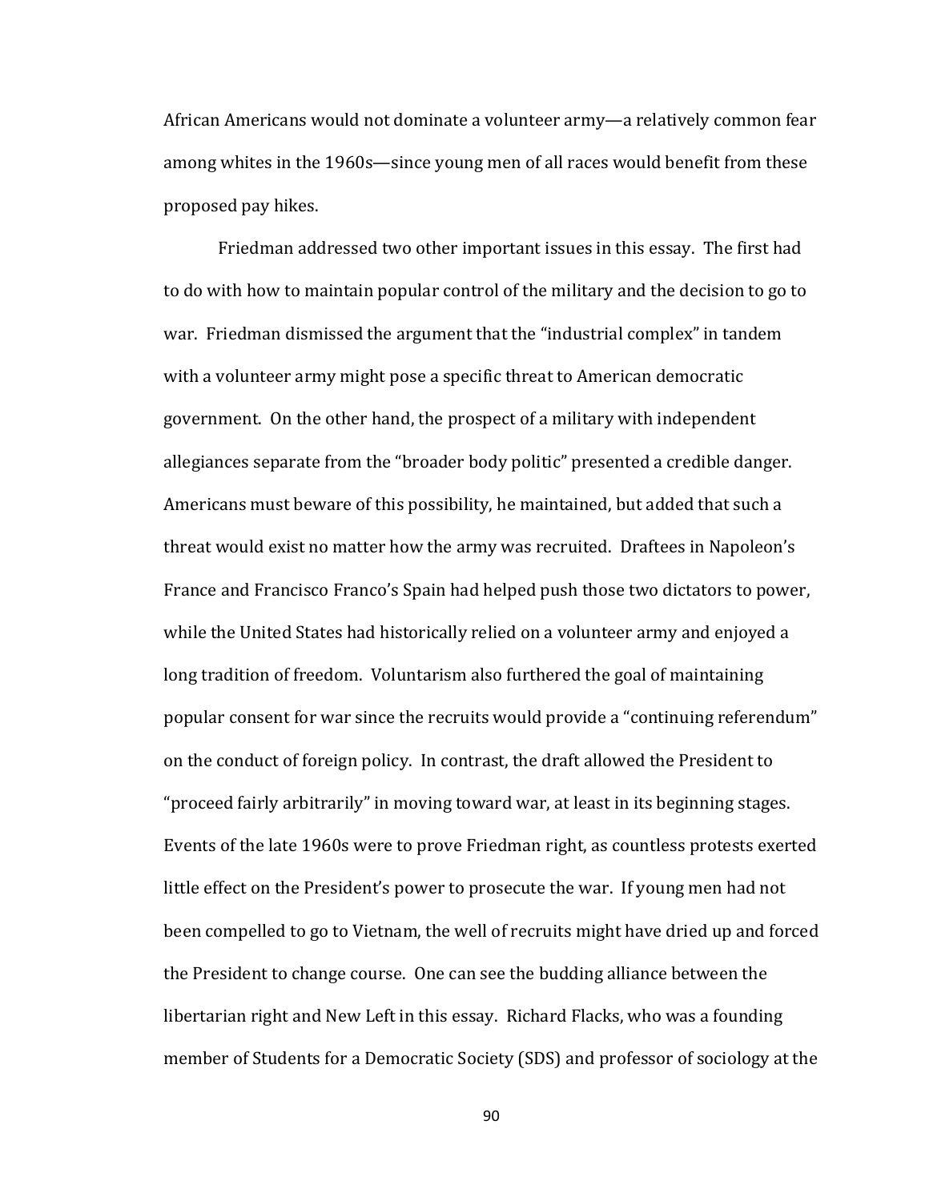African Americans would not dominate a volunteer army—a relatively common fear among whites in the 1960s—since young men of all races would benefit from these proposed pay hikes.

Friedman addressed two other important issues in this essay. The first had to do with how to maintain popular control of the military and the decision to go to war. Friedman dismissed the argument that the "industrial complex" in tandem with a volunteer army might pose a specific threat to American democratic government. On the other hand, the prospect of a military with independent allegiances separate from the "broader body politic" presented a credible danger. Americans must beware of this possibility, he maintained, but added that such a threat would exist no matter how the army was recruited. Draftees in Napoleon's France and Francisco Franco's Spain had helped push those two dictators to power, while the United States had historically relied on a volunteer army and enjoyed a long tradition of freedom. Voluntarism also furthered the goal of maintaining popular consent for war since the recruits would provide a "continuing referendum" on the conduct of foreign policy. In contrast, the draft allowed the President to "proceed fairly arbitrarily" in moving toward war, at least in its beginning stages. Events of the late 1960s were to prove Friedman right, as countless protests exerted little effect on the President's power to prosecute the war. If young men had not been compelled to go to Vietnam, the well of recruits might have dried up and forced the President to change course. One can see the budding alliance between the libertarian right and New Left in this essay. Richard Flacks, who was a founding member of Students for a Democratic Society (SDS) and professor of sociology at the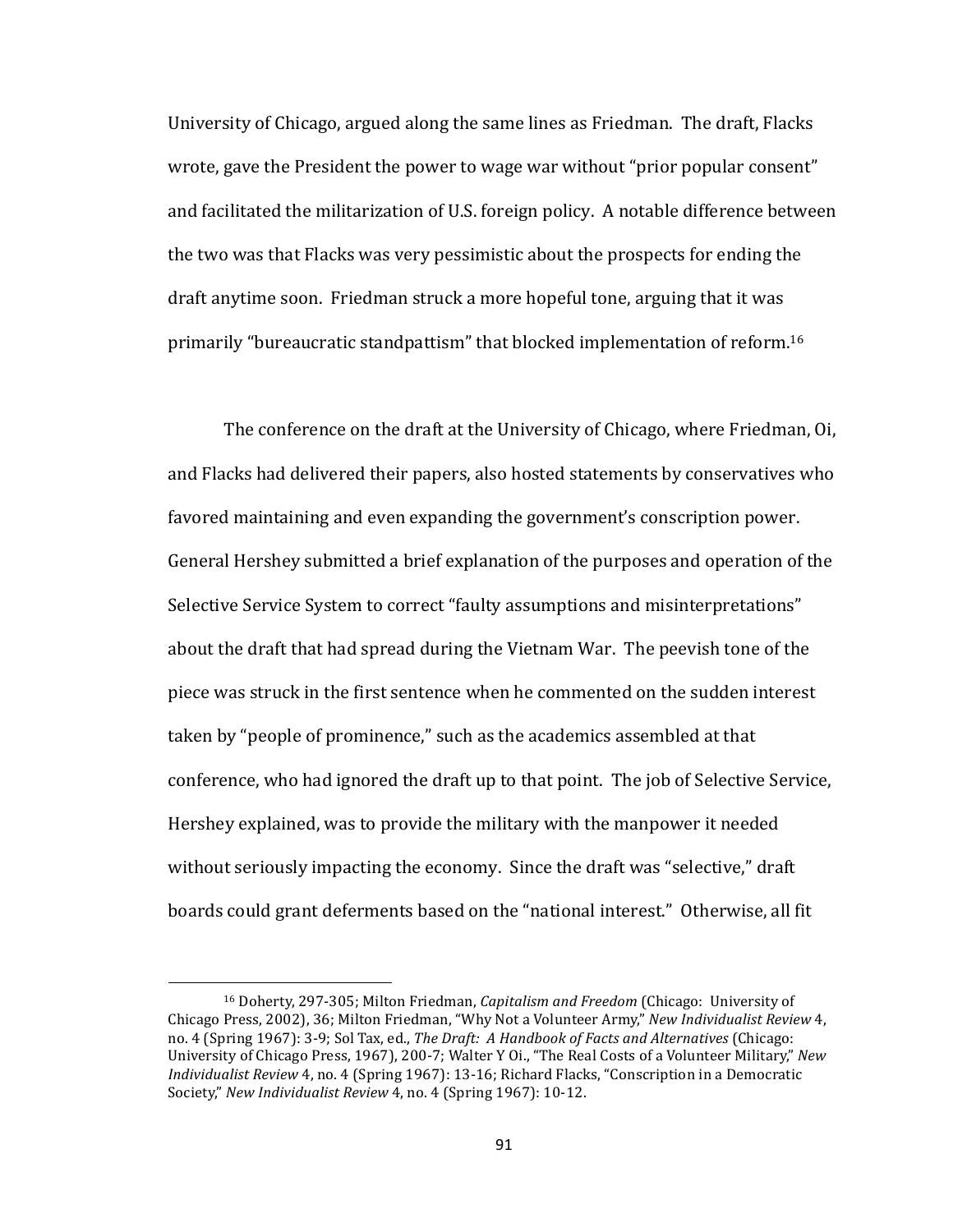University of Chicago, argued along the same lines as Friedman. The draft, Flacks wrote, gave the President the power to wage war without "prior popular consent" and facilitated the militarization of U.S. foreign policy. A notable difference between the two was that Flacks was very pessimistic about the prospects for ending the draft anytime soon. Friedman struck a more hopeful tone, arguing that it was primarily "bureaucratic standpattism" that blocked implementation of reform.[16]

The conference on the draft at the University of Chicago, where Friedman, Oi, and Flacks had delivered their papers, also hosted statements by conservatives who favored maintaining and even expanding the government's conscription power. General Hershey submitted a brief explanation of the purposes and operation of the Selective Service System to correct "faulty assumptions and misinterpretations" about the draft that had spread during the Vietnam War. The peevish tone of the piece was struck in the first sentence when he commented on the sudden interest taken by "people of prominence," such as the academics assembled at that conference, who had ignored the draft up to that point. The job of Selective Service, Hershey explained, was to provide the military with the manpower it needed without seriously impacting the economy. Since the draft was "selective," draft boards could grant deferments based on the "national interest." Otherwise, all fit

---

[16] Doherty, 297-305; Milton Friedman, *Capitalism and Freedom* (Chicago: University of Chicago Press, 2002), 36; Milton Friedman, "Why Not a Volunteer Army," *New Individualist Review* 4, no. 4 (Spring 1967): 3-9; Sol Tax, ed., *The Draft: A Handbook of Facts and Alternatives* (Chicago: University of Chicago Press, 1967), 200-7; Walter Y Oi., "The Real Costs of a Volunteer Military," *New Individualist Review* 4, no. 4 (Spring 1967): 13-16; Richard Flacks, "Conscription in a Democratic Society," *New Individualist Review* 4, no. 4 (Spring 1967): 10-12.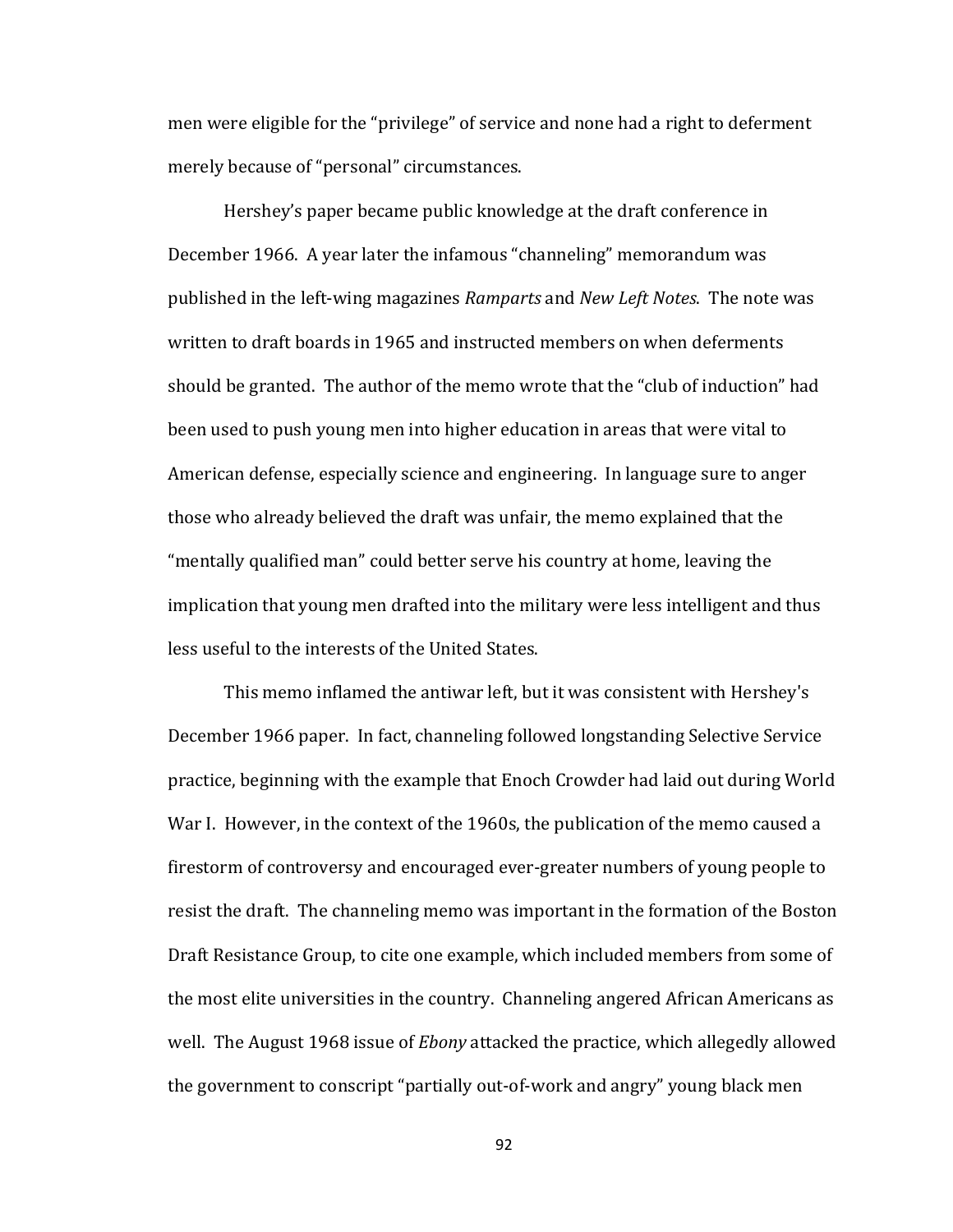men were eligible for the "privilege" of service and none had a right to deferment merely because of "personal" circumstances.

Hershey's paper became public knowledge at the draft conference in December 1966. A year later the infamous "channeling" memorandum was published in the left-wing magazines *Ramparts* and *New Left Notes*. The note was written to draft boards in 1965 and instructed members on when deferments should be granted. The author of the memo wrote that the "club of induction" had been used to push young men into higher education in areas that were vital to American defense, especially science and engineering. In language sure to anger those who already believed the draft was unfair, the memo explained that the "mentally qualified man" could better serve his country at home, leaving the implication that young men drafted into the military were less intelligent and thus less useful to the interests of the United States.

This memo inflamed the antiwar left, but it was consistent with Hershey's December 1966 paper. In fact, channeling followed longstanding Selective Service practice, beginning with the example that Enoch Crowder had laid out during World War I. However, in the context of the 1960s, the publication of the memo caused a firestorm of controversy and encouraged ever-greater numbers of young people to resist the draft. The channeling memo was important in the formation of the Boston Draft Resistance Group, to cite one example, which included members from some of the most elite universities in the country. Channeling angered African Americans as well. The August 1968 issue of *Ebony* attacked the practice, which allegedly allowed the government to conscript "partially out-of-work and angry" young black men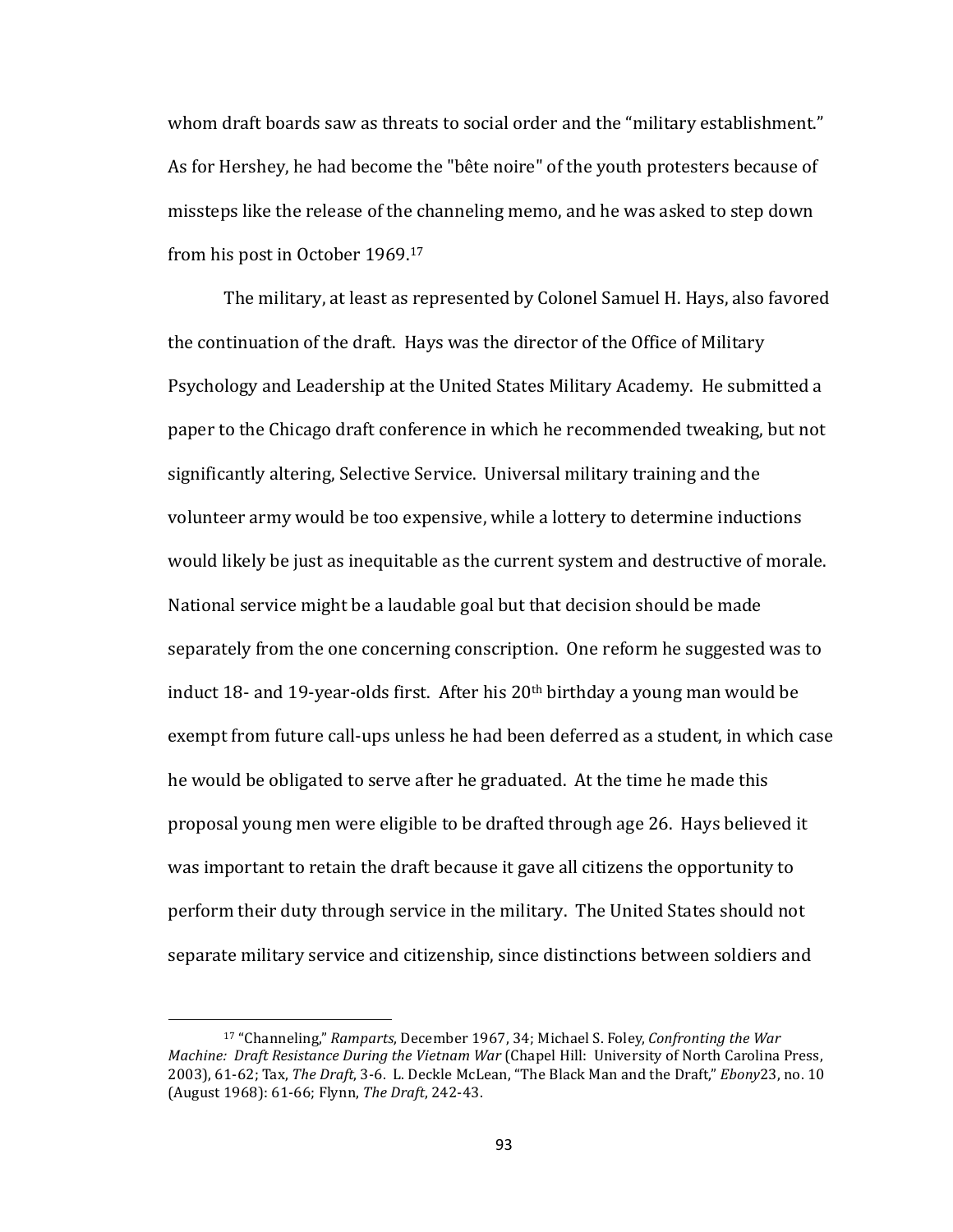whom draft boards saw as threats to social order and the "military establishment." As for Hershey, he had become the "bête noire" of the youth protesters because of missteps like the release of the channeling memo, and he was asked to step down from his post in October 1969.[17]

The military, at least as represented by Colonel Samuel H. Hays, also favored the continuation of the draft. Hays was the director of the Office of Military Psychology and Leadership at the United States Military Academy. He submitted a paper to the Chicago draft conference in which he recommended tweaking, but not significantly altering, Selective Service. Universal military training and the volunteer army would be too expensive, while a lottery to determine inductions would likely be just as inequitable as the current system and destructive of morale. National service might be a laudable goal but that decision should be made separately from the one concerning conscription. One reform he suggested was to induct 18- and 19-year-olds first. After his 20th birthday a young man would be exempt from future call-ups unless he had been deferred as a student, in which case he would be obligated to serve after he graduated. At the time he made this proposal young men were eligible to be drafted through age 26. Hays believed it was important to retain the draft because it gave all citizens the opportunity to perform their duty through service in the military. The United States should not separate military service and citizenship, since distinctions between soldiers and

---

[17] "Channeling," *Ramparts*, December 1967, 34; Michael S. Foley, *Confronting the War Machine: Draft Resistance During the Vietnam War* (Chapel Hill: University of North Carolina Press, 2003), 61-62; Tax, *The Draft*, 3-6. L. Deckle McLean, "The Black Man and the Draft," *Ebony* 23, no. 10 (August 1968): 61-66; Flynn, *The Draft*, 242-43.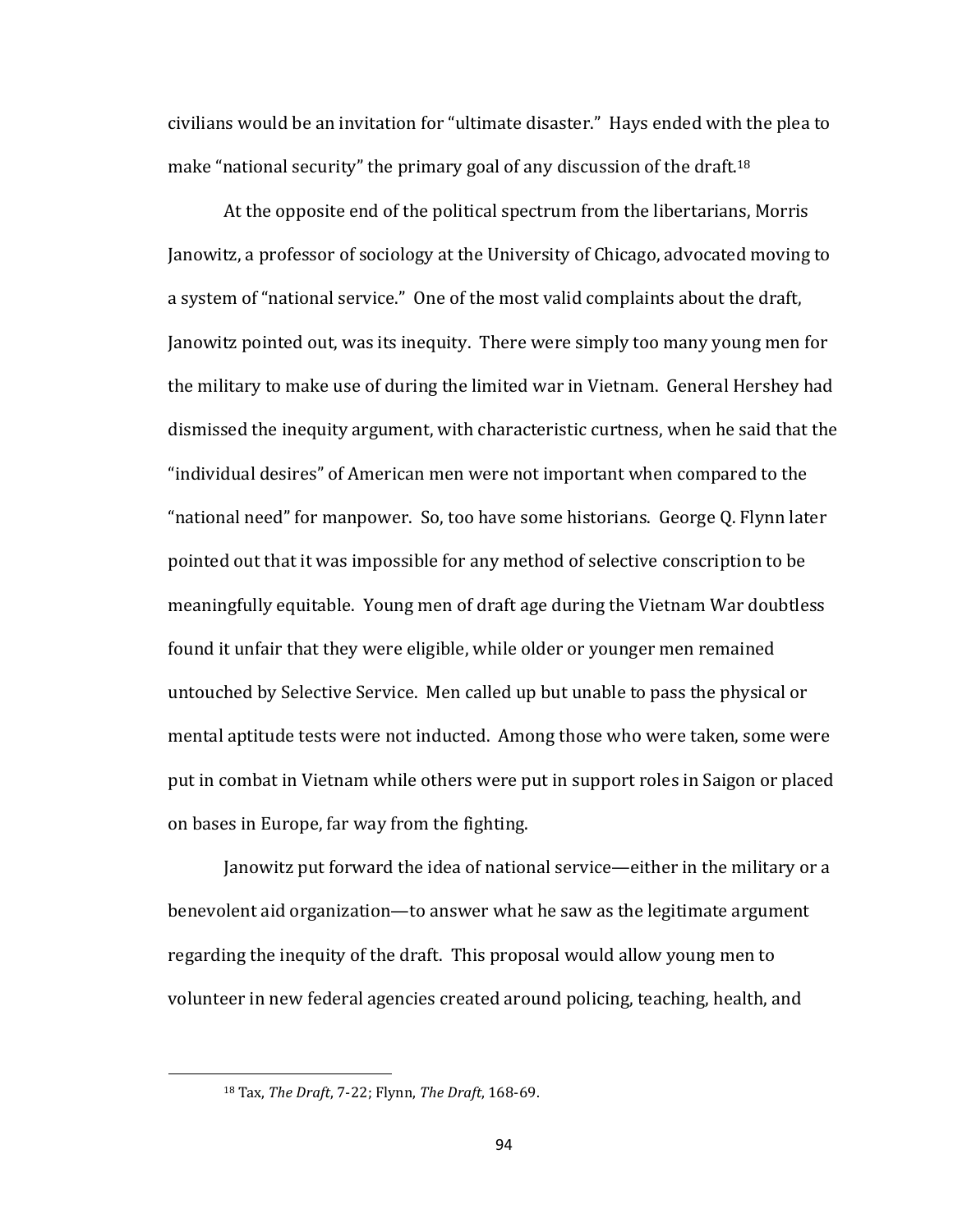civilians would be an invitation for "ultimate disaster." Hays ended with the plea to make "national security" the primary goal of any discussion of the draft.[18]

At the opposite end of the political spectrum from the libertarians, Morris Janowitz, a professor of sociology at the University of Chicago, advocated moving to a system of "national service." One of the most valid complaints about the draft, Janowitz pointed out, was its inequity. There were simply too many young men for the military to make use of during the limited war in Vietnam. General Hershey had dismissed the inequity argument, with characteristic curtness, when he said that the "individual desires" of American men were not important when compared to the "national need" for manpower. So, too have some historians. George Q. Flynn later pointed out that it was impossible for any method of selective conscription to be meaningfully equitable. Young men of draft age during the Vietnam War doubtless found it unfair that they were eligible, while older or younger men remained untouched by Selective Service. Men called up but unable to pass the physical or mental aptitude tests were not inducted. Among those who were taken, some were put in combat in Vietnam while others were put in support roles in Saigon or placed on bases in Europe, far way from the fighting.

Janowitz put forward the idea of national service—either in the military or a benevolent aid organization—to answer what he saw as the legitimate argument regarding the inequity of the draft. This proposal would allow young men to volunteer in new federal agencies created around policing, teaching, health, and

---

[18] Tax, *The Draft*, 7-22; Flynn, *The Draft*, 168-69.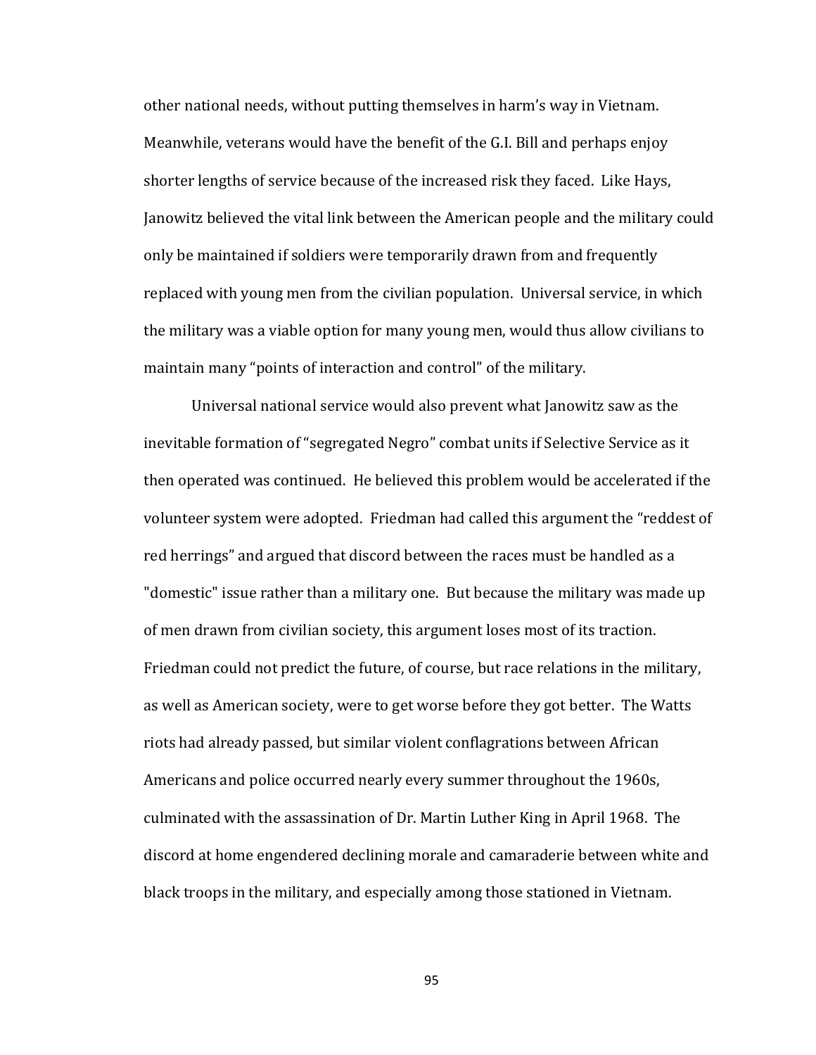other national needs, without putting themselves in harm's way in Vietnam. Meanwhile, veterans would have the benefit of the G.I. Bill and perhaps enjoy shorter lengths of service because of the increased risk they faced. Like Hays, Janowitz believed the vital link between the American people and the military could only be maintained if soldiers were temporarily drawn from and frequently replaced with young men from the civilian population. Universal service, in which the military was a viable option for many young men, would thus allow civilians to maintain many "points of interaction and control" of the military.

Universal national service would also prevent what Janowitz saw as the inevitable formation of "segregated Negro" combat units if Selective Service as it then operated was continued. He believed this problem would be accelerated if the volunteer system were adopted. Friedman had called this argument the "reddest of red herrings" and argued that discord between the races must be handled as a "domestic" issue rather than a military one. But because the military was made up of men drawn from civilian society, this argument loses most of its traction. Friedman could not predict the future, of course, but race relations in the military, as well as American society, were to get worse before they got better. The Watts riots had already passed, but similar violent conflagrations between African Americans and police occurred nearly every summer throughout the 1960s, culminated with the assassination of Dr. Martin Luther King in April 1968. The discord at home engendered declining morale and camaraderie between white and black troops in the military, and especially among those stationed in Vietnam.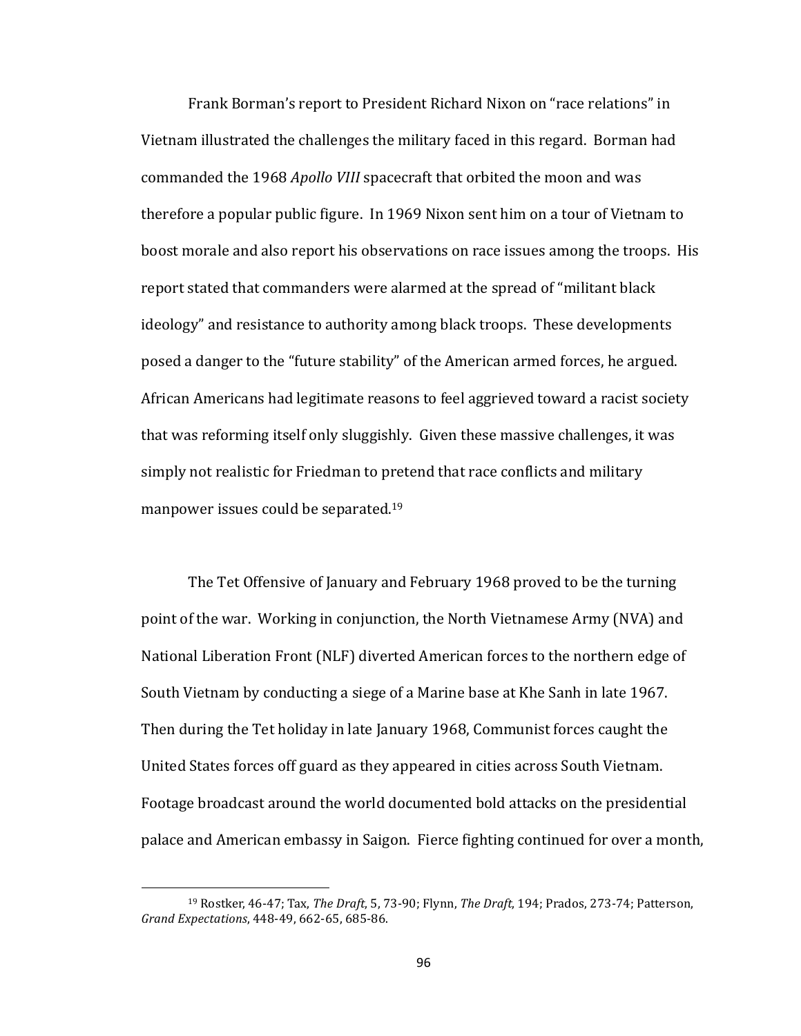Frank Borman's report to President Richard Nixon on "race relations" in Vietnam illustrated the challenges the military faced in this regard. Borman had commanded the 1968 *Apollo VIII* spacecraft that orbited the moon and was therefore a popular public figure. In 1969 Nixon sent him on a tour of Vietnam to boost morale and also report his observations on race issues among the troops. His report stated that commanders were alarmed at the spread of "militant black ideology" and resistance to authority among black troops. These developments posed a danger to the "future stability" of the American armed forces, he argued. African Americans had legitimate reasons to feel aggrieved toward a racist society that was reforming itself only sluggishly. Given these massive challenges, it was simply not realistic for Friedman to pretend that race conflicts and military manpower issues could be separated.[19]

The Tet Offensive of January and February 1968 proved to be the turning point of the war. Working in conjunction, the North Vietnamese Army (NVA) and National Liberation Front (NLF) diverted American forces to the northern edge of South Vietnam by conducting a siege of a Marine base at Khe Sanh in late 1967. Then during the Tet holiday in late January 1968, Communist forces caught the United States forces off guard as they appeared in cities across South Vietnam. Footage broadcast around the world documented bold attacks on the presidential palace and American embassy in Saigon. Fierce fighting continued for over a month,

[19] Rostker, 46-47; Tax, *The Draft*, 5, 73-90; Flynn, *The Draft*, 194; Prados, 273-74; Patterson, *Grand Expectations*, 448-49, 662-65, 685-86.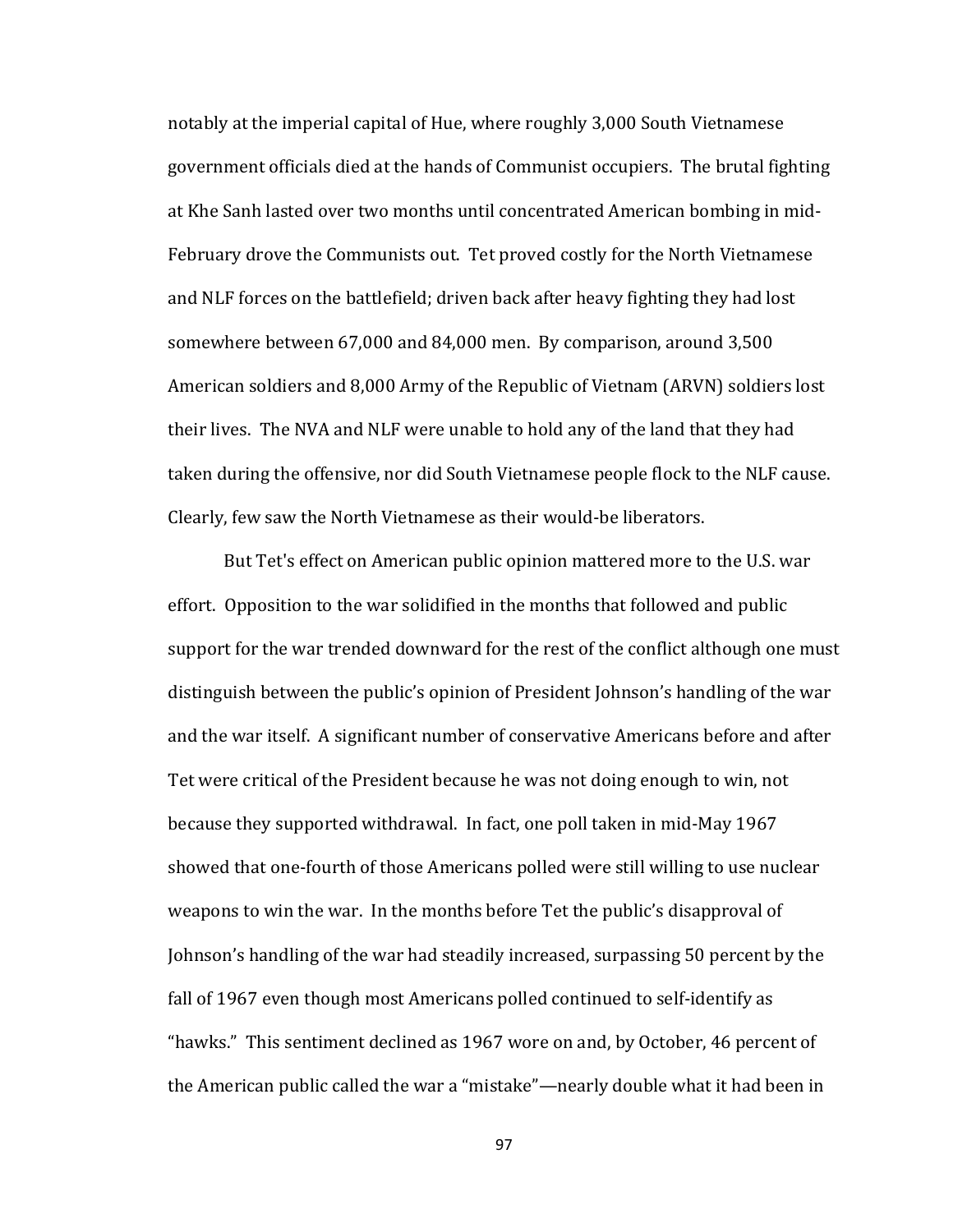notably at the imperial capital of Hue, where roughly 3,000 South Vietnamese government officials died at the hands of Communist occupiers. The brutal fighting at Khe Sanh lasted over two months until concentrated American bombing in mid-February drove the Communists out. Tet proved costly for the North Vietnamese and NLF forces on the battlefield; driven back after heavy fighting they had lost somewhere between 67,000 and 84,000 men. By comparison, around 3,500 American soldiers and 8,000 Army of the Republic of Vietnam (ARVN) soldiers lost their lives. The NVA and NLF were unable to hold any of the land that they had taken during the offensive, nor did South Vietnamese people flock to the NLF cause. Clearly, few saw the North Vietnamese as their would-be liberators.

But Tet's effect on American public opinion mattered more to the U.S. war effort. Opposition to the war solidified in the months that followed and public support for the war trended downward for the rest of the conflict although one must distinguish between the public's opinion of President Johnson's handling of the war and the war itself. A significant number of conservative Americans before and after Tet were critical of the President because he was not doing enough to win, not because they supported withdrawal. In fact, one poll taken in mid-May 1967 showed that one-fourth of those Americans polled were still willing to use nuclear weapons to win the war. In the months before Tet the public's disapproval of Johnson's handling of the war had steadily increased, surpassing 50 percent by the fall of 1967 even though most Americans polled continued to self-identify as "hawks." This sentiment declined as 1967 wore on and, by October, 46 percent of the American public called the war a "mistake"—nearly double what it had been in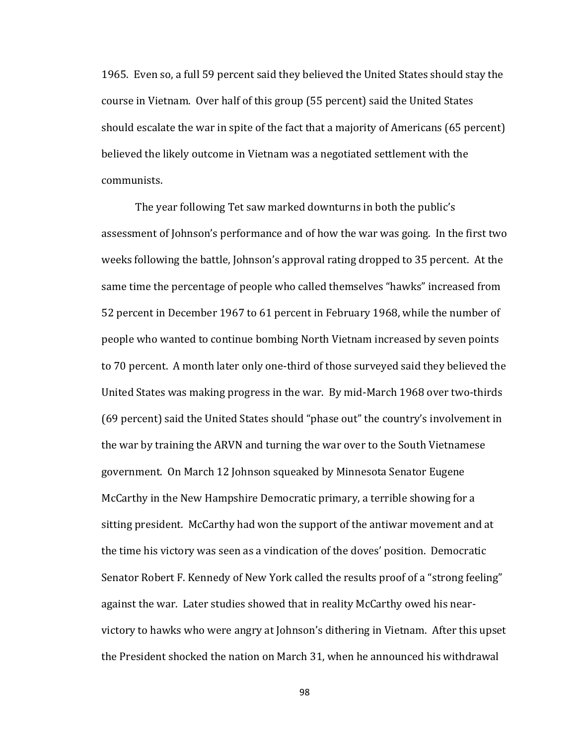1965. Even so, a full 59 percent said they believed the United States should stay the course in Vietnam. Over half of this group (55 percent) said the United States should escalate the war in spite of the fact that a majority of Americans (65 percent) believed the likely outcome in Vietnam was a negotiated settlement with the communists.

The year following Tet saw marked downturns in both the public's assessment of Johnson's performance and of how the war was going. In the first two weeks following the battle, Johnson's approval rating dropped to 35 percent. At the same time the percentage of people who called themselves "hawks" increased from 52 percent in December 1967 to 61 percent in February 1968, while the number of people who wanted to continue bombing North Vietnam increased by seven points to 70 percent. A month later only one-third of those surveyed said they believed the United States was making progress in the war. By mid-March 1968 over two-thirds (69 percent) said the United States should "phase out" the country's involvement in the war by training the ARVN and turning the war over to the South Vietnamese government. On March 12 Johnson squeaked by Minnesota Senator Eugene McCarthy in the New Hampshire Democratic primary, a terrible showing for a sitting president. McCarthy had won the support of the antiwar movement and at the time his victory was seen as a vindication of the doves' position. Democratic Senator Robert F. Kennedy of New York called the results proof of a "strong feeling" against the war. Later studies showed that in reality McCarthy owed his near-victory to hawks who were angry at Johnson's dithering in Vietnam. After this upset the President shocked the nation on March 31, when he announced his withdrawal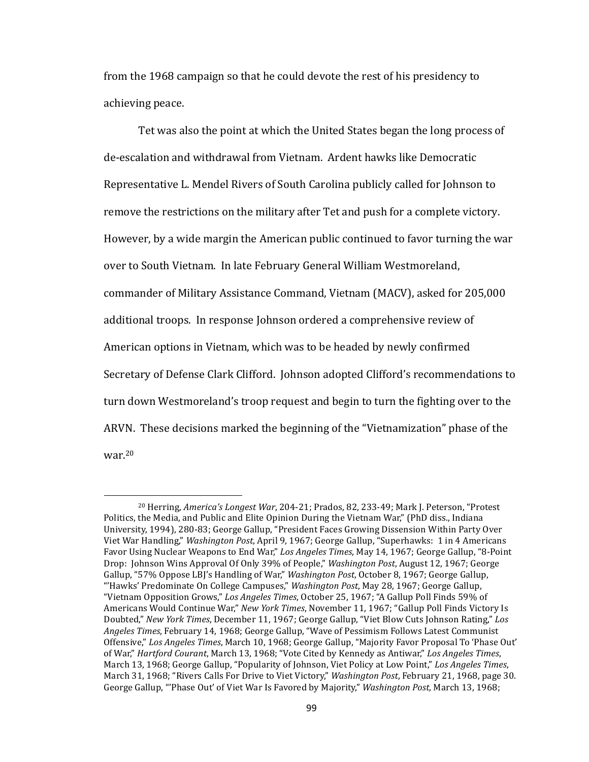from the 1968 campaign so that he could devote the rest of his presidency to achieving peace.

Tet was also the point at which the United States began the long process of de-escalation and withdrawal from Vietnam. Ardent hawks like Democratic Representative L. Mendel Rivers of South Carolina publicly called for Johnson to remove the restrictions on the military after Tet and push for a complete victory. However, by a wide margin the American public continued to favor turning the war over to South Vietnam. In late February General William Westmoreland, commander of Military Assistance Command, Vietnam (MACV), asked for 205,000 additional troops. In response Johnson ordered a comprehensive review of American options in Vietnam, which was to be headed by newly confirmed Secretary of Defense Clark Clifford. Johnson adopted Clifford's recommendations to turn down Westmoreland's troop request and begin to turn the fighting over to the ARVN. These decisions marked the beginning of the "Vietnamization" phase of the war.[20]

---

[20] Herring, *America's Longest War*, 204-21; Prados, 82, 233-49; Mark J. Peterson, "Protest Politics, the Media, and Public and Elite Opinion During the Vietnam War," (PhD diss., Indiana University, 1994), 280-83; George Gallup, "President Faces Growing Dissension Within Party Over Viet War Handling," *Washington Post*, April 9, 1967; George Gallup, "Superhawks: 1 in 4 Americans Favor Using Nuclear Weapons to End War," *Los Angeles Times*, May 14, 1967; George Gallup, "8-Point Drop: Johnson Wins Approval Of Only 39% of People," *Washington Post*, August 12, 1967; George Gallup, "57% Oppose LBJ's Handling of War," *Washington Post*, October 8, 1967; George Gallup, "'Hawks' Predominate On College Campuses," *Washington Post*, May 28, 1967; George Gallup, "Vietnam Opposition Grows," *Los Angeles Times*, October 25, 1967; "A Gallup Poll Finds 59% of Americans Would Continue War," *New York Times*, November 11, 1967; "Gallup Poll Finds Victory Is Doubted," *New York Times*, December 11, 1967; George Gallup, "Viet Blow Cuts Johnson Rating," *Los Angeles Times*, February 14, 1968; George Gallup, "Wave of Pessimism Follows Latest Communist Offensive," *Los Angeles Times*, March 10, 1968; George Gallup, "Majority Favor Proposal To 'Phase Out' of War," *Hartford Courant*, March 13, 1968; "Vote Cited by Kennedy as Antiwar," *Los Angeles Times*, March 13, 1968; George Gallup, "Popularity of Johnson, Viet Policy at Low Point," *Los Angeles Times*, March 31, 1968; "Rivers Calls For Drive to Viet Victory," *Washington Post*, February 21, 1968, page 30. George Gallup, "'Phase Out' of Viet War Is Favored by Majority," *Washington Post*, March 13, 1968;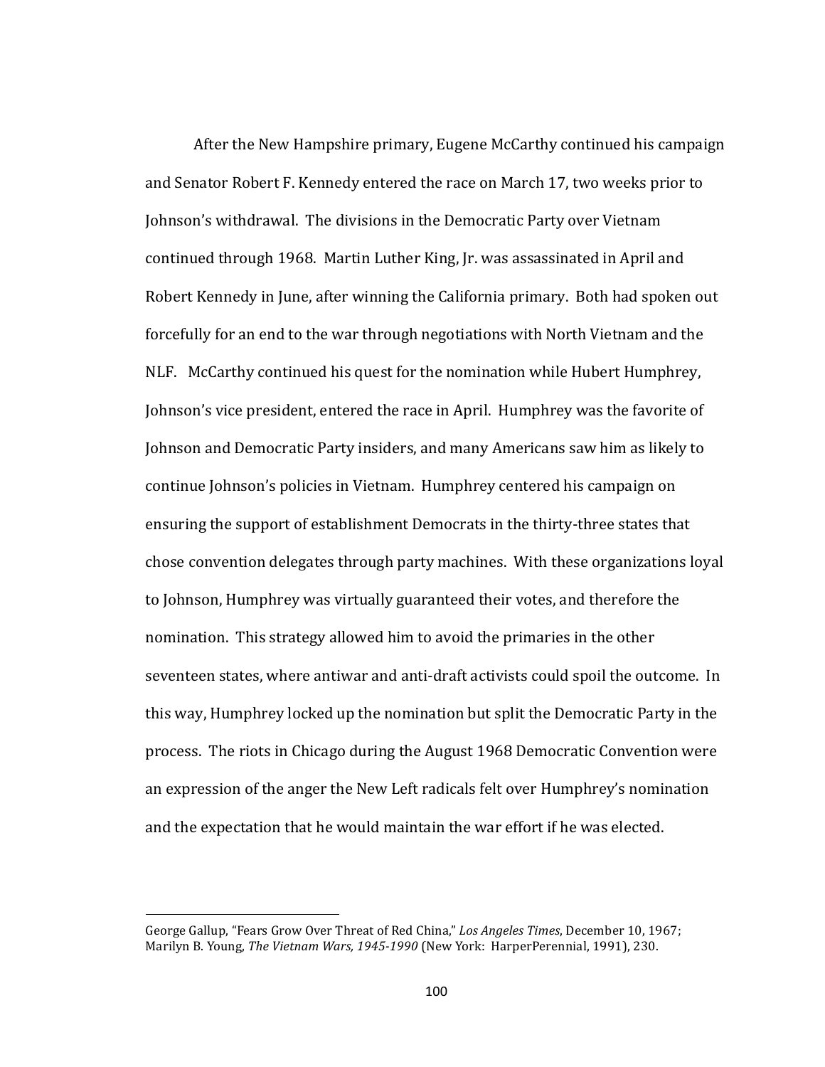After the New Hampshire primary, Eugene McCarthy continued his campaign and Senator Robert F. Kennedy entered the race on March 17, two weeks prior to Johnson's withdrawal. The divisions in the Democratic Party over Vietnam continued through 1968. Martin Luther King, Jr. was assassinated in April and Robert Kennedy in June, after winning the California primary. Both had spoken out forcefully for an end to the war through negotiations with North Vietnam and the NLF. McCarthy continued his quest for the nomination while Hubert Humphrey, Johnson's vice president, entered the race in April. Humphrey was the favorite of Johnson and Democratic Party insiders, and many Americans saw him as likely to continue Johnson's policies in Vietnam. Humphrey centered his campaign on ensuring the support of establishment Democrats in the thirty-three states that chose convention delegates through party machines. With these organizations loyal to Johnson, Humphrey was virtually guaranteed their votes, and therefore the nomination. This strategy allowed him to avoid the primaries in the other seventeen states, where antiwar and anti-draft activists could spoil the outcome. In this way, Humphrey locked up the nomination but split the Democratic Party in the process. The riots in Chicago during the August 1968 Democratic Convention were an expression of the anger the New Left radicals felt over Humphrey's nomination and the expectation that he would maintain the war effort if he was elected.

---

George Gallup, "Fears Grow Over Threat of Red China," *Los Angeles Times*, December 10, 1967; Marilyn B. Young, *The Vietnam Wars, 1945-1990* (New York: HarperPerennial, 1991), 230.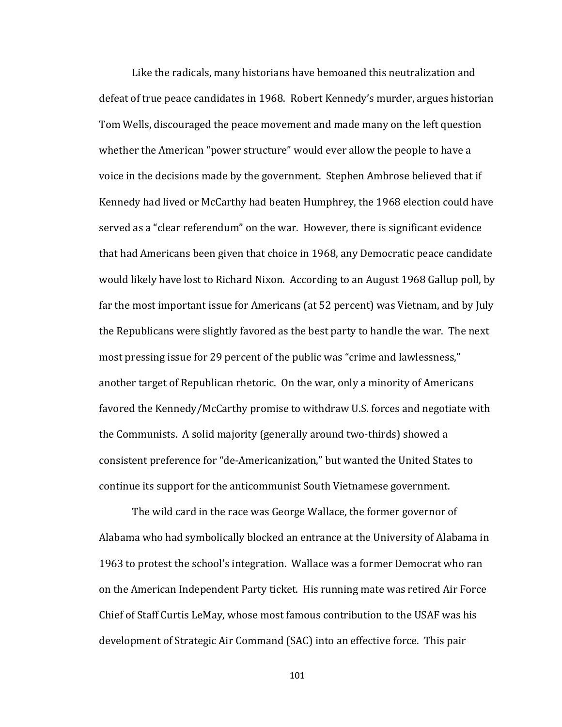Like the radicals, many historians have bemoaned this neutralization and defeat of true peace candidates in 1968. Robert Kennedy's murder, argues historian Tom Wells, discouraged the peace movement and made many on the left question whether the American "power structure" would ever allow the people to have a voice in the decisions made by the government. Stephen Ambrose believed that if Kennedy had lived or McCarthy had beaten Humphrey, the 1968 election could have served as a "clear referendum" on the war. However, there is significant evidence that had Americans been given that choice in 1968, any Democratic peace candidate would likely have lost to Richard Nixon. According to an August 1968 Gallup poll, by far the most important issue for Americans (at 52 percent) was Vietnam, and by July the Republicans were slightly favored as the best party to handle the war. The next most pressing issue for 29 percent of the public was "crime and lawlessness," another target of Republican rhetoric. On the war, only a minority of Americans favored the Kennedy/McCarthy promise to withdraw U.S. forces and negotiate with the Communists. A solid majority (generally around two-thirds) showed a consistent preference for "de-Americanization," but wanted the United States to continue its support for the anticommunist South Vietnamese government.

The wild card in the race was George Wallace, the former governor of Alabama who had symbolically blocked an entrance at the University of Alabama in 1963 to protest the school's integration. Wallace was a former Democrat who ran on the American Independent Party ticket. His running mate was retired Air Force Chief of Staff Curtis LeMay, whose most famous contribution to the USAF was his development of Strategic Air Command (SAC) into an effective force. This pair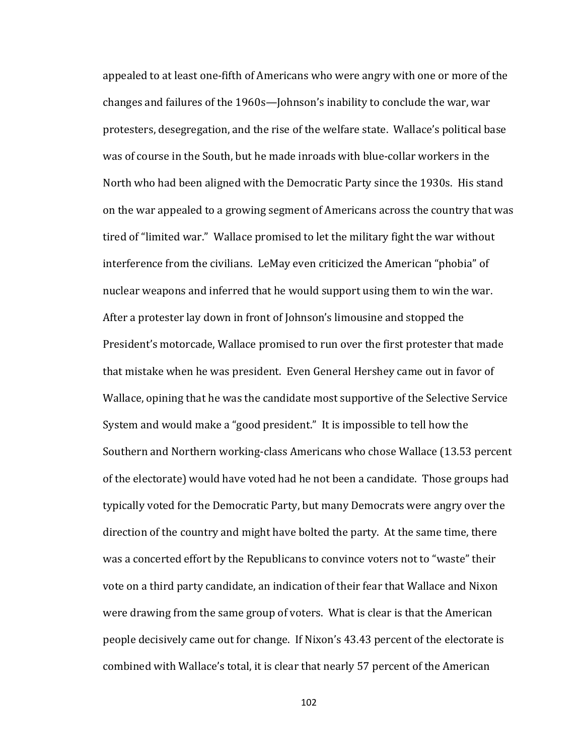appealed to at least one-fifth of Americans who were angry with one or more of the changes and failures of the 1960s—Johnson's inability to conclude the war, war protesters, desegregation, and the rise of the welfare state. Wallace's political base was of course in the South, but he made inroads with blue-collar workers in the North who had been aligned with the Democratic Party since the 1930s. His stand on the war appealed to a growing segment of Americans across the country that was tired of "limited war." Wallace promised to let the military fight the war without interference from the civilians. LeMay even criticized the American "phobia" of nuclear weapons and inferred that he would support using them to win the war. After a protester lay down in front of Johnson's limousine and stopped the President's motorcade, Wallace promised to run over the first protester that made that mistake when he was president. Even General Hershey came out in favor of Wallace, opining that he was the candidate most supportive of the Selective Service System and would make a "good president." It is impossible to tell how the Southern and Northern working-class Americans who chose Wallace (13.53 percent of the electorate) would have voted had he not been a candidate. Those groups had typically voted for the Democratic Party, but many Democrats were angry over the direction of the country and might have bolted the party. At the same time, there was a concerted effort by the Republicans to convince voters not to "waste" their vote on a third party candidate, an indication of their fear that Wallace and Nixon were drawing from the same group of voters. What is clear is that the American people decisively came out for change. If Nixon's 43.43 percent of the electorate is combined with Wallace's total, it is clear that nearly 57 percent of the American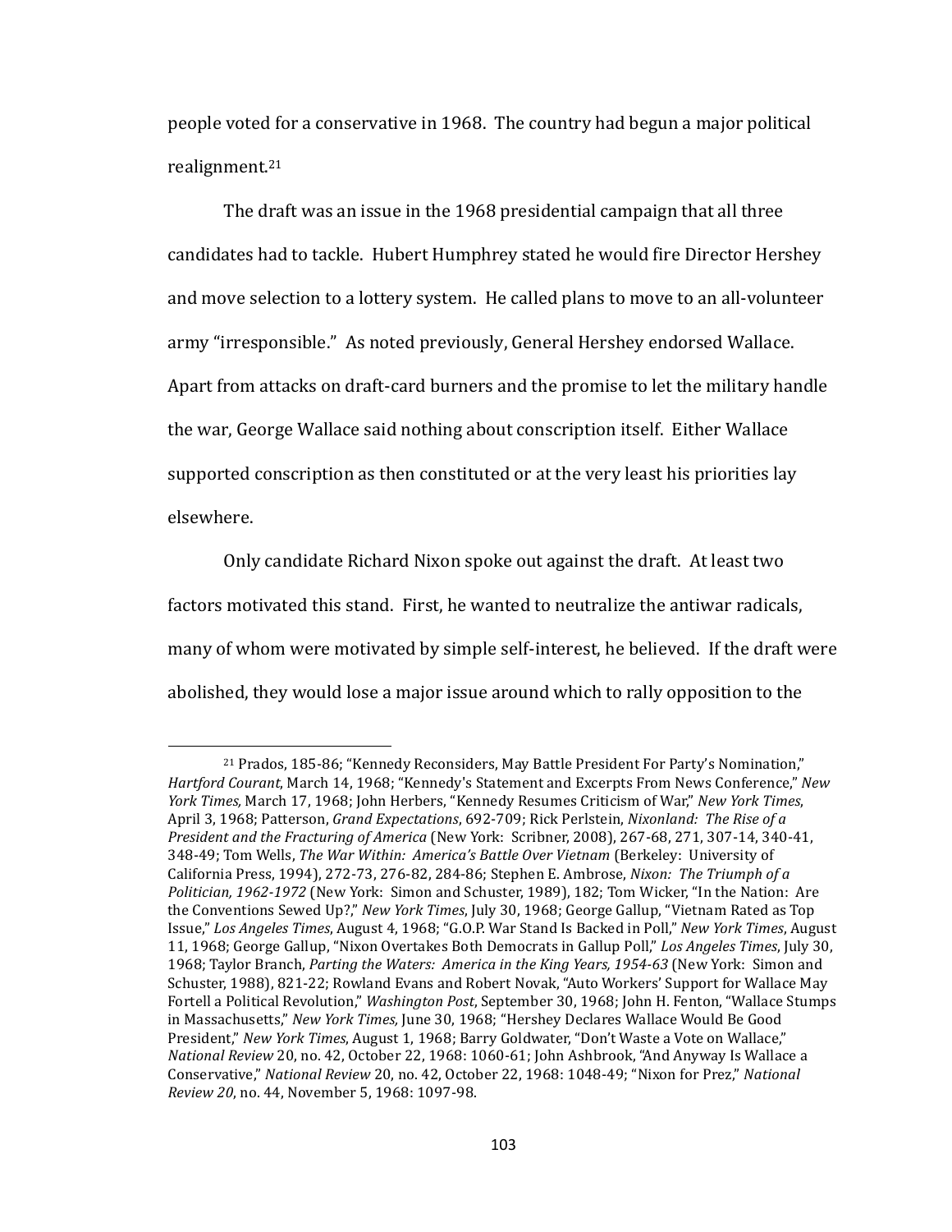people voted for a conservative in 1968. The country had begun a major political realignment.[21]

The draft was an issue in the 1968 presidential campaign that all three candidates had to tackle. Hubert Humphrey stated he would fire Director Hershey and move selection to a lottery system. He called plans to move to an all-volunteer army "irresponsible." As noted previously, General Hershey endorsed Wallace. Apart from attacks on draft-card burners and the promise to let the military handle the war, George Wallace said nothing about conscription itself. Either Wallace supported conscription as then constituted or at the very least his priorities lay elsewhere.

Only candidate Richard Nixon spoke out against the draft. At least two factors motivated this stand. First, he wanted to neutralize the antiwar radicals, many of whom were motivated by simple self-interest, he believed. If the draft were abolished, they would lose a major issue around which to rally opposition to the

---

[21] Prados, 185-86; "Kennedy Reconsiders, May Battle President For Party's Nomination," *Hartford Courant*, March 14, 1968; "Kennedy's Statement and Excerpts From News Conference," *New York Times,* March 17, 1968; John Herbers, "Kennedy Resumes Criticism of War," *New York Times*, April 3, 1968; Patterson, *Grand Expectations*, 692-709; Rick Perlstein, *Nixonland: The Rise of a President and the Fracturing of America* (New York: Scribner, 2008), 267-68, 271, 307-14, 340-41, 348-49; Tom Wells, *The War Within: America's Battle Over Vietnam* (Berkeley: University of California Press, 1994), 272-73, 276-82, 284-86; Stephen E. Ambrose, *Nixon: The Triumph of a Politician, 1962-1972* (New York: Simon and Schuster, 1989), 182; Tom Wicker, "In the Nation: Are the Conventions Sewed Up?," *New York Times*, July 30, 1968; George Gallup, "Vietnam Rated as Top Issue," *Los Angeles Times*, August 4, 1968; "G.O.P. War Stand Is Backed in Poll," *New York Times*, August 11, 1968; George Gallup, "Nixon Overtakes Both Democrats in Gallup Poll," *Los Angeles Times*, July 30, 1968; Taylor Branch, *Parting the Waters: America in the King Years, 1954-63* (New York: Simon and Schuster, 1988), 821-22; Rowland Evans and Robert Novak, "Auto Workers' Support for Wallace May Fortell a Political Revolution," *Washington Post*, September 30, 1968; John H. Fenton, "Wallace Stumps in Massachusetts," *New York Times,* June 30, 1968; "Hershey Declares Wallace Would Be Good President," *New York Times*, August 1, 1968; Barry Goldwater, "Don't Waste a Vote on Wallace," *National Review* 20, no. 42, October 22, 1968: 1060-61; John Ashbrook, "And Anyway Is Wallace a Conservative," *National Review* 20, no. 42, October 22, 1968: 1048-49; "Nixon for Prez," *National Review 20*, no. 44, November 5, 1968: 1097-98.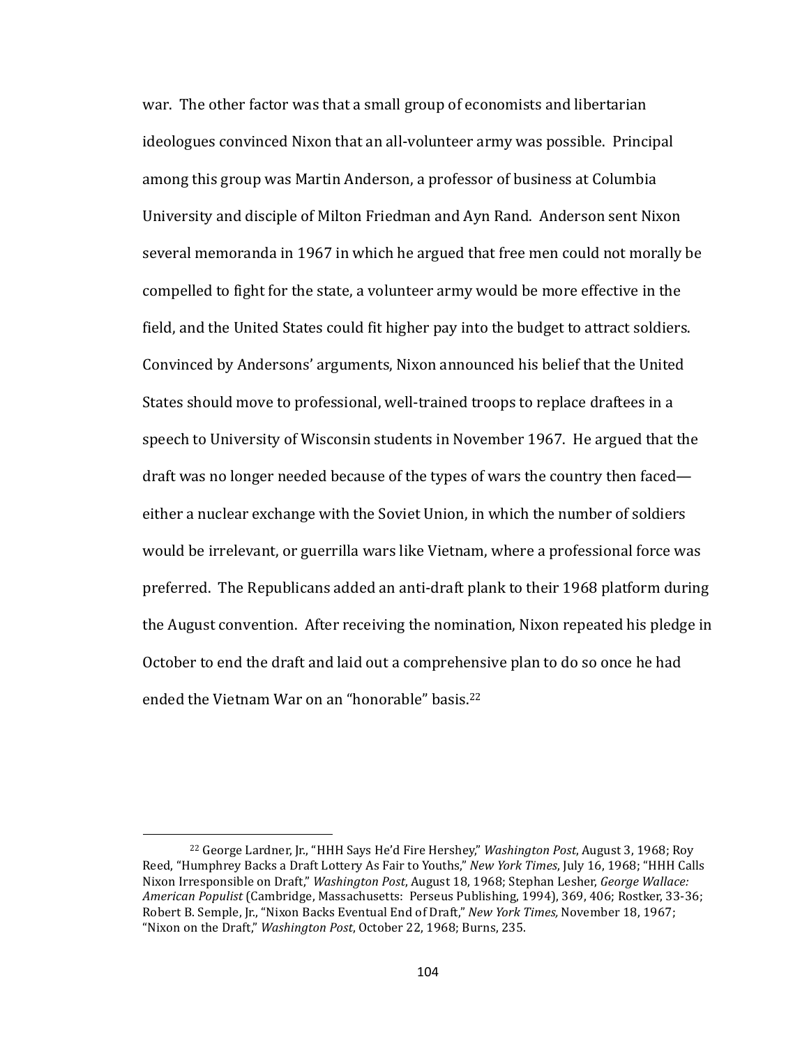war. The other factor was that a small group of economists and libertarian ideologues convinced Nixon that an all-volunteer army was possible. Principal among this group was Martin Anderson, a professor of business at Columbia University and disciple of Milton Friedman and Ayn Rand. Anderson sent Nixon several memoranda in 1967 in which he argued that free men could not morally be compelled to fight for the state, a volunteer army would be more effective in the field, and the United States could fit higher pay into the budget to attract soldiers. Convinced by Andersons' arguments, Nixon announced his belief that the United States should move to professional, well-trained troops to replace draftees in a speech to University of Wisconsin students in November 1967. He argued that the draft was no longer needed because of the types of wars the country then faced—either a nuclear exchange with the Soviet Union, in which the number of soldiers would be irrelevant, or guerrilla wars like Vietnam, where a professional force was preferred. The Republicans added an anti-draft plank to their 1968 platform during the August convention. After receiving the nomination, Nixon repeated his pledge in October to end the draft and laid out a comprehensive plan to do so once he had ended the Vietnam War on an "honorable" basis.[22]

---

[22] George Lardner, Jr., "HHH Says He'd Fire Hershey," *Washington Post*, August 3, 1968; Roy Reed, "Humphrey Backs a Draft Lottery As Fair to Youths," *New York Times*, July 16, 1968; "HHH Calls Nixon Irresponsible on Draft," *Washington Post*, August 18, 1968; Stephan Lesher, *George Wallace: American Populist* (Cambridge, Massachusetts: Perseus Publishing, 1994), 369, 406; Rostker, 33-36; Robert B. Semple, Jr., "Nixon Backs Eventual End of Draft," *New York Times,* November 18, 1967; "Nixon on the Draft," *Washington Post*, October 22, 1968; Burns, 235.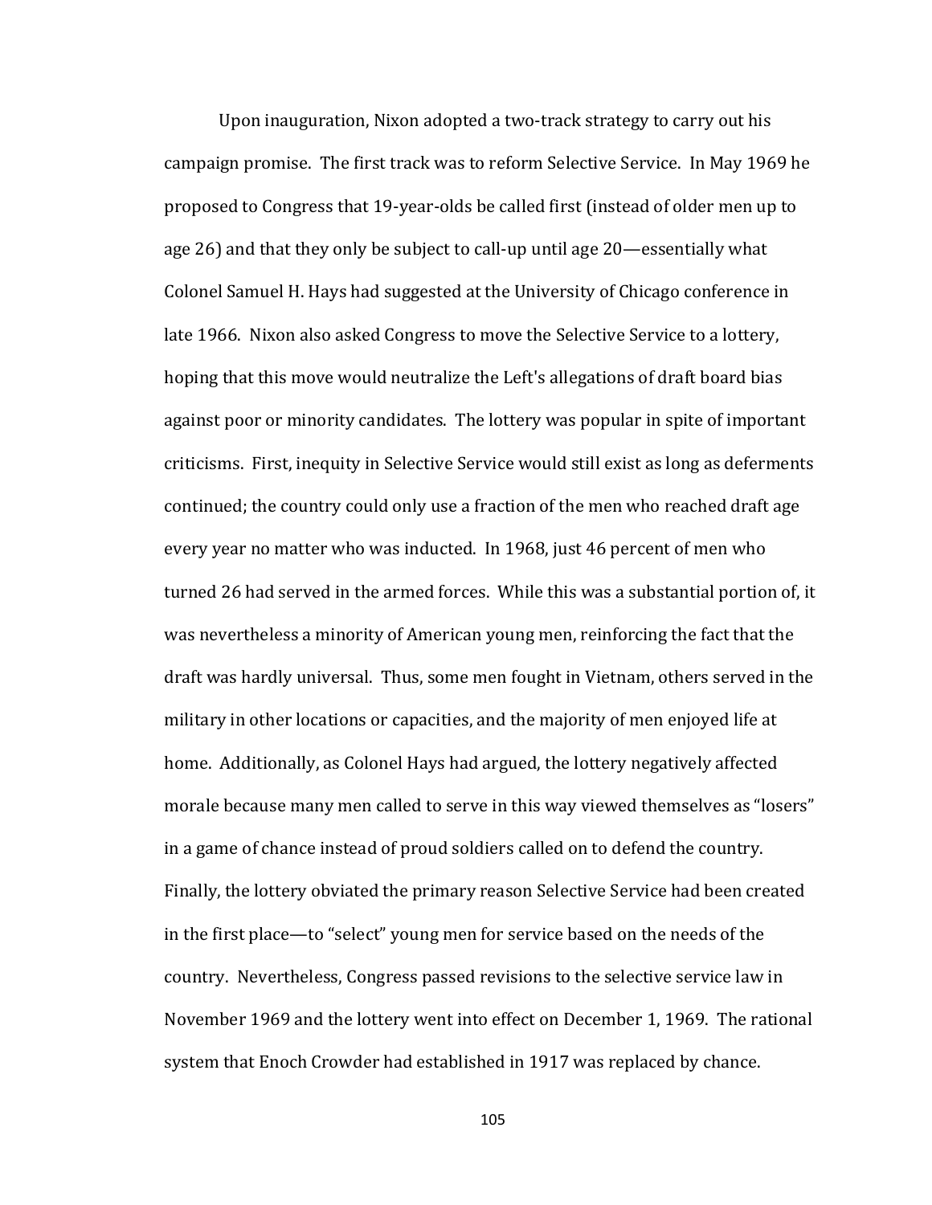Upon inauguration, Nixon adopted a two-track strategy to carry out his campaign promise. The first track was to reform Selective Service. In May 1969 he proposed to Congress that 19-year-olds be called first (instead of older men up to age 26) and that they only be subject to call-up until age 20—essentially what Colonel Samuel H. Hays had suggested at the University of Chicago conference in late 1966. Nixon also asked Congress to move the Selective Service to a lottery, hoping that this move would neutralize the Left's allegations of draft board bias against poor or minority candidates. The lottery was popular in spite of important criticisms. First, inequity in Selective Service would still exist as long as deferments continued; the country could only use a fraction of the men who reached draft age every year no matter who was inducted. In 1968, just 46 percent of men who turned 26 had served in the armed forces. While this was a substantial portion of, it was nevertheless a minority of American young men, reinforcing the fact that the draft was hardly universal. Thus, some men fought in Vietnam, others served in the military in other locations or capacities, and the majority of men enjoyed life at home. Additionally, as Colonel Hays had argued, the lottery negatively affected morale because many men called to serve in this way viewed themselves as "losers" in a game of chance instead of proud soldiers called on to defend the country. Finally, the lottery obviated the primary reason Selective Service had been created in the first place—to "select" young men for service based on the needs of the country. Nevertheless, Congress passed revisions to the selective service law in November 1969 and the lottery went into effect on December 1, 1969. The rational system that Enoch Crowder had established in 1917 was replaced by chance.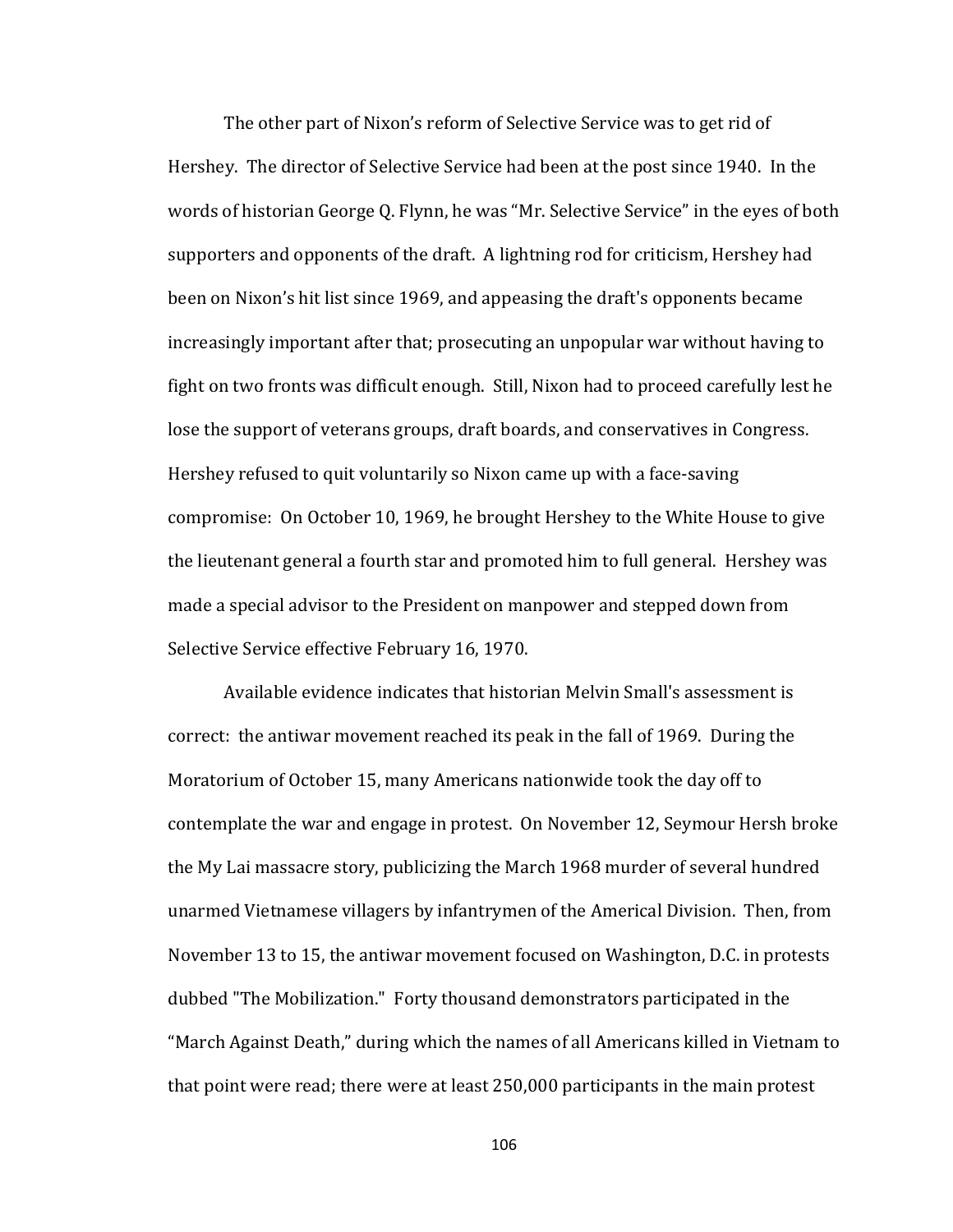The other part of Nixon's reform of Selective Service was to get rid of Hershey. The director of Selective Service had been at the post since 1940. In the words of historian George Q. Flynn, he was "Mr. Selective Service" in the eyes of both supporters and opponents of the draft. A lightning rod for criticism, Hershey had been on Nixon's hit list since 1969, and appeasing the draft's opponents became increasingly important after that; prosecuting an unpopular war without having to fight on two fronts was difficult enough. Still, Nixon had to proceed carefully lest he lose the support of veterans groups, draft boards, and conservatives in Congress. Hershey refused to quit voluntarily so Nixon came up with a face-saving compromise: On October 10, 1969, he brought Hershey to the White House to give the lieutenant general a fourth star and promoted him to full general. Hershey was made a special advisor to the President on manpower and stepped down from Selective Service effective February 16, 1970.

Available evidence indicates that historian Melvin Small's assessment is correct: the antiwar movement reached its peak in the fall of 1969. During the Moratorium of October 15, many Americans nationwide took the day off to contemplate the war and engage in protest. On November 12, Seymour Hersh broke the My Lai massacre story, publicizing the March 1968 murder of several hundred unarmed Vietnamese villagers by infantrymen of the Americal Division. Then, from November 13 to 15, the antiwar movement focused on Washington, D.C. in protests dubbed "The Mobilization." Forty thousand demonstrators participated in the "March Against Death," during which the names of all Americans killed in Vietnam to that point were read; there were at least 250,000 participants in the main protest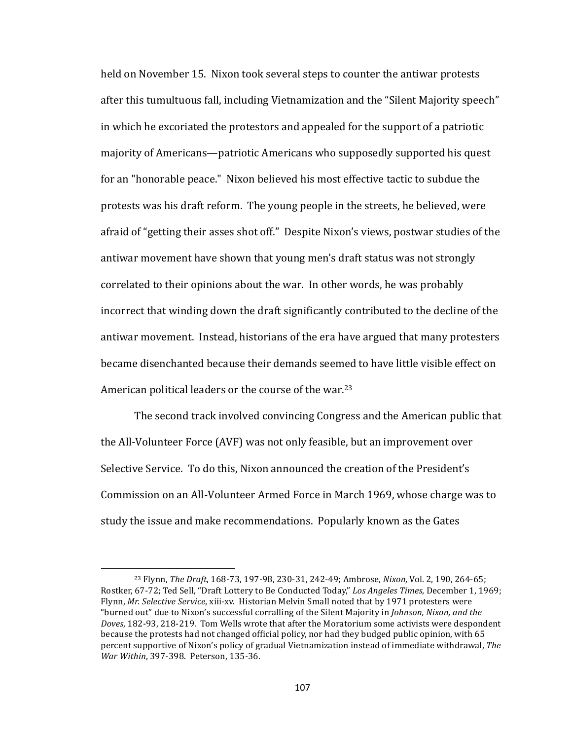held on November 15. Nixon took several steps to counter the antiwar protests after this tumultuous fall, including Vietnamization and the "Silent Majority speech" in which he excoriated the protestors and appealed for the support of a patriotic majority of Americans—patriotic Americans who supposedly supported his quest for an "honorable peace." Nixon believed his most effective tactic to subdue the protests was his draft reform. The young people in the streets, he believed, were afraid of "getting their asses shot off." Despite Nixon's views, postwar studies of the antiwar movement have shown that young men's draft status was not strongly correlated to their opinions about the war. In other words, he was probably incorrect that winding down the draft significantly contributed to the decline of the antiwar movement. Instead, historians of the era have argued that many protesters became disenchanted because their demands seemed to have little visible effect on American political leaders or the course of the war.[23]

The second track involved convincing Congress and the American public that the All-Volunteer Force (AVF) was not only feasible, but an improvement over Selective Service. To do this, Nixon announced the creation of the President's Commission on an All-Volunteer Armed Force in March 1969, whose charge was to study the issue and make recommendations. Popularly known as the Gates

---

[23] Flynn, *The Draft*, 168-73, 197-98, 230-31, 242-49; Ambrose, *Nixon*, Vol. 2, 190, 264-65; Rostker, 67-72; Ted Sell, "Draft Lottery to Be Conducted Today," *Los Angeles Times*, December 1, 1969; Flynn, *Mr. Selective Service*, xiii-xv. Historian Melvin Small noted that by 1971 protesters were "burned out" due to Nixon's successful corralling of the Silent Majority in *Johnson, Nixon, and the Doves*, 182-93, 218-219. Tom Wells wrote that after the Moratorium some activists were despondent because the protests had not changed official policy, nor had they budged public opinion, with 65 percent supportive of Nixon's policy of gradual Vietnamization instead of immediate withdrawal, *The War Within*, 397-398. Peterson, 135-36.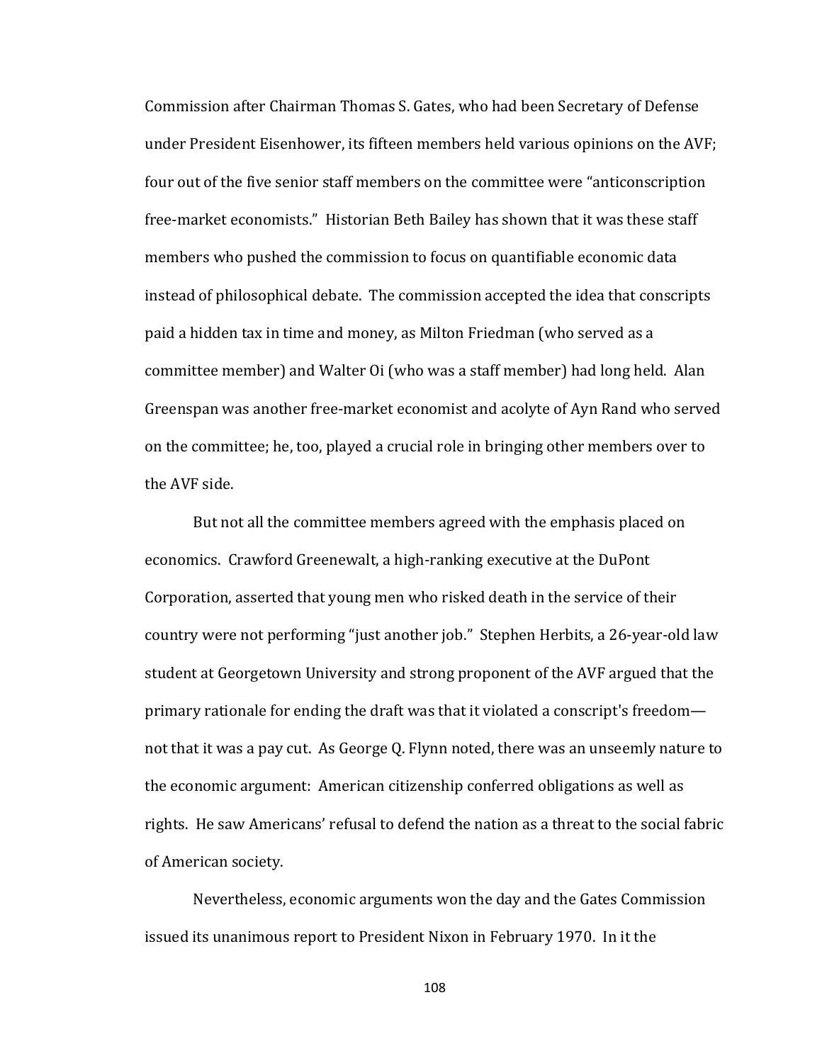Commission after Chairman Thomas S. Gates, who had been Secretary of Defense under President Eisenhower, its fifteen members held various opinions on the AVF; four out of the five senior staff members on the committee were "anticonscription free-market economists." Historian Beth Bailey has shown that it was these staff members who pushed the commission to focus on quantifiable economic data instead of philosophical debate. The commission accepted the idea that conscripts paid a hidden tax in time and money, as Milton Friedman (who served as a committee member) and Walter Oi (who was a staff member) had long held. Alan Greenspan was another free-market economist and acolyte of Ayn Rand who served on the committee; he, too, played a crucial role in bringing other members over to the AVF side.

But not all the committee members agreed with the emphasis placed on economics. Crawford Greenewalt, a high-ranking executive at the DuPont Corporation, asserted that young men who risked death in the service of their country were not performing "just another job." Stephen Herbits, a 26-year-old law student at Georgetown University and strong proponent of the AVF argued that the primary rationale for ending the draft was that it violated a conscript's freedom—not that it was a pay cut. As George Q. Flynn noted, there was an unseemly nature to the economic argument: American citizenship conferred obligations as well as rights. He saw Americans' refusal to defend the nation as a threat to the social fabric of American society.

Nevertheless, economic arguments won the day and the Gates Commission issued its unanimous report to President Nixon in February 1970. In it the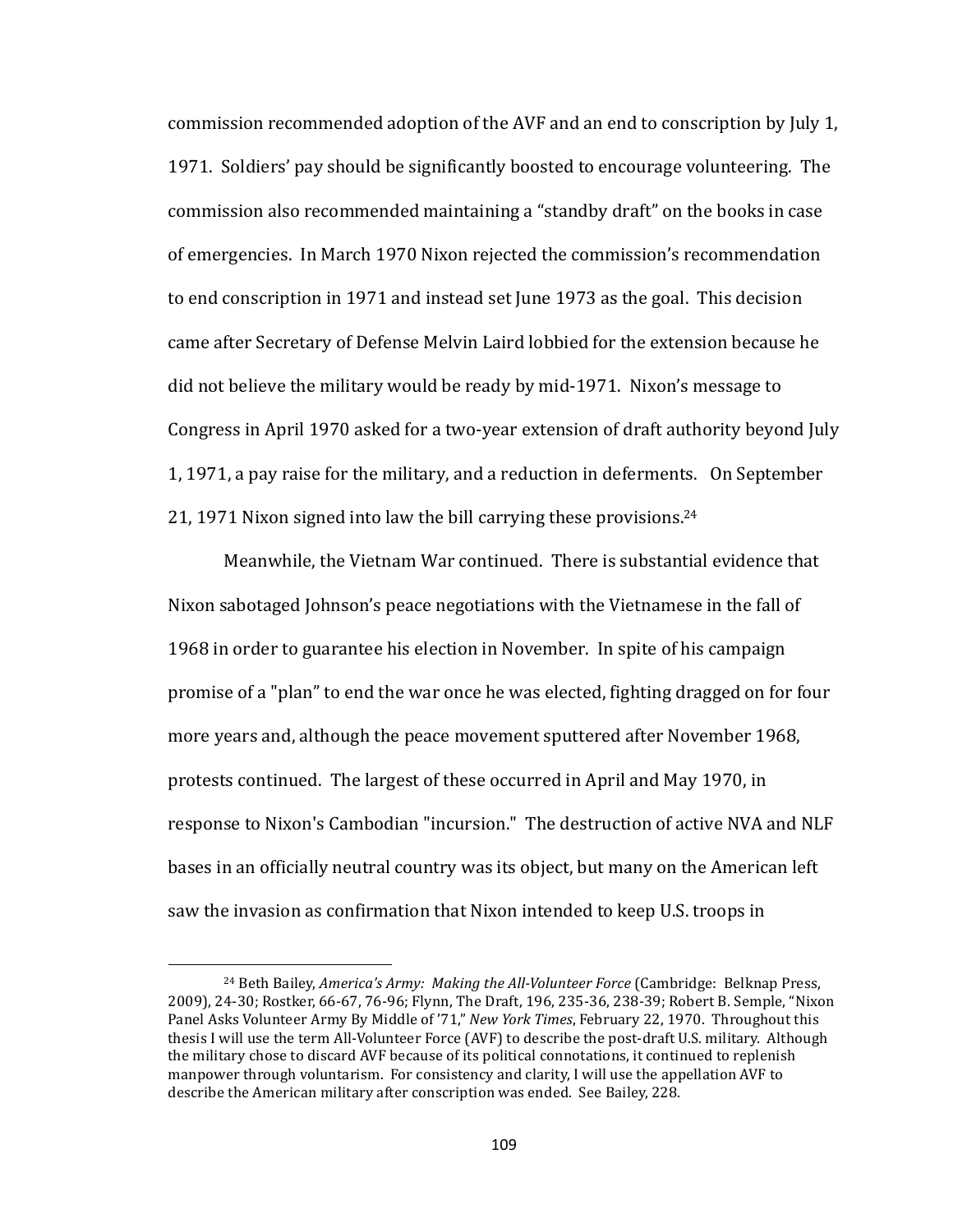commission recommended adoption of the AVF and an end to conscription by July 1, 1971. Soldiers' pay should be significantly boosted to encourage volunteering. The commission also recommended maintaining a "standby draft" on the books in case of emergencies. In March 1970 Nixon rejected the commission's recommendation to end conscription in 1971 and instead set June 1973 as the goal. This decision came after Secretary of Defense Melvin Laird lobbied for the extension because he did not believe the military would be ready by mid-1971. Nixon's message to Congress in April 1970 asked for a two-year extension of draft authority beyond July 1, 1971, a pay raise for the military, and a reduction in deferments. On September 21, 1971 Nixon signed into law the bill carrying these provisions.[24]

Meanwhile, the Vietnam War continued. There is substantial evidence that Nixon sabotaged Johnson's peace negotiations with the Vietnamese in the fall of 1968 in order to guarantee his election in November. In spite of his campaign promise of a "plan" to end the war once he was elected, fighting dragged on for four more years and, although the peace movement sputtered after November 1968, protests continued. The largest of these occurred in April and May 1970, in response to Nixon's Cambodian "incursion." The destruction of active NVA and NLF bases in an officially neutral country was its object, but many on the American left saw the invasion as confirmation that Nixon intended to keep U.S. troops in

---

[24] Beth Bailey, *America's Army: Making the All-Volunteer Force* (Cambridge: Belknap Press, 2009), 24-30; Rostker, 66-67, 76-96; Flynn, The Draft, 196, 235-36, 238-39; Robert B. Semple, "Nixon Panel Asks Volunteer Army By Middle of '71," *New York Times*, February 22, 1970. Throughout this thesis I will use the term All-Volunteer Force (AVF) to describe the post-draft U.S. military. Although the military chose to discard AVF because of its political connotations, it continued to replenish manpower through voluntarism. For consistency and clarity, I will use the appellation AVF to describe the American military after conscription was ended. See Bailey, 228.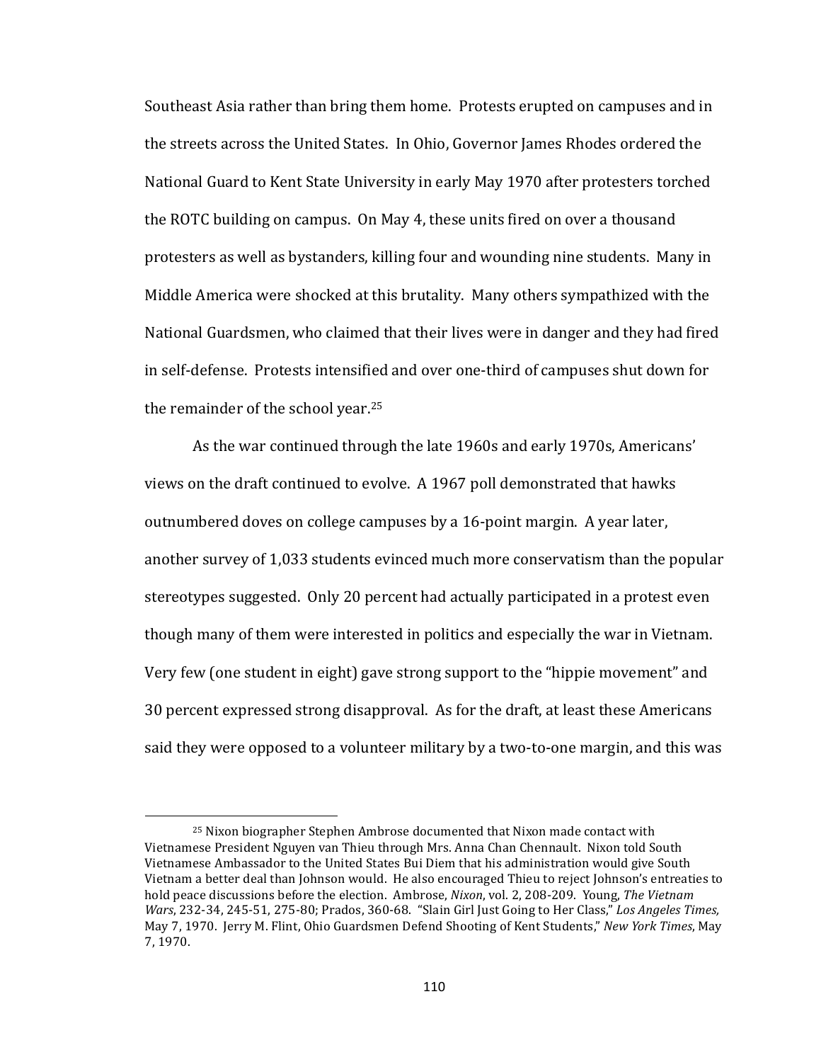Southeast Asia rather than bring them home. Protests erupted on campuses and in the streets across the United States. In Ohio, Governor James Rhodes ordered the National Guard to Kent State University in early May 1970 after protesters torched the ROTC building on campus. On May 4, these units fired on over a thousand protesters as well as bystanders, killing four and wounding nine students. Many in Middle America were shocked at this brutality. Many others sympathized with the National Guardsmen, who claimed that their lives were in danger and they had fired in self-defense. Protests intensified and over one-third of campuses shut down for the remainder of the school year.[25]

As the war continued through the late 1960s and early 1970s, Americans' views on the draft continued to evolve. A 1967 poll demonstrated that hawks outnumbered doves on college campuses by a 16-point margin. A year later, another survey of 1,033 students evinced much more conservatism than the popular stereotypes suggested. Only 20 percent had actually participated in a protest even though many of them were interested in politics and especially the war in Vietnam. Very few (one student in eight) gave strong support to the "hippie movement" and 30 percent expressed strong disapproval. As for the draft, at least these Americans said they were opposed to a volunteer military by a two-to-one margin, and this was

---

[25] Nixon biographer Stephen Ambrose documented that Nixon made contact with Vietnamese President Nguyen van Thieu through Mrs. Anna Chan Chennault. Nixon told South Vietnamese Ambassador to the United States Bui Diem that his administration would give South Vietnam a better deal than Johnson would. He also encouraged Thieu to reject Johnson's entreaties to hold peace discussions before the election. Ambrose, *Nixon*, vol. 2, 208-209. Young, *The Vietnam Wars*, 232-34, 245-51, 275-80; Prados, 360-68. "Slain Girl Just Going to Her Class," *Los Angeles Times,* May 7, 1970. Jerry M. Flint, Ohio Guardsmen Defend Shooting of Kent Students," *New York Times*, May 7, 1970.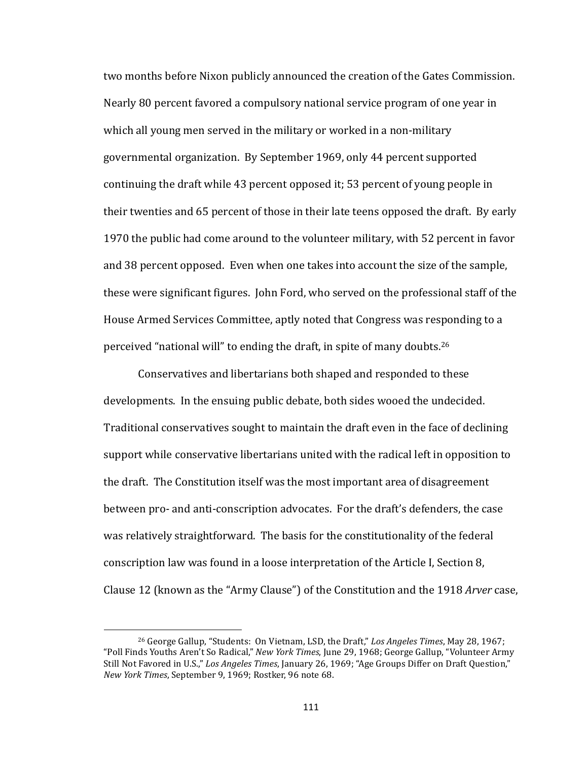two months before Nixon publicly announced the creation of the Gates Commission. Nearly 80 percent favored a compulsory national service program of one year in which all young men served in the military or worked in a non-military governmental organization. By September 1969, only 44 percent supported continuing the draft while 43 percent opposed it; 53 percent of young people in their twenties and 65 percent of those in their late teens opposed the draft. By early 1970 the public had come around to the volunteer military, with 52 percent in favor and 38 percent opposed. Even when one takes into account the size of the sample, these were significant figures. John Ford, who served on the professional staff of the House Armed Services Committee, aptly noted that Congress was responding to a perceived "national will" to ending the draft, in spite of many doubts.[26]

Conservatives and libertarians both shaped and responded to these developments. In the ensuing public debate, both sides wooed the undecided. Traditional conservatives sought to maintain the draft even in the face of declining support while conservative libertarians united with the radical left in opposition to the draft. The Constitution itself was the most important area of disagreement between pro- and anti-conscription advocates. For the draft's defenders, the case was relatively straightforward. The basis for the constitutionality of the federal conscription law was found in a loose interpretation of the Article I, Section 8, Clause 12 (known as the "Army Clause") of the Constitution and the 1918 *Arver* case,

---

[26] George Gallup, "Students: On Vietnam, LSD, the Draft," *Los Angeles Times*, May 28, 1967; "Poll Finds Youths Aren't So Radical," *New York Times*, June 29, 1968; George Gallup, "Volunteer Army Still Not Favored in U.S.," *Los Angeles Times*, January 26, 1969; "Age Groups Differ on Draft Question," *New York Times*, September 9, 1969; Rostker, 96 note 68.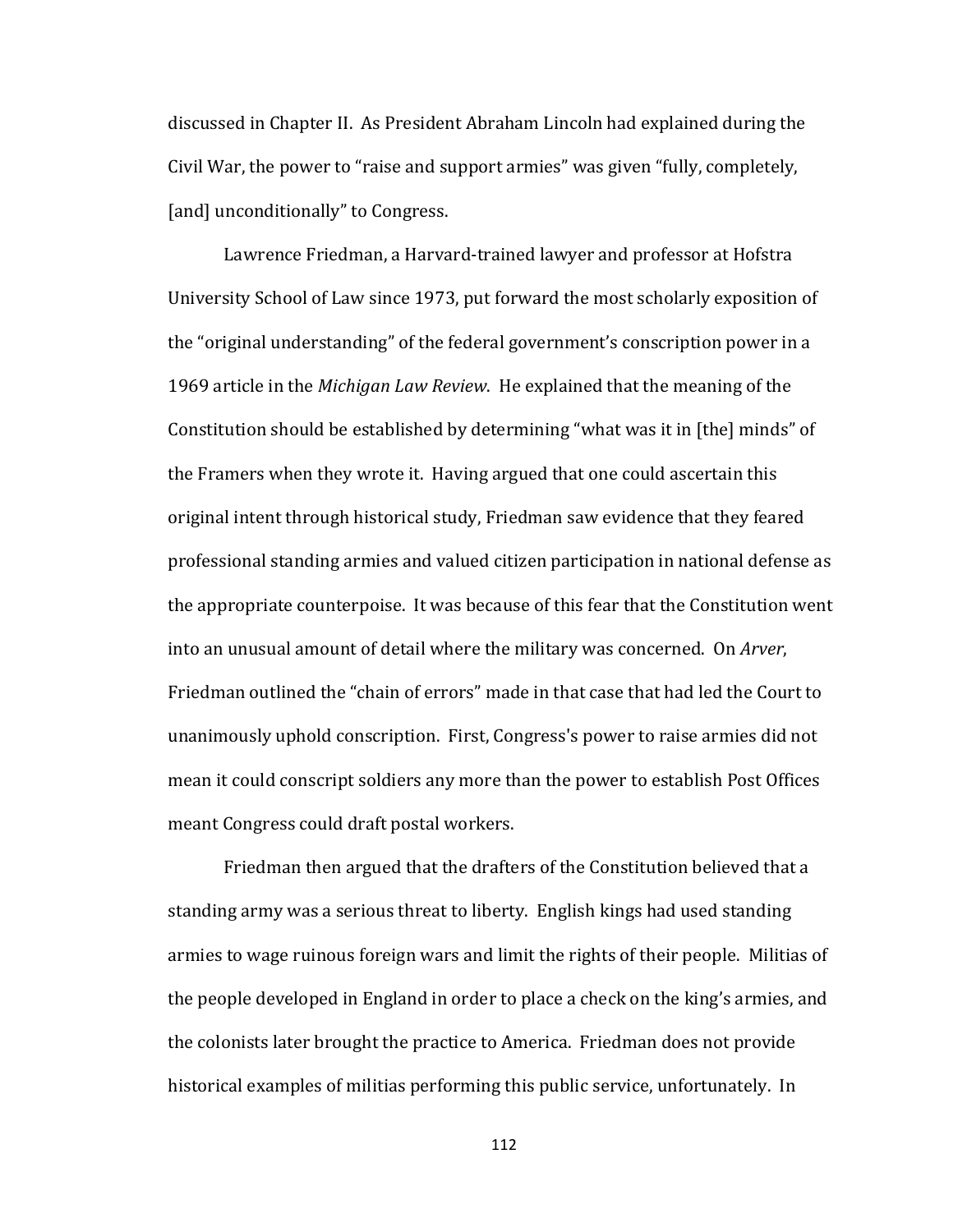discussed in Chapter II. As President Abraham Lincoln had explained during the Civil War, the power to "raise and support armies" was given "fully, completely, [and] unconditionally" to Congress.

Lawrence Friedman, a Harvard-trained lawyer and professor at Hofstra University School of Law since 1973, put forward the most scholarly exposition of the "original understanding" of the federal government's conscription power in a 1969 article in the *Michigan Law Review*. He explained that the meaning of the Constitution should be established by determining "what was it in [the] minds" of the Framers when they wrote it. Having argued that one could ascertain this original intent through historical study, Friedman saw evidence that they feared professional standing armies and valued citizen participation in national defense as the appropriate counterpoise. It was because of this fear that the Constitution went into an unusual amount of detail where the military was concerned. On *Arver*, Friedman outlined the "chain of errors" made in that case that had led the Court to unanimously uphold conscription. First, Congress's power to raise armies did not mean it could conscript soldiers any more than the power to establish Post Offices meant Congress could draft postal workers.

Friedman then argued that the drafters of the Constitution believed that a standing army was a serious threat to liberty. English kings had used standing armies to wage ruinous foreign wars and limit the rights of their people. Militias of the people developed in England in order to place a check on the king's armies, and the colonists later brought the practice to America. Friedman does not provide historical examples of militias performing this public service, unfortunately. In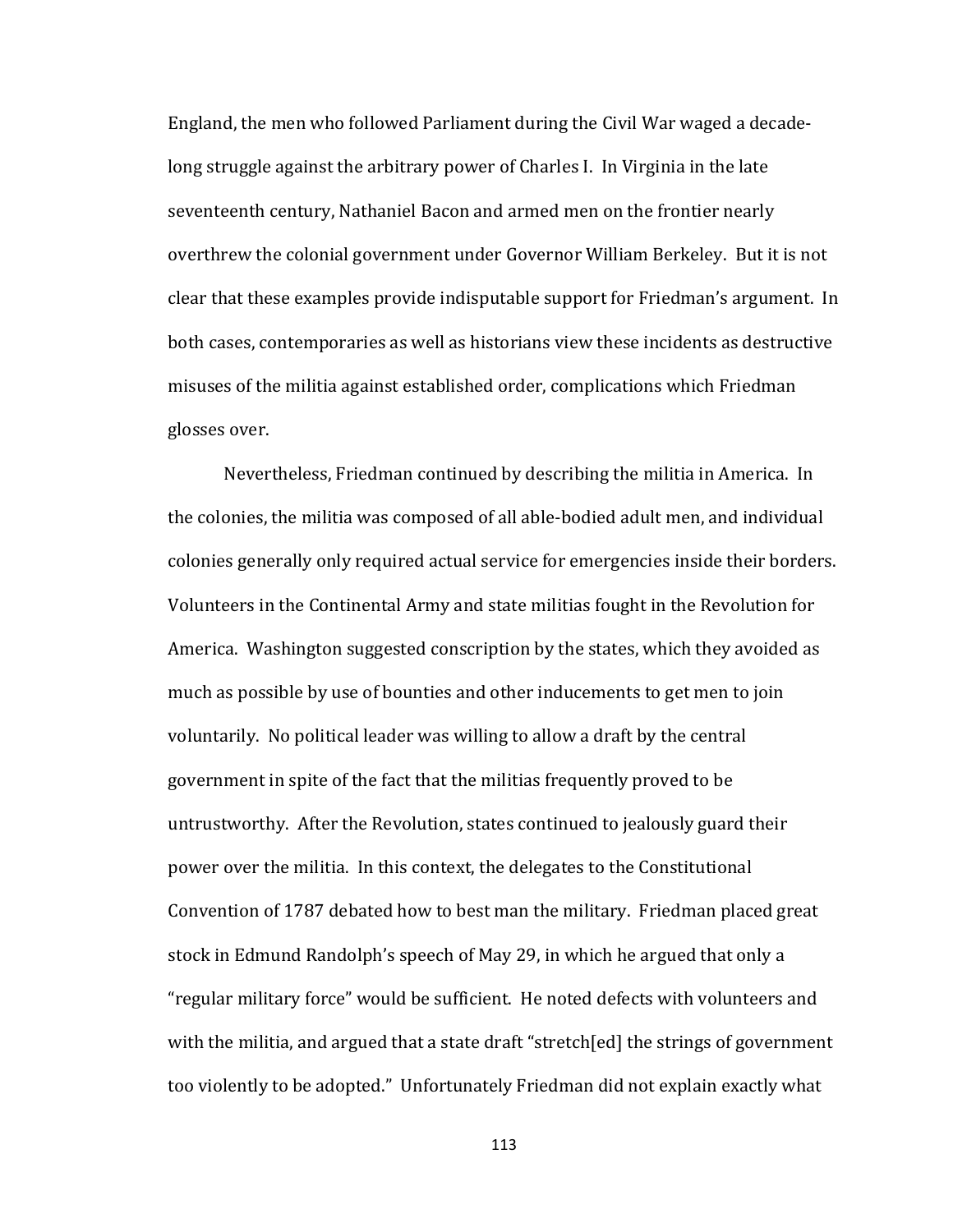England, the men who followed Parliament during the Civil War waged a decade-long struggle against the arbitrary power of Charles I. In Virginia in the late seventeenth century, Nathaniel Bacon and armed men on the frontier nearly overthrew the colonial government under Governor William Berkeley. But it is not clear that these examples provide indisputable support for Friedman's argument. In both cases, contemporaries as well as historians view these incidents as destructive misuses of the militia against established order, complications which Friedman glosses over.

Nevertheless, Friedman continued by describing the militia in America. In the colonies, the militia was composed of all able-bodied adult men, and individual colonies generally only required actual service for emergencies inside their borders. Volunteers in the Continental Army and state militias fought in the Revolution for America. Washington suggested conscription by the states, which they avoided as much as possible by use of bounties and other inducements to get men to join voluntarily. No political leader was willing to allow a draft by the central government in spite of the fact that the militias frequently proved to be untrustworthy. After the Revolution, states continued to jealously guard their power over the militia. In this context, the delegates to the Constitutional Convention of 1787 debated how to best man the military. Friedman placed great stock in Edmund Randolph's speech of May 29, in which he argued that only a "regular military force" would be sufficient. He noted defects with volunteers and with the militia, and argued that a state draft "stretch[ed] the strings of government too violently to be adopted." Unfortunately Friedman did not explain exactly what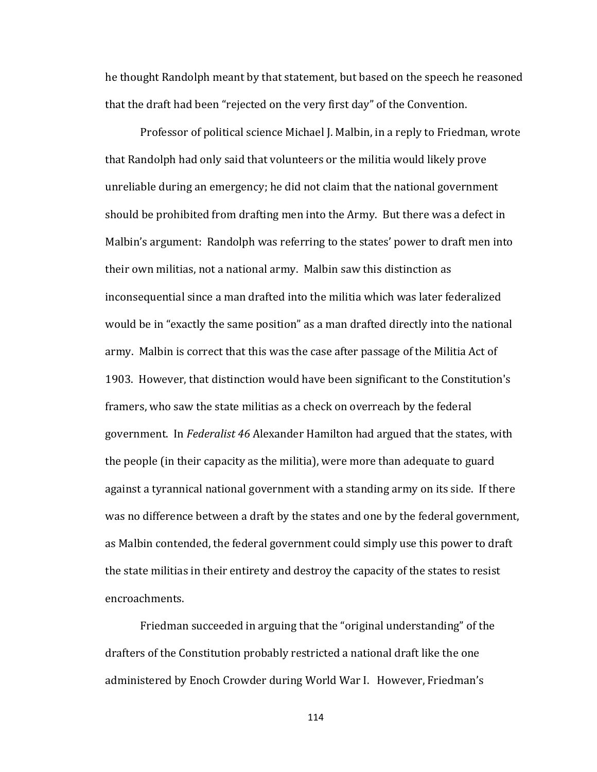he thought Randolph meant by that statement, but based on the speech he reasoned that the draft had been "rejected on the very first day" of the Convention.

Professor of political science Michael J. Malbin, in a reply to Friedman, wrote that Randolph had only said that volunteers or the militia would likely prove unreliable during an emergency; he did not claim that the national government should be prohibited from drafting men into the Army. But there was a defect in Malbin's argument: Randolph was referring to the states' power to draft men into their own militias, not a national army. Malbin saw this distinction as inconsequential since a man drafted into the militia which was later federalized would be in "exactly the same position" as a man drafted directly into the national army. Malbin is correct that this was the case after passage of the Militia Act of 1903. However, that distinction would have been significant to the Constitution's framers, who saw the state militias as a check on overreach by the federal government. In *Federalist 46* Alexander Hamilton had argued that the states, with the people (in their capacity as the militia), were more than adequate to guard against a tyrannical national government with a standing army on its side. If there was no difference between a draft by the states and one by the federal government, as Malbin contended, the federal government could simply use this power to draft the state militias in their entirety and destroy the capacity of the states to resist encroachments.

Friedman succeeded in arguing that the "original understanding" of the drafters of the Constitution probably restricted a national draft like the one administered by Enoch Crowder during World War I. However, Friedman's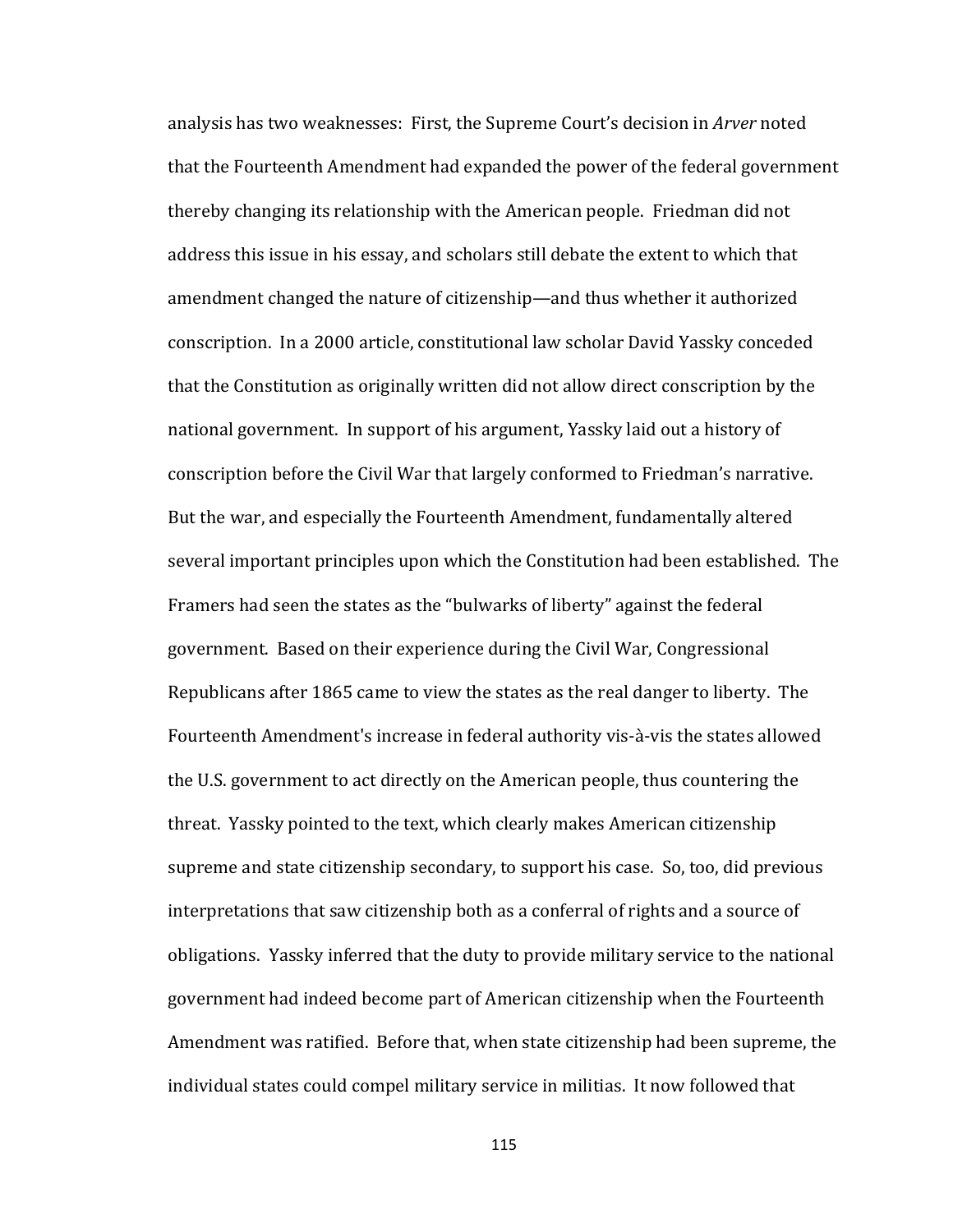analysis has two weaknesses: First, the Supreme Court's decision in *Arver* noted that the Fourteenth Amendment had expanded the power of the federal government thereby changing its relationship with the American people. Friedman did not address this issue in his essay, and scholars still debate the extent to which that amendment changed the nature of citizenship—and thus whether it authorized conscription. In a 2000 article, constitutional law scholar David Yassky conceded that the Constitution as originally written did not allow direct conscription by the national government. In support of his argument, Yassky laid out a history of conscription before the Civil War that largely conformed to Friedman's narrative. But the war, and especially the Fourteenth Amendment, fundamentally altered several important principles upon which the Constitution had been established. The Framers had seen the states as the "bulwarks of liberty" against the federal government. Based on their experience during the Civil War, Congressional Republicans after 1865 came to view the states as the real danger to liberty. The Fourteenth Amendment's increase in federal authority vis-à-vis the states allowed the U.S. government to act directly on the American people, thus countering the threat. Yassky pointed to the text, which clearly makes American citizenship supreme and state citizenship secondary, to support his case. So, too, did previous interpretations that saw citizenship both as a conferral of rights and a source of obligations. Yassky inferred that the duty to provide military service to the national government had indeed become part of American citizenship when the Fourteenth Amendment was ratified. Before that, when state citizenship had been supreme, the individual states could compel military service in militias. It now followed that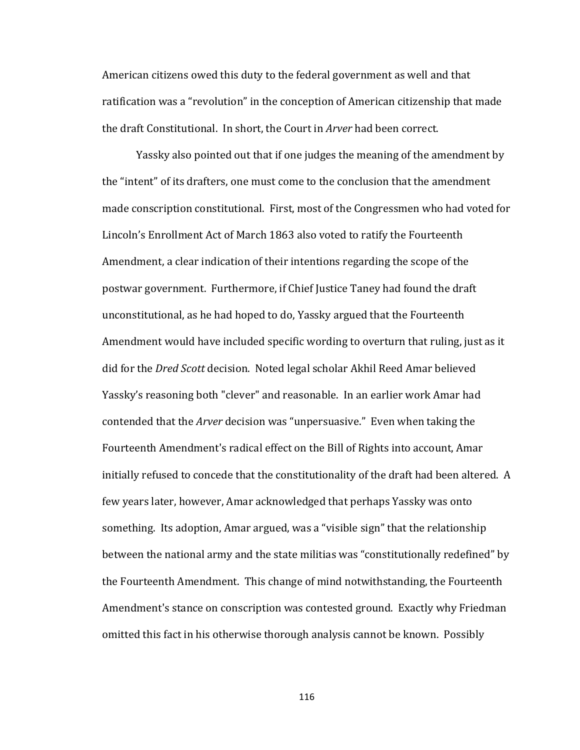American citizens owed this duty to the federal government as well and that ratification was a “revolution” in the conception of American citizenship that made the draft Constitutional. In short, the Court in *Arver* had been correct.

Yassky also pointed out that if one judges the meaning of the amendment by the “intent” of its drafters, one must come to the conclusion that the amendment made conscription constitutional. First, most of the Congressmen who had voted for Lincoln’s Enrollment Act of March 1863 also voted to ratify the Fourteenth Amendment, a clear indication of their intentions regarding the scope of the postwar government. Furthermore, if Chief Justice Taney had found the draft unconstitutional, as he had hoped to do, Yassky argued that the Fourteenth Amendment would have included specific wording to overturn that ruling, just as it did for the *Dred Scott* decision. Noted legal scholar Akhil Reed Amar believed Yassky’s reasoning both "clever" and reasonable. In an earlier work Amar had contended that the *Arver* decision was “unpersuasive.” Even when taking the Fourteenth Amendment's radical effect on the Bill of Rights into account, Amar initially refused to concede that the constitutionality of the draft had been altered. A few years later, however, Amar acknowledged that perhaps Yassky was onto something. Its adoption, Amar argued, was a “visible sign” that the relationship between the national army and the state militias was “constitutionally redefined” by the Fourteenth Amendment. This change of mind notwithstanding, the Fourteenth Amendment's stance on conscription was contested ground. Exactly why Friedman omitted this fact in his otherwise thorough analysis cannot be known. Possibly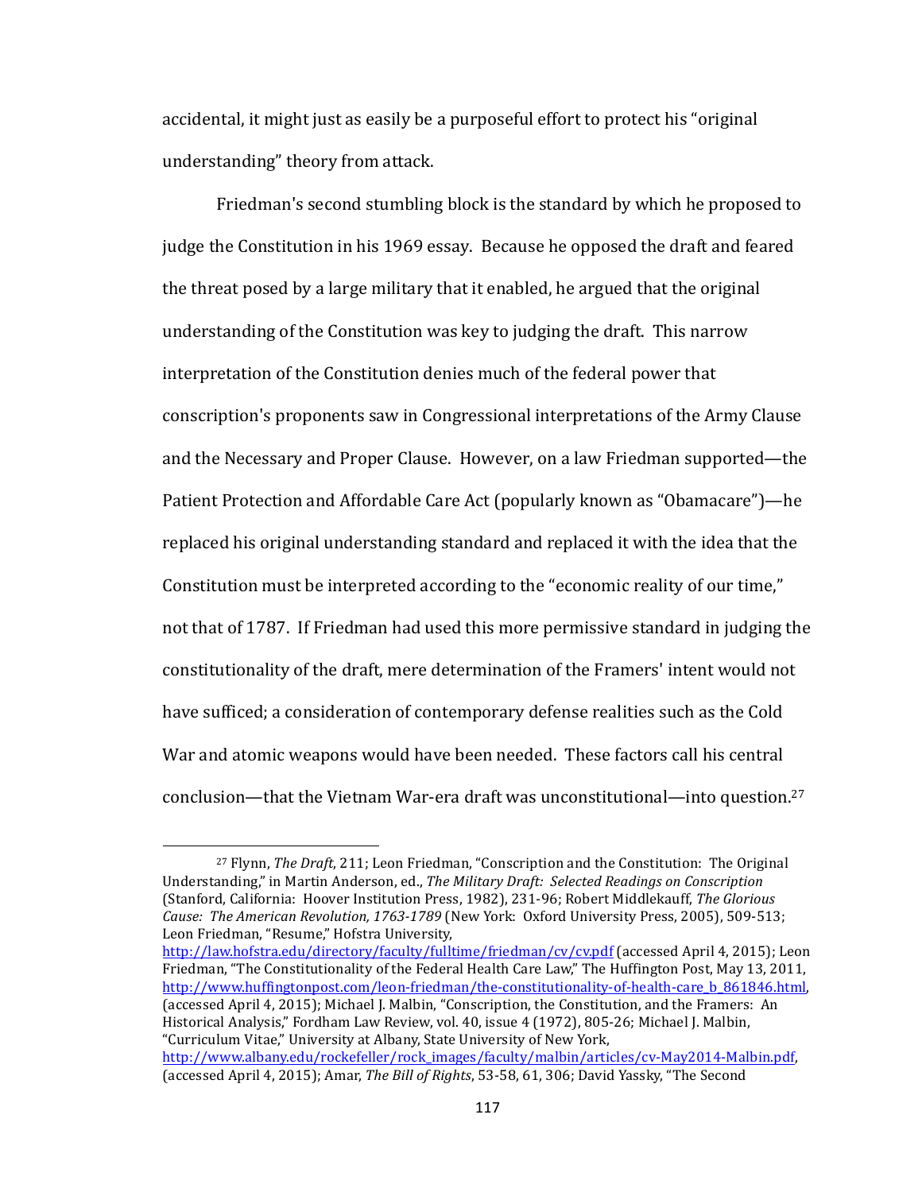accidental, it might just as easily be a purposeful effort to protect his "original understanding" theory from attack.

Friedman's second stumbling block is the standard by which he proposed to judge the Constitution in his 1969 essay. Because he opposed the draft and feared the threat posed by a large military that it enabled, he argued that the original understanding of the Constitution was key to judging the draft. This narrow interpretation of the Constitution denies much of the federal power that conscription's proponents saw in Congressional interpretations of the Army Clause and the Necessary and Proper Clause. However, on a law Friedman supported—the Patient Protection and Affordable Care Act (popularly known as "Obamacare")—he replaced his original understanding standard and replaced it with the idea that the Constitution must be interpreted according to the "economic reality of our time," not that of 1787. If Friedman had used this more permissive standard in judging the constitutionality of the draft, mere determination of the Framers' intent would not have sufficed; a consideration of contemporary defense realities such as the Cold War and atomic weapons would have been needed. These factors call his central conclusion—that the Vietnam War-era draft was unconstitutional—into question.[27]

---

[27] Flynn, *The Draft*, 211; Leon Friedman, "Conscription and the Constitution: The Original Understanding," in Martin Anderson, ed., *The Military Draft: Selected Readings on Conscription* (Stanford, California: Hoover Institution Press, 1982), 231-96; Robert Middlekauff, *The Glorious Cause: The American Revolution, 1763-1789* (New York: Oxford University Press, 2005), 509-513; Leon Friedman, "Resume," Hofstra University, http://law.hofstra.edu/directory/faculty/fulltime/friedman/cv/cv.pdf (accessed April 4, 2015); Leon Friedman, "The Constitutionality of the Federal Health Care Law," The Huffington Post, May 13, 2011, http://www.huffingtonpost.com/leon-friedman/the-constitutionality-of-health-care_b_861846.html, (accessed April 4, 2015); Michael J. Malbin, "Conscription, the Constitution, and the Framers: An Historical Analysis," Fordham Law Review, vol. 40, issue 4 (1972), 805-26; Michael J. Malbin, "Curriculum Vitae," University at Albany, State University of New York, http://www.albany.edu/rockefeller/rock_images/faculty/malbin/articles/cv-May2014-Malbin.pdf, (accessed April 4, 2015); Amar, *The Bill of Rights*, 53-58, 61, 306; David Yassky, "The Second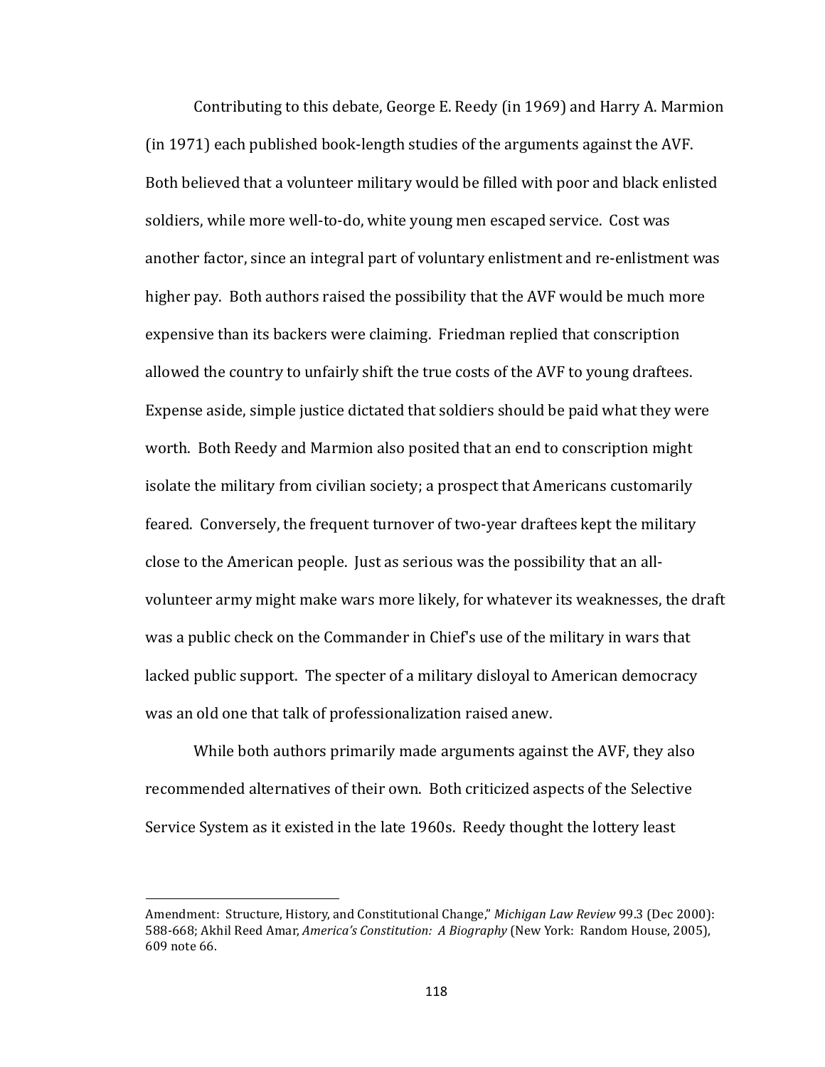Contributing to this debate, George E. Reedy (in 1969) and Harry A. Marmion (in 1971) each published book-length studies of the arguments against the AVF. Both believed that a volunteer military would be filled with poor and black enlisted soldiers, while more well-to-do, white young men escaped service. Cost was another factor, since an integral part of voluntary enlistment and re-enlistment was higher pay. Both authors raised the possibility that the AVF would be much more expensive than its backers were claiming. Friedman replied that conscription allowed the country to unfairly shift the true costs of the AVF to young draftees. Expense aside, simple justice dictated that soldiers should be paid what they were worth. Both Reedy and Marmion also posited that an end to conscription might isolate the military from civilian society; a prospect that Americans customarily feared. Conversely, the frequent turnover of two-year draftees kept the military close to the American people. Just as serious was the possibility that an all-volunteer army might make wars more likely, for whatever its weaknesses, the draft was a public check on the Commander in Chief's use of the military in wars that lacked public support. The specter of a military disloyal to American democracy was an old one that talk of professionalization raised anew.

While both authors primarily made arguments against the AVF, they also recommended alternatives of their own. Both criticized aspects of the Selective Service System as it existed in the late 1960s. Reedy thought the lottery least

---

Amendment: Structure, History, and Constitutional Change," *Michigan Law Review* 99.3 (Dec 2000): 588-668; Akhil Reed Amar, *America's Constitution: A Biography* (New York: Random House, 2005), 609 note 66.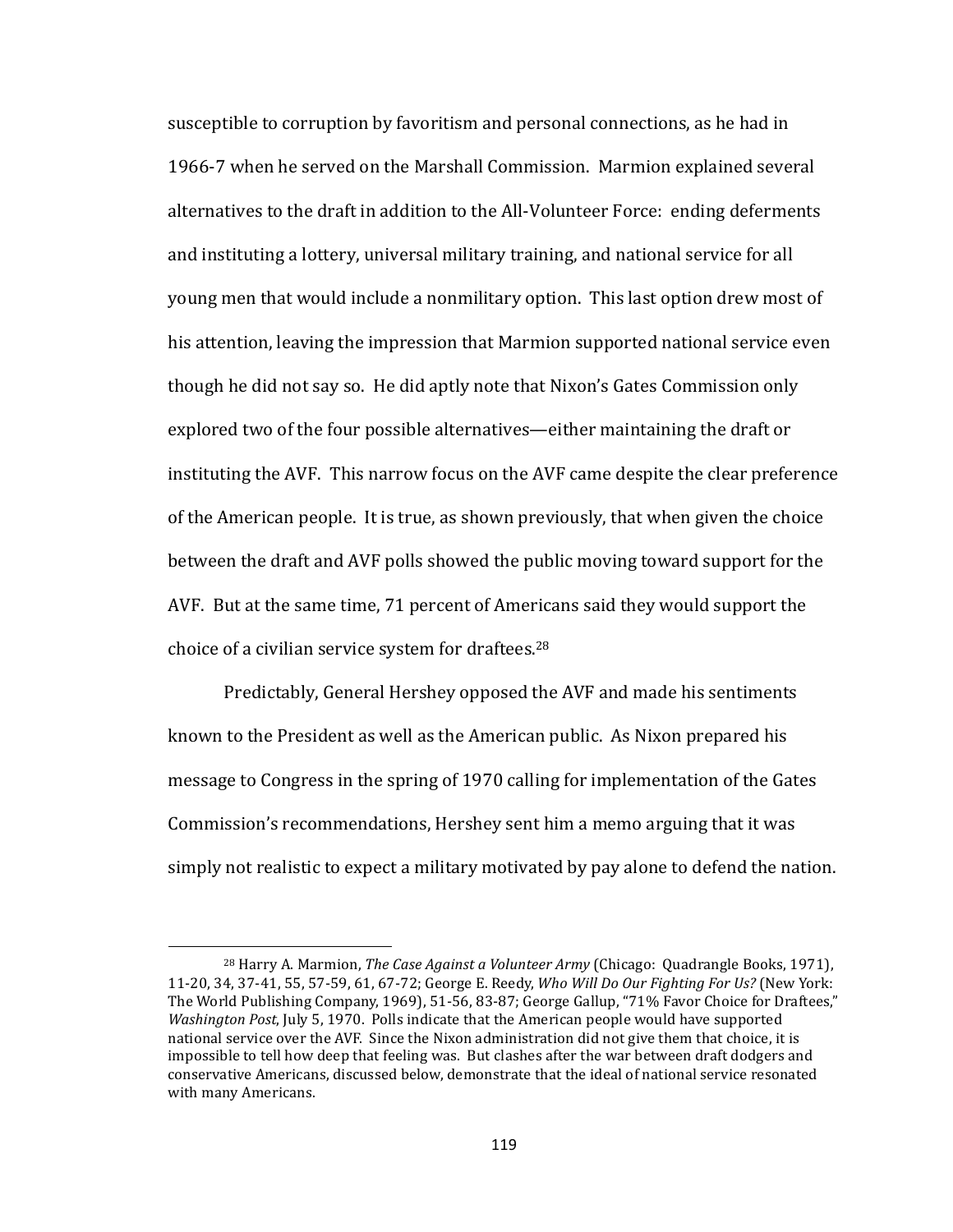susceptible to corruption by favoritism and personal connections, as he had in 1966-7 when he served on the Marshall Commission. Marmion explained several alternatives to the draft in addition to the All-Volunteer Force: ending deferments and instituting a lottery, universal military training, and national service for all young men that would include a nonmilitary option. This last option drew most of his attention, leaving the impression that Marmion supported national service even though he did not say so. He did aptly note that Nixon's Gates Commission only explored two of the four possible alternatives—either maintaining the draft or instituting the AVF. This narrow focus on the AVF came despite the clear preference of the American people. It is true, as shown previously, that when given the choice between the draft and AVF polls showed the public moving toward support for the AVF. But at the same time, 71 percent of Americans said they would support the choice of a civilian service system for draftees.[28]

Predictably, General Hershey opposed the AVF and made his sentiments known to the President as well as the American public. As Nixon prepared his message to Congress in the spring of 1970 calling for implementation of the Gates Commission's recommendations, Hershey sent him a memo arguing that it was simply not realistic to expect a military motivated by pay alone to defend the nation.

---

[28] Harry A. Marmion, *The Case Against a Volunteer Army* (Chicago: Quadrangle Books, 1971), 11-20, 34, 37-41, 55, 57-59, 61, 67-72; George E. Reedy, *Who Will Do Our Fighting For Us?* (New York: The World Publishing Company, 1969), 51-56, 83-87; George Gallup, "71% Favor Choice for Draftees," *Washington Post*, July 5, 1970. Polls indicate that the American people would have supported national service over the AVF. Since the Nixon administration did not give them that choice, it is impossible to tell how deep that feeling was. But clashes after the war between draft dodgers and conservative Americans, discussed below, demonstrate that the ideal of national service resonated with many Americans.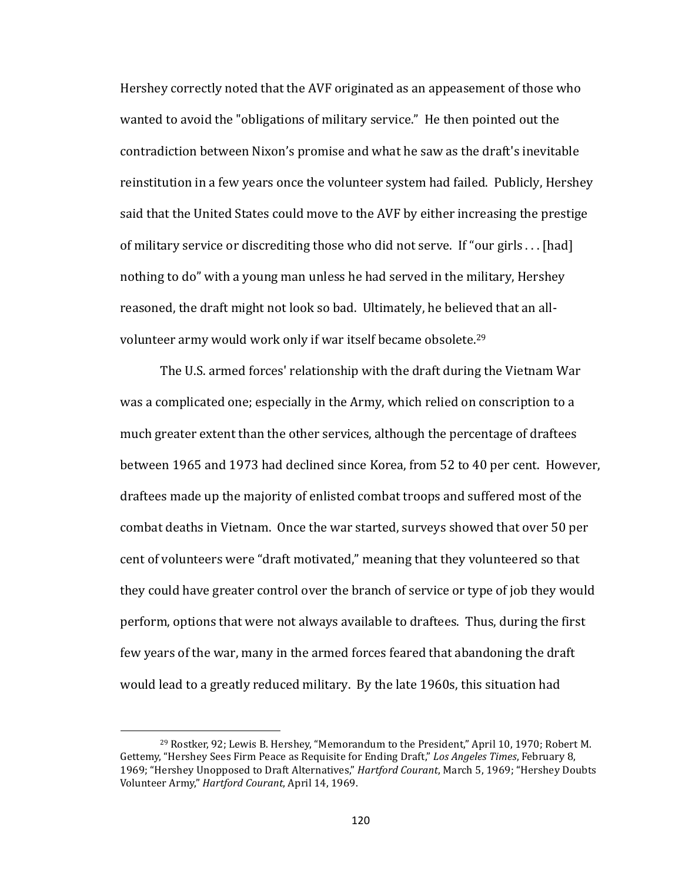Hershey correctly noted that the AVF originated as an appeasement of those who wanted to avoid the "obligations of military service." He then pointed out the contradiction between Nixon's promise and what he saw as the draft's inevitable reinstitution in a few years once the volunteer system had failed. Publicly, Hershey said that the United States could move to the AVF by either increasing the prestige of military service or discrediting those who did not serve. If "our girls . . . [had] nothing to do" with a young man unless he had served in the military, Hershey reasoned, the draft might not look so bad. Ultimately, he believed that an all-volunteer army would work only if war itself became obsolete.[29]

The U.S. armed forces' relationship with the draft during the Vietnam War was a complicated one; especially in the Army, which relied on conscription to a much greater extent than the other services, although the percentage of draftees between 1965 and 1973 had declined since Korea, from 52 to 40 per cent. However, draftees made up the majority of enlisted combat troops and suffered most of the combat deaths in Vietnam. Once the war started, surveys showed that over 50 per cent of volunteers were "draft motivated," meaning that they volunteered so that they could have greater control over the branch of service or type of job they would perform, options that were not always available to draftees. Thus, during the first few years of the war, many in the armed forces feared that abandoning the draft would lead to a greatly reduced military. By the late 1960s, this situation had

---

[29] Rostker, 92; Lewis B. Hershey, "Memorandum to the President," April 10, 1970; Robert M. Gettemy, "Hershey Sees Firm Peace as Requisite for Ending Draft," *Los Angeles Times*, February 8, 1969; "Hershey Unopposed to Draft Alternatives," *Hartford Courant*, March 5, 1969; "Hershey Doubts Volunteer Army," *Hartford Courant*, April 14, 1969.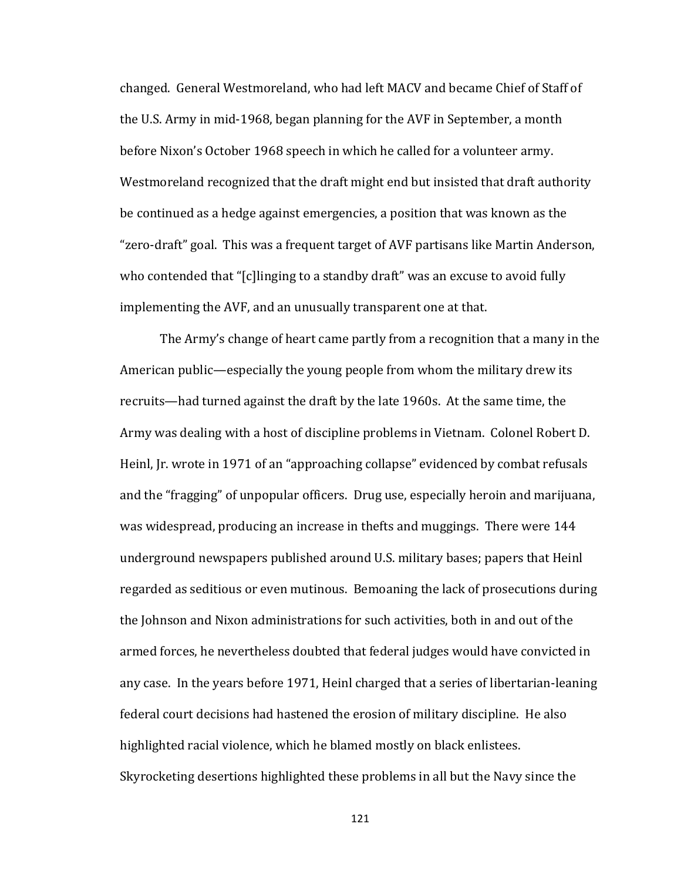changed. General Westmoreland, who had left MACV and became Chief of Staff of the U.S. Army in mid-1968, began planning for the AVF in September, a month before Nixon's October 1968 speech in which he called for a volunteer army. Westmoreland recognized that the draft might end but insisted that draft authority be continued as a hedge against emergencies, a position that was known as the "zero-draft" goal. This was a frequent target of AVF partisans like Martin Anderson, who contended that "[c]linging to a standby draft" was an excuse to avoid fully implementing the AVF, and an unusually transparent one at that.

The Army's change of heart came partly from a recognition that a many in the American public—especially the young people from whom the military drew its recruits—had turned against the draft by the late 1960s. At the same time, the Army was dealing with a host of discipline problems in Vietnam. Colonel Robert D. Heinl, Jr. wrote in 1971 of an "approaching collapse" evidenced by combat refusals and the "fragging" of unpopular officers. Drug use, especially heroin and marijuana, was widespread, producing an increase in thefts and muggings. There were 144 underground newspapers published around U.S. military bases; papers that Heinl regarded as seditious or even mutinous. Bemoaning the lack of prosecutions during the Johnson and Nixon administrations for such activities, both in and out of the armed forces, he nevertheless doubted that federal judges would have convicted in any case. In the years before 1971, Heinl charged that a series of libertarian-leaning federal court decisions had hastened the erosion of military discipline. He also highlighted racial violence, which he blamed mostly on black enlistees. Skyrocketing desertions highlighted these problems in all but the Navy since the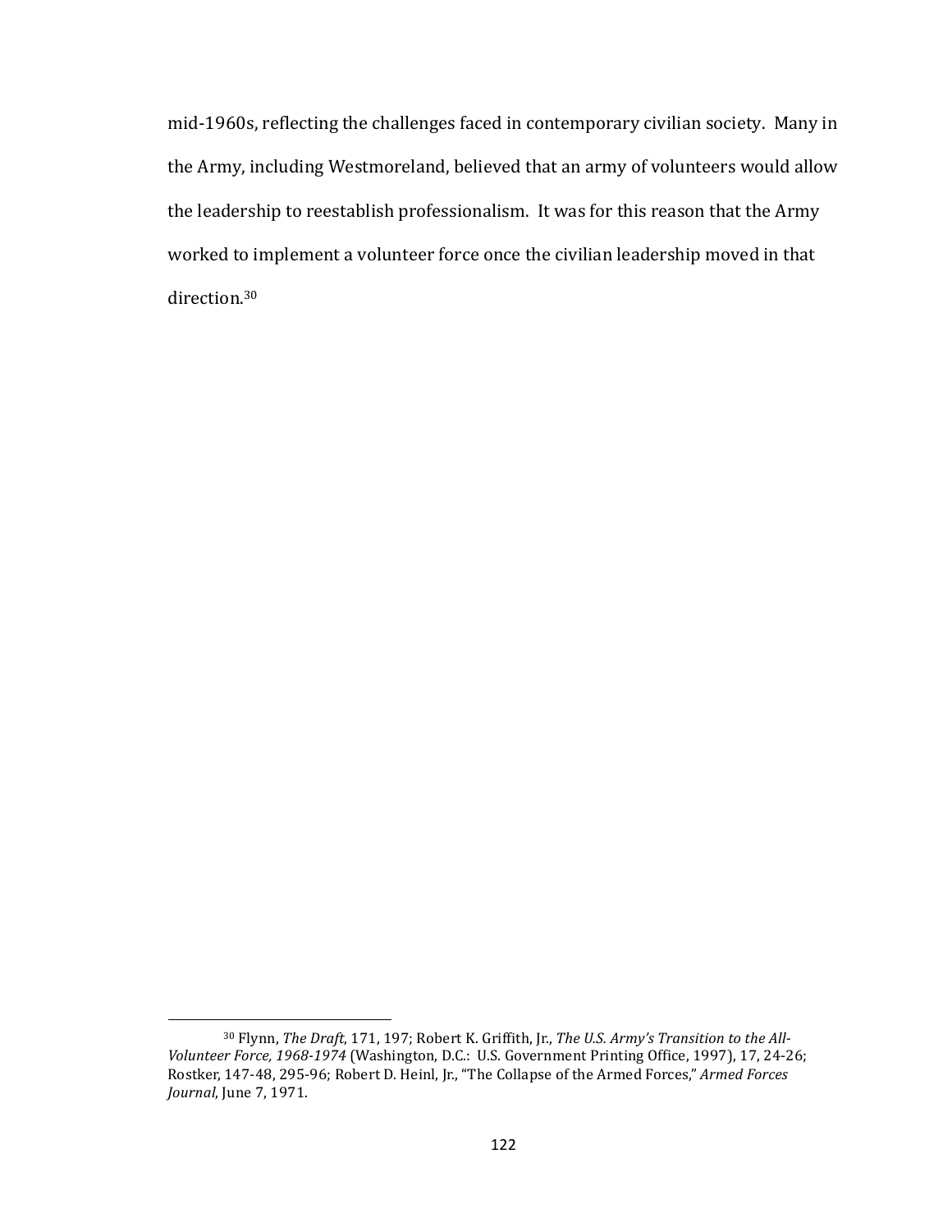mid-1960s, reflecting the challenges faced in contemporary civilian society. Many in the Army, including Westmoreland, believed that an army of volunteers would allow the leadership to reestablish professionalism. It was for this reason that the Army worked to implement a volunteer force once the civilian leadership moved in that direction.[30]

---

[30] Flynn, *The Draft*, 171, 197; Robert K. Griffith, Jr., *The U.S. Army's Transition to the All-Volunteer Force, 1968-1974* (Washington, D.C.: U.S. Government Printing Office, 1997), 17, 24-26; Rostker, 147-48, 295-96; Robert D. Heinl, Jr., "The Collapse of the Armed Forces," *Armed Forces Journal*, June 7, 1971.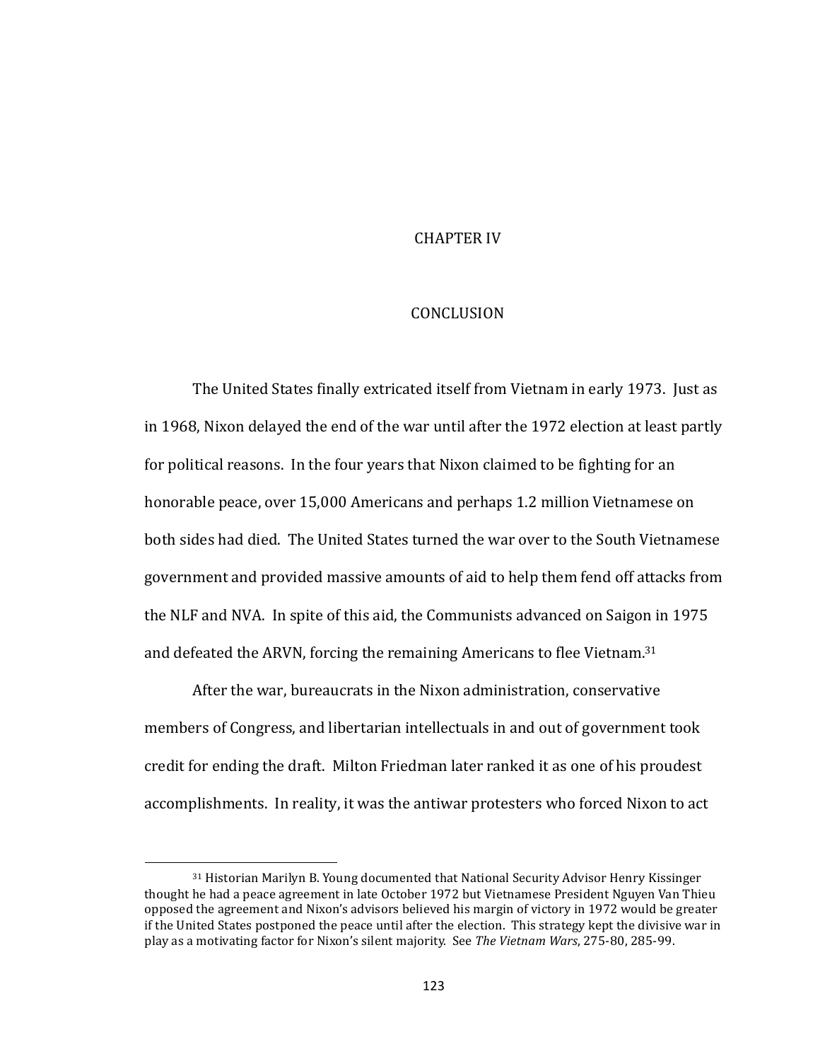# CHAPTER IV

# CONCLUSION

The United States finally extricated itself from Vietnam in early 1973. Just as in 1968, Nixon delayed the end of the war until after the 1972 election at least partly for political reasons. In the four years that Nixon claimed to be fighting for an honorable peace, over 15,000 Americans and perhaps 1.2 million Vietnamese on both sides had died. The United States turned the war over to the South Vietnamese government and provided massive amounts of aid to help them fend off attacks from the NLF and NVA. In spite of this aid, the Communists advanced on Saigon in 1975 and defeated the ARVN, forcing the remaining Americans to flee Vietnam.[31]

After the war, bureaucrats in the Nixon administration, conservative members of Congress, and libertarian intellectuals in and out of government took credit for ending the draft. Milton Friedman later ranked it as one of his proudest accomplishments. In reality, it was the antiwar protesters who forced Nixon to act

---

[31] Historian Marilyn B. Young documented that National Security Advisor Henry Kissinger thought he had a peace agreement in late October 1972 but Vietnamese President Nguyen Van Thieu opposed the agreement and Nixon's advisors believed his margin of victory in 1972 would be greater if the United States postponed the peace until after the election. This strategy kept the divisive war in play as a motivating factor for Nixon's silent majority. See *The Vietnam Wars*, 275-80, 285-99.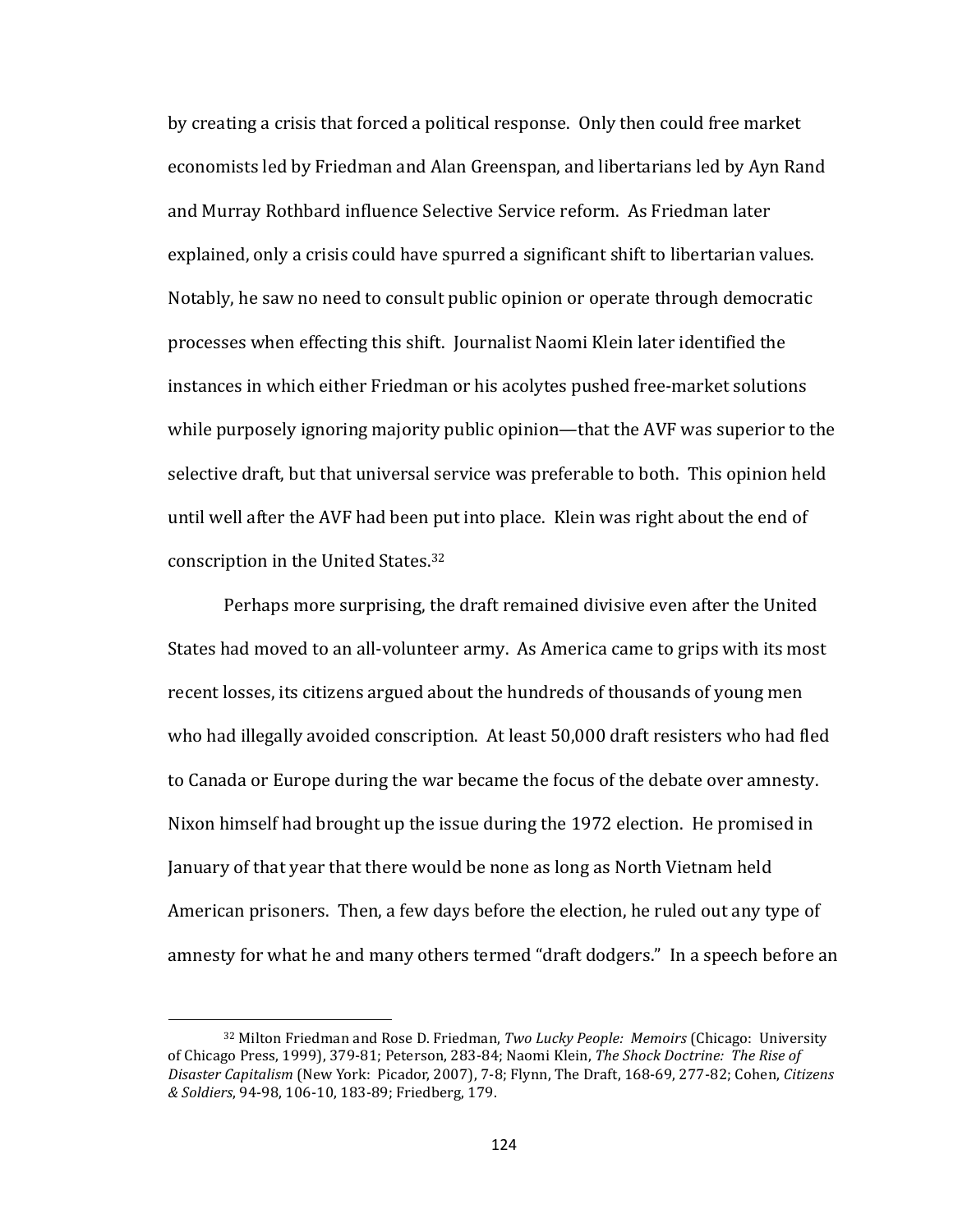by creating a crisis that forced a political response. Only then could free market economists led by Friedman and Alan Greenspan, and libertarians led by Ayn Rand and Murray Rothbard influence Selective Service reform. As Friedman later explained, only a crisis could have spurred a significant shift to libertarian values. Notably, he saw no need to consult public opinion or operate through democratic processes when effecting this shift. Journalist Naomi Klein later identified the instances in which either Friedman or his acolytes pushed free-market solutions while purposely ignoring majority public opinion—that the AVF was superior to the selective draft, but that universal service was preferable to both. This opinion held until well after the AVF had been put into place. Klein was right about the end of conscription in the United States.[32]

Perhaps more surprising, the draft remained divisive even after the United States had moved to an all-volunteer army. As America came to grips with its most recent losses, its citizens argued about the hundreds of thousands of young men who had illegally avoided conscription. At least 50,000 draft resisters who had fled to Canada or Europe during the war became the focus of the debate over amnesty. Nixon himself had brought up the issue during the 1972 election. He promised in January of that year that there would be none as long as North Vietnam held American prisoners. Then, a few days before the election, he ruled out any type of amnesty for what he and many others termed "draft dodgers." In a speech before an

[32] Milton Friedman and Rose D. Friedman, *Two Lucky People: Memoirs* (Chicago: University of Chicago Press, 1999), 379-81; Peterson, 283-84; Naomi Klein, *The Shock Doctrine: The Rise of Disaster Capitalism* (New York: Picador, 2007), 7-8; Flynn, The Draft, 168-69, 277-82; Cohen, *Citizens & Soldiers*, 94-98, 106-10, 183-89; Friedberg, 179.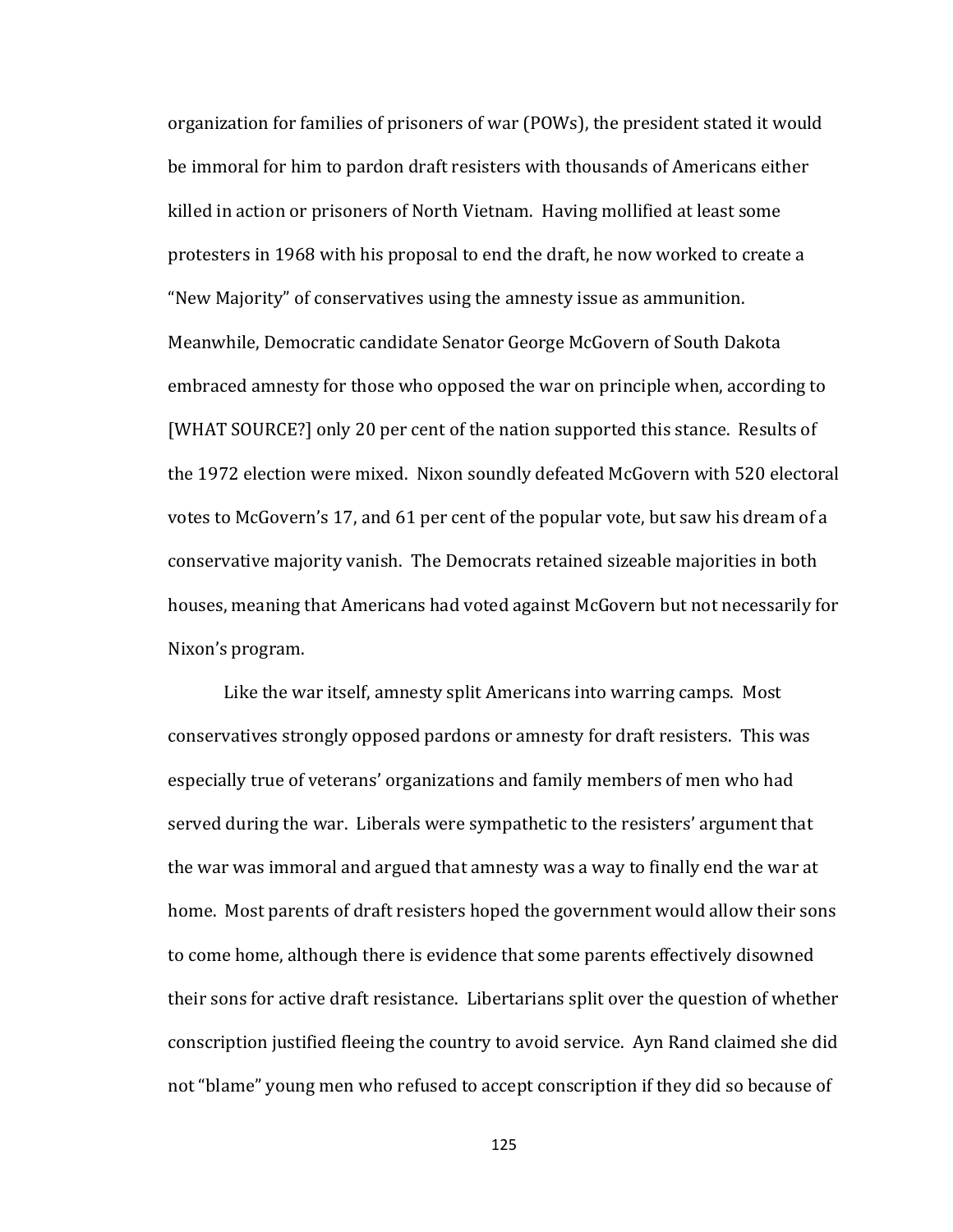organization for families of prisoners of war (POWs), the president stated it would be immoral for him to pardon draft resisters with thousands of Americans either killed in action or prisoners of North Vietnam. Having mollified at least some protesters in 1968 with his proposal to end the draft, he now worked to create a "New Majority" of conservatives using the amnesty issue as ammunition. Meanwhile, Democratic candidate Senator George McGovern of South Dakota embraced amnesty for those who opposed the war on principle when, according to [WHAT SOURCE?] only 20 per cent of the nation supported this stance. Results of the 1972 election were mixed. Nixon soundly defeated McGovern with 520 electoral votes to McGovern's 17, and 61 per cent of the popular vote, but saw his dream of a conservative majority vanish. The Democrats retained sizeable majorities in both houses, meaning that Americans had voted against McGovern but not necessarily for Nixon's program.

Like the war itself, amnesty split Americans into warring camps. Most conservatives strongly opposed pardons or amnesty for draft resisters. This was especially true of veterans' organizations and family members of men who had served during the war. Liberals were sympathetic to the resisters' argument that the war was immoral and argued that amnesty was a way to finally end the war at home. Most parents of draft resisters hoped the government would allow their sons to come home, although there is evidence that some parents effectively disowned their sons for active draft resistance. Libertarians split over the question of whether conscription justified fleeing the country to avoid service. Ayn Rand claimed she did not "blame" young men who refused to accept conscription if they did so because of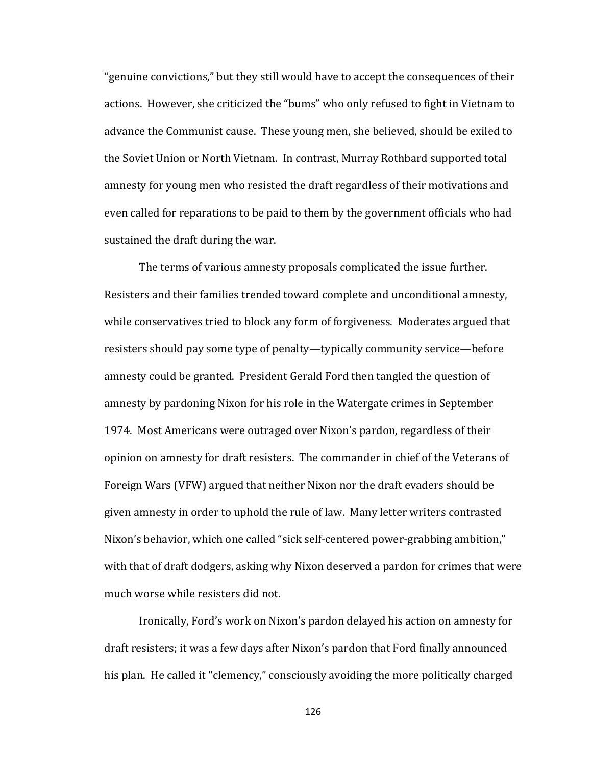"genuine convictions," but they still would have to accept the consequences of their actions. However, she criticized the "bums" who only refused to fight in Vietnam to advance the Communist cause. These young men, she believed, should be exiled to the Soviet Union or North Vietnam. In contrast, Murray Rothbard supported total amnesty for young men who resisted the draft regardless of their motivations and even called for reparations to be paid to them by the government officials who had sustained the draft during the war.

The terms of various amnesty proposals complicated the issue further. Resisters and their families trended toward complete and unconditional amnesty, while conservatives tried to block any form of forgiveness. Moderates argued that resisters should pay some type of penalty—typically community service—before amnesty could be granted. President Gerald Ford then tangled the question of amnesty by pardoning Nixon for his role in the Watergate crimes in September 1974. Most Americans were outraged over Nixon's pardon, regardless of their opinion on amnesty for draft resisters. The commander in chief of the Veterans of Foreign Wars (VFW) argued that neither Nixon nor the draft evaders should be given amnesty in order to uphold the rule of law. Many letter writers contrasted Nixon's behavior, which one called "sick self-centered power-grabbing ambition," with that of draft dodgers, asking why Nixon deserved a pardon for crimes that were much worse while resisters did not.

Ironically, Ford's work on Nixon's pardon delayed his action on amnesty for draft resisters; it was a few days after Nixon's pardon that Ford finally announced his plan. He called it "clemency," consciously avoiding the more politically charged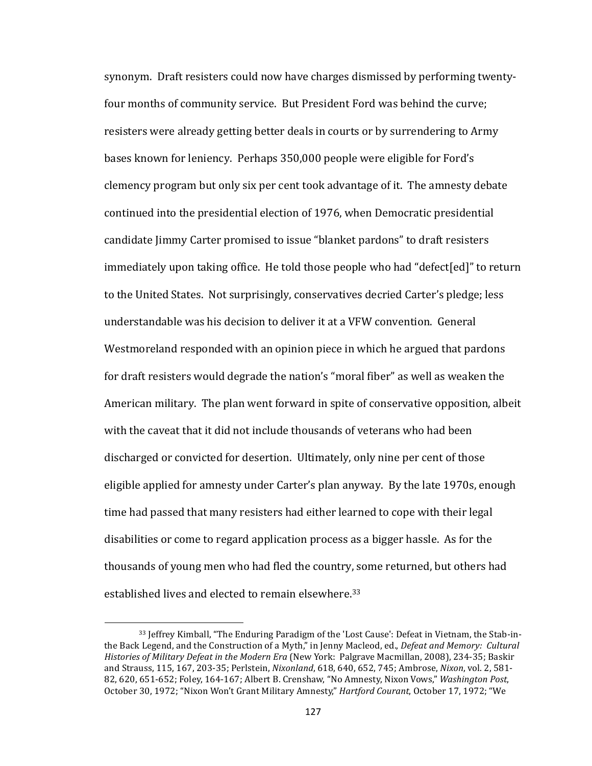synonym. Draft resisters could now have charges dismissed by performing twenty-four months of community service. But President Ford was behind the curve; resisters were already getting better deals in courts or by surrendering to Army bases known for leniency. Perhaps 350,000 people were eligible for Ford's clemency program but only six per cent took advantage of it. The amnesty debate continued into the presidential election of 1976, when Democratic presidential candidate Jimmy Carter promised to issue "blanket pardons" to draft resisters immediately upon taking office. He told those people who had "defect[ed]" to return to the United States. Not surprisingly, conservatives decried Carter's pledge; less understandable was his decision to deliver it at a VFW convention. General Westmoreland responded with an opinion piece in which he argued that pardons for draft resisters would degrade the nation's "moral fiber" as well as weaken the American military. The plan went forward in spite of conservative opposition, albeit with the caveat that it did not include thousands of veterans who had been discharged or convicted for desertion. Ultimately, only nine per cent of those eligible applied for amnesty under Carter's plan anyway. By the late 1970s, enough time had passed that many resisters had either learned to cope with their legal disabilities or come to regard application process as a bigger hassle. As for the thousands of young men who had fled the country, some returned, but others had established lives and elected to remain elsewhere.[33]

---

[33] Jeffrey Kimball, "The Enduring Paradigm of the 'Lost Cause': Defeat in Vietnam, the Stab-in-the Back Legend, and the Construction of a Myth," in Jenny Macleod, ed., *Defeat and Memory: Cultural Histories of Military Defeat in the Modern Era* (New York: Palgrave Macmillan, 2008), 234-35; Baskir and Strauss, 115, 167, 203-35; Perlstein, *Nixonland*, 618, 640, 652, 745; Ambrose, *Nixon*, vol. 2, 581-82, 620, 651-652; Foley, 164-167; Albert B. Crenshaw, "No Amnesty, Nixon Vows," *Washington Post*, October 30, 1972; "Nixon Won't Grant Military Amnesty," *Hartford Courant*, October 17, 1972; "We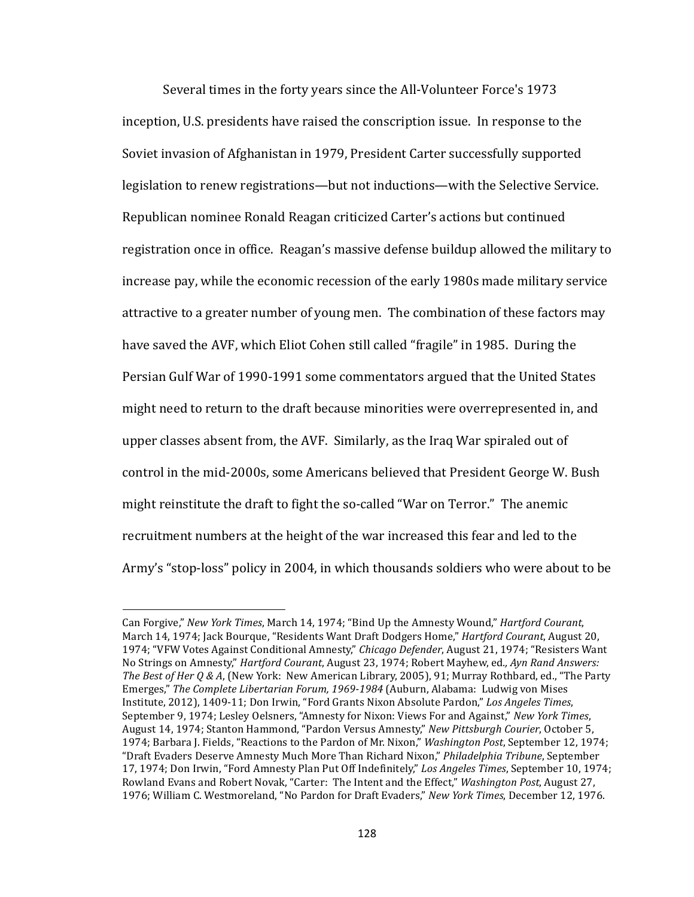Several times in the forty years since the All-Volunteer Force's 1973 inception, U.S. presidents have raised the conscription issue. In response to the Soviet invasion of Afghanistan in 1979, President Carter successfully supported legislation to renew registrations—but not inductions—with the Selective Service. Republican nominee Ronald Reagan criticized Carter's actions but continued registration once in office. Reagan's massive defense buildup allowed the military to increase pay, while the economic recession of the early 1980s made military service attractive to a greater number of young men. The combination of these factors may have saved the AVF, which Eliot Cohen still called "fragile" in 1985. During the Persian Gulf War of 1990-1991 some commentators argued that the United States might need to return to the draft because minorities were overrepresented in, and upper classes absent from, the AVF. Similarly, as the Iraq War spiraled out of control in the mid-2000s, some Americans believed that President George W. Bush might reinstitute the draft to fight the so-called "War on Terror." The anemic recruitment numbers at the height of the war increased this fear and led to the Army's "stop-loss" policy in 2004, in which thousands soldiers who were about to be

---

Can Forgive," *New York Times*, March 14, 1974; "Bind Up the Amnesty Wound," *Hartford Courant*, March 14, 1974; Jack Bourque, "Residents Want Draft Dodgers Home," *Hartford Courant*, August 20, 1974; "VFW Votes Against Conditional Amnesty," *Chicago Defender*, August 21, 1974; "Resisters Want No Strings on Amnesty," *Hartford Courant*, August 23, 1974; Robert Mayhew, ed., *Ayn Rand Answers: The Best of Her Q & A*, (New York: New American Library, 2005), 91; Murray Rothbard, ed., "The Party Emerges," *The Complete Libertarian Forum, 1969-1984* (Auburn, Alabama: Ludwig von Mises Institute, 2012), 1409-11; Don Irwin, "Ford Grants Nixon Absolute Pardon," *Los Angeles Times*, September 9, 1974; Lesley Oelsners, "Amnesty for Nixon: Views For and Against," *New York Times*, August 14, 1974; Stanton Hammond, "Pardon Versus Amnesty," *New Pittsburgh Courier*, October 5, 1974; Barbara J. Fields, "Reactions to the Pardon of Mr. Nixon," *Washington Post*, September 12, 1974; "Draft Evaders Deserve Amnesty Much More Than Richard Nixon," *Philadelphia Tribune*, September 17, 1974; Don Irwin, "Ford Amnesty Plan Put Off Indefinitely," *Los Angeles Times*, September 10, 1974; Rowland Evans and Robert Novak, "Carter: The Intent and the Effect," *Washington Post*, August 27, 1976; William C. Westmoreland, "No Pardon for Draft Evaders," *New York Times*, December 12, 1976.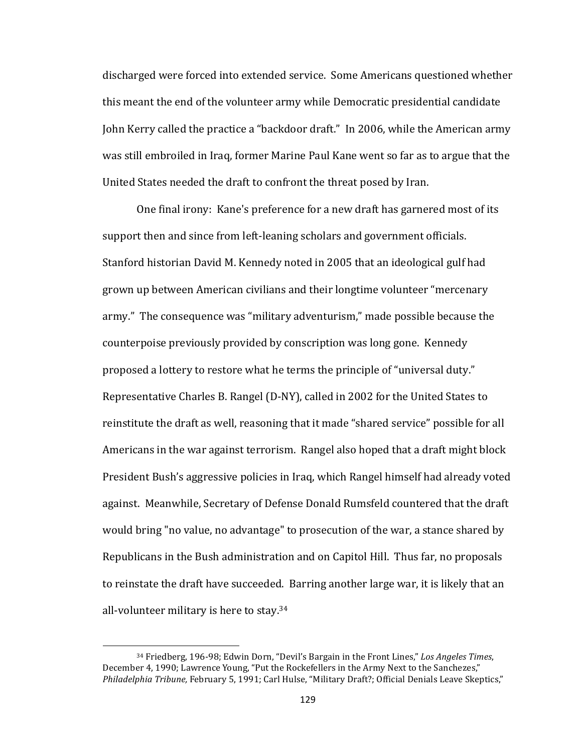discharged were forced into extended service. Some Americans questioned whether this meant the end of the volunteer army while Democratic presidential candidate John Kerry called the practice a "backdoor draft." In 2006, while the American army was still embroiled in Iraq, former Marine Paul Kane went so far as to argue that the United States needed the draft to confront the threat posed by Iran.

One final irony: Kane's preference for a new draft has garnered most of its support then and since from left-leaning scholars and government officials. Stanford historian David M. Kennedy noted in 2005 that an ideological gulf had grown up between American civilians and their longtime volunteer "mercenary army." The consequence was "military adventurism," made possible because the counterpoise previously provided by conscription was long gone. Kennedy proposed a lottery to restore what he terms the principle of "universal duty." Representative Charles B. Rangel (D-NY), called in 2002 for the United States to reinstitute the draft as well, reasoning that it made "shared service" possible for all Americans in the war against terrorism. Rangel also hoped that a draft might block President Bush's aggressive policies in Iraq, which Rangel himself had already voted against. Meanwhile, Secretary of Defense Donald Rumsfeld countered that the draft would bring "no value, no advantage" to prosecution of the war, a stance shared by Republicans in the Bush administration and on Capitol Hill. Thus far, no proposals to reinstate the draft have succeeded. Barring another large war, it is likely that an all-volunteer military is here to stay.[34]

---

[34] Friedberg, 196-98; Edwin Dorn, "Devil's Bargain in the Front Lines," *Los Angeles Times*, December 4, 1990; Lawrence Young, "Put the Rockefellers in the Army Next to the Sanchezes," *Philadelphia Tribune,* February 5, 1991; Carl Hulse, "Military Draft?; Official Denials Leave Skeptics,"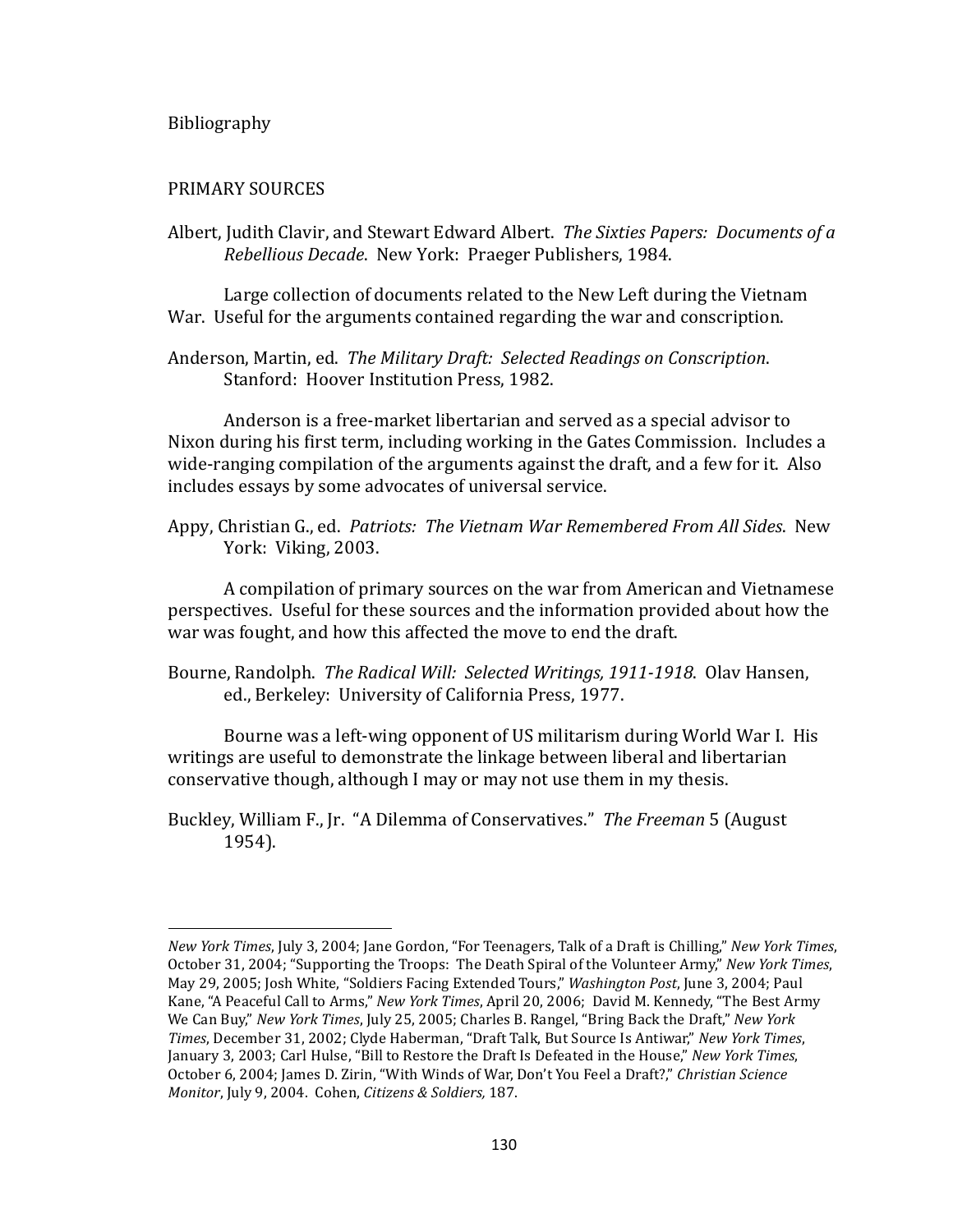Bibliography

PRIMARY SOURCES

Albert, Judith Clavir, and Stewart Edward Albert. *The Sixties Papers: Documents of a Rebellious Decade*. New York: Praeger Publishers, 1984.

Large collection of documents related to the New Left during the Vietnam War. Useful for the arguments contained regarding the war and conscription.

Anderson, Martin, ed. *The Military Draft: Selected Readings on Conscription*. Stanford: Hoover Institution Press, 1982.

Anderson is a free-market libertarian and served as a special advisor to Nixon during his first term, including working in the Gates Commission. Includes a wide-ranging compilation of the arguments against the draft, and a few for it. Also includes essays by some advocates of universal service.

Appy, Christian G., ed. *Patriots: The Vietnam War Remembered From All Sides*. New York: Viking, 2003.

A compilation of primary sources on the war from American and Vietnamese perspectives. Useful for these sources and the information provided about how the war was fought, and how this affected the move to end the draft.

Bourne, Randolph. *The Radical Will: Selected Writings, 1911-1918*. Olav Hansen, ed., Berkeley: University of California Press, 1977.

Bourne was a left-wing opponent of US militarism during World War I. His writings are useful to demonstrate the linkage between liberal and libertarian conservative though, although I may or may not use them in my thesis.

Buckley, William F., Jr. "A Dilemma of Conservatives." *The Freeman* 5 (August 1954).

---

*New York Times*, July 3, 2004; Jane Gordon, "For Teenagers, Talk of a Draft is Chilling," *New York Times*, October 31, 2004; "Supporting the Troops: The Death Spiral of the Volunteer Army," *New York Times*, May 29, 2005; Josh White, "Soldiers Facing Extended Tours," *Washington Post*, June 3, 2004; Paul Kane, "A Peaceful Call to Arms," *New York Times*, April 20, 2006; David M. Kennedy, "The Best Army We Can Buy," *New York Times*, July 25, 2005; Charles B. Rangel, "Bring Back the Draft," *New York Times*, December 31, 2002; Clyde Haberman, "Draft Talk, But Source Is Antiwar," *New York Times*, January 3, 2003; Carl Hulse, "Bill to Restore the Draft Is Defeated in the House," *New York Times*, October 6, 2004; James D. Zirin, "With Winds of War, Don't You Feel a Draft?," *Christian Science Monitor*, July 9, 2004. Cohen, *Citizens & Soldiers,* 187.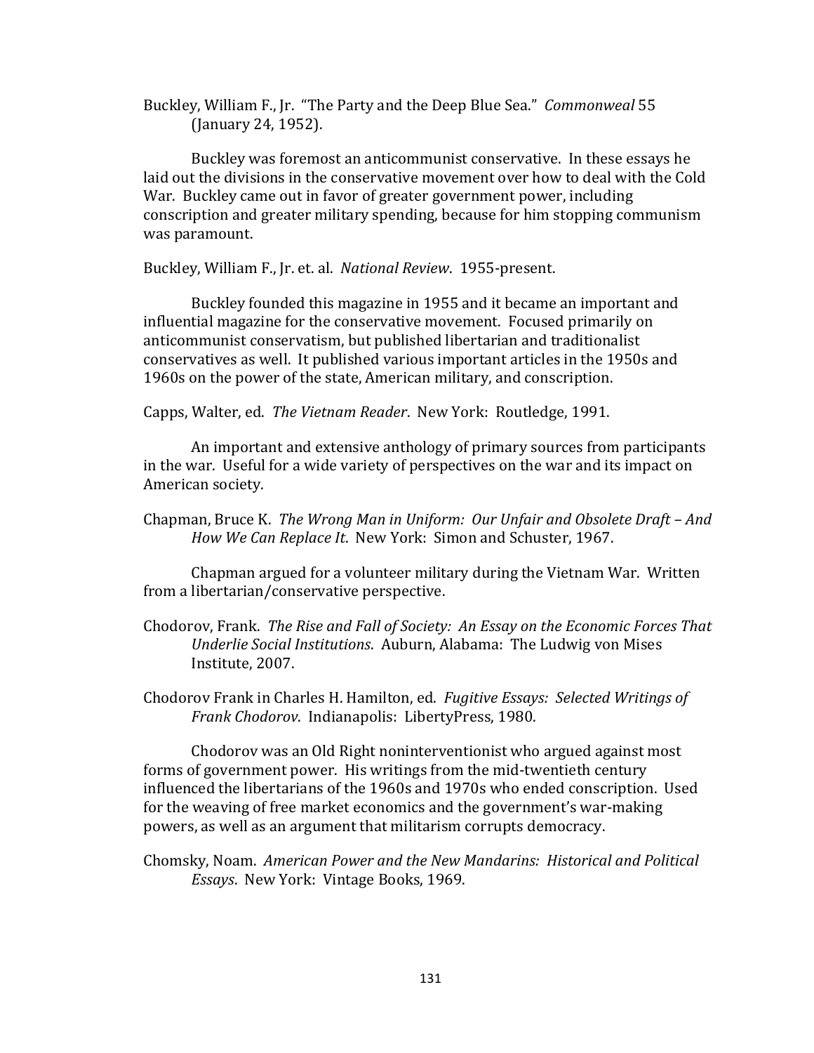Buckley, William F., Jr. "The Party and the Deep Blue Sea." *Commonweal* 55 (January 24, 1952).

Buckley was foremost an anticommunist conservative. In these essays he laid out the divisions in the conservative movement over how to deal with the Cold War. Buckley came out in favor of greater government power, including conscription and greater military spending, because for him stopping communism was paramount.

Buckley, William F., Jr. et. al. *National Review*. 1955-present.

Buckley founded this magazine in 1955 and it became an important and influential magazine for the conservative movement. Focused primarily on anticommunist conservatism, but published libertarian and traditionalist conservatives as well. It published various important articles in the 1950s and 1960s on the power of the state, American military, and conscription.

Capps, Walter, ed. *The Vietnam Reader*. New York: Routledge, 1991.

An important and extensive anthology of primary sources from participants in the war. Useful for a wide variety of perspectives on the war and its impact on American society.

Chapman, Bruce K. *The Wrong Man in Uniform: Our Unfair and Obsolete Draft – And How We Can Replace It*. New York: Simon and Schuster, 1967.

Chapman argued for a volunteer military during the Vietnam War. Written from a libertarian/conservative perspective.

Chodorov, Frank. *The Rise and Fall of Society: An Essay on the Economic Forces That Underlie Social Institutions*. Auburn, Alabama: The Ludwig von Mises Institute, 2007.

Chodorov Frank in Charles H. Hamilton, ed. *Fugitive Essays: Selected Writings of Frank Chodorov*. Indianapolis: LibertyPress, 1980.

Chodorov was an Old Right noninterventionist who argued against most forms of government power. His writings from the mid-twentieth century influenced the libertarians of the 1960s and 1970s who ended conscription. Used for the weaving of free market economics and the government's war-making powers, as well as an argument that militarism corrupts democracy.

Chomsky, Noam. *American Power and the New Mandarins: Historical and Political Essays*. New York: Vintage Books, 1969.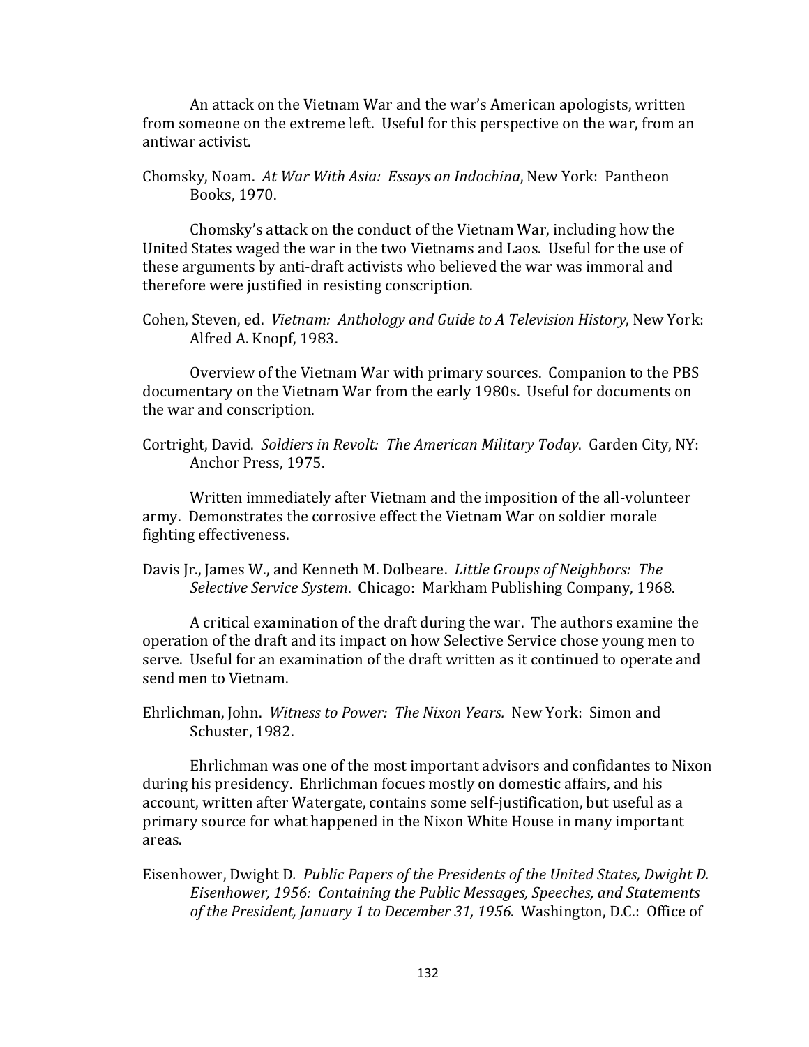An attack on the Vietnam War and the war's American apologists, written from someone on the extreme left. Useful for this perspective on the war, from an antiwar activist.

Chomsky, Noam. *At War With Asia: Essays on Indochina*, New York: Pantheon Books, 1970.

Chomsky's attack on the conduct of the Vietnam War, including how the United States waged the war in the two Vietnams and Laos. Useful for the use of these arguments by anti-draft activists who believed the war was immoral and therefore were justified in resisting conscription.

Cohen, Steven, ed. *Vietnam: Anthology and Guide to A Television History*, New York: Alfred A. Knopf, 1983.

Overview of the Vietnam War with primary sources. Companion to the PBS documentary on the Vietnam War from the early 1980s. Useful for documents on the war and conscription.

Cortright, David. *Soldiers in Revolt: The American Military Today*. Garden City, NY: Anchor Press, 1975.

Written immediately after Vietnam and the imposition of the all-volunteer army. Demonstrates the corrosive effect the Vietnam War on soldier morale fighting effectiveness.

Davis Jr., James W., and Kenneth M. Dolbeare. *Little Groups of Neighbors: The Selective Service System*. Chicago: Markham Publishing Company, 1968.

A critical examination of the draft during the war. The authors examine the operation of the draft and its impact on how Selective Service chose young men to serve. Useful for an examination of the draft written as it continued to operate and send men to Vietnam.

Ehrlichman, John. *Witness to Power: The Nixon Years.* New York: Simon and Schuster, 1982.

Ehrlichman was one of the most important advisors and confidantes to Nixon during his presidency. Ehrlichman focues mostly on domestic affairs, and his account, written after Watergate, contains some self-justification, but useful as a primary source for what happened in the Nixon White House in many important areas.

Eisenhower, Dwight D*. Public Papers of the Presidents of the United States, Dwight D. Eisenhower, 1956: Containing the Public Messages, Speeches, and Statements of the President, January 1 to December 31, 1956*. Washington, D.C.: Office of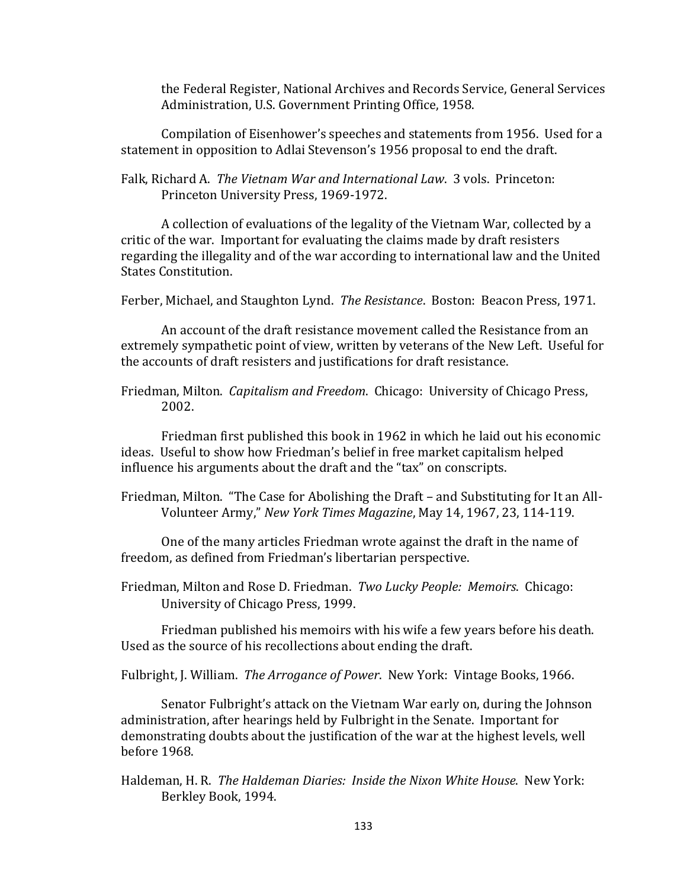the Federal Register, National Archives and Records Service, General Services Administration, U.S. Government Printing Office, 1958.

Compilation of Eisenhower's speeches and statements from 1956. Used for a statement in opposition to Adlai Stevenson's 1956 proposal to end the draft.

Falk, Richard A. *The Vietnam War and International Law*. 3 vols. Princeton: Princeton University Press, 1969-1972.

A collection of evaluations of the legality of the Vietnam War, collected by a critic of the war. Important for evaluating the claims made by draft resisters regarding the illegality and of the war according to international law and the United States Constitution.

Ferber, Michael, and Staughton Lynd. *The Resistance*. Boston: Beacon Press, 1971.

An account of the draft resistance movement called the Resistance from an extremely sympathetic point of view, written by veterans of the New Left. Useful for the accounts of draft resisters and justifications for draft resistance.

Friedman, Milton. *Capitalism and Freedom*. Chicago: University of Chicago Press, 2002.

Friedman first published this book in 1962 in which he laid out his economic ideas. Useful to show how Friedman's belief in free market capitalism helped influence his arguments about the draft and the "tax" on conscripts.

Friedman, Milton. "The Case for Abolishing the Draft – and Substituting for It an All-Volunteer Army," *New York Times Magazine*, May 14, 1967, 23, 114-119.

One of the many articles Friedman wrote against the draft in the name of freedom, as defined from Friedman's libertarian perspective.

Friedman, Milton and Rose D. Friedman. *Two Lucky People: Memoirs*. Chicago: University of Chicago Press, 1999.

Friedman published his memoirs with his wife a few years before his death. Used as the source of his recollections about ending the draft.

Fulbright, J. William. *The Arrogance of Power*. New York: Vintage Books, 1966.

Senator Fulbright's attack on the Vietnam War early on, during the Johnson administration, after hearings held by Fulbright in the Senate. Important for demonstrating doubts about the justification of the war at the highest levels, well before 1968.

Haldeman, H. R. *The Haldeman Diaries: Inside the Nixon White House*. New York: Berkley Book, 1994.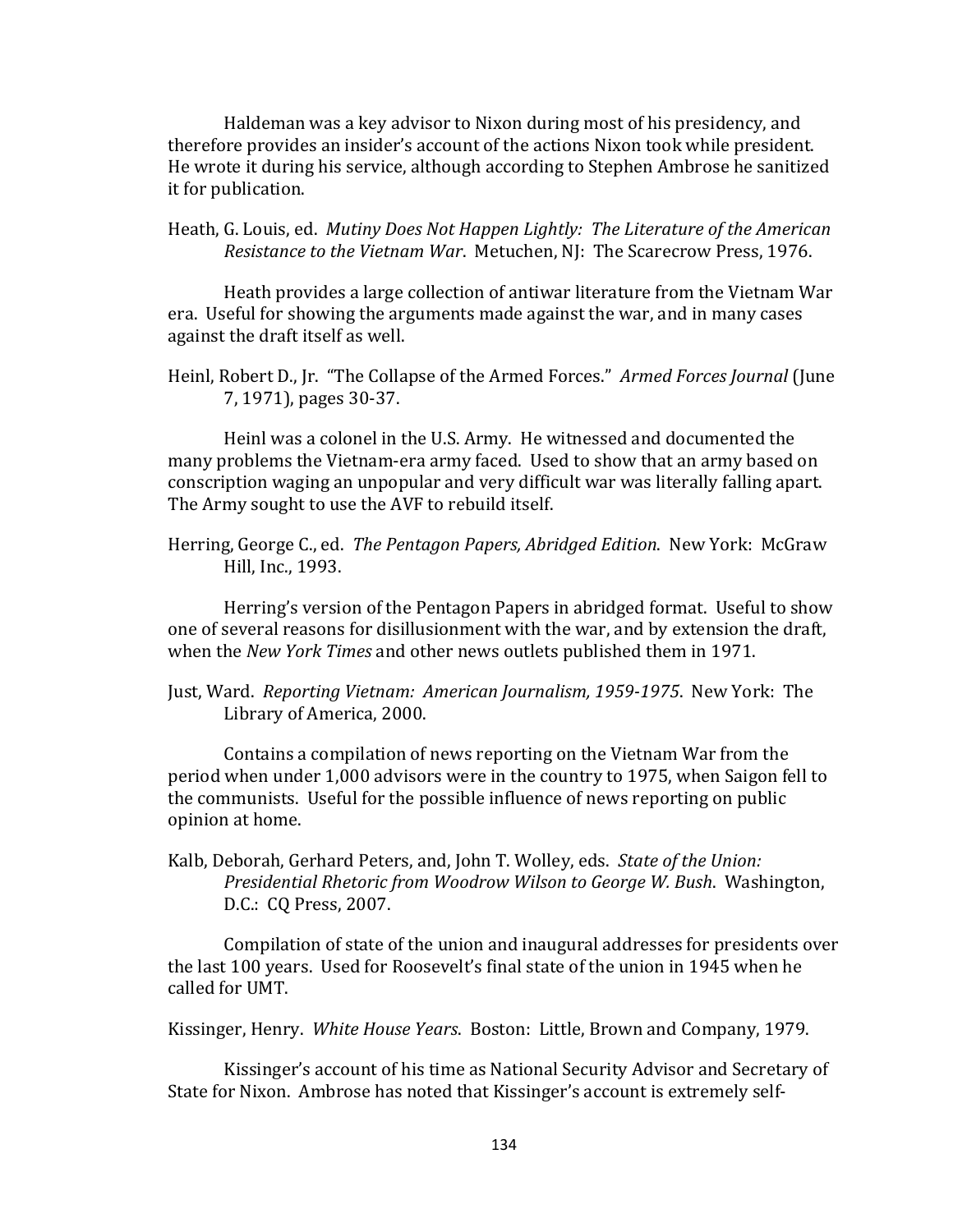Haldeman was a key advisor to Nixon during most of his presidency, and therefore provides an insider's account of the actions Nixon took while president. He wrote it during his service, although according to Stephen Ambrose he sanitized it for publication.

Heath, G. Louis, ed. *Mutiny Does Not Happen Lightly: The Literature of the American Resistance to the Vietnam War*. Metuchen, NJ: The Scarecrow Press, 1976.

Heath provides a large collection of antiwar literature from the Vietnam War era. Useful for showing the arguments made against the war, and in many cases against the draft itself as well.

Heinl, Robert D., Jr. "The Collapse of the Armed Forces." *Armed Forces Journal* (June 7, 1971), pages 30-37.

Heinl was a colonel in the U.S. Army. He witnessed and documented the many problems the Vietnam-era army faced. Used to show that an army based on conscription waging an unpopular and very difficult war was literally falling apart. The Army sought to use the AVF to rebuild itself.

Herring, George C., ed. *The Pentagon Papers, Abridged Edition*. New York: McGraw Hill, Inc., 1993.

Herring's version of the Pentagon Papers in abridged format. Useful to show one of several reasons for disillusionment with the war, and by extension the draft, when the *New York Times* and other news outlets published them in 1971.

Just, Ward. *Reporting Vietnam: American Journalism, 1959-1975*. New York: The Library of America, 2000.

Contains a compilation of news reporting on the Vietnam War from the period when under 1,000 advisors were in the country to 1975, when Saigon fell to the communists. Useful for the possible influence of news reporting on public opinion at home.

Kalb, Deborah, Gerhard Peters, and, John T. Wolley, eds. *State of the Union: Presidential Rhetoric from Woodrow Wilson to George W. Bush*. Washington, D.C.: CQ Press, 2007.

Compilation of state of the union and inaugural addresses for presidents over the last 100 years. Used for Roosevelt's final state of the union in 1945 when he called for UMT.

Kissinger, Henry. *White House Years*. Boston: Little, Brown and Company, 1979.

Kissinger's account of his time as National Security Advisor and Secretary of State for Nixon. Ambrose has noted that Kissinger's account is extremely self-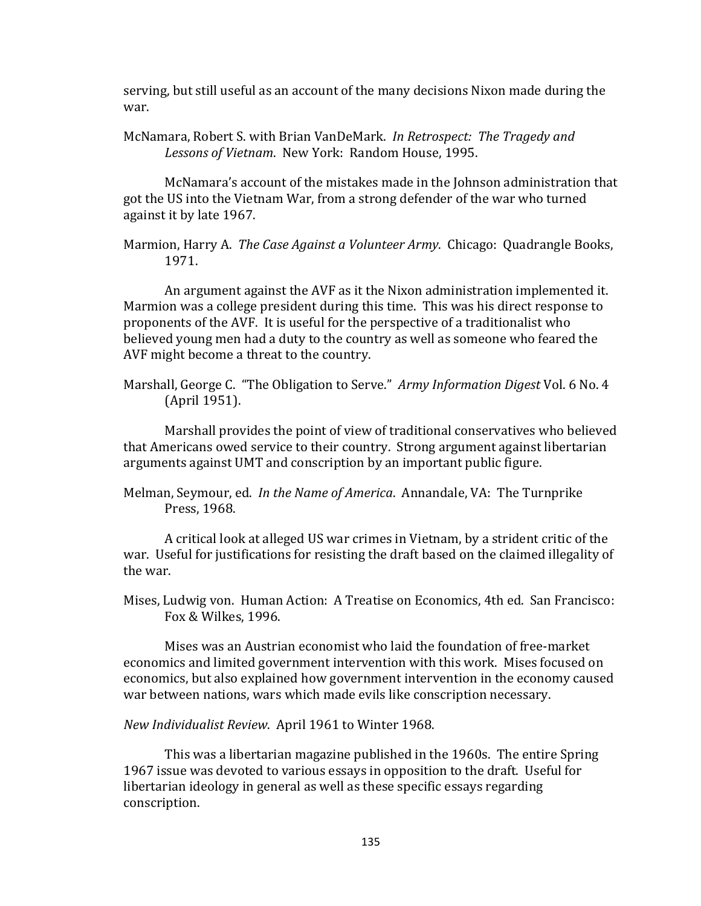serving, but still useful as an account of the many decisions Nixon made during the war.

McNamara, Robert S. with Brian VanDeMark. *In Retrospect: The Tragedy and Lessons of Vietnam*. New York: Random House, 1995.

McNamara's account of the mistakes made in the Johnson administration that got the US into the Vietnam War, from a strong defender of the war who turned against it by late 1967.

Marmion, Harry A. *The Case Against a Volunteer Army*. Chicago: Quadrangle Books, 1971.

An argument against the AVF as it the Nixon administration implemented it. Marmion was a college president during this time. This was his direct response to proponents of the AVF. It is useful for the perspective of a traditionalist who believed young men had a duty to the country as well as someone who feared the AVF might become a threat to the country.

Marshall, George C. "The Obligation to Serve." *Army Information Digest* Vol. 6 No. 4 (April 1951).

Marshall provides the point of view of traditional conservatives who believed that Americans owed service to their country. Strong argument against libertarian arguments against UMT and conscription by an important public figure.

Melman, Seymour, ed. *In the Name of America*. Annandale, VA: The Turnprike Press, 1968.

A critical look at alleged US war crimes in Vietnam, by a strident critic of the war. Useful for justifications for resisting the draft based on the claimed illegality of the war.

Mises, Ludwig von. Human Action: A Treatise on Economics, 4th ed. San Francisco: Fox & Wilkes, 1996.

Mises was an Austrian economist who laid the foundation of free-market economics and limited government intervention with this work. Mises focused on economics, but also explained how government intervention in the economy caused war between nations, wars which made evils like conscription necessary.

*New Individualist Review*. April 1961 to Winter 1968.

This was a libertarian magazine published in the 1960s. The entire Spring 1967 issue was devoted to various essays in opposition to the draft. Useful for libertarian ideology in general as well as these specific essays regarding conscription.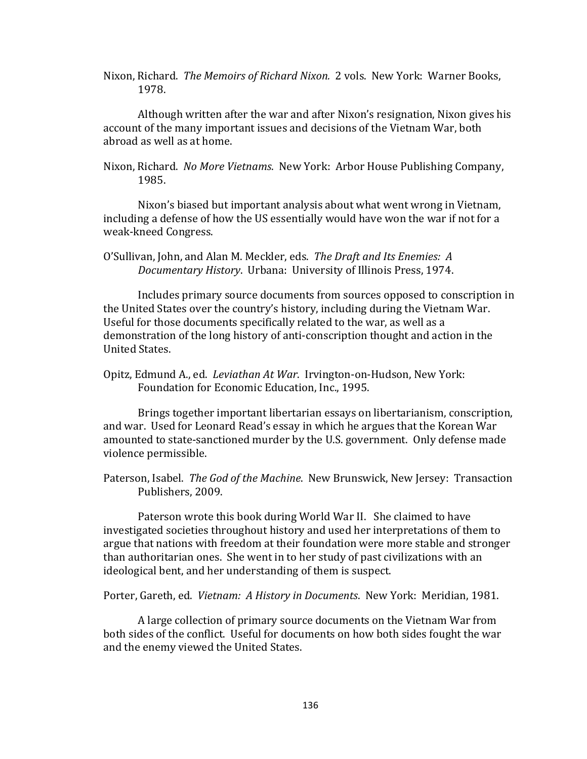Nixon, Richard. *The Memoirs of Richard Nixon.* 2 vols. New York: Warner Books, 1978.

Although written after the war and after Nixon's resignation, Nixon gives his account of the many important issues and decisions of the Vietnam War, both abroad as well as at home.

Nixon, Richard. *No More Vietnams*. New York: Arbor House Publishing Company, 1985.

Nixon's biased but important analysis about what went wrong in Vietnam, including a defense of how the US essentially would have won the war if not for a weak-kneed Congress.

O'Sullivan, John, and Alan M. Meckler, eds. *The Draft and Its Enemies: A Documentary History*. Urbana: University of Illinois Press, 1974.

Includes primary source documents from sources opposed to conscription in the United States over the country's history, including during the Vietnam War. Useful for those documents specifically related to the war, as well as a demonstration of the long history of anti-conscription thought and action in the United States.

Opitz, Edmund A., ed. *Leviathan At War*. Irvington-on-Hudson, New York: Foundation for Economic Education, Inc., 1995.

Brings together important libertarian essays on libertarianism, conscription, and war. Used for Leonard Read's essay in which he argues that the Korean War amounted to state-sanctioned murder by the U.S. government. Only defense made violence permissible.

Paterson, Isabel. *The God of the Machine*. New Brunswick, New Jersey: Transaction Publishers, 2009.

Paterson wrote this book during World War II. She claimed to have investigated societies throughout history and used her interpretations of them to argue that nations with freedom at their foundation were more stable and stronger than authoritarian ones. She went in to her study of past civilizations with an ideological bent, and her understanding of them is suspect.

Porter, Gareth, ed. *Vietnam: A History in Documents*. New York: Meridian, 1981.

A large collection of primary source documents on the Vietnam War from both sides of the conflict. Useful for documents on how both sides fought the war and the enemy viewed the United States.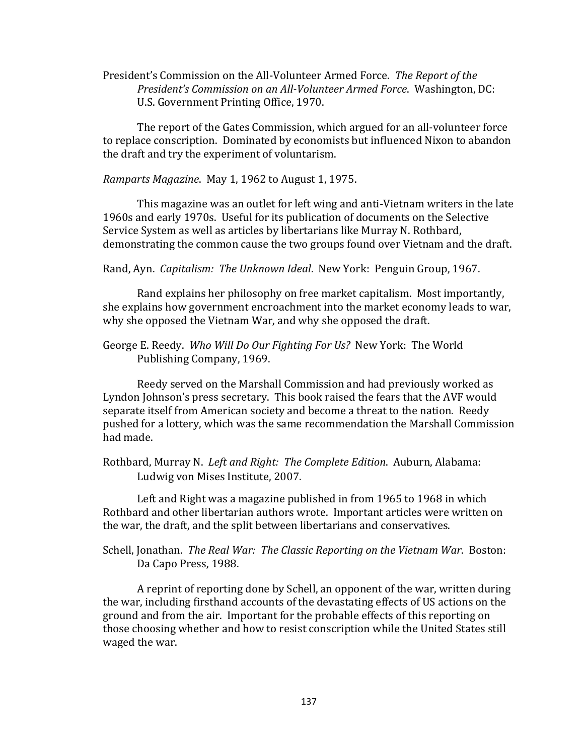President's Commission on the All-Volunteer Armed Force. *The Report of the President's Commission on an All-Volunteer Armed Force*. Washington, DC: U.S. Government Printing Office, 1970.

The report of the Gates Commission, which argued for an all-volunteer force to replace conscription. Dominated by economists but influenced Nixon to abandon the draft and try the experiment of voluntarism.

*Ramparts Magazine*. May 1, 1962 to August 1, 1975.

This magazine was an outlet for left wing and anti-Vietnam writers in the late 1960s and early 1970s. Useful for its publication of documents on the Selective Service System as well as articles by libertarians like Murray N. Rothbard, demonstrating the common cause the two groups found over Vietnam and the draft.

Rand, Ayn. *Capitalism: The Unknown Ideal*. New York: Penguin Group, 1967.

Rand explains her philosophy on free market capitalism. Most importantly, she explains how government encroachment into the market economy leads to war, why she opposed the Vietnam War, and why she opposed the draft.

George E. Reedy. *Who Will Do Our Fighting For Us?* New York: The World Publishing Company, 1969.

Reedy served on the Marshall Commission and had previously worked as Lyndon Johnson's press secretary. This book raised the fears that the AVF would separate itself from American society and become a threat to the nation. Reedy pushed for a lottery, which was the same recommendation the Marshall Commission had made.

Rothbard, Murray N. *Left and Right: The Complete Edition*. Auburn, Alabama: Ludwig von Mises Institute, 2007.

Left and Right was a magazine published in from 1965 to 1968 in which Rothbard and other libertarian authors wrote. Important articles were written on the war, the draft, and the split between libertarians and conservatives.

Schell, Jonathan. *The Real War: The Classic Reporting on the Vietnam War*. Boston: Da Capo Press, 1988.

A reprint of reporting done by Schell, an opponent of the war, written during the war, including firsthand accounts of the devastating effects of US actions on the ground and from the air. Important for the probable effects of this reporting on those choosing whether and how to resist conscription while the United States still waged the war.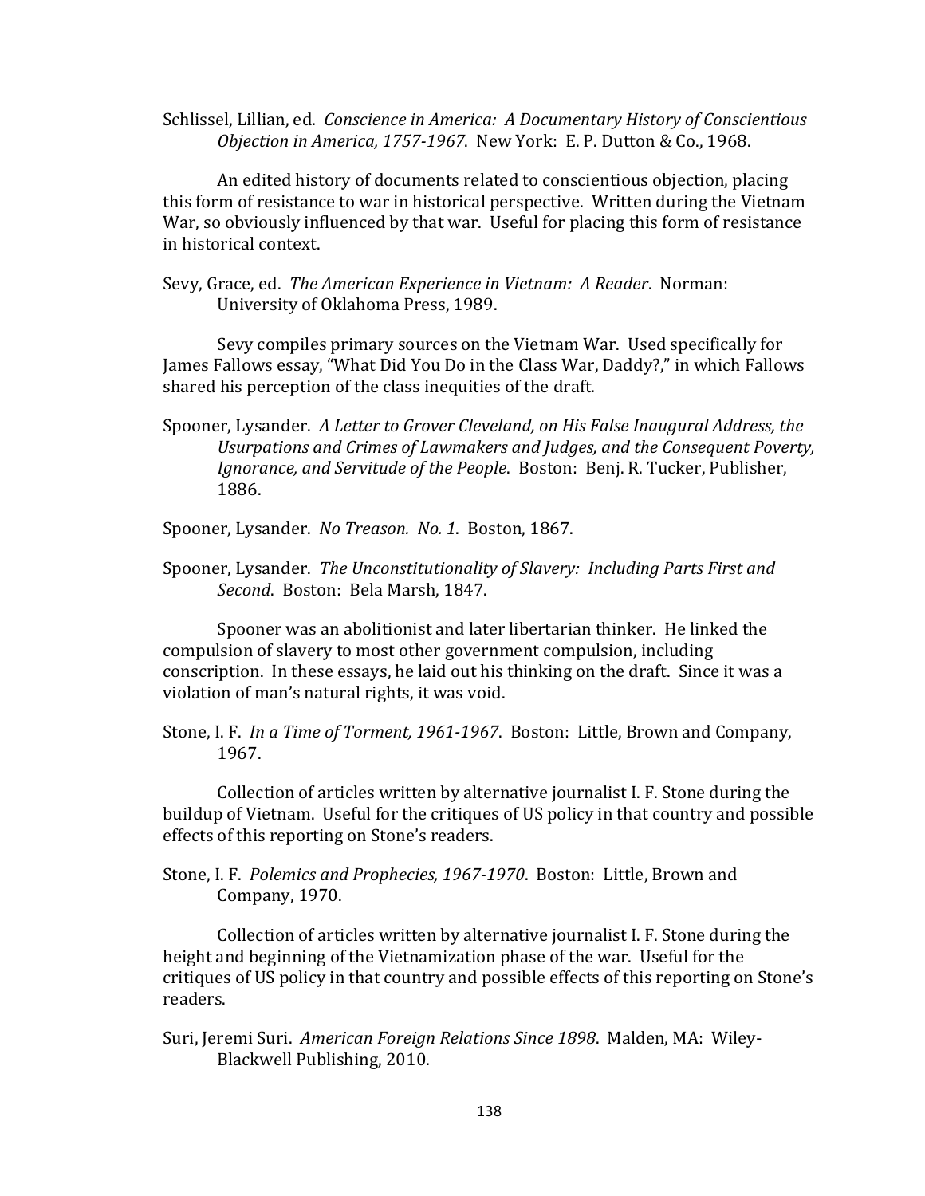Schlissel, Lillian, ed. *Conscience in America: A Documentary History of Conscientious Objection in America, 1757-1967*. New York: E. P. Dutton & Co., 1968.

An edited history of documents related to conscientious objection, placing this form of resistance to war in historical perspective. Written during the Vietnam War, so obviously influenced by that war. Useful for placing this form of resistance in historical context.

Sevy, Grace, ed. *The American Experience in Vietnam: A Reader*. Norman: University of Oklahoma Press, 1989.

Sevy compiles primary sources on the Vietnam War. Used specifically for James Fallows essay, "What Did You Do in the Class War, Daddy?," in which Fallows shared his perception of the class inequities of the draft.

Spooner, Lysander. *A Letter to Grover Cleveland, on His False Inaugural Address, the Usurpations and Crimes of Lawmakers and Judges, and the Consequent Poverty, Ignorance, and Servitude of the People*. Boston: Benj. R. Tucker, Publisher, 1886.

Spooner, Lysander. *No Treason. No. 1*. Boston, 1867.

Spooner, Lysander. *The Unconstitutionality of Slavery: Including Parts First and Second*. Boston: Bela Marsh, 1847.

Spooner was an abolitionist and later libertarian thinker. He linked the compulsion of slavery to most other government compulsion, including conscription. In these essays, he laid out his thinking on the draft. Since it was a violation of man's natural rights, it was void.

Stone, I. F. *In a Time of Torment, 1961-1967*. Boston: Little, Brown and Company, 1967.

Collection of articles written by alternative journalist I. F. Stone during the buildup of Vietnam. Useful for the critiques of US policy in that country and possible effects of this reporting on Stone's readers.

Stone, I. F. *Polemics and Prophecies, 1967-1970*. Boston: Little, Brown and Company, 1970.

Collection of articles written by alternative journalist I. F. Stone during the height and beginning of the Vietnamization phase of the war. Useful for the critiques of US policy in that country and possible effects of this reporting on Stone's readers.

Suri, Jeremi Suri. *American Foreign Relations Since 1898*. Malden, MA: Wiley-Blackwell Publishing, 2010.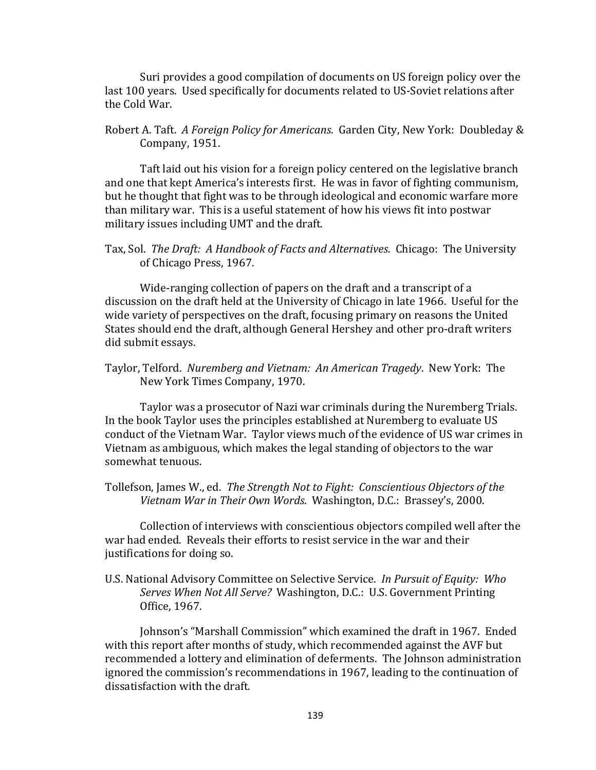Suri provides a good compilation of documents on US foreign policy over the last 100 years. Used specifically for documents related to US-Soviet relations after the Cold War.

Robert A. Taft. *A Foreign Policy for Americans*. Garden City, New York: Doubleday & Company, 1951.

Taft laid out his vision for a foreign policy centered on the legislative branch and one that kept America's interests first. He was in favor of fighting communism, but he thought that fight was to be through ideological and economic warfare more than military war. This is a useful statement of how his views fit into postwar military issues including UMT and the draft.

Tax, Sol. *The Draft: A Handbook of Facts and Alternatives*. Chicago: The University of Chicago Press, 1967.

Wide-ranging collection of papers on the draft and a transcript of a discussion on the draft held at the University of Chicago in late 1966. Useful for the wide variety of perspectives on the draft, focusing primary on reasons the United States should end the draft, although General Hershey and other pro-draft writers did submit essays.

Taylor, Telford. *Nuremberg and Vietnam: An American Tragedy*. New York: The New York Times Company, 1970.

Taylor was a prosecutor of Nazi war criminals during the Nuremberg Trials. In the book Taylor uses the principles established at Nuremberg to evaluate US conduct of the Vietnam War. Taylor views much of the evidence of US war crimes in Vietnam as ambiguous, which makes the legal standing of objectors to the war somewhat tenuous.

Tollefson, James W., ed. *The Strength Not to Fight: Conscientious Objectors of the Vietnam War in Their Own Words*. Washington, D.C.: Brassey's, 2000.

Collection of interviews with conscientious objectors compiled well after the war had ended. Reveals their efforts to resist service in the war and their justifications for doing so.

U.S. National Advisory Committee on Selective Service. *In Pursuit of Equity: Who Serves When Not All Serve?* Washington, D.C.: U.S. Government Printing Office, 1967.

Johnson's "Marshall Commission" which examined the draft in 1967. Ended with this report after months of study, which recommended against the AVF but recommended a lottery and elimination of deferments. The Johnson administration ignored the commission's recommendations in 1967, leading to the continuation of dissatisfaction with the draft.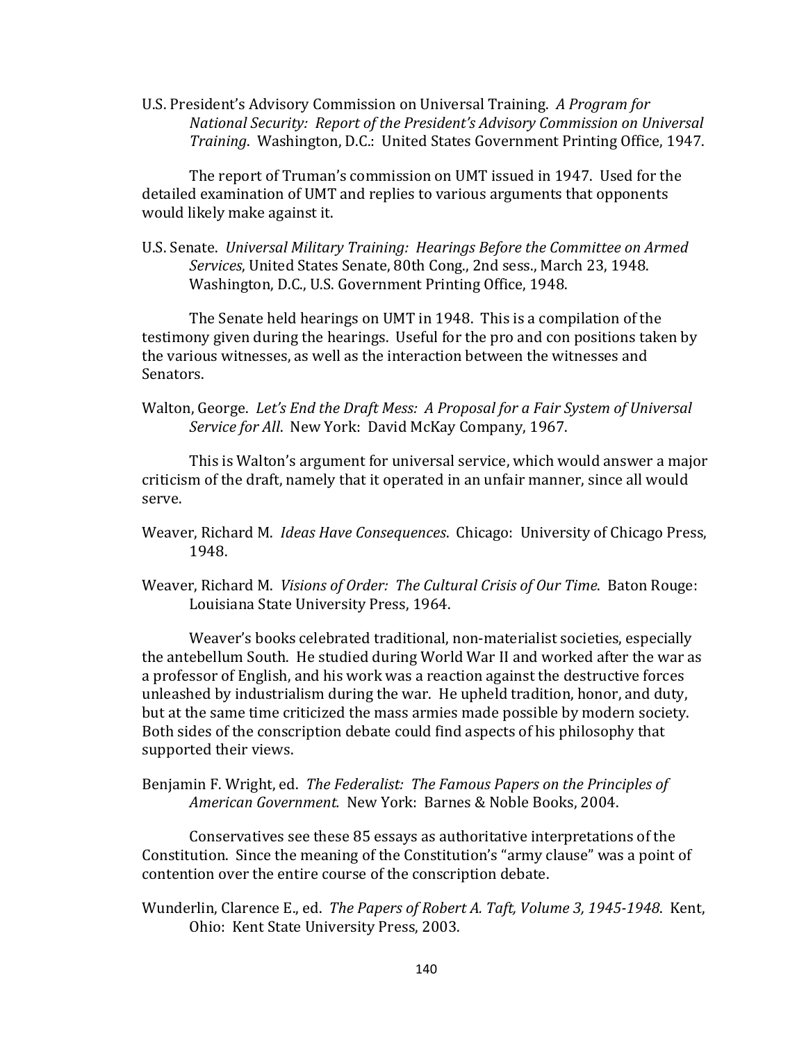U.S. President's Advisory Commission on Universal Training. *A Program for National Security: Report of the President's Advisory Commission on Universal Training*. Washington, D.C.: United States Government Printing Office, 1947.

The report of Truman's commission on UMT issued in 1947. Used for the detailed examination of UMT and replies to various arguments that opponents would likely make against it.

U.S. Senate. *Universal Military Training: Hearings Before the Committee on Armed Services*, United States Senate, 80th Cong., 2nd sess., March 23, 1948. Washington, D.C., U.S. Government Printing Office, 1948.

The Senate held hearings on UMT in 1948. This is a compilation of the testimony given during the hearings. Useful for the pro and con positions taken by the various witnesses, as well as the interaction between the witnesses and Senators.

Walton, George. *Let's End the Draft Mess: A Proposal for a Fair System of Universal Service for All*. New York: David McKay Company, 1967.

This is Walton's argument for universal service, which would answer a major criticism of the draft, namely that it operated in an unfair manner, since all would serve.

Weaver, Richard M. *Ideas Have Consequences*. Chicago: University of Chicago Press, 1948.

Weaver, Richard M. *Visions of Order: The Cultural Crisis of Our Time*. Baton Rouge: Louisiana State University Press, 1964.

Weaver's books celebrated traditional, non-materialist societies, especially the antebellum South. He studied during World War II and worked after the war as a professor of English, and his work was a reaction against the destructive forces unleashed by industrialism during the war. He upheld tradition, honor, and duty, but at the same time criticized the mass armies made possible by modern society. Both sides of the conscription debate could find aspects of his philosophy that supported their views.

Benjamin F. Wright, ed. *The Federalist: The Famous Papers on the Principles of American Government.* New York: Barnes & Noble Books, 2004.

Conservatives see these 85 essays as authoritative interpretations of the Constitution. Since the meaning of the Constitution's "army clause" was a point of contention over the entire course of the conscription debate.

Wunderlin, Clarence E., ed. *The Papers of Robert A. Taft, Volume 3, 1945-1948*. Kent, Ohio: Kent State University Press, 2003.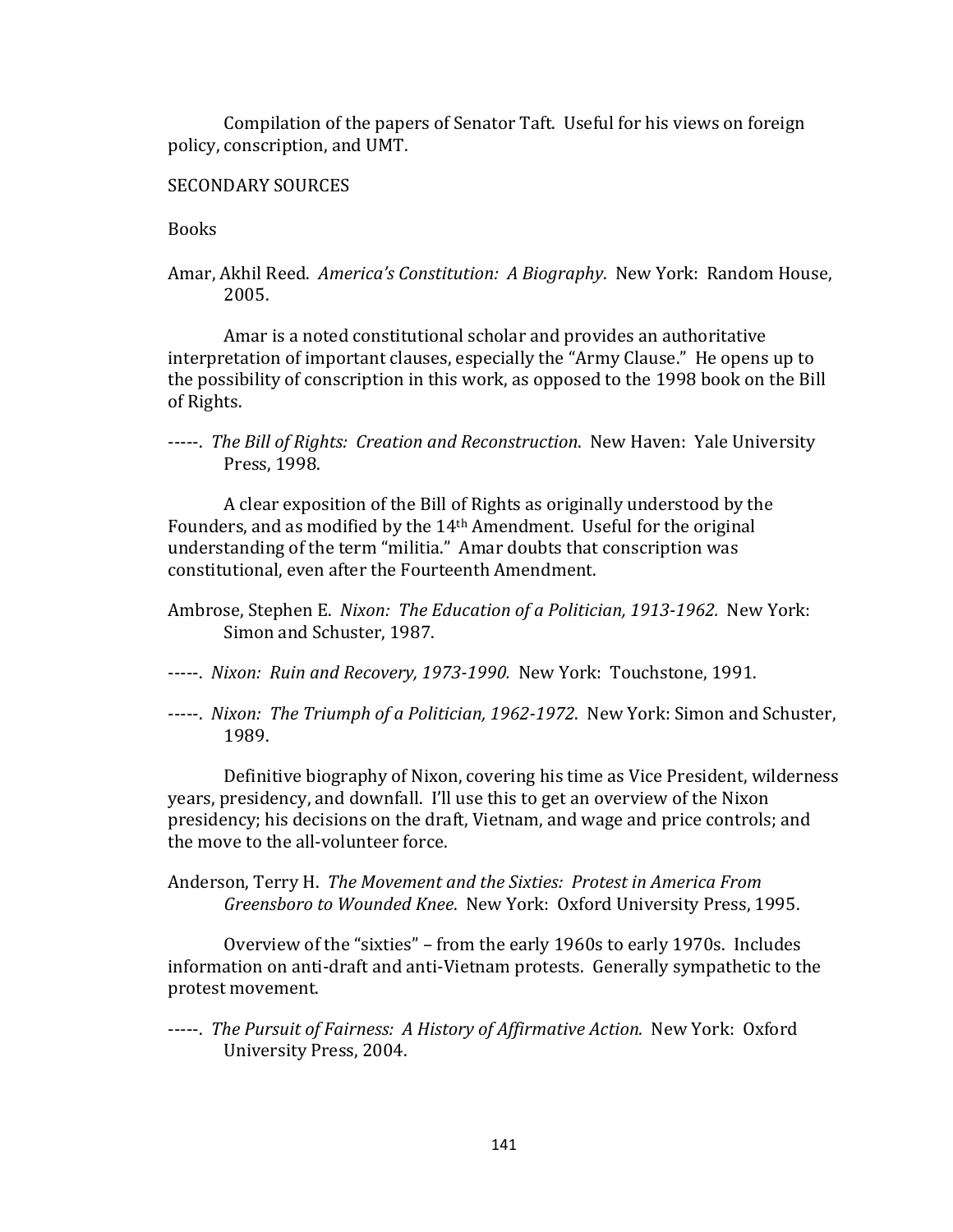Compilation of the papers of Senator Taft. Useful for his views on foreign policy, conscription, and UMT.

SECONDARY SOURCES

Books

Amar, Akhil Reed. *America's Constitution: A Biography*. New York: Random House, 2005.

Amar is a noted constitutional scholar and provides an authoritative interpretation of important clauses, especially the "Army Clause." He opens up to the possibility of conscription in this work, as opposed to the 1998 book on the Bill of Rights.

-----. *The Bill of Rights: Creation and Reconstruction*. New Haven: Yale University Press, 1998.

A clear exposition of the Bill of Rights as originally understood by the Founders, and as modified by the 14th Amendment. Useful for the original understanding of the term "militia." Amar doubts that conscription was constitutional, even after the Fourteenth Amendment.

Ambrose, Stephen E. *Nixon: The Education of a Politician, 1913-1962.* New York: Simon and Schuster, 1987.

-----. *Nixon: Ruin and Recovery, 1973-1990.* New York: Touchstone, 1991.

-----. *Nixon: The Triumph of a Politician, 1962-1972*. New York: Simon and Schuster, 1989.

Definitive biography of Nixon, covering his time as Vice President, wilderness years, presidency, and downfall. I'll use this to get an overview of the Nixon presidency; his decisions on the draft, Vietnam, and wage and price controls; and the move to the all-volunteer force.

Anderson, Terry H. *The Movement and the Sixties: Protest in America From Greensboro to Wounded Knee*. New York: Oxford University Press, 1995.

Overview of the "sixties" – from the early 1960s to early 1970s. Includes information on anti-draft and anti-Vietnam protests. Generally sympathetic to the protest movement.

-----. *The Pursuit of Fairness: A History of Affirmative Action.* New York: Oxford University Press, 2004.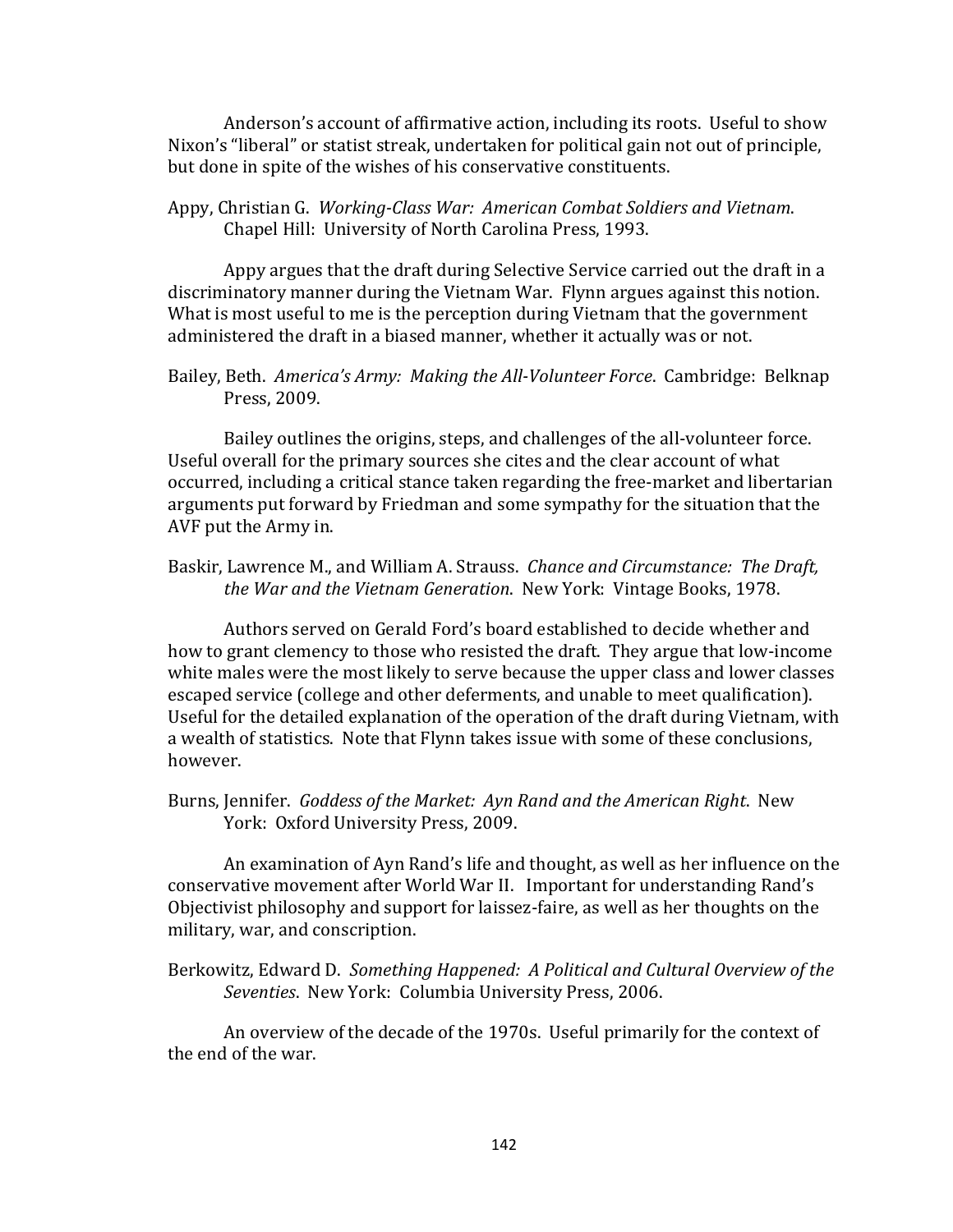Anderson's account of affirmative action, including its roots. Useful to show Nixon's "liberal" or statist streak, undertaken for political gain not out of principle, but done in spite of the wishes of his conservative constituents.

Appy, Christian G. *Working-Class War: American Combat Soldiers and Vietnam*. Chapel Hill: University of North Carolina Press, 1993.

Appy argues that the draft during Selective Service carried out the draft in a discriminatory manner during the Vietnam War. Flynn argues against this notion. What is most useful to me is the perception during Vietnam that the government administered the draft in a biased manner, whether it actually was or not.

Bailey, Beth. *America's Army: Making the All-Volunteer Force*. Cambridge: Belknap Press, 2009.

Bailey outlines the origins, steps, and challenges of the all-volunteer force. Useful overall for the primary sources she cites and the clear account of what occurred, including a critical stance taken regarding the free-market and libertarian arguments put forward by Friedman and some sympathy for the situation that the AVF put the Army in.

Baskir, Lawrence M., and William A. Strauss. *Chance and Circumstance: The Draft, the War and the Vietnam Generation*. New York: Vintage Books, 1978.

Authors served on Gerald Ford's board established to decide whether and how to grant clemency to those who resisted the draft. They argue that low-income white males were the most likely to serve because the upper class and lower classes escaped service (college and other deferments, and unable to meet qualification). Useful for the detailed explanation of the operation of the draft during Vietnam, with a wealth of statistics. Note that Flynn takes issue with some of these conclusions, however.

Burns, Jennifer. *Goddess of the Market: Ayn Rand and the American Right*. New York: Oxford University Press, 2009.

An examination of Ayn Rand's life and thought, as well as her influence on the conservative movement after World War II. Important for understanding Rand's Objectivist philosophy and support for laissez-faire, as well as her thoughts on the military, war, and conscription.

Berkowitz, Edward D. *Something Happened: A Political and Cultural Overview of the Seventies*. New York: Columbia University Press, 2006.

An overview of the decade of the 1970s. Useful primarily for the context of the end of the war.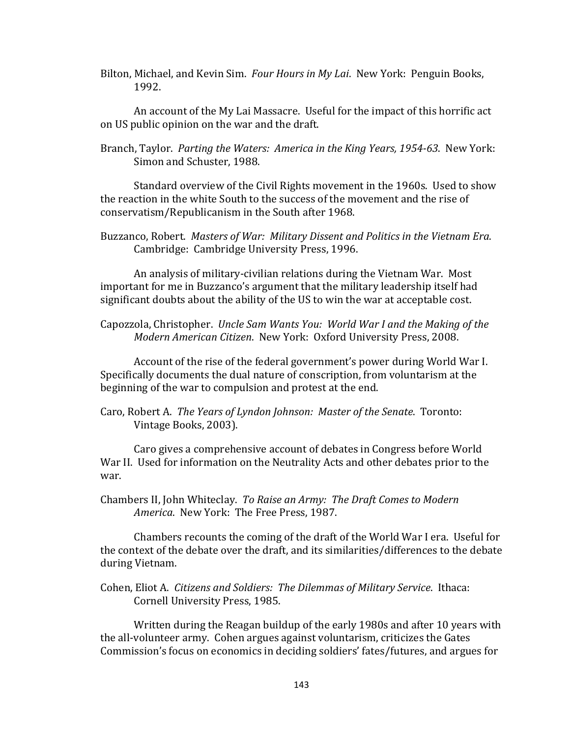Bilton, Michael, and Kevin Sim. *Four Hours in My Lai*. New York: Penguin Books, 1992.

An account of the My Lai Massacre. Useful for the impact of this horrific act on US public opinion on the war and the draft.

Branch, Taylor. *Parting the Waters: America in the King Years, 1954-63*. New York: Simon and Schuster, 1988.

Standard overview of the Civil Rights movement in the 1960s. Used to show the reaction in the white South to the success of the movement and the rise of conservatism/Republicanism in the South after 1968.

Buzzanco, Robert. *Masters of War: Military Dissent and Politics in the Vietnam Era*. Cambridge: Cambridge University Press, 1996.

An analysis of military-civilian relations during the Vietnam War. Most important for me in Buzzanco's argument that the military leadership itself had significant doubts about the ability of the US to win the war at acceptable cost.

Capozzola, Christopher. *Uncle Sam Wants You: World War I and the Making of the Modern American Citizen*. New York: Oxford University Press, 2008.

Account of the rise of the federal government's power during World War I. Specifically documents the dual nature of conscription, from voluntarism at the beginning of the war to compulsion and protest at the end.

Caro, Robert A. *The Years of Lyndon Johnson: Master of the Senate*. Toronto: Vintage Books, 2003).

Caro gives a comprehensive account of debates in Congress before World War II. Used for information on the Neutrality Acts and other debates prior to the war.

Chambers II, John Whiteclay. *To Raise an Army: The Draft Comes to Modern America*. New York: The Free Press, 1987.

Chambers recounts the coming of the draft of the World War I era. Useful for the context of the debate over the draft, and its similarities/differences to the debate during Vietnam.

Cohen, Eliot A. *Citizens and Soldiers: The Dilemmas of Military Service*. Ithaca: Cornell University Press, 1985.

Written during the Reagan buildup of the early 1980s and after 10 years with the all-volunteer army. Cohen argues against voluntarism, criticizes the Gates Commission's focus on economics in deciding soldiers' fates/futures, and argues for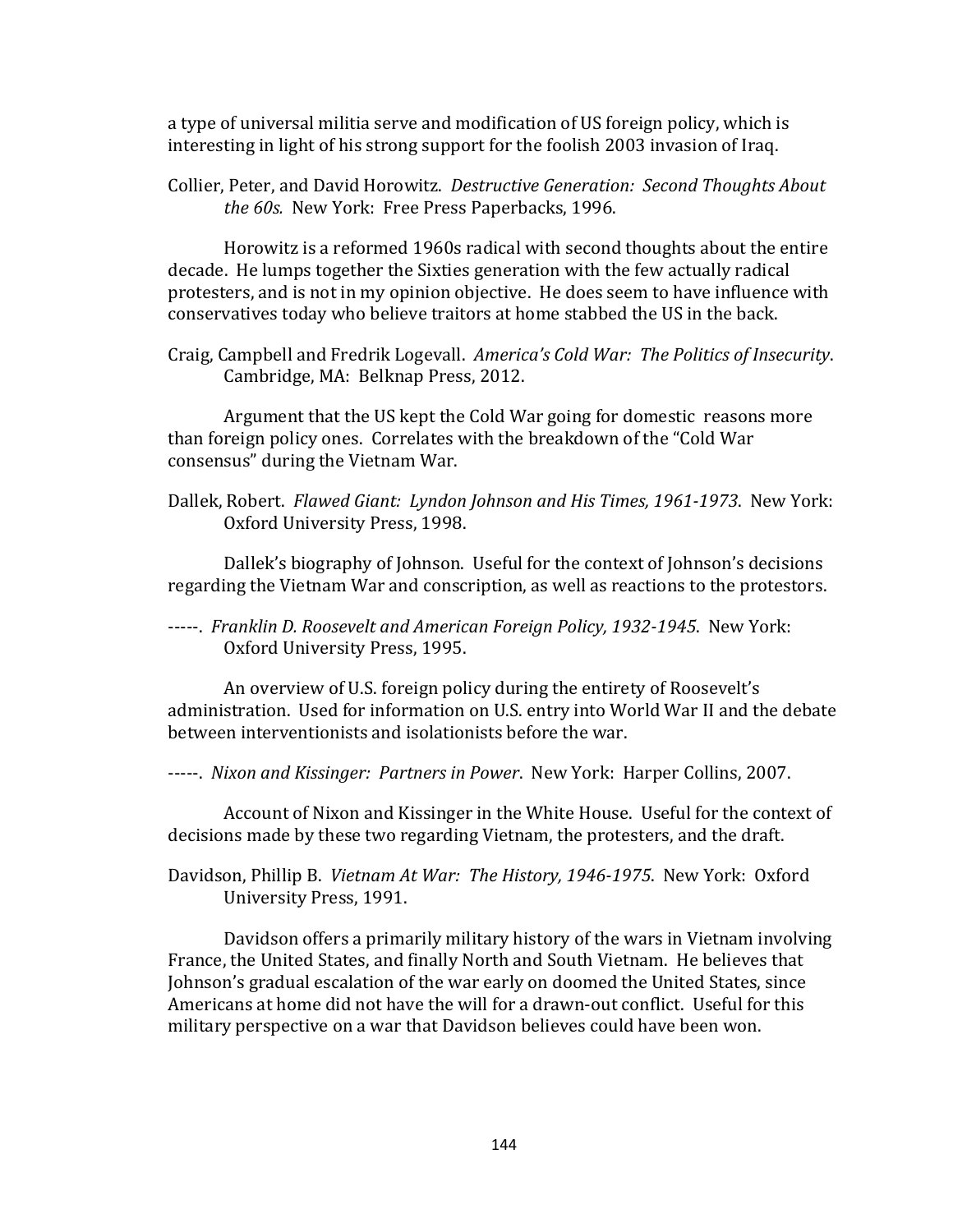a type of universal militia serve and modification of US foreign policy, which is interesting in light of his strong support for the foolish 2003 invasion of Iraq.

Collier, Peter, and David Horowitz. *Destructive Generation: Second Thoughts About the 60s.* New York: Free Press Paperbacks, 1996.

Horowitz is a reformed 1960s radical with second thoughts about the entire decade. He lumps together the Sixties generation with the few actually radical protesters, and is not in my opinion objective. He does seem to have influence with conservatives today who believe traitors at home stabbed the US in the back.

Craig, Campbell and Fredrik Logevall. *America's Cold War: The Politics of Insecurity*. Cambridge, MA: Belknap Press, 2012.

Argument that the US kept the Cold War going for domestic reasons more than foreign policy ones. Correlates with the breakdown of the "Cold War consensus" during the Vietnam War.

Dallek, Robert. *Flawed Giant: Lyndon Johnson and His Times, 1961-1973*. New York: Oxford University Press, 1998.

Dallek's biography of Johnson. Useful for the context of Johnson's decisions regarding the Vietnam War and conscription, as well as reactions to the protestors.

-----. *Franklin D. Roosevelt and American Foreign Policy, 1932-1945*. New York: Oxford University Press, 1995.

An overview of U.S. foreign policy during the entirety of Roosevelt's administration. Used for information on U.S. entry into World War II and the debate between interventionists and isolationists before the war.

-----. *Nixon and Kissinger: Partners in Power*. New York: Harper Collins, 2007.

Account of Nixon and Kissinger in the White House. Useful for the context of decisions made by these two regarding Vietnam, the protesters, and the draft.

Davidson, Phillip B. *Vietnam At War: The History, 1946-1975*. New York: Oxford University Press, 1991.

Davidson offers a primarily military history of the wars in Vietnam involving France, the United States, and finally North and South Vietnam. He believes that Johnson's gradual escalation of the war early on doomed the United States, since Americans at home did not have the will for a drawn-out conflict. Useful for this military perspective on a war that Davidson believes could have been won.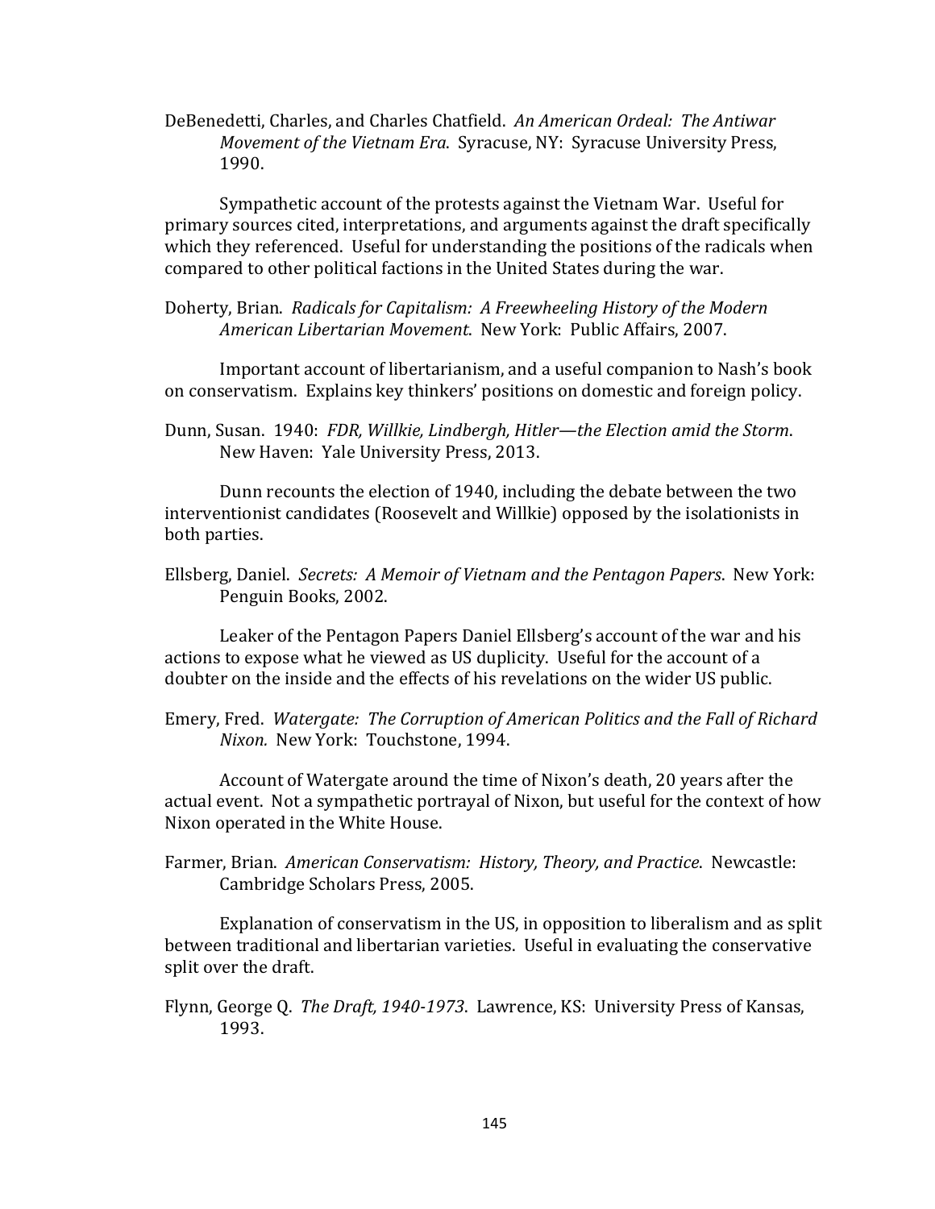DeBenedetti, Charles, and Charles Chatfield. *An American Ordeal: The Antiwar Movement of the Vietnam Era*. Syracuse, NY: Syracuse University Press, 1990.

Sympathetic account of the protests against the Vietnam War. Useful for primary sources cited, interpretations, and arguments against the draft specifically which they referenced. Useful for understanding the positions of the radicals when compared to other political factions in the United States during the war.

Doherty, Brian. *Radicals for Capitalism: A Freewheeling History of the Modern American Libertarian Movement*. New York: Public Affairs, 2007.

Important account of libertarianism, and a useful companion to Nash's book on conservatism. Explains key thinkers' positions on domestic and foreign policy.

Dunn, Susan. 1940: *FDR, Willkie, Lindbergh, Hitler—the Election amid the Storm*. New Haven: Yale University Press, 2013.

Dunn recounts the election of 1940, including the debate between the two interventionist candidates (Roosevelt and Willkie) opposed by the isolationists in both parties.

Ellsberg, Daniel. *Secrets: A Memoir of Vietnam and the Pentagon Papers*. New York: Penguin Books, 2002.

Leaker of the Pentagon Papers Daniel Ellsberg's account of the war and his actions to expose what he viewed as US duplicity. Useful for the account of a doubter on the inside and the effects of his revelations on the wider US public.

Emery, Fred. *Watergate: The Corruption of American Politics and the Fall of Richard Nixon.* New York: Touchstone, 1994.

Account of Watergate around the time of Nixon's death, 20 years after the actual event. Not a sympathetic portrayal of Nixon, but useful for the context of how Nixon operated in the White House.

Farmer, Brian. *American Conservatism: History, Theory, and Practice*. Newcastle: Cambridge Scholars Press, 2005.

Explanation of conservatism in the US, in opposition to liberalism and as split between traditional and libertarian varieties. Useful in evaluating the conservative split over the draft.

Flynn, George Q. *The Draft, 1940-1973*. Lawrence, KS: University Press of Kansas, 1993.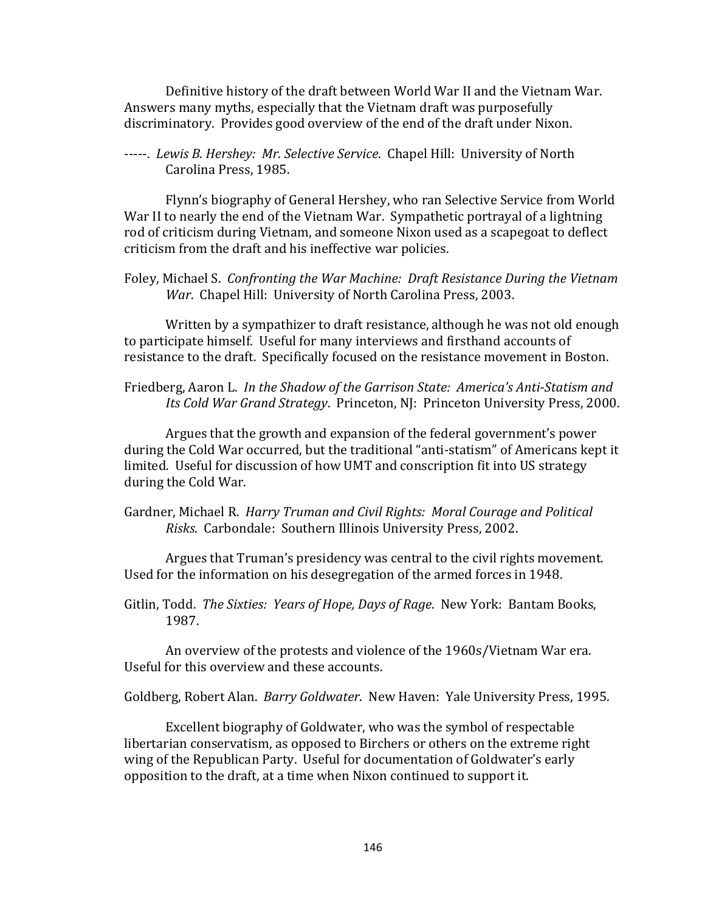Definitive history of the draft between World War II and the Vietnam War. Answers many myths, especially that the Vietnam draft was purposefully discriminatory. Provides good overview of the end of the draft under Nixon.

-----. *Lewis B. Hershey: Mr. Selective Service*. Chapel Hill: University of North Carolina Press, 1985.

Flynn's biography of General Hershey, who ran Selective Service from World War II to nearly the end of the Vietnam War. Sympathetic portrayal of a lightning rod of criticism during Vietnam, and someone Nixon used as a scapegoat to deflect criticism from the draft and his ineffective war policies.

Foley, Michael S. *Confronting the War Machine: Draft Resistance During the Vietnam War*. Chapel Hill: University of North Carolina Press, 2003.

Written by a sympathizer to draft resistance, although he was not old enough to participate himself. Useful for many interviews and firsthand accounts of resistance to the draft. Specifically focused on the resistance movement in Boston.

Friedberg, Aaron L. *In the Shadow of the Garrison State: America's Anti-Statism and Its Cold War Grand Strategy*. Princeton, NJ: Princeton University Press, 2000.

Argues that the growth and expansion of the federal government's power during the Cold War occurred, but the traditional "anti-statism" of Americans kept it limited. Useful for discussion of how UMT and conscription fit into US strategy during the Cold War.

Gardner, Michael R. *Harry Truman and Civil Rights: Moral Courage and Political Risks*. Carbondale: Southern Illinois University Press, 2002.

Argues that Truman's presidency was central to the civil rights movement. Used for the information on his desegregation of the armed forces in 1948.

Gitlin, Todd. *The Sixties: Years of Hope, Days of Rage*. New York: Bantam Books, 1987.

An overview of the protests and violence of the 1960s/Vietnam War era. Useful for this overview and these accounts.

Goldberg, Robert Alan. *Barry Goldwater*. New Haven: Yale University Press, 1995.

Excellent biography of Goldwater, who was the symbol of respectable libertarian conservatism, as opposed to Birchers or others on the extreme right wing of the Republican Party. Useful for documentation of Goldwater's early opposition to the draft, at a time when Nixon continued to support it.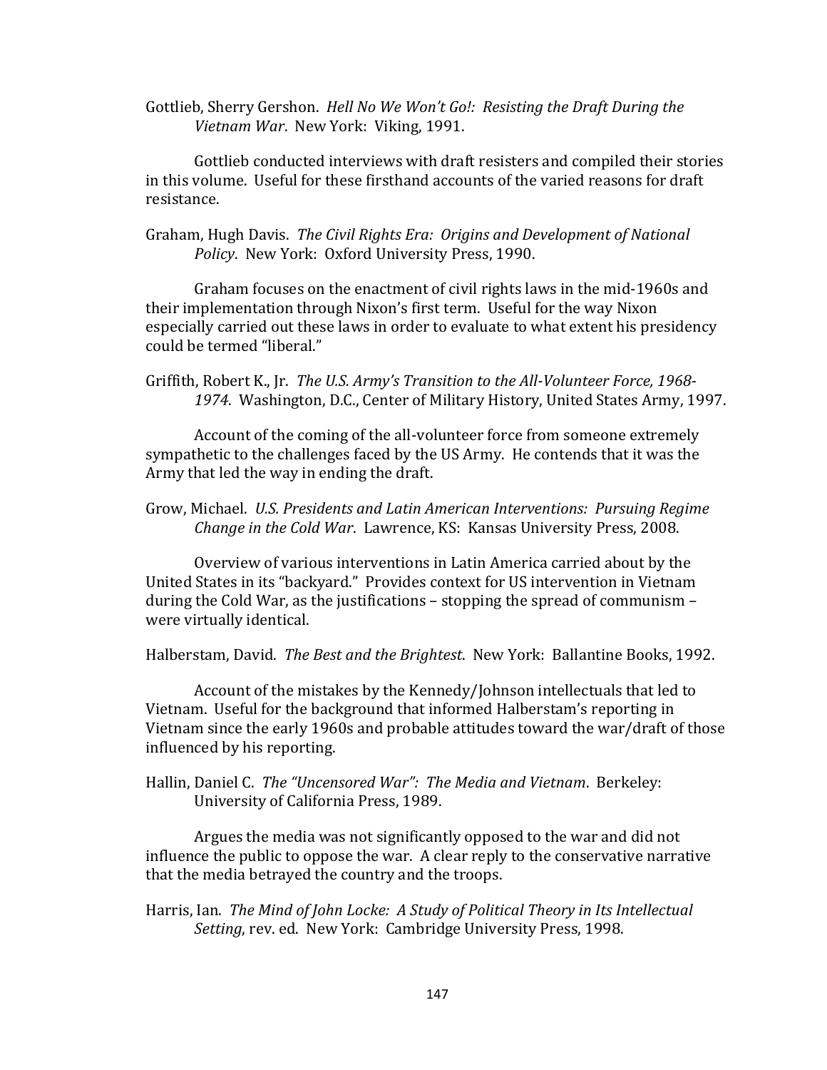Gottlieb, Sherry Gershon. *Hell No We Won't Go!: Resisting the Draft During the Vietnam War*. New York: Viking, 1991.

Gottlieb conducted interviews with draft resisters and compiled their stories in this volume. Useful for these firsthand accounts of the varied reasons for draft resistance.

Graham, Hugh Davis. *The Civil Rights Era: Origins and Development of National Policy*. New York: Oxford University Press, 1990.

Graham focuses on the enactment of civil rights laws in the mid-1960s and their implementation through Nixon's first term. Useful for the way Nixon especially carried out these laws in order to evaluate to what extent his presidency could be termed "liberal."

Griffith, Robert K., Jr. *The U.S. Army's Transition to the All-Volunteer Force, 1968-1974*. Washington, D.C., Center of Military History, United States Army, 1997.

Account of the coming of the all-volunteer force from someone extremely sympathetic to the challenges faced by the US Army. He contends that it was the Army that led the way in ending the draft.

Grow, Michael. *U.S. Presidents and Latin American Interventions: Pursuing Regime Change in the Cold War*. Lawrence, KS: Kansas University Press, 2008.

Overview of various interventions in Latin America carried about by the United States in its "backyard." Provides context for US intervention in Vietnam during the Cold War, as the justifications – stopping the spread of communism – were virtually identical.

Halberstam, David. *The Best and the Brightest*. New York: Ballantine Books, 1992.

Account of the mistakes by the Kennedy/Johnson intellectuals that led to Vietnam. Useful for the background that informed Halberstam's reporting in Vietnam since the early 1960s and probable attitudes toward the war/draft of those influenced by his reporting.

Hallin, Daniel C. *The "Uncensored War": The Media and Vietnam*. Berkeley: University of California Press, 1989.

Argues the media was not significantly opposed to the war and did not influence the public to oppose the war. A clear reply to the conservative narrative that the media betrayed the country and the troops.

Harris, Ian. *The Mind of John Locke: A Study of Political Theory in Its Intellectual Setting*, rev. ed. New York: Cambridge University Press, 1998.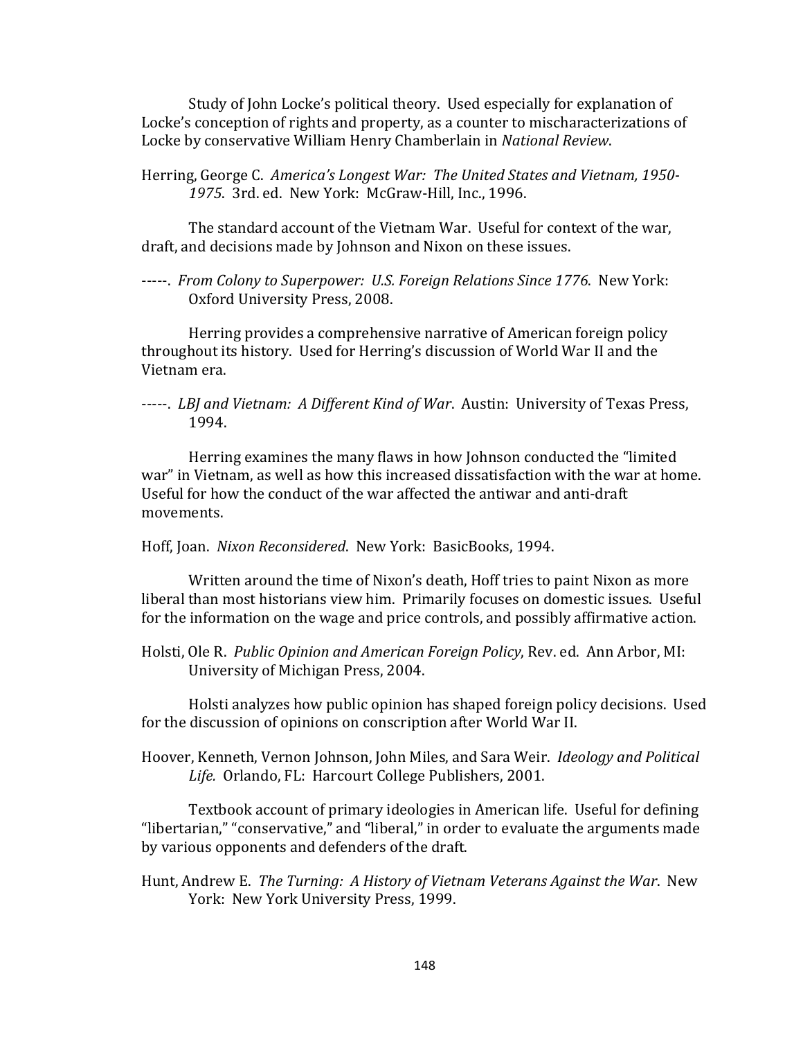Study of John Locke's political theory. Used especially for explanation of Locke's conception of rights and property, as a counter to mischaracterizations of Locke by conservative William Henry Chamberlain in *National Review*.

Herring, George C. *America's Longest War: The United States and Vietnam, 1950-1975*. 3rd. ed. New York: McGraw-Hill, Inc., 1996.

The standard account of the Vietnam War. Useful for context of the war, draft, and decisions made by Johnson and Nixon on these issues.

-----. *From Colony to Superpower: U.S. Foreign Relations Since 1776*. New York: Oxford University Press, 2008.

Herring provides a comprehensive narrative of American foreign policy throughout its history. Used for Herring's discussion of World War II and the Vietnam era.

-----. *LBJ and Vietnam: A Different Kind of War*. Austin: University of Texas Press, 1994.

Herring examines the many flaws in how Johnson conducted the "limited war" in Vietnam, as well as how this increased dissatisfaction with the war at home. Useful for how the conduct of the war affected the antiwar and anti-draft movements.

Hoff, Joan. *Nixon Reconsidered*. New York: BasicBooks, 1994.

Written around the time of Nixon's death, Hoff tries to paint Nixon as more liberal than most historians view him. Primarily focuses on domestic issues. Useful for the information on the wage and price controls, and possibly affirmative action.

Holsti, Ole R. *Public Opinion and American Foreign Policy*, Rev. ed. Ann Arbor, MI: University of Michigan Press, 2004.

Holsti analyzes how public opinion has shaped foreign policy decisions. Used for the discussion of opinions on conscription after World War II.

Hoover, Kenneth, Vernon Johnson, John Miles, and Sara Weir. *Ideology and Political Life.* Orlando, FL: Harcourt College Publishers, 2001.

Textbook account of primary ideologies in American life. Useful for defining "libertarian," "conservative," and "liberal," in order to evaluate the arguments made by various opponents and defenders of the draft.

Hunt, Andrew E. *The Turning: A History of Vietnam Veterans Against the War*. New York: New York University Press, 1999.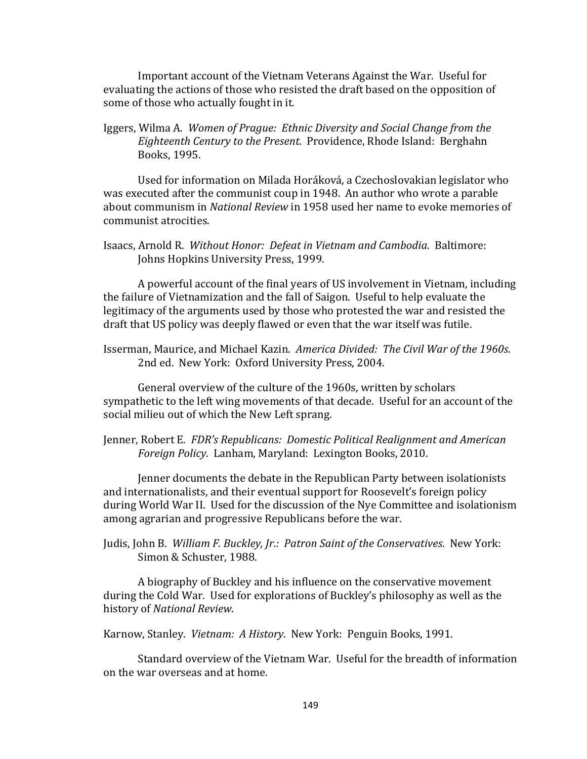Important account of the Vietnam Veterans Against the War. Useful for evaluating the actions of those who resisted the draft based on the opposition of some of those who actually fought in it.

Iggers, Wilma A. *Women of Prague: Ethnic Diversity and Social Change from the Eighteenth Century to the Present*. Providence, Rhode Island: Berghahn Books, 1995.

Used for information on Milada Horáková, a Czechoslovakian legislator who was executed after the communist coup in 1948. An author who wrote a parable about communism in *National Review* in 1958 used her name to evoke memories of communist atrocities.

Isaacs, Arnold R. *Without Honor: Defeat in Vietnam and Cambodia*. Baltimore: Johns Hopkins University Press, 1999.

A powerful account of the final years of US involvement in Vietnam, including the failure of Vietnamization and the fall of Saigon. Useful to help evaluate the legitimacy of the arguments used by those who protested the war and resisted the draft that US policy was deeply flawed or even that the war itself was futile.

Isserman, Maurice, and Michael Kazin. *America Divided: The Civil War of the 1960s*. 2nd ed. New York: Oxford University Press, 2004.

General overview of the culture of the 1960s, written by scholars sympathetic to the left wing movements of that decade. Useful for an account of the social milieu out of which the New Left sprang.

Jenner, Robert E. *FDR's Republicans: Domestic Political Realignment and American Foreign Policy*. Lanham, Maryland: Lexington Books, 2010.

Jenner documents the debate in the Republican Party between isolationists and internationalists, and their eventual support for Roosevelt's foreign policy during World War II. Used for the discussion of the Nye Committee and isolationism among agrarian and progressive Republicans before the war.

Judis, John B. *William F. Buckley, Jr.: Patron Saint of the Conservatives*. New York: Simon & Schuster, 1988.

A biography of Buckley and his influence on the conservative movement during the Cold War. Used for explorations of Buckley's philosophy as well as the history of *National Review*.

Karnow, Stanley. *Vietnam: A History*. New York: Penguin Books, 1991.

Standard overview of the Vietnam War. Useful for the breadth of information on the war overseas and at home.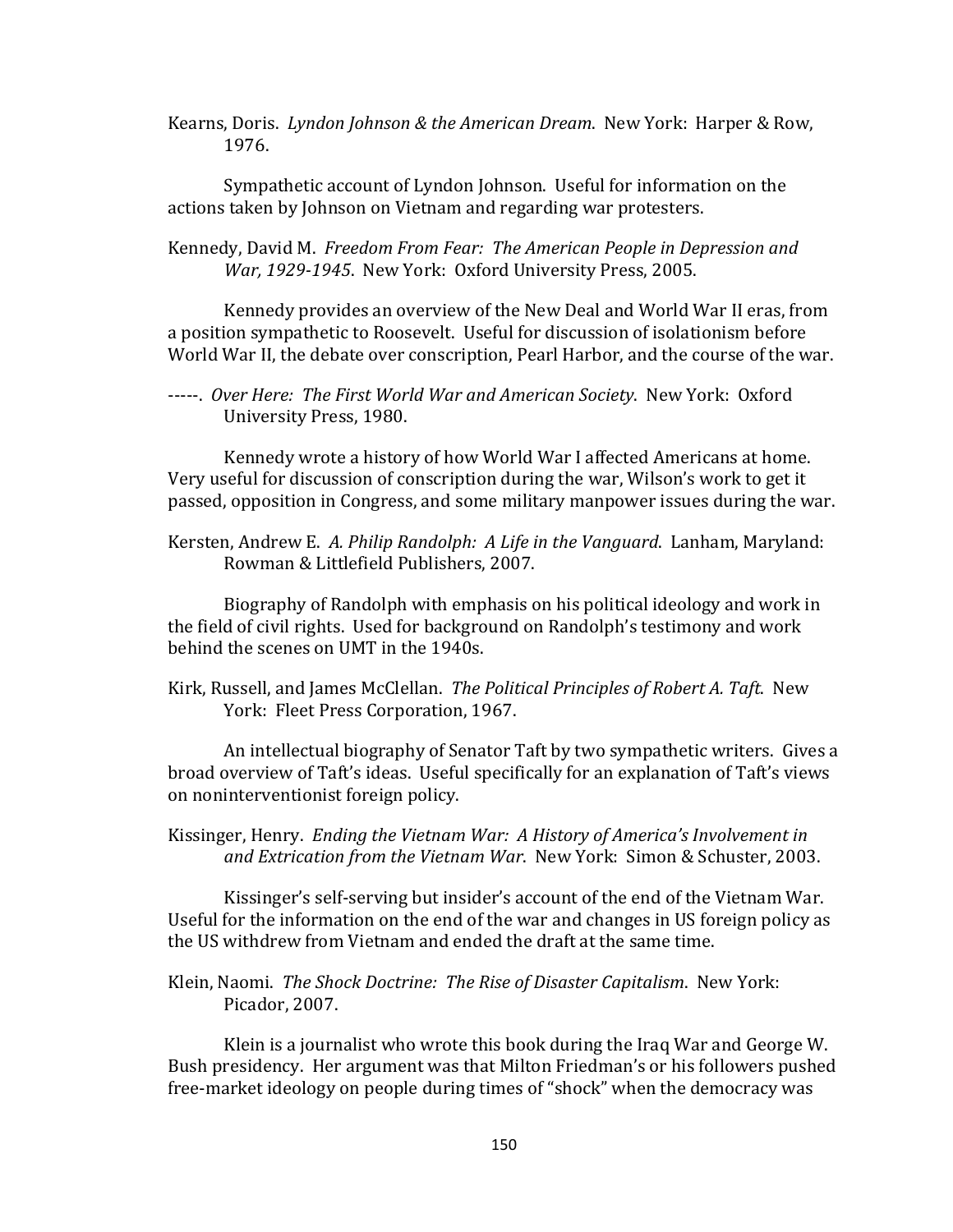Kearns, Doris. *Lyndon Johnson & the American Dream*. New York: Harper & Row, 1976.

Sympathetic account of Lyndon Johnson. Useful for information on the actions taken by Johnson on Vietnam and regarding war protesters.

Kennedy, David M. *Freedom From Fear: The American People in Depression and War, 1929-1945*. New York: Oxford University Press, 2005.

Kennedy provides an overview of the New Deal and World War II eras, from a position sympathetic to Roosevelt. Useful for discussion of isolationism before World War II, the debate over conscription, Pearl Harbor, and the course of the war.

-----. *Over Here: The First World War and American Society*. New York: Oxford University Press, 1980.

Kennedy wrote a history of how World War I affected Americans at home. Very useful for discussion of conscription during the war, Wilson's work to get it passed, opposition in Congress, and some military manpower issues during the war.

Kersten, Andrew E. *A. Philip Randolph: A Life in the Vanguard*. Lanham, Maryland: Rowman & Littlefield Publishers, 2007.

Biography of Randolph with emphasis on his political ideology and work in the field of civil rights. Used for background on Randolph's testimony and work behind the scenes on UMT in the 1940s.

Kirk, Russell, and James McClellan. *The Political Principles of Robert A. Taft*. New York: Fleet Press Corporation, 1967.

An intellectual biography of Senator Taft by two sympathetic writers. Gives a broad overview of Taft's ideas. Useful specifically for an explanation of Taft's views on noninterventionist foreign policy.

Kissinger, Henry. *Ending the Vietnam War: A History of America's Involvement in and Extrication from the Vietnam War*. New York: Simon & Schuster, 2003.

Kissinger's self-serving but insider's account of the end of the Vietnam War. Useful for the information on the end of the war and changes in US foreign policy as the US withdrew from Vietnam and ended the draft at the same time.

Klein, Naomi. *The Shock Doctrine: The Rise of Disaster Capitalism*. New York: Picador, 2007.

Klein is a journalist who wrote this book during the Iraq War and George W. Bush presidency. Her argument was that Milton Friedman's or his followers pushed free-market ideology on people during times of "shock" when the democracy was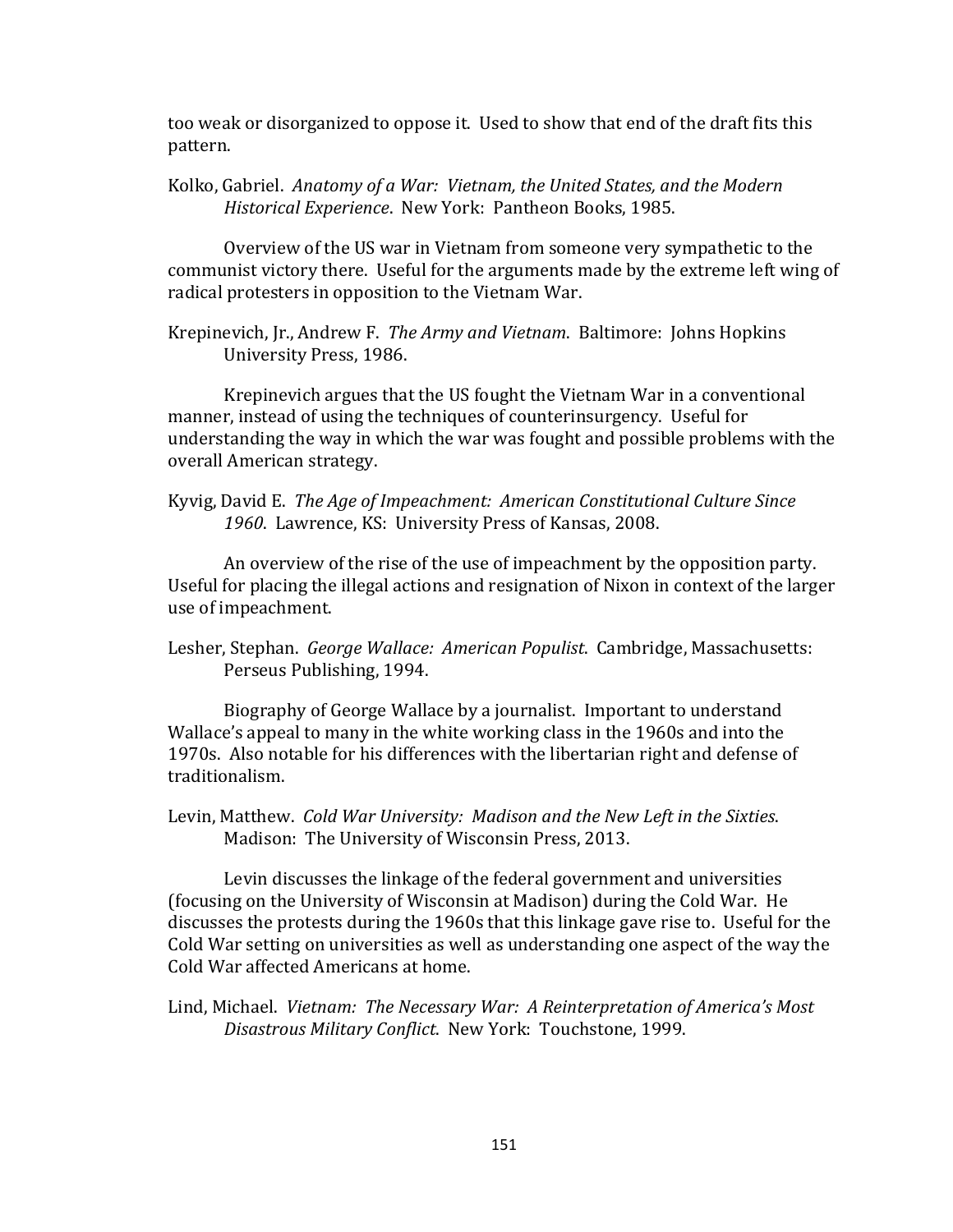too weak or disorganized to oppose it. Used to show that end of the draft fits this pattern.

Kolko, Gabriel. *Anatomy of a War: Vietnam, the United States, and the Modern Historical Experience*. New York: Pantheon Books, 1985.

Overview of the US war in Vietnam from someone very sympathetic to the communist victory there. Useful for the arguments made by the extreme left wing of radical protesters in opposition to the Vietnam War.

Krepinevich, Jr., Andrew F. *The Army and Vietnam*. Baltimore: Johns Hopkins University Press, 1986.

Krepinevich argues that the US fought the Vietnam War in a conventional manner, instead of using the techniques of counterinsurgency. Useful for understanding the way in which the war was fought and possible problems with the overall American strategy.

Kyvig, David E. *The Age of Impeachment: American Constitutional Culture Since 1960*. Lawrence, KS: University Press of Kansas, 2008.

An overview of the rise of the use of impeachment by the opposition party. Useful for placing the illegal actions and resignation of Nixon in context of the larger use of impeachment.

Lesher, Stephan. *George Wallace: American Populist*. Cambridge, Massachusetts: Perseus Publishing, 1994.

Biography of George Wallace by a journalist. Important to understand Wallace's appeal to many in the white working class in the 1960s and into the 1970s. Also notable for his differences with the libertarian right and defense of traditionalism.

Levin, Matthew. *Cold War University: Madison and the New Left in the Sixties*. Madison: The University of Wisconsin Press, 2013.

Levin discusses the linkage of the federal government and universities (focusing on the University of Wisconsin at Madison) during the Cold War. He discusses the protests during the 1960s that this linkage gave rise to. Useful for the Cold War setting on universities as well as understanding one aspect of the way the Cold War affected Americans at home.

Lind, Michael. *Vietnam: The Necessary War: A Reinterpretation of America's Most Disastrous Military Conflict*. New York: Touchstone, 1999.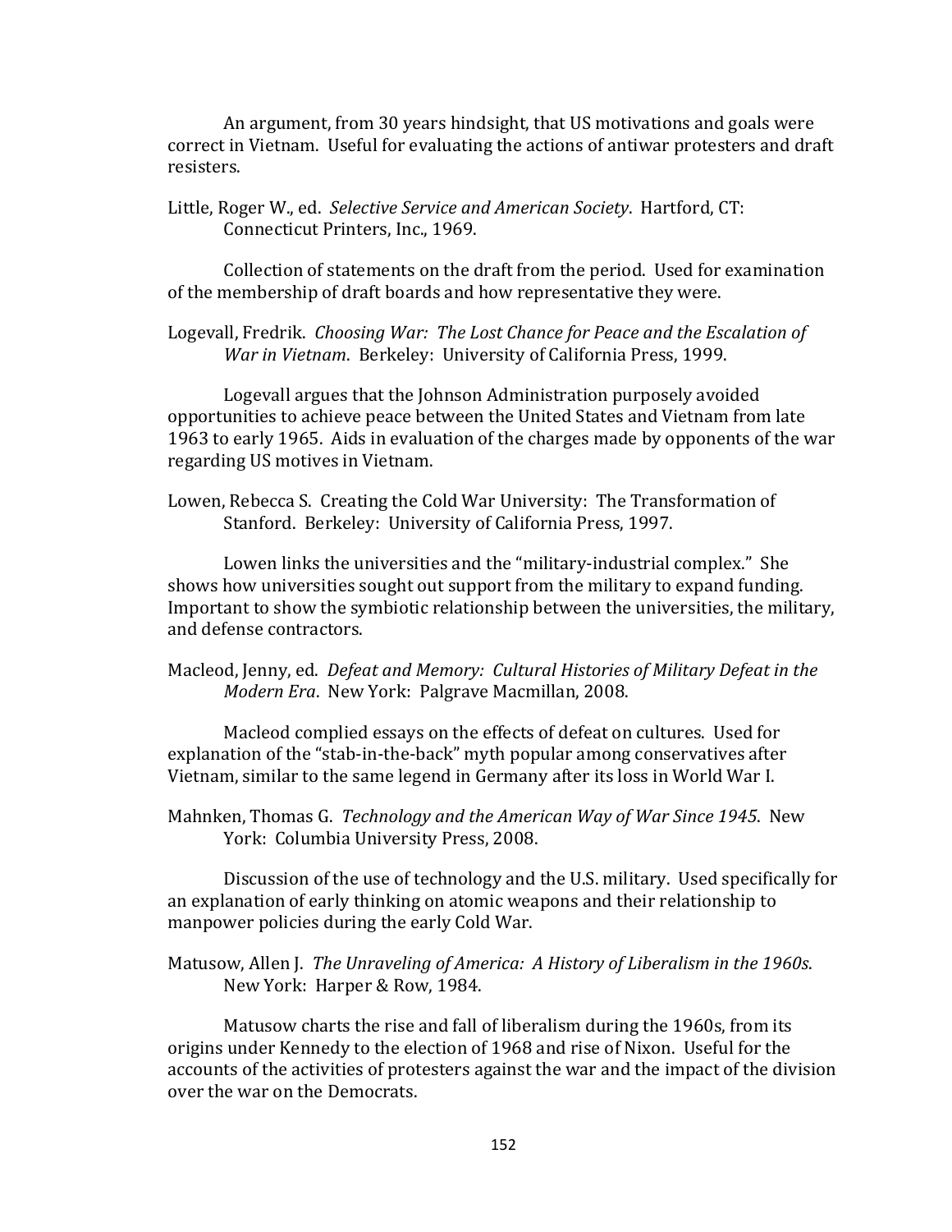An argument, from 30 years hindsight, that US motivations and goals were correct in Vietnam. Useful for evaluating the actions of antiwar protesters and draft resisters.

Little, Roger W., ed. *Selective Service and American Society*. Hartford, CT: Connecticut Printers, Inc., 1969.

Collection of statements on the draft from the period. Used for examination of the membership of draft boards and how representative they were.

Logevall, Fredrik. *Choosing War: The Lost Chance for Peace and the Escalation of War in Vietnam*. Berkeley: University of California Press, 1999.

Logevall argues that the Johnson Administration purposely avoided opportunities to achieve peace between the United States and Vietnam from late 1963 to early 1965. Aids in evaluation of the charges made by opponents of the war regarding US motives in Vietnam.

Lowen, Rebecca S. Creating the Cold War University: The Transformation of Stanford. Berkeley: University of California Press, 1997.

Lowen links the universities and the "military-industrial complex." She shows how universities sought out support from the military to expand funding. Important to show the symbiotic relationship between the universities, the military, and defense contractors.

Macleod, Jenny, ed. *Defeat and Memory: Cultural Histories of Military Defeat in the Modern Era*. New York: Palgrave Macmillan, 2008.

Macleod complied essays on the effects of defeat on cultures. Used for explanation of the "stab-in-the-back" myth popular among conservatives after Vietnam, similar to the same legend in Germany after its loss in World War I.

Mahnken, Thomas G. *Technology and the American Way of War Since 1945*. New York: Columbia University Press, 2008.

Discussion of the use of technology and the U.S. military. Used specifically for an explanation of early thinking on atomic weapons and their relationship to manpower policies during the early Cold War.

Matusow, Allen J. *The Unraveling of America: A History of Liberalism in the 1960s*. New York: Harper & Row, 1984.

Matusow charts the rise and fall of liberalism during the 1960s, from its origins under Kennedy to the election of 1968 and rise of Nixon. Useful for the accounts of the activities of protesters against the war and the impact of the division over the war on the Democrats.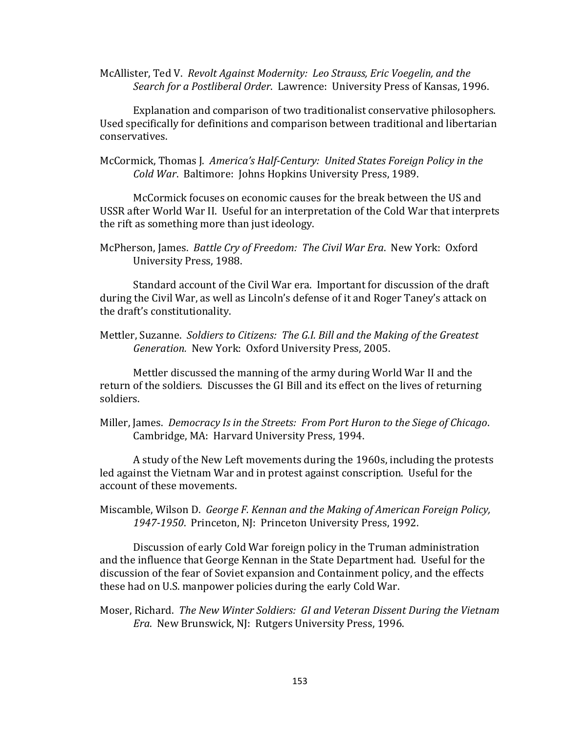McAllister, Ted V. *Revolt Against Modernity: Leo Strauss, Eric Voegelin, and the Search for a Postliberal Order*. Lawrence: University Press of Kansas, 1996.

Explanation and comparison of two traditionalist conservative philosophers. Used specifically for definitions and comparison between traditional and libertarian conservatives.

McCormick, Thomas J. *America's Half-Century: United States Foreign Policy in the Cold War*. Baltimore: Johns Hopkins University Press, 1989.

McCormick focuses on economic causes for the break between the US and USSR after World War II. Useful for an interpretation of the Cold War that interprets the rift as something more than just ideology.

McPherson, James. *Battle Cry of Freedom: The Civil War Era*. New York: Oxford University Press, 1988.

Standard account of the Civil War era. Important for discussion of the draft during the Civil War, as well as Lincoln's defense of it and Roger Taney's attack on the draft's constitutionality.

Mettler, Suzanne. *Soldiers to Citizens: The G.I. Bill and the Making of the Greatest Generation.* New York: Oxford University Press, 2005.

Mettler discussed the manning of the army during World War II and the return of the soldiers. Discusses the GI Bill and its effect on the lives of returning soldiers.

Miller, James. *Democracy Is in the Streets: From Port Huron to the Siege of Chicago*. Cambridge, MA: Harvard University Press, 1994.

A study of the New Left movements during the 1960s, including the protests led against the Vietnam War and in protest against conscription. Useful for the account of these movements.

Miscamble, Wilson D. *George F. Kennan and the Making of American Foreign Policy, 1947-1950*. Princeton, NJ: Princeton University Press, 1992.

Discussion of early Cold War foreign policy in the Truman administration and the influence that George Kennan in the State Department had. Useful for the discussion of the fear of Soviet expansion and Containment policy, and the effects these had on U.S. manpower policies during the early Cold War.

Moser, Richard. *The New Winter Soldiers: GI and Veteran Dissent During the Vietnam Era*. New Brunswick, NJ: Rutgers University Press, 1996.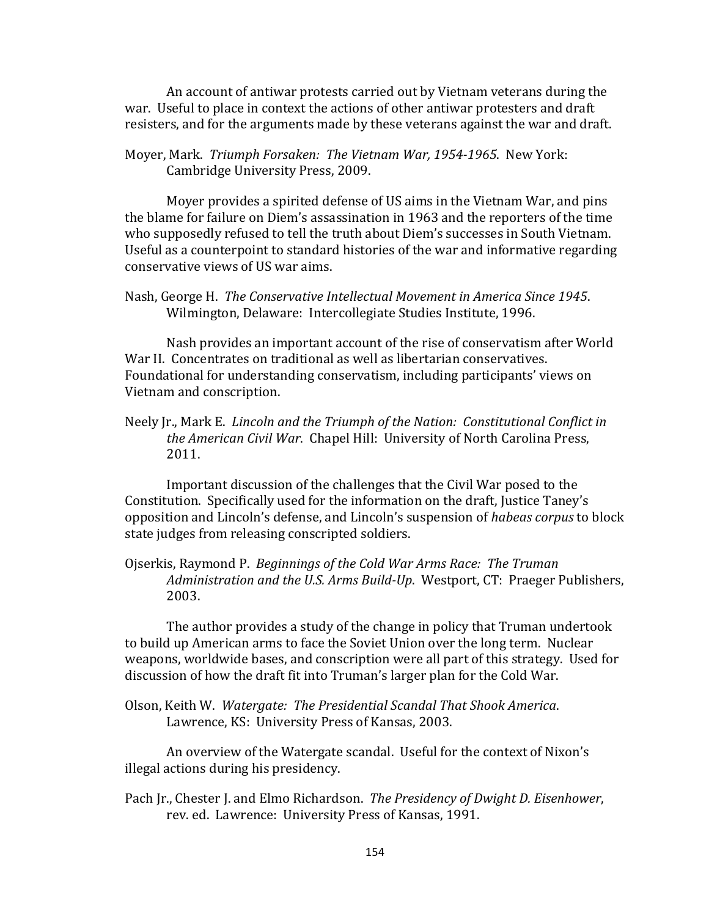An account of antiwar protests carried out by Vietnam veterans during the war. Useful to place in context the actions of other antiwar protesters and draft resisters, and for the arguments made by these veterans against the war and draft.

Moyer, Mark. *Triumph Forsaken: The Vietnam War, 1954-1965*. New York: Cambridge University Press, 2009.

Moyer provides a spirited defense of US aims in the Vietnam War, and pins the blame for failure on Diem's assassination in 1963 and the reporters of the time who supposedly refused to tell the truth about Diem's successes in South Vietnam. Useful as a counterpoint to standard histories of the war and informative regarding conservative views of US war aims.

Nash, George H. *The Conservative Intellectual Movement in America Since 1945*. Wilmington, Delaware: Intercollegiate Studies Institute, 1996.

Nash provides an important account of the rise of conservatism after World War II. Concentrates on traditional as well as libertarian conservatives. Foundational for understanding conservatism, including participants' views on Vietnam and conscription.

Neely Jr., Mark E. *Lincoln and the Triumph of the Nation: Constitutional Conflict in the American Civil War*. Chapel Hill: University of North Carolina Press, 2011.

Important discussion of the challenges that the Civil War posed to the Constitution. Specifically used for the information on the draft, Justice Taney's opposition and Lincoln's defense, and Lincoln's suspension of *habeas corpus* to block state judges from releasing conscripted soldiers.

Ojserkis, Raymond P. *Beginnings of the Cold War Arms Race: The Truman Administration and the U.S. Arms Build-Up*. Westport, CT: Praeger Publishers, 2003.

The author provides a study of the change in policy that Truman undertook to build up American arms to face the Soviet Union over the long term. Nuclear weapons, worldwide bases, and conscription were all part of this strategy. Used for discussion of how the draft fit into Truman's larger plan for the Cold War.

Olson, Keith W. *Watergate: The Presidential Scandal That Shook America*. Lawrence, KS: University Press of Kansas, 2003.

An overview of the Watergate scandal. Useful for the context of Nixon's illegal actions during his presidency.

Pach Jr., Chester J. and Elmo Richardson. *The Presidency of Dwight D. Eisenhower*, rev. ed. Lawrence: University Press of Kansas, 1991.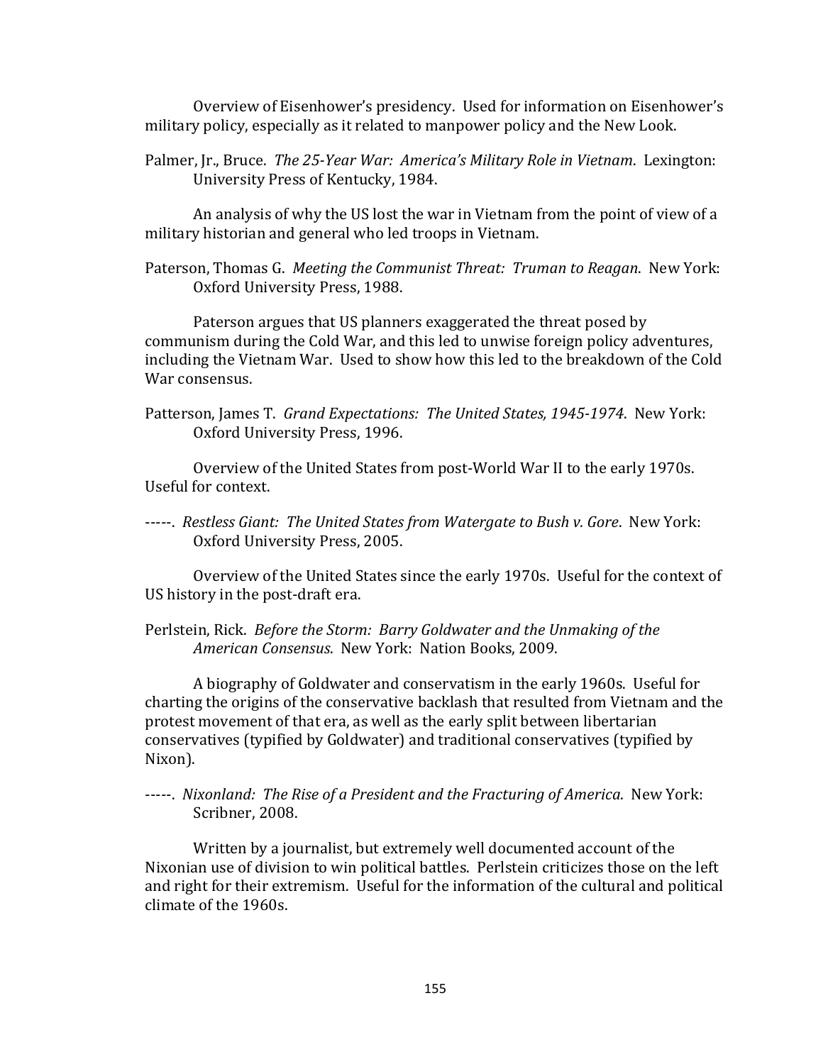Overview of Eisenhower's presidency. Used for information on Eisenhower's military policy, especially as it related to manpower policy and the New Look.

Palmer, Jr., Bruce. *The 25-Year War: America's Military Role in Vietnam*. Lexington: University Press of Kentucky, 1984.

An analysis of why the US lost the war in Vietnam from the point of view of a military historian and general who led troops in Vietnam.

Paterson, Thomas G. *Meeting the Communist Threat: Truman to Reagan*. New York: Oxford University Press, 1988.

Paterson argues that US planners exaggerated the threat posed by communism during the Cold War, and this led to unwise foreign policy adventures, including the Vietnam War. Used to show how this led to the breakdown of the Cold War consensus.

Patterson, James T. *Grand Expectations: The United States, 1945-1974*. New York: Oxford University Press, 1996.

Overview of the United States from post-World War II to the early 1970s. Useful for context.

-----. *Restless Giant: The United States from Watergate to Bush v. Gore*. New York: Oxford University Press, 2005.

Overview of the United States since the early 1970s. Useful for the context of US history in the post-draft era.

Perlstein, Rick. *Before the Storm: Barry Goldwater and the Unmaking of the American Consensus*. New York: Nation Books, 2009.

A biography of Goldwater and conservatism in the early 1960s. Useful for charting the origins of the conservative backlash that resulted from Vietnam and the protest movement of that era, as well as the early split between libertarian conservatives (typified by Goldwater) and traditional conservatives (typified by Nixon).

-----. *Nixonland: The Rise of a President and the Fracturing of America*. New York: Scribner, 2008.

Written by a journalist, but extremely well documented account of the Nixonian use of division to win political battles. Perlstein criticizes those on the left and right for their extremism. Useful for the information of the cultural and political climate of the 1960s.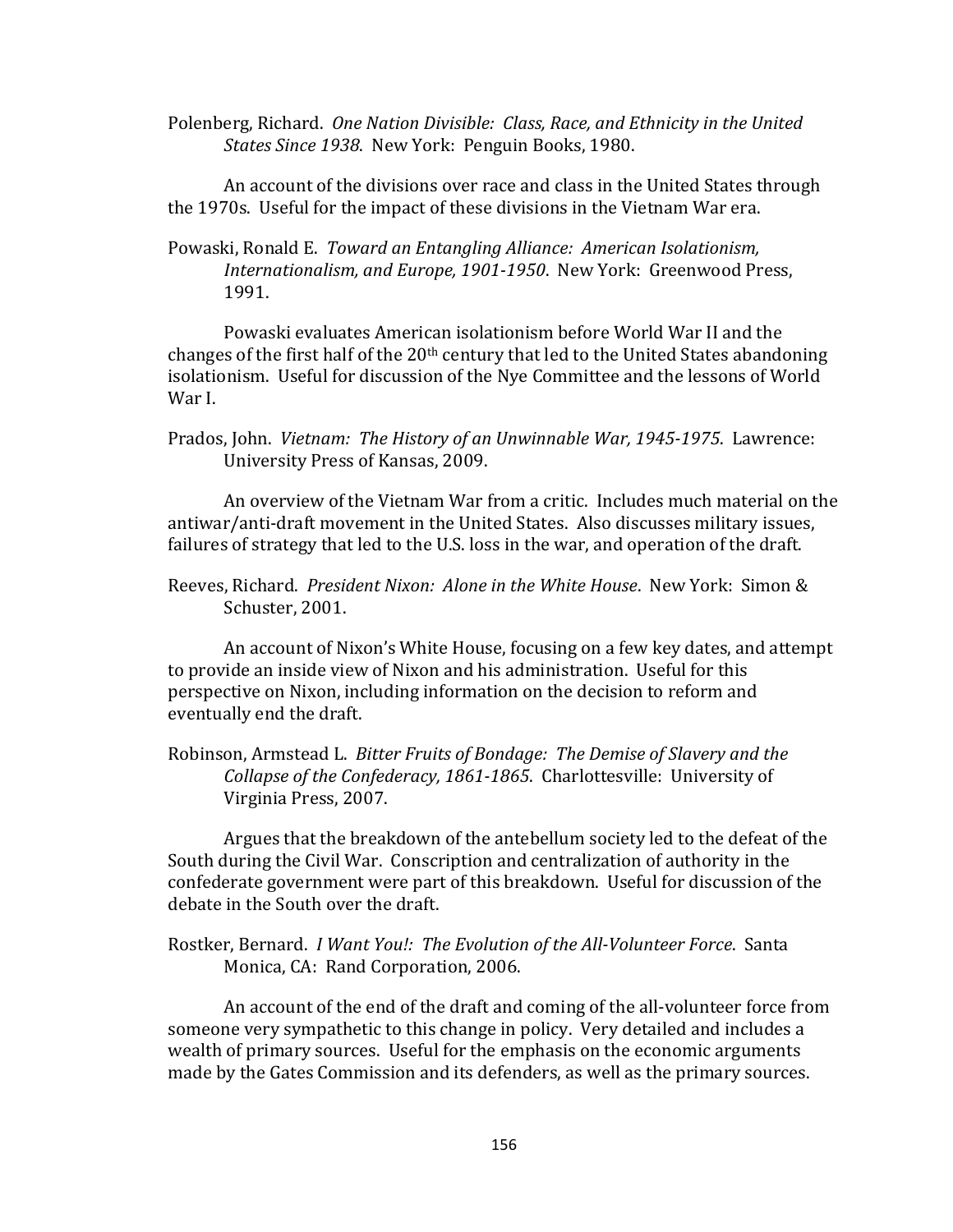Polenberg, Richard. *One Nation Divisible: Class, Race, and Ethnicity in the United States Since 1938*. New York: Penguin Books, 1980.

An account of the divisions over race and class in the United States through the 1970s. Useful for the impact of these divisions in the Vietnam War era.

Powaski, Ronald E. *Toward an Entangling Alliance: American Isolationism, Internationalism, and Europe, 1901-1950*. New York: Greenwood Press, 1991.

Powaski evaluates American isolationism before World War II and the changes of the first half of the 20th century that led to the United States abandoning isolationism. Useful for discussion of the Nye Committee and the lessons of World War I.

Prados, John. *Vietnam: The History of an Unwinnable War, 1945-1975*. Lawrence: University Press of Kansas, 2009.

An overview of the Vietnam War from a critic. Includes much material on the antiwar/anti-draft movement in the United States. Also discusses military issues, failures of strategy that led to the U.S. loss in the war, and operation of the draft.

Reeves, Richard. *President Nixon: Alone in the White House*. New York: Simon & Schuster, 2001.

An account of Nixon's White House, focusing on a few key dates, and attempt to provide an inside view of Nixon and his administration. Useful for this perspective on Nixon, including information on the decision to reform and eventually end the draft.

Robinson, Armstead L. *Bitter Fruits of Bondage: The Demise of Slavery and the Collapse of the Confederacy, 1861-1865*. Charlottesville: University of Virginia Press, 2007.

Argues that the breakdown of the antebellum society led to the defeat of the South during the Civil War. Conscription and centralization of authority in the confederate government were part of this breakdown. Useful for discussion of the debate in the South over the draft.

Rostker, Bernard. *I Want You!: The Evolution of the All-Volunteer Force*. Santa Monica, CA: Rand Corporation, 2006.

An account of the end of the draft and coming of the all-volunteer force from someone very sympathetic to this change in policy. Very detailed and includes a wealth of primary sources. Useful for the emphasis on the economic arguments made by the Gates Commission and its defenders, as well as the primary sources.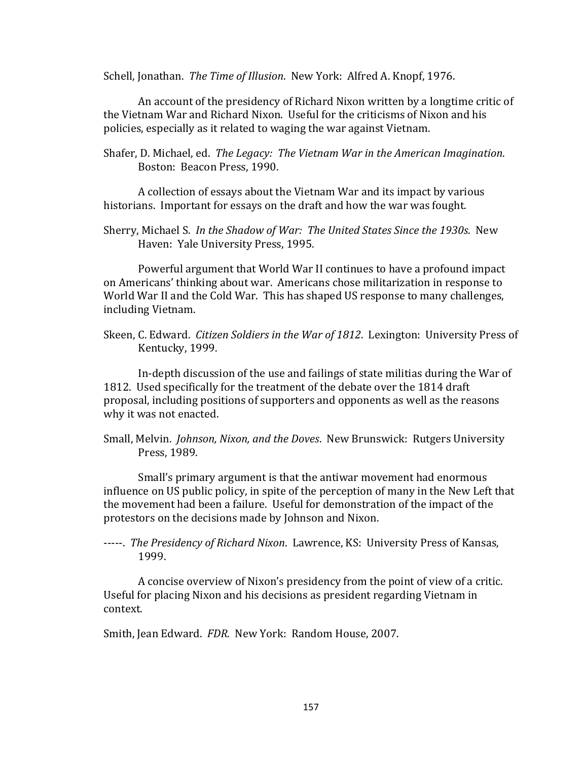Schell, Jonathan. *The Time of Illusion*. New York: Alfred A. Knopf, 1976.

An account of the presidency of Richard Nixon written by a longtime critic of the Vietnam War and Richard Nixon. Useful for the criticisms of Nixon and his policies, especially as it related to waging the war against Vietnam.

Shafer, D. Michael, ed. *The Legacy: The Vietnam War in the American Imagination*. Boston: Beacon Press, 1990.

A collection of essays about the Vietnam War and its impact by various historians. Important for essays on the draft and how the war was fought.

Sherry, Michael S. *In the Shadow of War: The United States Since the 1930s*. New Haven: Yale University Press, 1995.

Powerful argument that World War II continues to have a profound impact on Americans' thinking about war. Americans chose militarization in response to World War II and the Cold War. This has shaped US response to many challenges, including Vietnam.

Skeen, C. Edward. *Citizen Soldiers in the War of 1812*. Lexington: University Press of Kentucky, 1999.

In-depth discussion of the use and failings of state militias during the War of 1812. Used specifically for the treatment of the debate over the 1814 draft proposal, including positions of supporters and opponents as well as the reasons why it was not enacted.

Small, Melvin. *Johnson, Nixon, and the Doves*. New Brunswick: Rutgers University Press, 1989.

Small's primary argument is that the antiwar movement had enormous influence on US public policy, in spite of the perception of many in the New Left that the movement had been a failure. Useful for demonstration of the impact of the protestors on the decisions made by Johnson and Nixon.

-----. *The Presidency of Richard Nixon*. Lawrence, KS: University Press of Kansas, 1999.

A concise overview of Nixon's presidency from the point of view of a critic. Useful for placing Nixon and his decisions as president regarding Vietnam in context.

Smith, Jean Edward. *FDR*. New York: Random House, 2007.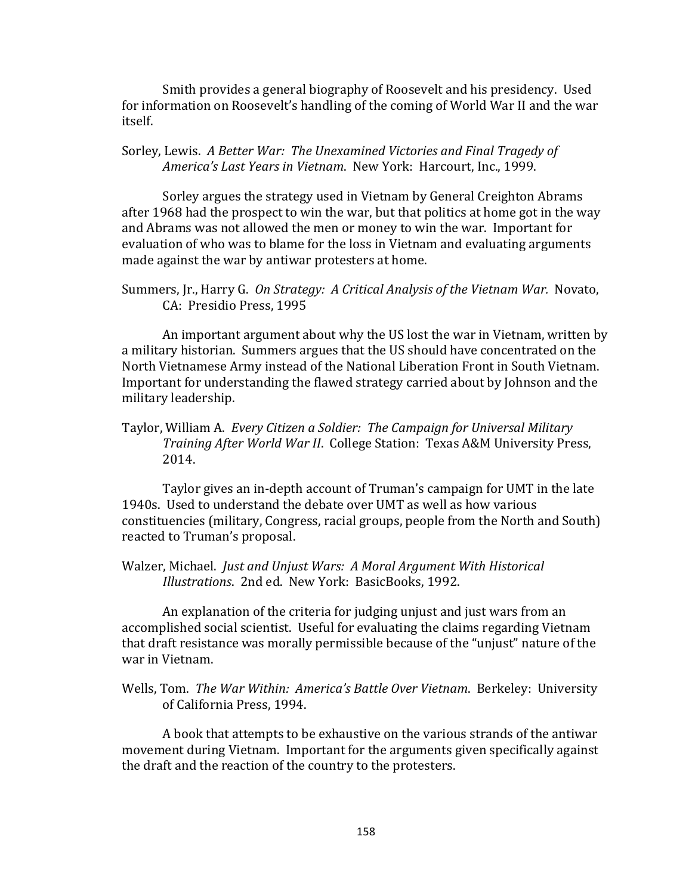Smith provides a general biography of Roosevelt and his presidency. Used for information on Roosevelt's handling of the coming of World War II and the war itself.

Sorley, Lewis. *A Better War: The Unexamined Victories and Final Tragedy of America's Last Years in Vietnam*. New York: Harcourt, Inc., 1999.

Sorley argues the strategy used in Vietnam by General Creighton Abrams after 1968 had the prospect to win the war, but that politics at home got in the way and Abrams was not allowed the men or money to win the war. Important for evaluation of who was to blame for the loss in Vietnam and evaluating arguments made against the war by antiwar protesters at home.

Summers, Jr., Harry G. *On Strategy: A Critical Analysis of the Vietnam War.* Novato, CA: Presidio Press, 1995

An important argument about why the US lost the war in Vietnam, written by a military historian. Summers argues that the US should have concentrated on the North Vietnamese Army instead of the National Liberation Front in South Vietnam. Important for understanding the flawed strategy carried about by Johnson and the military leadership.

Taylor, William A. *Every Citizen a Soldier: The Campaign for Universal Military Training After World War II*. College Station: Texas A&M University Press, 2014.

Taylor gives an in-depth account of Truman's campaign for UMT in the late 1940s. Used to understand the debate over UMT as well as how various constituencies (military, Congress, racial groups, people from the North and South) reacted to Truman's proposal.

Walzer, Michael. *Just and Unjust Wars: A Moral Argument With Historical Illustrations*. 2nd ed. New York: BasicBooks, 1992.

An explanation of the criteria for judging unjust and just wars from an accomplished social scientist. Useful for evaluating the claims regarding Vietnam that draft resistance was morally permissible because of the "unjust" nature of the war in Vietnam.

Wells, Tom. *The War Within: America's Battle Over Vietnam*. Berkeley: University of California Press, 1994.

A book that attempts to be exhaustive on the various strands of the antiwar movement during Vietnam. Important for the arguments given specifically against the draft and the reaction of the country to the protesters.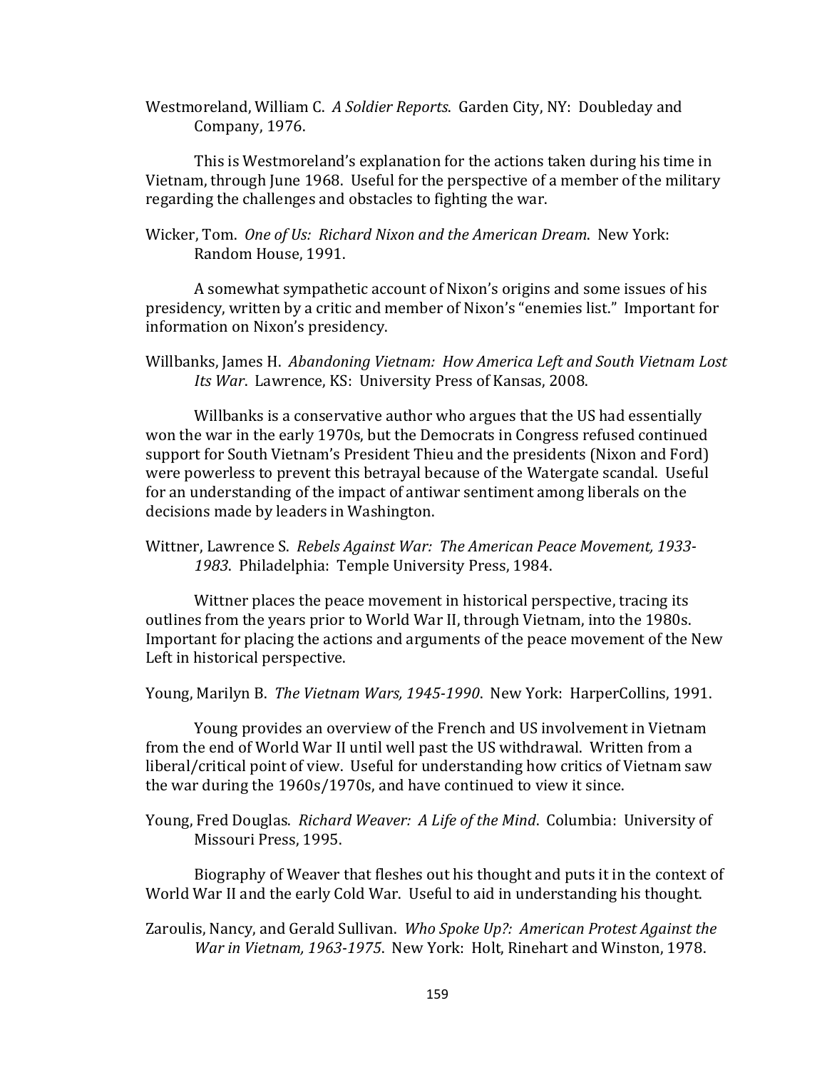Westmoreland, William C. *A Soldier Reports*. Garden City, NY: Doubleday and Company, 1976.

This is Westmoreland's explanation for the actions taken during his time in Vietnam, through June 1968. Useful for the perspective of a member of the military regarding the challenges and obstacles to fighting the war.

Wicker, Tom. *One of Us: Richard Nixon and the American Dream*. New York: Random House, 1991.

A somewhat sympathetic account of Nixon's origins and some issues of his presidency, written by a critic and member of Nixon's "enemies list." Important for information on Nixon's presidency.

Willbanks, James H. *Abandoning Vietnam: How America Left and South Vietnam Lost Its War*. Lawrence, KS: University Press of Kansas, 2008.

Willbanks is a conservative author who argues that the US had essentially won the war in the early 1970s, but the Democrats in Congress refused continued support for South Vietnam's President Thieu and the presidents (Nixon and Ford) were powerless to prevent this betrayal because of the Watergate scandal. Useful for an understanding of the impact of antiwar sentiment among liberals on the decisions made by leaders in Washington.

Wittner, Lawrence S. *Rebels Against War: The American Peace Movement, 1933-1983*. Philadelphia: Temple University Press, 1984.

Wittner places the peace movement in historical perspective, tracing its outlines from the years prior to World War II, through Vietnam, into the 1980s. Important for placing the actions and arguments of the peace movement of the New Left in historical perspective.

Young, Marilyn B. *The Vietnam Wars, 1945-1990*. New York: HarperCollins, 1991.

Young provides an overview of the French and US involvement in Vietnam from the end of World War II until well past the US withdrawal. Written from a liberal/critical point of view. Useful for understanding how critics of Vietnam saw the war during the 1960s/1970s, and have continued to view it since.

Young, Fred Douglas. *Richard Weaver: A Life of the Mind*. Columbia: University of Missouri Press, 1995.

Biography of Weaver that fleshes out his thought and puts it in the context of World War II and the early Cold War. Useful to aid in understanding his thought.

Zaroulis, Nancy, and Gerald Sullivan. *Who Spoke Up?: American Protest Against the War in Vietnam, 1963-1975*. New York: Holt, Rinehart and Winston, 1978.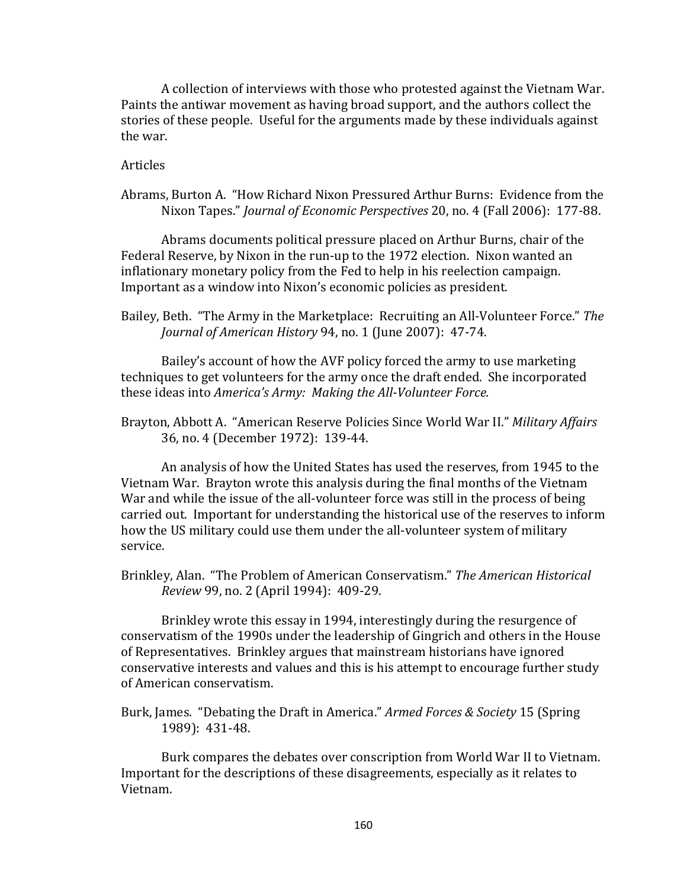A collection of interviews with those who protested against the Vietnam War. Paints the antiwar movement as having broad support, and the authors collect the stories of these people. Useful for the arguments made by these individuals against the war.

Articles

Abrams, Burton A. "How Richard Nixon Pressured Arthur Burns: Evidence from the Nixon Tapes." *Journal of Economic Perspectives* 20, no. 4 (Fall 2006): 177-88.

Abrams documents political pressure placed on Arthur Burns, chair of the Federal Reserve, by Nixon in the run-up to the 1972 election. Nixon wanted an inflationary monetary policy from the Fed to help in his reelection campaign. Important as a window into Nixon's economic policies as president.

Bailey, Beth. "The Army in the Marketplace: Recruiting an All-Volunteer Force." *The Journal of American History* 94, no. 1 (June 2007): 47-74.

Bailey's account of how the AVF policy forced the army to use marketing techniques to get volunteers for the army once the draft ended. She incorporated these ideas into *America's Army: Making the All-Volunteer Force.*

Brayton, Abbott A. "American Reserve Policies Since World War II." *Military Affairs* 36, no. 4 (December 1972): 139-44.

An analysis of how the United States has used the reserves, from 1945 to the Vietnam War. Brayton wrote this analysis during the final months of the Vietnam War and while the issue of the all-volunteer force was still in the process of being carried out. Important for understanding the historical use of the reserves to inform how the US military could use them under the all-volunteer system of military service.

Brinkley, Alan. "The Problem of American Conservatism." *The American Historical Review* 99, no. 2 (April 1994): 409-29.

Brinkley wrote this essay in 1994, interestingly during the resurgence of conservatism of the 1990s under the leadership of Gingrich and others in the House of Representatives. Brinkley argues that mainstream historians have ignored conservative interests and values and this is his attempt to encourage further study of American conservatism.

Burk, James. "Debating the Draft in America." *Armed Forces & Society* 15 (Spring 1989): 431-48.

Burk compares the debates over conscription from World War II to Vietnam. Important for the descriptions of these disagreements, especially as it relates to Vietnam.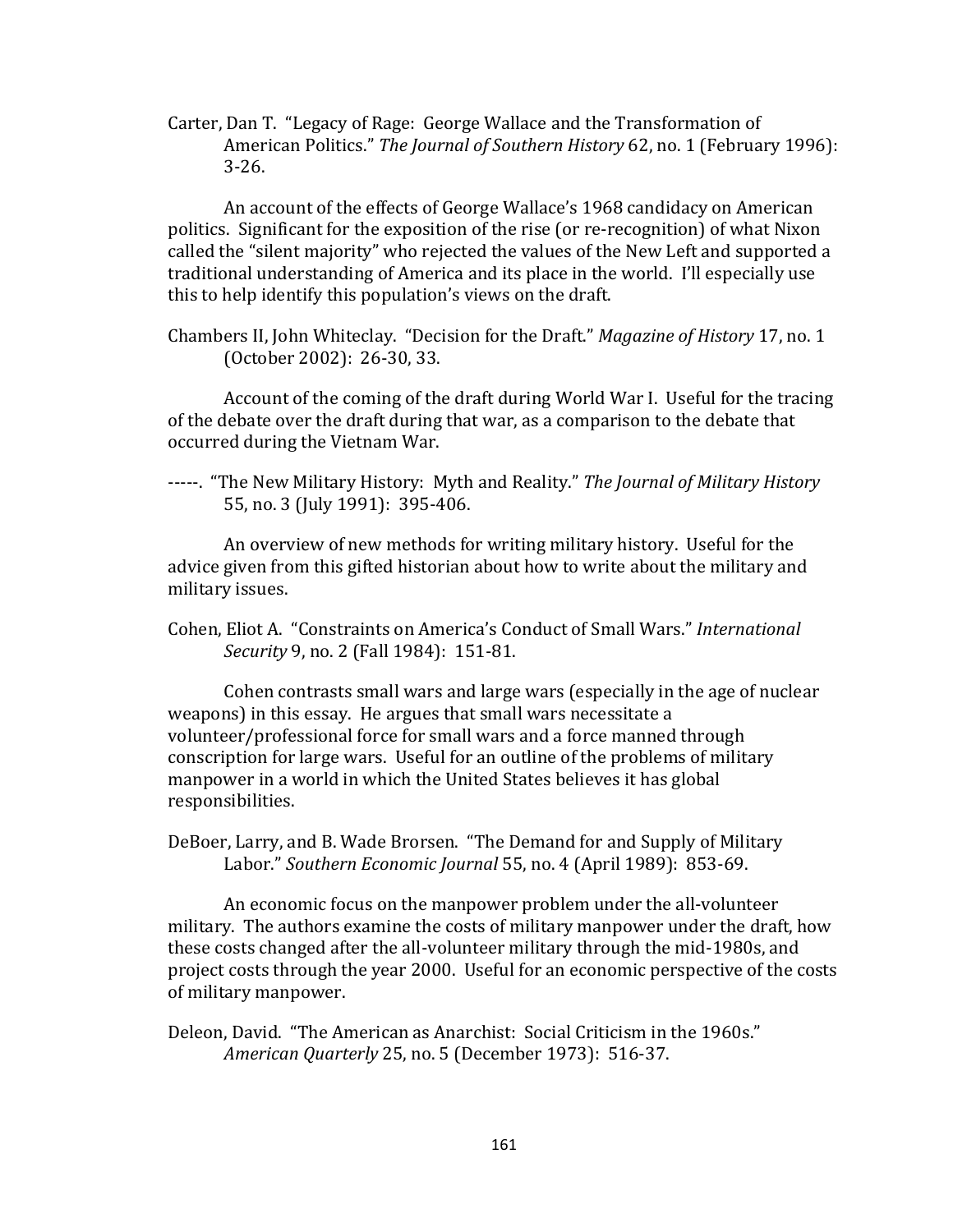Carter, Dan T. "Legacy of Rage: George Wallace and the Transformation of American Politics." *The Journal of Southern History* 62, no. 1 (February 1996): 3-26.

An account of the effects of George Wallace's 1968 candidacy on American politics. Significant for the exposition of the rise (or re-recognition) of what Nixon called the "silent majority" who rejected the values of the New Left and supported a traditional understanding of America and its place in the world. I'll especially use this to help identify this population's views on the draft.

Chambers II, John Whiteclay. "Decision for the Draft." *Magazine of History* 17, no. 1 (October 2002): 26-30, 33.

Account of the coming of the draft during World War I. Useful for the tracing of the debate over the draft during that war, as a comparison to the debate that occurred during the Vietnam War.

-----. "The New Military History: Myth and Reality." *The Journal of Military History* 55, no. 3 (July 1991): 395-406.

An overview of new methods for writing military history. Useful for the advice given from this gifted historian about how to write about the military and military issues.

Cohen, Eliot A. "Constraints on America's Conduct of Small Wars." *International Security* 9, no. 2 (Fall 1984): 151-81.

Cohen contrasts small wars and large wars (especially in the age of nuclear weapons) in this essay. He argues that small wars necessitate a volunteer/professional force for small wars and a force manned through conscription for large wars. Useful for an outline of the problems of military manpower in a world in which the United States believes it has global responsibilities.

DeBoer, Larry, and B. Wade Brorsen. "The Demand for and Supply of Military Labor." *Southern Economic Journal* 55, no. 4 (April 1989): 853-69.

An economic focus on the manpower problem under the all-volunteer military. The authors examine the costs of military manpower under the draft, how these costs changed after the all-volunteer military through the mid-1980s, and project costs through the year 2000. Useful for an economic perspective of the costs of military manpower.

Deleon, David. "The American as Anarchist: Social Criticism in the 1960s." *American Quarterly* 25, no. 5 (December 1973): 516-37.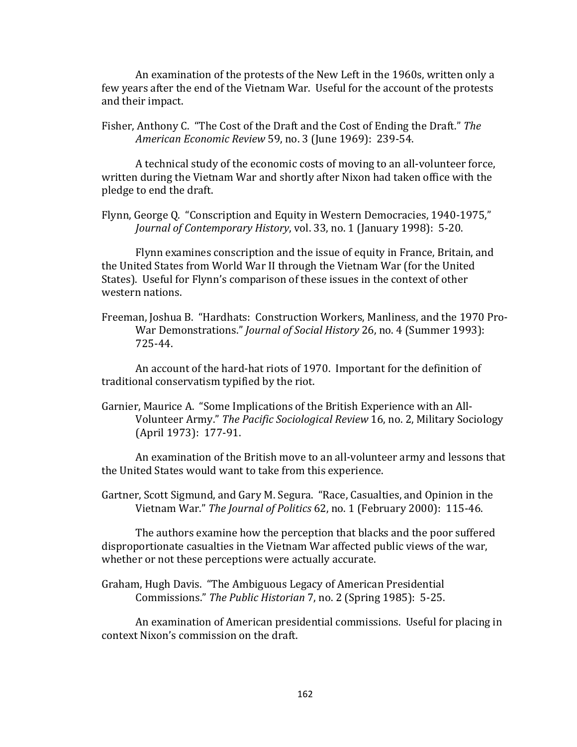An examination of the protests of the New Left in the 1960s, written only a few years after the end of the Vietnam War. Useful for the account of the protests and their impact.

Fisher, Anthony C. "The Cost of the Draft and the Cost of Ending the Draft." *The American Economic Review* 59, no. 3 (June 1969): 239-54.

A technical study of the economic costs of moving to an all-volunteer force, written during the Vietnam War and shortly after Nixon had taken office with the pledge to end the draft.

Flynn, George Q. "Conscription and Equity in Western Democracies, 1940-1975," *Journal of Contemporary History*, vol. 33, no. 1 (January 1998): 5-20.

Flynn examines conscription and the issue of equity in France, Britain, and the United States from World War II through the Vietnam War (for the United States). Useful for Flynn's comparison of these issues in the context of other western nations.

Freeman, Joshua B. "Hardhats: Construction Workers, Manliness, and the 1970 Pro-War Demonstrations." *Journal of Social History* 26, no. 4 (Summer 1993): 725-44.

An account of the hard-hat riots of 1970. Important for the definition of traditional conservatism typified by the riot.

Garnier, Maurice A. "Some Implications of the British Experience with an All-Volunteer Army." *The Pacific Sociological Review* 16, no. 2, Military Sociology (April 1973): 177-91.

An examination of the British move to an all-volunteer army and lessons that the United States would want to take from this experience.

Gartner, Scott Sigmund, and Gary M. Segura. "Race, Casualties, and Opinion in the Vietnam War." *The Journal of Politics* 62, no. 1 (February 2000): 115-46.

The authors examine how the perception that blacks and the poor suffered disproportionate casualties in the Vietnam War affected public views of the war, whether or not these perceptions were actually accurate.

Graham, Hugh Davis. "The Ambiguous Legacy of American Presidential Commissions." *The Public Historian* 7, no. 2 (Spring 1985): 5-25.

An examination of American presidential commissions. Useful for placing in context Nixon's commission on the draft.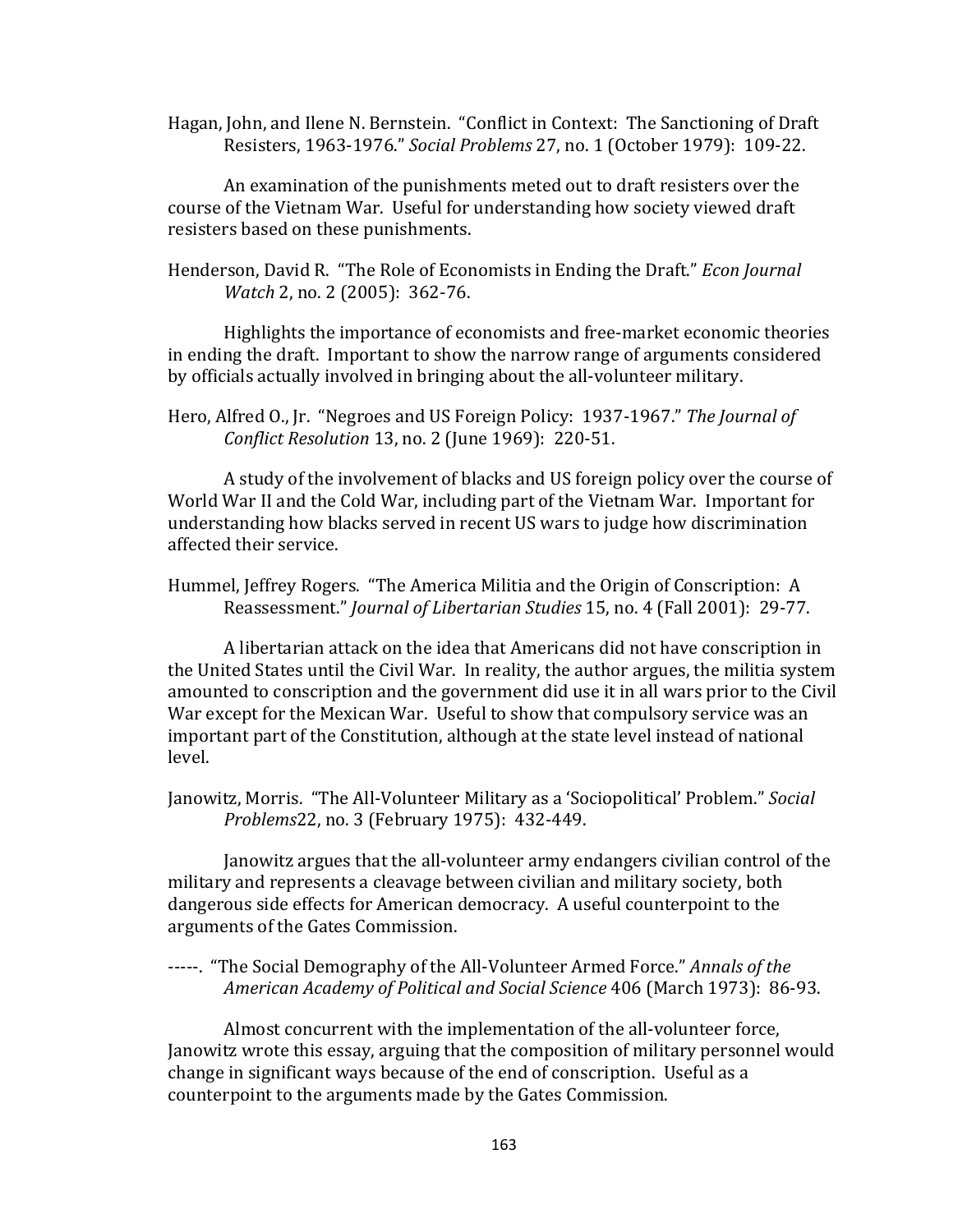Hagan, John, and Ilene N. Bernstein. "Conflict in Context: The Sanctioning of Draft Resisters, 1963-1976." *Social Problems* 27, no. 1 (October 1979): 109-22.

An examination of the punishments meted out to draft resisters over the course of the Vietnam War. Useful for understanding how society viewed draft resisters based on these punishments.

Henderson, David R. "The Role of Economists in Ending the Draft." *Econ Journal Watch* 2, no. 2 (2005): 362-76.

Highlights the importance of economists and free-market economic theories in ending the draft. Important to show the narrow range of arguments considered by officials actually involved in bringing about the all-volunteer military.

Hero, Alfred O., Jr. "Negroes and US Foreign Policy: 1937-1967." *The Journal of Conflict Resolution* 13, no. 2 (June 1969): 220-51.

A study of the involvement of blacks and US foreign policy over the course of World War II and the Cold War, including part of the Vietnam War. Important for understanding how blacks served in recent US wars to judge how discrimination affected their service.

Hummel, Jeffrey Rogers. "The America Militia and the Origin of Conscription: A Reassessment." *Journal of Libertarian Studies* 15, no. 4 (Fall 2001): 29-77.

A libertarian attack on the idea that Americans did not have conscription in the United States until the Civil War. In reality, the author argues, the militia system amounted to conscription and the government did use it in all wars prior to the Civil War except for the Mexican War. Useful to show that compulsory service was an important part of the Constitution, although at the state level instead of national level.

Janowitz, Morris. "The All-Volunteer Military as a 'Sociopolitical' Problem." *Social Problems*22, no. 3 (February 1975): 432-449.

Janowitz argues that the all-volunteer army endangers civilian control of the military and represents a cleavage between civilian and military society, both dangerous side effects for American democracy. A useful counterpoint to the arguments of the Gates Commission.

-----. "The Social Demography of the All-Volunteer Armed Force." *Annals of the American Academy of Political and Social Science* 406 (March 1973): 86-93.

Almost concurrent with the implementation of the all-volunteer force, Janowitz wrote this essay, arguing that the composition of military personnel would change in significant ways because of the end of conscription. Useful as a counterpoint to the arguments made by the Gates Commission.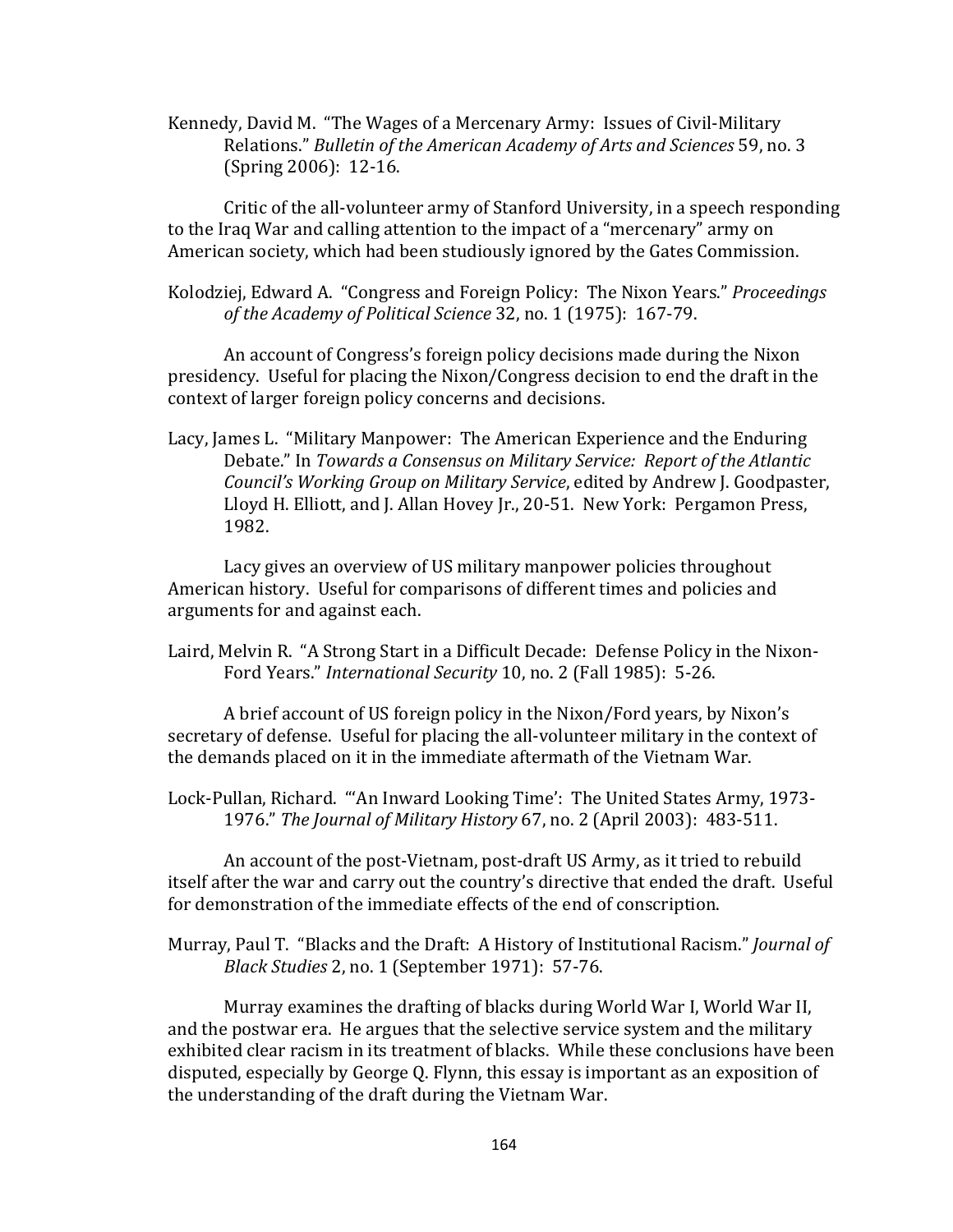Kennedy, David M. "The Wages of a Mercenary Army: Issues of Civil-Military Relations." *Bulletin of the American Academy of Arts and Sciences* 59, no. 3 (Spring 2006): 12-16.

Critic of the all-volunteer army of Stanford University, in a speech responding to the Iraq War and calling attention to the impact of a "mercenary" army on American society, which had been studiously ignored by the Gates Commission.

Kolodziej, Edward A. "Congress and Foreign Policy: The Nixon Years." *Proceedings of the Academy of Political Science* 32, no. 1 (1975): 167-79.

An account of Congress's foreign policy decisions made during the Nixon presidency. Useful for placing the Nixon/Congress decision to end the draft in the context of larger foreign policy concerns and decisions.

Lacy, James L. "Military Manpower: The American Experience and the Enduring Debate." In *Towards a Consensus on Military Service: Report of the Atlantic Council's Working Group on Military Service*, edited by Andrew J. Goodpaster, Lloyd H. Elliott, and J. Allan Hovey Jr., 20-51. New York: Pergamon Press, 1982.

Lacy gives an overview of US military manpower policies throughout American history. Useful for comparisons of different times and policies and arguments for and against each.

Laird, Melvin R. "A Strong Start in a Difficult Decade: Defense Policy in the Nixon-Ford Years." *International Security* 10, no. 2 (Fall 1985): 5-26.

A brief account of US foreign policy in the Nixon/Ford years, by Nixon's secretary of defense. Useful for placing the all-volunteer military in the context of the demands placed on it in the immediate aftermath of the Vietnam War.

Lock-Pullan, Richard. "'An Inward Looking Time': The United States Army, 1973-1976." *The Journal of Military History* 67, no. 2 (April 2003): 483-511.

An account of the post-Vietnam, post-draft US Army, as it tried to rebuild itself after the war and carry out the country's directive that ended the draft. Useful for demonstration of the immediate effects of the end of conscription.

Murray, Paul T. "Blacks and the Draft: A History of Institutional Racism." *Journal of Black Studies* 2, no. 1 (September 1971): 57-76.

Murray examines the drafting of blacks during World War I, World War II, and the postwar era. He argues that the selective service system and the military exhibited clear racism in its treatment of blacks. While these conclusions have been disputed, especially by George Q. Flynn, this essay is important as an exposition of the understanding of the draft during the Vietnam War.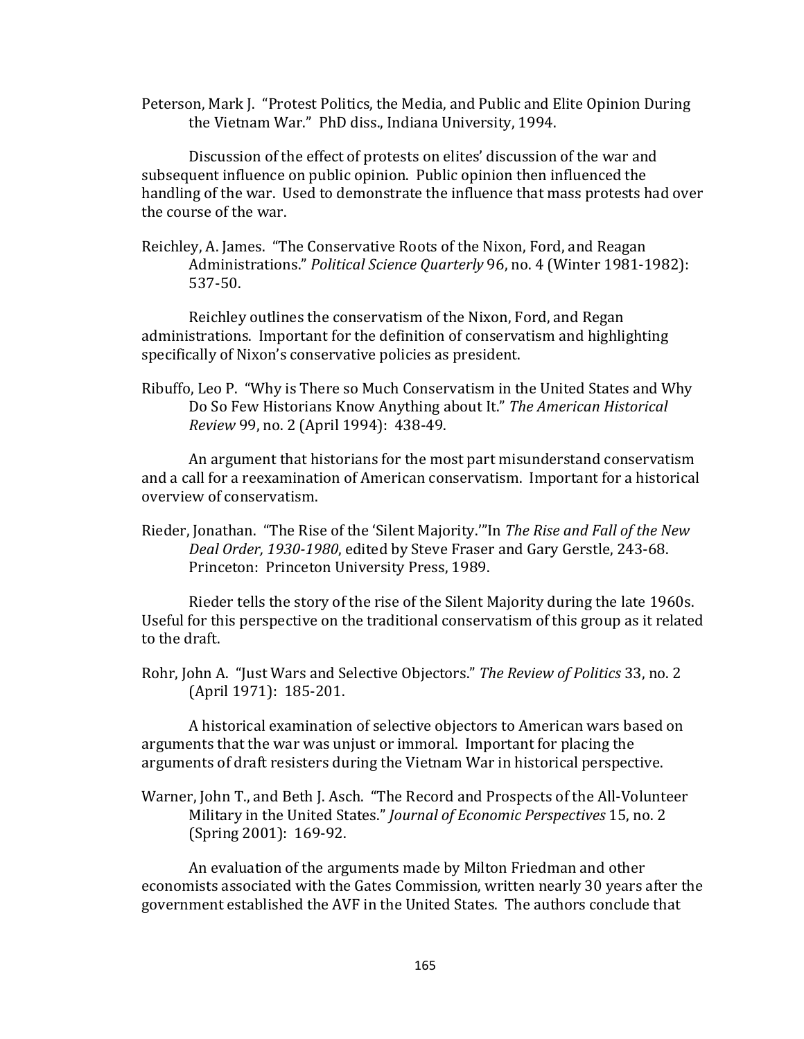Peterson, Mark J. "Protest Politics, the Media, and Public and Elite Opinion During the Vietnam War." PhD diss., Indiana University, 1994.

Discussion of the effect of protests on elites' discussion of the war and subsequent influence on public opinion. Public opinion then influenced the handling of the war. Used to demonstrate the influence that mass protests had over the course of the war.

Reichley, A. James. "The Conservative Roots of the Nixon, Ford, and Reagan Administrations." *Political Science Quarterly* 96, no. 4 (Winter 1981-1982): 537-50.

Reichley outlines the conservatism of the Nixon, Ford, and Regan administrations. Important for the definition of conservatism and highlighting specifically of Nixon's conservative policies as president.

Ribuffo, Leo P. "Why is There so Much Conservatism in the United States and Why Do So Few Historians Know Anything about It." *The American Historical Review* 99, no. 2 (April 1994): 438-49.

An argument that historians for the most part misunderstand conservatism and a call for a reexamination of American conservatism. Important for a historical overview of conservatism.

Rieder, Jonathan. "The Rise of the 'Silent Majority.'"In *The Rise and Fall of the New Deal Order, 1930-1980*, edited by Steve Fraser and Gary Gerstle, 243-68. Princeton: Princeton University Press, 1989.

Rieder tells the story of the rise of the Silent Majority during the late 1960s. Useful for this perspective on the traditional conservatism of this group as it related to the draft.

Rohr, John A. "Just Wars and Selective Objectors." *The Review of Politics* 33, no. 2 (April 1971): 185-201.

A historical examination of selective objectors to American wars based on arguments that the war was unjust or immoral. Important for placing the arguments of draft resisters during the Vietnam War in historical perspective.

Warner, John T., and Beth J. Asch. "The Record and Prospects of the All-Volunteer Military in the United States." *Journal of Economic Perspectives* 15, no. 2 (Spring 2001): 169-92.

An evaluation of the arguments made by Milton Friedman and other economists associated with the Gates Commission, written nearly 30 years after the government established the AVF in the United States. The authors conclude that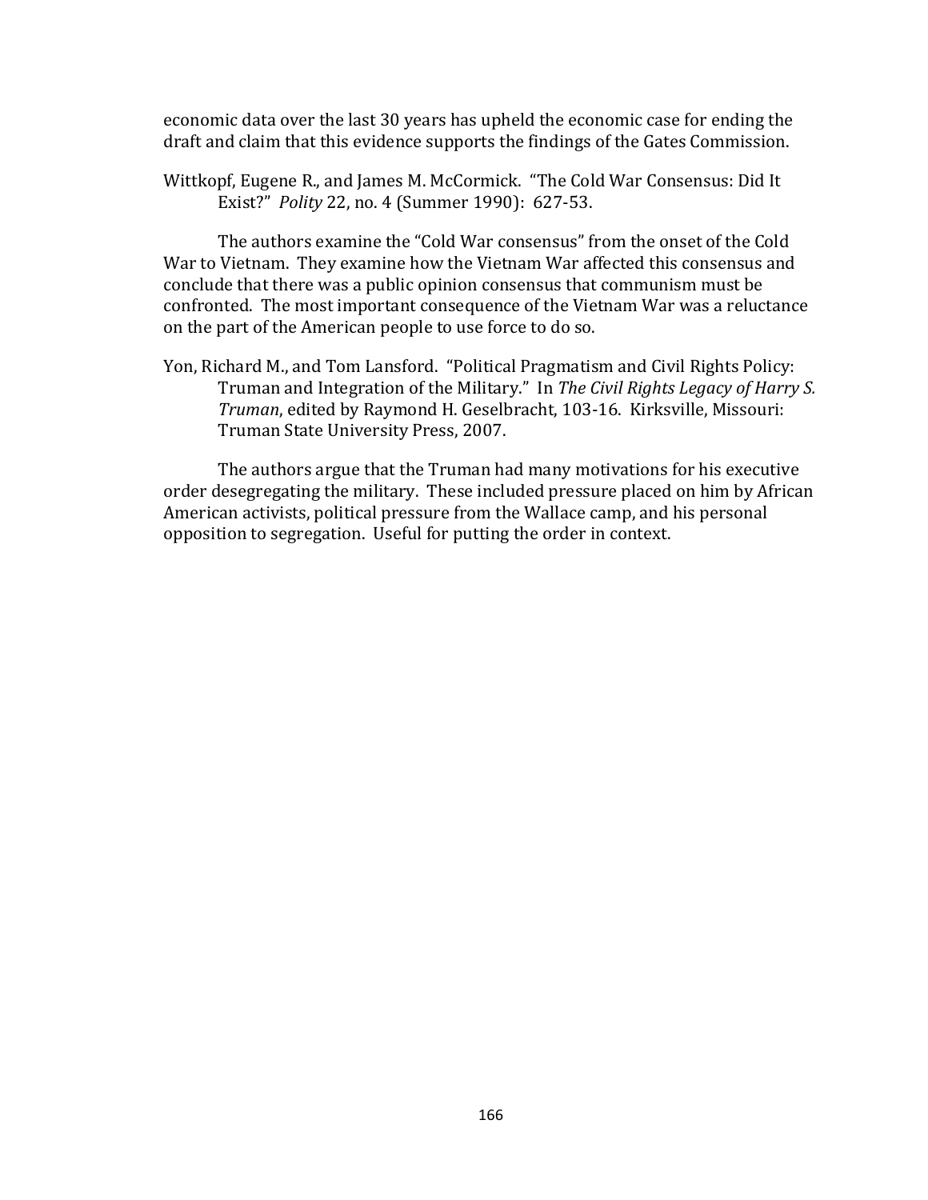economic data over the last 30 years has upheld the economic case for ending the draft and claim that this evidence supports the findings of the Gates Commission.

Wittkopf, Eugene R., and James M. McCormick. "The Cold War Consensus: Did It Exist?" *Polity* 22, no. 4 (Summer 1990): 627-53.

The authors examine the "Cold War consensus" from the onset of the Cold War to Vietnam. They examine how the Vietnam War affected this consensus and conclude that there was a public opinion consensus that communism must be confronted. The most important consequence of the Vietnam War was a reluctance on the part of the American people to use force to do so.

Yon, Richard M., and Tom Lansford. "Political Pragmatism and Civil Rights Policy: Truman and Integration of the Military." In *The Civil Rights Legacy of Harry S. Truman*, edited by Raymond H. Geselbracht, 103-16. Kirksville, Missouri: Truman State University Press, 2007.

The authors argue that the Truman had many motivations for his executive order desegregating the military. These included pressure placed on him by African American activists, political pressure from the Wallace camp, and his personal opposition to segregation. Useful for putting the order in context.